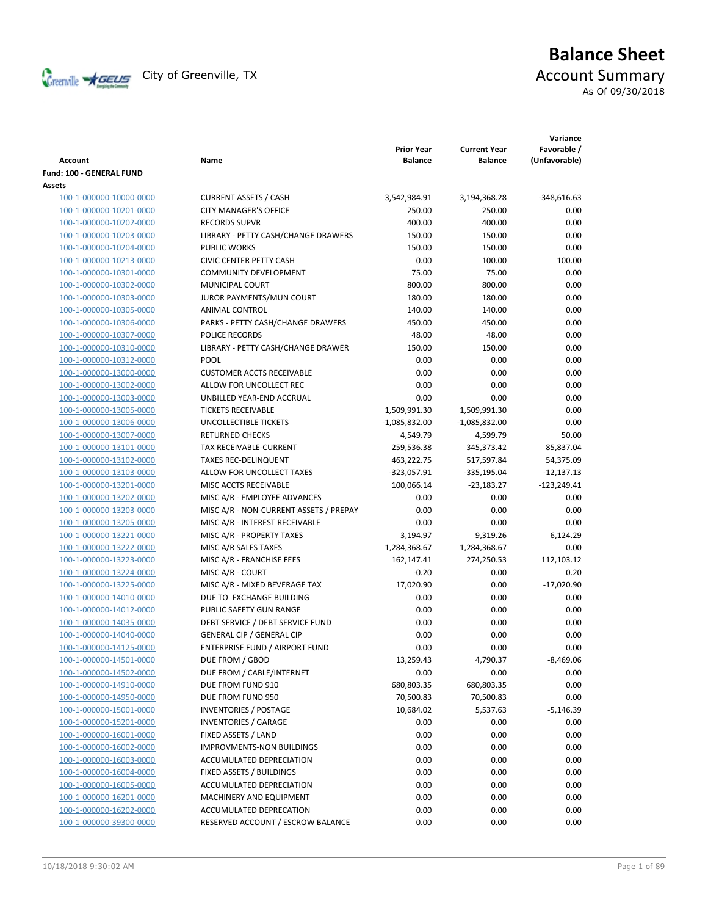City of Greenville, TX

# Balance Sheet

## Account Summary

As Of 09/30/2018

| Account | Name | Prior Year Balance | Current Year Balance | Variance Favorable / (Unfavorable) |
|---|---|---|---|---|
| **Fund: 100 - GENERAL FUND** | | | | |
| **Assets** | | | | |
| 100-1-000000-10000-0000 | CURRENT ASSETS / CASH | 3,542,984.91 | 3,194,368.28 | -348,616.63 |
| 100-1-000000-10201-0000 | CITY MANAGER'S OFFICE | 250.00 | 250.00 | 0.00 |
| 100-1-000000-10202-0000 | RECORDS SUPVR | 400.00 | 400.00 | 0.00 |
| 100-1-000000-10203-0000 | LIBRARY - PETTY CASH/CHANGE DRAWERS | 150.00 | 150.00 | 0.00 |
| 100-1-000000-10204-0000 | PUBLIC WORKS | 150.00 | 150.00 | 0.00 |
| 100-1-000000-10213-0000 | CIVIC CENTER PETTY CASH | 0.00 | 100.00 | 100.00 |
| 100-1-000000-10301-0000 | COMMUNITY DEVELOPMENT | 75.00 | 75.00 | 0.00 |
| 100-1-000000-10302-0000 | MUNICIPAL COURT | 800.00 | 800.00 | 0.00 |
| 100-1-000000-10303-0000 | JUROR PAYMENTS/MUN COURT | 180.00 | 180.00 | 0.00 |
| 100-1-000000-10305-0000 | ANIMAL CONTROL | 140.00 | 140.00 | 0.00 |
| 100-1-000000-10306-0000 | PARKS - PETTY CASH/CHANGE DRAWERS | 450.00 | 450.00 | 0.00 |
| 100-1-000000-10307-0000 | POLICE RECORDS | 48.00 | 48.00 | 0.00 |
| 100-1-000000-10310-0000 | LIBRARY - PETTY CASH/CHANGE DRAWER | 150.00 | 150.00 | 0.00 |
| 100-1-000000-10312-0000 | POOL | 0.00 | 0.00 | 0.00 |
| 100-1-000000-13000-0000 | CUSTOMER ACCTS RECEIVABLE | 0.00 | 0.00 | 0.00 |
| 100-1-000000-13002-0000 | ALLOW FOR UNCOLLECT REC | 0.00 | 0.00 | 0.00 |
| 100-1-000000-13003-0000 | UNBILLED YEAR-END ACCRUAL | 0.00 | 0.00 | 0.00 |
| 100-1-000000-13005-0000 | TICKETS RECEIVABLE | 1,509,991.30 | 1,509,991.30 | 0.00 |
| 100-1-000000-13006-0000 | UNCOLLECTIBLE TICKETS | -1,085,832.00 | -1,085,832.00 | 0.00 |
| 100-1-000000-13007-0000 | RETURNED CHECKS | 4,549.79 | 4,599.79 | 50.00 |
| 100-1-000000-13101-0000 | TAX RECEIVABLE-CURRENT | 259,536.38 | 345,373.42 | 85,837.04 |
| 100-1-000000-13102-0000 | TAXES REC-DELINQUENT | 463,222.75 | 517,597.84 | 54,375.09 |
| 100-1-000000-13103-0000 | ALLOW FOR UNCOLLECT TAXES | -323,057.91 | -335,195.04 | -12,137.13 |
| 100-1-000000-13201-0000 | MISC ACCTS RECEIVABLE | 100,066.14 | -23,183.27 | -123,249.41 |
| 100-1-000000-13202-0000 | MISC A/R - EMPLOYEE ADVANCES | 0.00 | 0.00 | 0.00 |
| 100-1-000000-13203-0000 | MISC A/R - NON-CURRENT ASSETS / PREPAY | 0.00 | 0.00 | 0.00 |
| 100-1-000000-13205-0000 | MISC A/R - INTEREST RECEIVABLE | 0.00 | 0.00 | 0.00 |
| 100-1-000000-13221-0000 | MISC A/R - PROPERTY TAXES | 3,194.97 | 9,319.26 | 6,124.29 |
| 100-1-000000-13222-0000 | MISC A/R SALES TAXES | 1,284,368.67 | 1,284,368.67 | 0.00 |
| 100-1-000000-13223-0000 | MISC A/R - FRANCHISE FEES | 162,147.41 | 274,250.53 | 112,103.12 |
| 100-1-000000-13224-0000 | MISC A/R - COURT | -0.20 | 0.00 | 0.20 |
| 100-1-000000-13225-0000 | MISC A/R - MIXED BEVERAGE TAX | 17,020.90 | 0.00 | -17,020.90 |
| 100-1-000000-14010-0000 | DUE TO EXCHANGE BUILDING | 0.00 | 0.00 | 0.00 |
| 100-1-000000-14012-0000 | PUBLIC SAFETY GUN RANGE | 0.00 | 0.00 | 0.00 |
| 100-1-000000-14035-0000 | DEBT SERVICE / DEBT SERVICE FUND | 0.00 | 0.00 | 0.00 |
| 100-1-000000-14040-0000 | GENERAL CIP / GENERAL CIP | 0.00 | 0.00 | 0.00 |
| 100-1-000000-14125-0000 | ENTERPRISE FUND / AIRPORT FUND | 0.00 | 0.00 | 0.00 |
| 100-1-000000-14501-0000 | DUE FROM / GBOD | 13,259.43 | 4,790.37 | -8,469.06 |
| 100-1-000000-14502-0000 | DUE FROM / CABLE/INTERNET | 0.00 | 0.00 | 0.00 |
| 100-1-000000-14910-0000 | DUE FROM FUND 910 | 680,803.35 | 680,803.35 | 0.00 |
| 100-1-000000-14950-0000 | DUE FROM FUND 950 | 70,500.83 | 70,500.83 | 0.00 |
| 100-1-000000-15001-0000 | INVENTORIES / POSTAGE | 10,684.02 | 5,537.63 | -5,146.39 |
| 100-1-000000-15201-0000 | INVENTORIES / GARAGE | 0.00 | 0.00 | 0.00 |
| 100-1-000000-16001-0000 | FIXED ASSETS / LAND | 0.00 | 0.00 | 0.00 |
| 100-1-000000-16002-0000 | IMPROVMENTS-NON BUILDINGS | 0.00 | 0.00 | 0.00 |
| 100-1-000000-16003-0000 | ACCUMULATED DEPRECIATION | 0.00 | 0.00 | 0.00 |
| 100-1-000000-16004-0000 | FIXED ASSETS / BUILDINGS | 0.00 | 0.00 | 0.00 |
| 100-1-000000-16005-0000 | ACCUMULATED DEPRECIATION | 0.00 | 0.00 | 0.00 |
| 100-1-000000-16201-0000 | MACHINERY AND EQUIPMENT | 0.00 | 0.00 | 0.00 |
| 100-1-000000-16202-0000 | ACCUMULATED DEPRECATION | 0.00 | 0.00 | 0.00 |
| 100-1-000000-39300-0000 | RESERVED ACCOUNT / ESCROW BALANCE | 0.00 | 0.00 | 0.00 |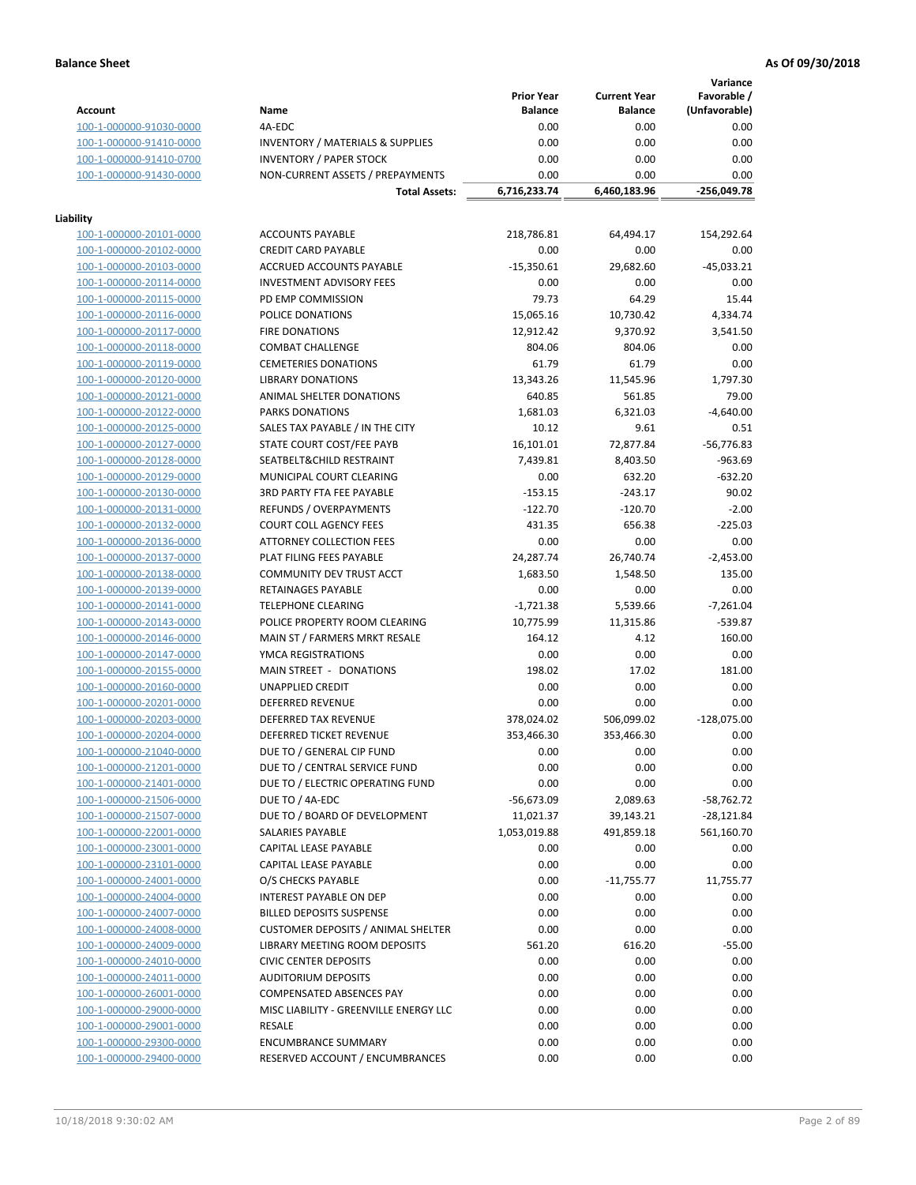**Balance Sheet** **As Of 09/30/2018**

| Account | Name | Prior Year Balance | Current Year Balance | Variance Favorable / (Unfavorable) |
|---|---|---|---|---|
| 100-1-000000-91030-0000 | 4A-EDC | 0.00 | 0.00 | 0.00 |
| 100-1-000000-91410-0000 | INVENTORY / MATERIALS & SUPPLIES | 0.00 | 0.00 | 0.00 |
| 100-1-000000-91410-0700 | INVENTORY / PAPER STOCK | 0.00 | 0.00 | 0.00 |
| 100-1-000000-91430-0000 | NON-CURRENT ASSETS / PREPAYMENTS | 0.00 | 0.00 | 0.00 |
| | **Total Assets:** | **6,716,233.74** | **6,460,183.96** | **-256,049.78** |

**Liability**

| Account | Name | Prior Year Balance | Current Year Balance | Variance Favorable / (Unfavorable) |
|---|---|---|---|---|
| 100-1-000000-20101-0000 | ACCOUNTS PAYABLE | 218,786.81 | 64,494.17 | 154,292.64 |
| 100-1-000000-20102-0000 | CREDIT CARD PAYABLE | 0.00 | 0.00 | 0.00 |
| 100-1-000000-20103-0000 | ACCRUED ACCOUNTS PAYABLE | -15,350.61 | 29,682.60 | -45,033.21 |
| 100-1-000000-20114-0000 | INVESTMENT ADVISORY FEES | 0.00 | 0.00 | 0.00 |
| 100-1-000000-20115-0000 | PD EMP COMMISSION | 79.73 | 64.29 | 15.44 |
| 100-1-000000-20116-0000 | POLICE DONATIONS | 15,065.16 | 10,730.42 | 4,334.74 |
| 100-1-000000-20117-0000 | FIRE DONATIONS | 12,912.42 | 9,370.92 | 3,541.50 |
| 100-1-000000-20118-0000 | COMBAT CHALLENGE | 804.06 | 804.06 | 0.00 |
| 100-1-000000-20119-0000 | CEMETERIES DONATIONS | 61.79 | 61.79 | 0.00 |
| 100-1-000000-20120-0000 | LIBRARY DONATIONS | 13,343.26 | 11,545.96 | 1,797.30 |
| 100-1-000000-20121-0000 | ANIMAL SHELTER DONATIONS | 640.85 | 561.85 | 79.00 |
| 100-1-000000-20122-0000 | PARKS DONATIONS | 1,681.03 | 6,321.03 | -4,640.00 |
| 100-1-000000-20125-0000 | SALES TAX PAYABLE / IN THE CITY | 10.12 | 9.61 | 0.51 |
| 100-1-000000-20127-0000 | STATE COURT COST/FEE PAYB | 16,101.01 | 72,877.84 | -56,776.83 |
| 100-1-000000-20128-0000 | SEATBELT&CHILD RESTRAINT | 7,439.81 | 8,403.50 | -963.69 |
| 100-1-000000-20129-0000 | MUNICIPAL COURT CLEARING | 0.00 | 632.20 | -632.20 |
| 100-1-000000-20130-0000 | 3RD PARTY FTA FEE PAYABLE | -153.15 | -243.17 | 90.02 |
| 100-1-000000-20131-0000 | REFUNDS / OVERPAYMENTS | -122.70 | -120.70 | -2.00 |
| 100-1-000000-20132-0000 | COURT COLL AGENCY FEES | 431.35 | 656.38 | -225.03 |
| 100-1-000000-20136-0000 | ATTORNEY COLLECTION FEES | 0.00 | 0.00 | 0.00 |
| 100-1-000000-20137-0000 | PLAT FILING FEES PAYABLE | 24,287.74 | 26,740.74 | -2,453.00 |
| 100-1-000000-20138-0000 | COMMUNITY DEV TRUST ACCT | 1,683.50 | 1,548.50 | 135.00 |
| 100-1-000000-20139-0000 | RETAINAGES PAYABLE | 0.00 | 0.00 | 0.00 |
| 100-1-000000-20141-0000 | TELEPHONE CLEARING | -1,721.38 | 5,539.66 | -7,261.04 |
| 100-1-000000-20143-0000 | POLICE PROPERTY ROOM CLEARING | 10,775.99 | 11,315.86 | -539.87 |
| 100-1-000000-20146-0000 | MAIN ST / FARMERS MRKT RESALE | 164.12 | 4.12 | 160.00 |
| 100-1-000000-20147-0000 | YMCA REGISTRATIONS | 0.00 | 0.00 | 0.00 |
| 100-1-000000-20155-0000 | MAIN STREET - DONATIONS | 198.02 | 17.02 | 181.00 |
| 100-1-000000-20160-0000 | UNAPPLIED CREDIT | 0.00 | 0.00 | 0.00 |
| 100-1-000000-20201-0000 | DEFERRED REVENUE | 0.00 | 0.00 | 0.00 |
| 100-1-000000-20203-0000 | DEFERRED TAX REVENUE | 378,024.02 | 506,099.02 | -128,075.00 |
| 100-1-000000-20204-0000 | DEFERRED TICKET REVENUE | 353,466.30 | 353,466.30 | 0.00 |
| 100-1-000000-21040-0000 | DUE TO / GENERAL CIP FUND | 0.00 | 0.00 | 0.00 |
| 100-1-000000-21201-0000 | DUE TO / CENTRAL SERVICE FUND | 0.00 | 0.00 | 0.00 |
| 100-1-000000-21401-0000 | DUE TO / ELECTRIC OPERATING FUND | 0.00 | 0.00 | 0.00 |
| 100-1-000000-21506-0000 | DUE TO / 4A-EDC | -56,673.09 | 2,089.63 | -58,762.72 |
| 100-1-000000-21507-0000 | DUE TO / BOARD OF DEVELOPMENT | 11,021.37 | 39,143.21 | -28,121.84 |
| 100-1-000000-22001-0000 | SALARIES PAYABLE | 1,053,019.88 | 491,859.18 | 561,160.70 |
| 100-1-000000-23001-0000 | CAPITAL LEASE PAYABLE | 0.00 | 0.00 | 0.00 |
| 100-1-000000-23101-0000 | CAPITAL LEASE PAYABLE | 0.00 | 0.00 | 0.00 |
| 100-1-000000-24001-0000 | O/S CHECKS PAYABLE | 0.00 | -11,755.77 | 11,755.77 |
| 100-1-000000-24004-0000 | INTEREST PAYABLE ON DEP | 0.00 | 0.00 | 0.00 |
| 100-1-000000-24007-0000 | BILLED DEPOSITS SUSPENSE | 0.00 | 0.00 | 0.00 |
| 100-1-000000-24008-0000 | CUSTOMER DEPOSITS / ANIMAL SHELTER | 0.00 | 0.00 | 0.00 |
| 100-1-000000-24009-0000 | LIBRARY MEETING ROOM DEPOSITS | 561.20 | 616.20 | -55.00 |
| 100-1-000000-24010-0000 | CIVIC CENTER DEPOSITS | 0.00 | 0.00 | 0.00 |
| 100-1-000000-24011-0000 | AUDITORIUM DEPOSITS | 0.00 | 0.00 | 0.00 |
| 100-1-000000-26001-0000 | COMPENSATED ABSENCES PAY | 0.00 | 0.00 | 0.00 |
| 100-1-000000-29000-0000 | MISC LIABILITY - GREENVILLE ENERGY LLC | 0.00 | 0.00 | 0.00 |
| 100-1-000000-29001-0000 | RESALE | 0.00 | 0.00 | 0.00 |
| 100-1-000000-29300-0000 | ENCUMBRANCE SUMMARY | 0.00 | 0.00 | 0.00 |
| 100-1-000000-29400-0000 | RESERVED ACCOUNT / ENCUMBRANCES | 0.00 | 0.00 | 0.00 |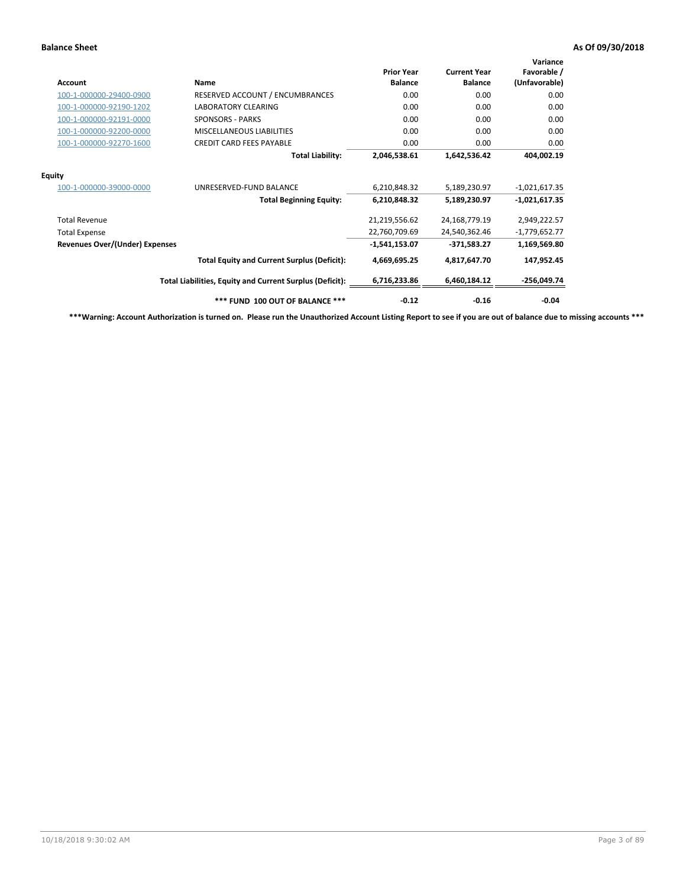**Balance Sheet** **As Of 09/30/2018**

| Account | Name | Prior Year Balance | Current Year Balance | Variance Favorable / (Unfavorable) |
|---|---|---|---|---|
| 100-1-000000-29400-0900 | RESERVED ACCOUNT / ENCUMBRANCES | 0.00 | 0.00 | 0.00 |
| 100-1-000000-92190-1202 | LABORATORY CLEARING | 0.00 | 0.00 | 0.00 |
| 100-1-000000-92191-0000 | SPONSORS - PARKS | 0.00 | 0.00 | 0.00 |
| 100-1-000000-92200-0000 | MISCELLANEOUS LIABILITIES | 0.00 | 0.00 | 0.00 |
| 100-1-000000-92270-1600 | CREDIT CARD FEES PAYABLE | 0.00 | 0.00 | 0.00 |
| | **Total Liability:** | **2,046,538.61** | **1,642,536.42** | **404,002.19** |
| **Equity** | | | | |
| 100-1-000000-39000-0000 | UNRESERVED-FUND BALANCE | 6,210,848.32 | 5,189,230.97 | -1,021,617.35 |
| | **Total Beginning Equity:** | **6,210,848.32** | **5,189,230.97** | **-1,021,617.35** |
| Total Revenue | | 21,219,556.62 | 24,168,779.19 | 2,949,222.57 |
| Total Expense | | 22,760,709.69 | 24,540,362.46 | -1,779,652.77 |
| **Revenues Over/(Under) Expenses** | | **-1,541,153.07** | **-371,583.27** | **1,169,569.80** |
| | **Total Equity and Current Surplus (Deficit):** | **4,669,695.25** | **4,817,647.70** | **147,952.45** |
| | **Total Liabilities, Equity and Current Surplus (Deficit):** | **6,716,233.86** | **6,460,184.12** | **-256,049.74** |
| | **\*\*\* FUND 100 OUT OF BALANCE \*\*\*** | **-0.12** | **-0.16** | **-0.04** |

**\*\*\*Warning: Account Authorization is turned on. Please run the Unauthorized Account Listing Report to see if you are out of balance due to missing accounts \*\*\***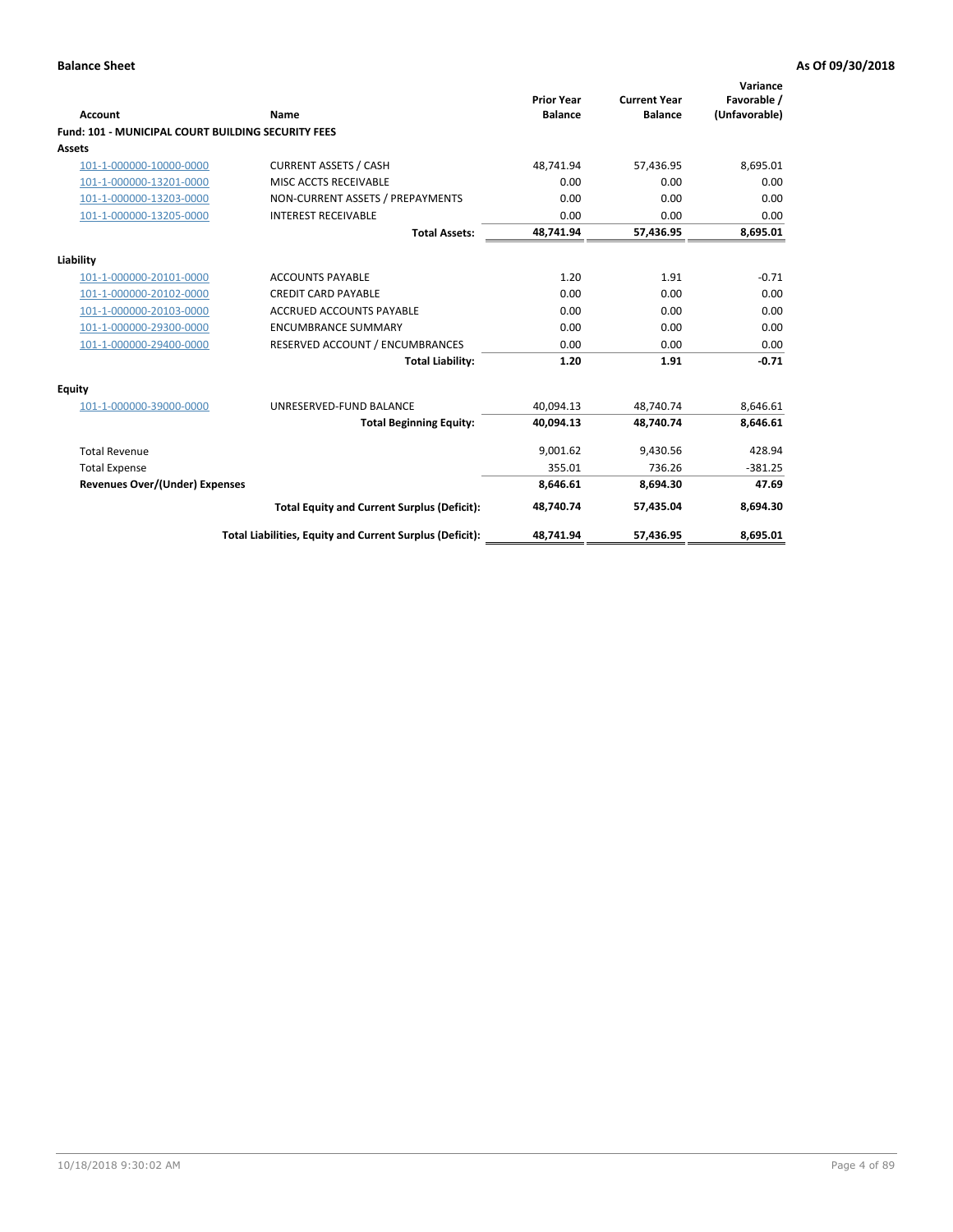**Balance Sheet** **As Of 09/30/2018**

| Account | Name | Prior Year Balance | Current Year Balance | Variance Favorable / (Unfavorable) |
|---|---|---|---|---|
| **Fund: 101 - MUNICIPAL COURT BUILDING SECURITY FEES** | | | | |
| **Assets** | | | | |
| 101-1-000000-10000-0000 | CURRENT ASSETS / CASH | 48,741.94 | 57,436.95 | 8,695.01 |
| 101-1-000000-13201-0000 | MISC ACCTS RECEIVABLE | 0.00 | 0.00 | 0.00 |
| 101-1-000000-13203-0000 | NON-CURRENT ASSETS / PREPAYMENTS | 0.00 | 0.00 | 0.00 |
| 101-1-000000-13205-0000 | INTEREST RECEIVABLE | 0.00 | 0.00 | 0.00 |
| | **Total Assets:** | **48,741.94** | **57,436.95** | **8,695.01** |
| **Liability** | | | | |
| 101-1-000000-20101-0000 | ACCOUNTS PAYABLE | 1.20 | 1.91 | -0.71 |
| 101-1-000000-20102-0000 | CREDIT CARD PAYABLE | 0.00 | 0.00 | 0.00 |
| 101-1-000000-20103-0000 | ACCRUED ACCOUNTS PAYABLE | 0.00 | 0.00 | 0.00 |
| 101-1-000000-29300-0000 | ENCUMBRANCE SUMMARY | 0.00 | 0.00 | 0.00 |
| 101-1-000000-29400-0000 | RESERVED ACCOUNT / ENCUMBRANCES | 0.00 | 0.00 | 0.00 |
| | **Total Liability:** | **1.20** | **1.91** | **-0.71** |
| **Equity** | | | | |
| 101-1-000000-39000-0000 | UNRESERVED-FUND BALANCE | 40,094.13 | 48,740.74 | 8,646.61 |
| | **Total Beginning Equity:** | **40,094.13** | **48,740.74** | **8,646.61** |
| Total Revenue | | 9,001.62 | 9,430.56 | 428.94 |
| Total Expense | | 355.01 | 736.26 | -381.25 |
| **Revenues Over/(Under) Expenses** | | **8,646.61** | **8,694.30** | **47.69** |
| | **Total Equity and Current Surplus (Deficit):** | **48,740.74** | **57,435.04** | **8,694.30** |
| | **Total Liabilities, Equity and Current Surplus (Deficit):** | **48,741.94** | **57,436.95** | **8,695.01** |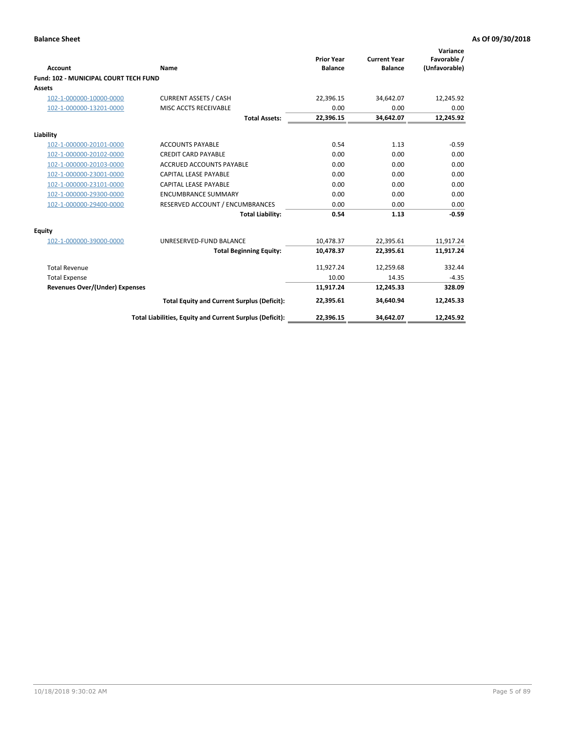**Balance Sheet** **As Of 09/30/2018**

| Account | Name | Prior Year Balance | Current Year Balance | Variance Favorable / (Unfavorable) |
|---|---|---|---|---|
| **Fund: 102 - MUNICIPAL COURT TECH FUND** | | | | |
| **Assets** | | | | |
| 102-1-000000-10000-0000 | CURRENT ASSETS / CASH | 22,396.15 | 34,642.07 | 12,245.92 |
| 102-1-000000-13201-0000 | MISC ACCTS RECEIVABLE | 0.00 | 0.00 | 0.00 |
| | **Total Assets:** | **22,396.15** | **34,642.07** | **12,245.92** |
| **Liability** | | | | |
| 102-1-000000-20101-0000 | ACCOUNTS PAYABLE | 0.54 | 1.13 | -0.59 |
| 102-1-000000-20102-0000 | CREDIT CARD PAYABLE | 0.00 | 0.00 | 0.00 |
| 102-1-000000-20103-0000 | ACCRUED ACCOUNTS PAYABLE | 0.00 | 0.00 | 0.00 |
| 102-1-000000-23001-0000 | CAPITAL LEASE PAYABLE | 0.00 | 0.00 | 0.00 |
| 102-1-000000-23101-0000 | CAPITAL LEASE PAYABLE | 0.00 | 0.00 | 0.00 |
| 102-1-000000-29300-0000 | ENCUMBRANCE SUMMARY | 0.00 | 0.00 | 0.00 |
| 102-1-000000-29400-0000 | RESERVED ACCOUNT / ENCUMBRANCES | 0.00 | 0.00 | 0.00 |
| | **Total Liability:** | **0.54** | **1.13** | **-0.59** |
| **Equity** | | | | |
| 102-1-000000-39000-0000 | UNRESERVED-FUND BALANCE | 10,478.37 | 22,395.61 | 11,917.24 |
| | **Total Beginning Equity:** | **10,478.37** | **22,395.61** | **11,917.24** |
| Total Revenue | | 11,927.24 | 12,259.68 | 332.44 |
| Total Expense | | 10.00 | 14.35 | -4.35 |
| **Revenues Over/(Under) Expenses** | | **11,917.24** | **12,245.33** | **328.09** |
| | **Total Equity and Current Surplus (Deficit):** | **22,395.61** | **34,640.94** | **12,245.33** |
| | **Total Liabilities, Equity and Current Surplus (Deficit):** | **22,396.15** | **34,642.07** | **12,245.92** |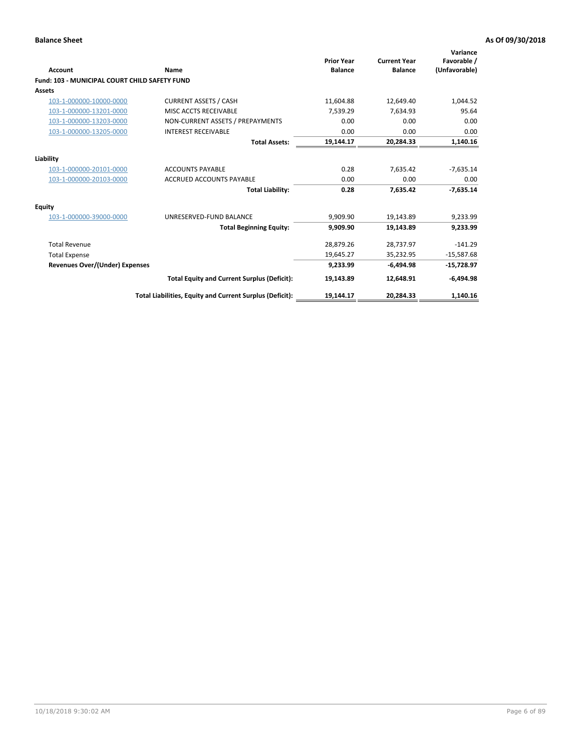**Balance Sheet** | **As Of 09/30/2018**

| Account | Name | Prior Year Balance | Current Year Balance | Variance Favorable / (Unfavorable) |
|---|---|---|---|---|
| **Fund: 103 - MUNICIPAL COURT CHILD SAFETY FUND** | | | | |
| **Assets** | | | | |
| 103-1-000000-10000-0000 | CURRENT ASSETS / CASH | 11,604.88 | 12,649.40 | 1,044.52 |
| 103-1-000000-13201-0000 | MISC ACCTS RECEIVABLE | 7,539.29 | 7,634.93 | 95.64 |
| 103-1-000000-13203-0000 | NON-CURRENT ASSETS / PREPAYMENTS | 0.00 | 0.00 | 0.00 |
| 103-1-000000-13205-0000 | INTEREST RECEIVABLE | 0.00 | 0.00 | 0.00 |
| | **Total Assets:** | **19,144.17** | **20,284.33** | **1,140.16** |
| **Liability** | | | | |
| 103-1-000000-20101-0000 | ACCOUNTS PAYABLE | 0.28 | 7,635.42 | -7,635.14 |
| 103-1-000000-20103-0000 | ACCRUED ACCOUNTS PAYABLE | 0.00 | 0.00 | 0.00 |
| | **Total Liability:** | **0.28** | **7,635.42** | **-7,635.14** |
| **Equity** | | | | |
| 103-1-000000-39000-0000 | UNRESERVED-FUND BALANCE | 9,909.90 | 19,143.89 | 9,233.99 |
| | **Total Beginning Equity:** | **9,909.90** | **19,143.89** | **9,233.99** |
| Total Revenue | | 28,879.26 | 28,737.97 | -141.29 |
| Total Expense | | 19,645.27 | 35,232.95 | -15,587.68 |
| **Revenues Over/(Under) Expenses** | | **9,233.99** | **-6,494.98** | **-15,728.97** |
| | **Total Equity and Current Surplus (Deficit):** | **19,143.89** | **12,648.91** | **-6,494.98** |
| | **Total Liabilities, Equity and Current Surplus (Deficit):** | **19,144.17** | **20,284.33** | **1,140.16** |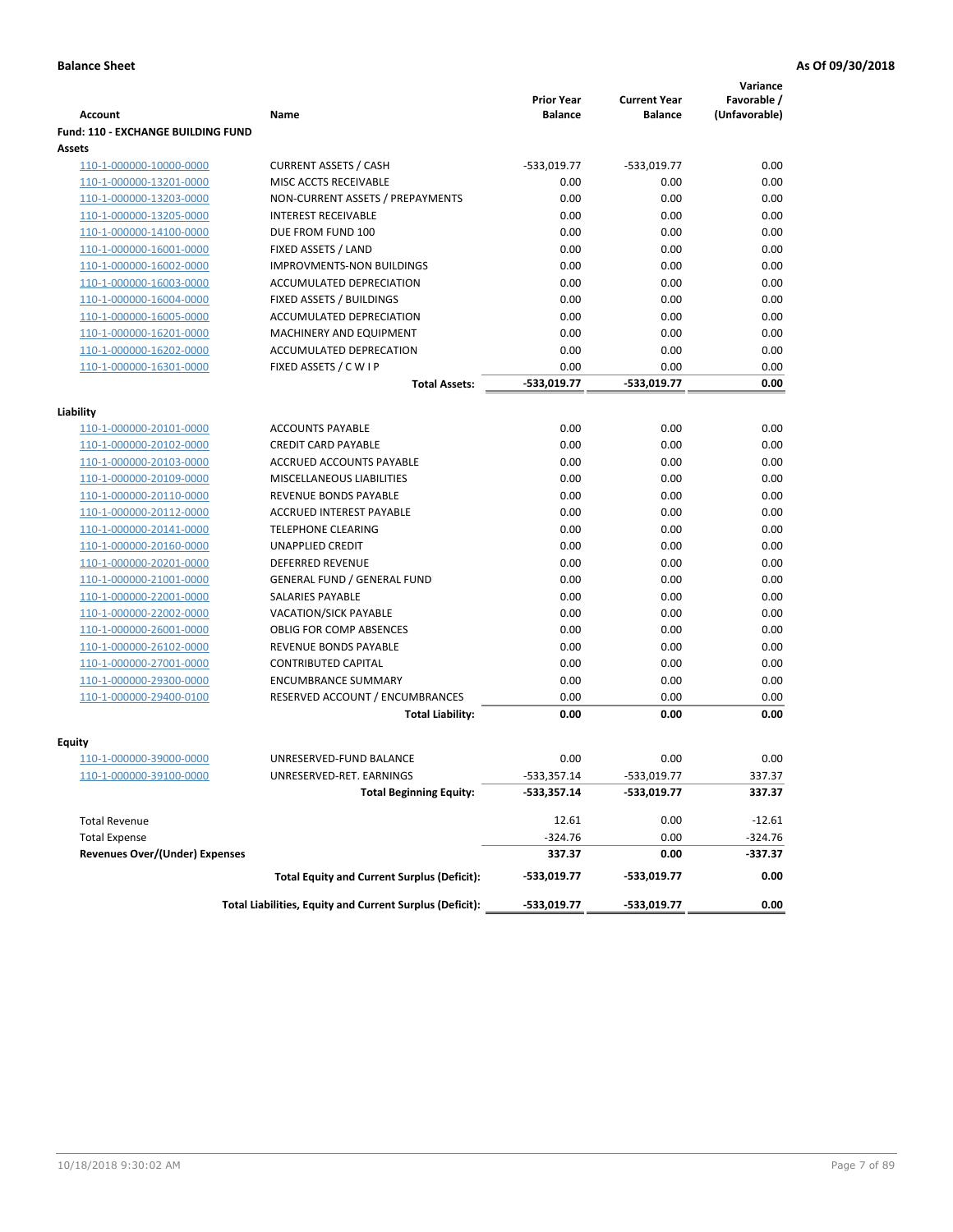**Balance Sheet** — **As Of 09/30/2018**

| Account | Name | Prior Year Balance | Current Year Balance | Variance Favorable / (Unfavorable) |
|---|---|---|---|---|
| **Fund: 110 - EXCHANGE BUILDING FUND** | | | | |
| **Assets** | | | | |
| 110-1-000000-10000-0000 | CURRENT ASSETS / CASH | -533,019.77 | -533,019.77 | 0.00 |
| 110-1-000000-13201-0000 | MISC ACCTS RECEIVABLE | 0.00 | 0.00 | 0.00 |
| 110-1-000000-13203-0000 | NON-CURRENT ASSETS / PREPAYMENTS | 0.00 | 0.00 | 0.00 |
| 110-1-000000-13205-0000 | INTEREST RECEIVABLE | 0.00 | 0.00 | 0.00 |
| 110-1-000000-14100-0000 | DUE FROM FUND 100 | 0.00 | 0.00 | 0.00 |
| 110-1-000000-16001-0000 | FIXED ASSETS / LAND | 0.00 | 0.00 | 0.00 |
| 110-1-000000-16002-0000 | IMPROVMENTS-NON BUILDINGS | 0.00 | 0.00 | 0.00 |
| 110-1-000000-16003-0000 | ACCUMULATED DEPRECIATION | 0.00 | 0.00 | 0.00 |
| 110-1-000000-16004-0000 | FIXED ASSETS / BUILDINGS | 0.00 | 0.00 | 0.00 |
| 110-1-000000-16005-0000 | ACCUMULATED DEPRECIATION | 0.00 | 0.00 | 0.00 |
| 110-1-000000-16201-0000 | MACHINERY AND EQUIPMENT | 0.00 | 0.00 | 0.00 |
| 110-1-000000-16202-0000 | ACCUMULATED DEPRECATION | 0.00 | 0.00 | 0.00 |
| 110-1-000000-16301-0000 | FIXED ASSETS / C W I P | 0.00 | 0.00 | 0.00 |
| | **Total Assets:** | **-533,019.77** | **-533,019.77** | **0.00** |
| **Liability** | | | | |
| 110-1-000000-20101-0000 | ACCOUNTS PAYABLE | 0.00 | 0.00 | 0.00 |
| 110-1-000000-20102-0000 | CREDIT CARD PAYABLE | 0.00 | 0.00 | 0.00 |
| 110-1-000000-20103-0000 | ACCRUED ACCOUNTS PAYABLE | 0.00 | 0.00 | 0.00 |
| 110-1-000000-20109-0000 | MISCELLANEOUS LIABILITIES | 0.00 | 0.00 | 0.00 |
| 110-1-000000-20110-0000 | REVENUE BONDS PAYABLE | 0.00 | 0.00 | 0.00 |
| 110-1-000000-20112-0000 | ACCRUED INTEREST PAYABLE | 0.00 | 0.00 | 0.00 |
| 110-1-000000-20141-0000 | TELEPHONE CLEARING | 0.00 | 0.00 | 0.00 |
| 110-1-000000-20160-0000 | UNAPPLIED CREDIT | 0.00 | 0.00 | 0.00 |
| 110-1-000000-20201-0000 | DEFERRED REVENUE | 0.00 | 0.00 | 0.00 |
| 110-1-000000-21001-0000 | GENERAL FUND / GENERAL FUND | 0.00 | 0.00 | 0.00 |
| 110-1-000000-22001-0000 | SALARIES PAYABLE | 0.00 | 0.00 | 0.00 |
| 110-1-000000-22002-0000 | VACATION/SICK PAYABLE | 0.00 | 0.00 | 0.00 |
| 110-1-000000-26001-0000 | OBLIG FOR COMP ABSENCES | 0.00 | 0.00 | 0.00 |
| 110-1-000000-26102-0000 | REVENUE BONDS PAYABLE | 0.00 | 0.00 | 0.00 |
| 110-1-000000-27001-0000 | CONTRIBUTED CAPITAL | 0.00 | 0.00 | 0.00 |
| 110-1-000000-29300-0000 | ENCUMBRANCE SUMMARY | 0.00 | 0.00 | 0.00 |
| 110-1-000000-29400-0100 | RESERVED ACCOUNT / ENCUMBRANCES | 0.00 | 0.00 | 0.00 |
| | **Total Liability:** | **0.00** | **0.00** | **0.00** |
| **Equity** | | | | |
| 110-1-000000-39000-0000 | UNRESERVED-FUND BALANCE | 0.00 | 0.00 | 0.00 |
| 110-1-000000-39100-0000 | UNRESERVED-RET. EARNINGS | -533,357.14 | -533,019.77 | 337.37 |
| | **Total Beginning Equity:** | **-533,357.14** | **-533,019.77** | **337.37** |
| Total Revenue | | 12.61 | 0.00 | -12.61 |
| Total Expense | | -324.76 | 0.00 | -324.76 |
| **Revenues Over/(Under) Expenses** | | **337.37** | **0.00** | **-337.37** |
| | **Total Equity and Current Surplus (Deficit):** | **-533,019.77** | **-533,019.77** | **0.00** |
| | **Total Liabilities, Equity and Current Surplus (Deficit):** | **-533,019.77** | **-533,019.77** | **0.00** |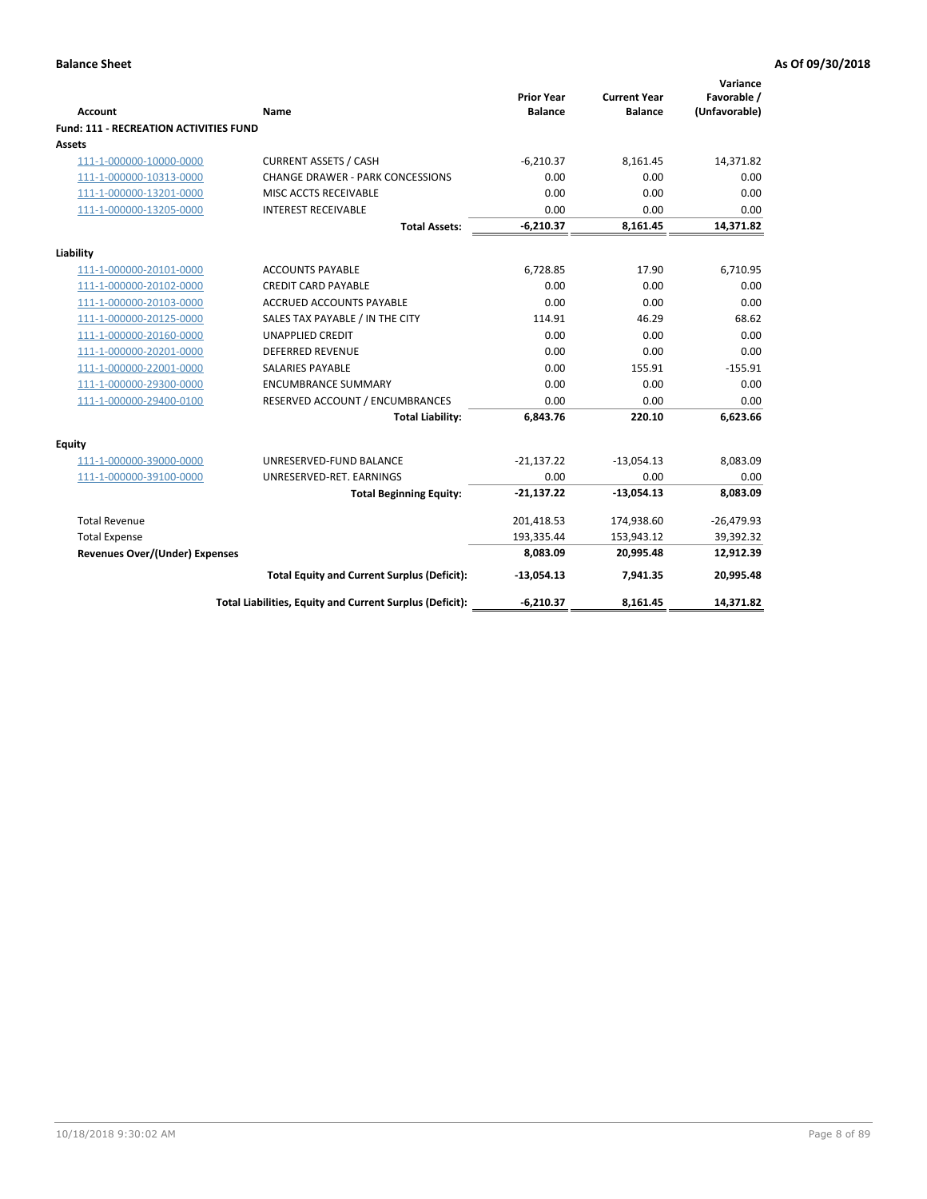**Balance Sheet** **As Of 09/30/2018**

| Account | Name | Prior Year Balance | Current Year Balance | Variance Favorable / (Unfavorable) |
|---|---|---|---|---|
| **Fund: 111 - RECREATION ACTIVITIES FUND** | | | | |
| **Assets** | | | | |
| 111-1-000000-10000-0000 | CURRENT ASSETS / CASH | -6,210.37 | 8,161.45 | 14,371.82 |
| 111-1-000000-10313-0000 | CHANGE DRAWER - PARK CONCESSIONS | 0.00 | 0.00 | 0.00 |
| 111-1-000000-13201-0000 | MISC ACCTS RECEIVABLE | 0.00 | 0.00 | 0.00 |
| 111-1-000000-13205-0000 | INTEREST RECEIVABLE | 0.00 | 0.00 | 0.00 |
| | **Total Assets:** | **-6,210.37** | **8,161.45** | **14,371.82** |
| **Liability** | | | | |
| 111-1-000000-20101-0000 | ACCOUNTS PAYABLE | 6,728.85 | 17.90 | 6,710.95 |
| 111-1-000000-20102-0000 | CREDIT CARD PAYABLE | 0.00 | 0.00 | 0.00 |
| 111-1-000000-20103-0000 | ACCRUED ACCOUNTS PAYABLE | 0.00 | 0.00 | 0.00 |
| 111-1-000000-20125-0000 | SALES TAX PAYABLE / IN THE CITY | 114.91 | 46.29 | 68.62 |
| 111-1-000000-20160-0000 | UNAPPLIED CREDIT | 0.00 | 0.00 | 0.00 |
| 111-1-000000-20201-0000 | DEFERRED REVENUE | 0.00 | 0.00 | 0.00 |
| 111-1-000000-22001-0000 | SALARIES PAYABLE | 0.00 | 155.91 | -155.91 |
| 111-1-000000-29300-0000 | ENCUMBRANCE SUMMARY | 0.00 | 0.00 | 0.00 |
| 111-1-000000-29400-0100 | RESERVED ACCOUNT / ENCUMBRANCES | 0.00 | 0.00 | 0.00 |
| | **Total Liability:** | **6,843.76** | **220.10** | **6,623.66** |
| **Equity** | | | | |
| 111-1-000000-39000-0000 | UNRESERVED-FUND BALANCE | -21,137.22 | -13,054.13 | 8,083.09 |
| 111-1-000000-39100-0000 | UNRESERVED-RET. EARNINGS | 0.00 | 0.00 | 0.00 |
| | **Total Beginning Equity:** | **-21,137.22** | **-13,054.13** | **8,083.09** |
| Total Revenue | | 201,418.53 | 174,938.60 | -26,479.93 |
| Total Expense | | 193,335.44 | 153,943.12 | 39,392.32 |
| **Revenues Over/(Under) Expenses** | | **8,083.09** | **20,995.48** | **12,912.39** |
| | **Total Equity and Current Surplus (Deficit):** | **-13,054.13** | **7,941.35** | **20,995.48** |
| | **Total Liabilities, Equity and Current Surplus (Deficit):** | **-6,210.37** | **8,161.45** | **14,371.82** |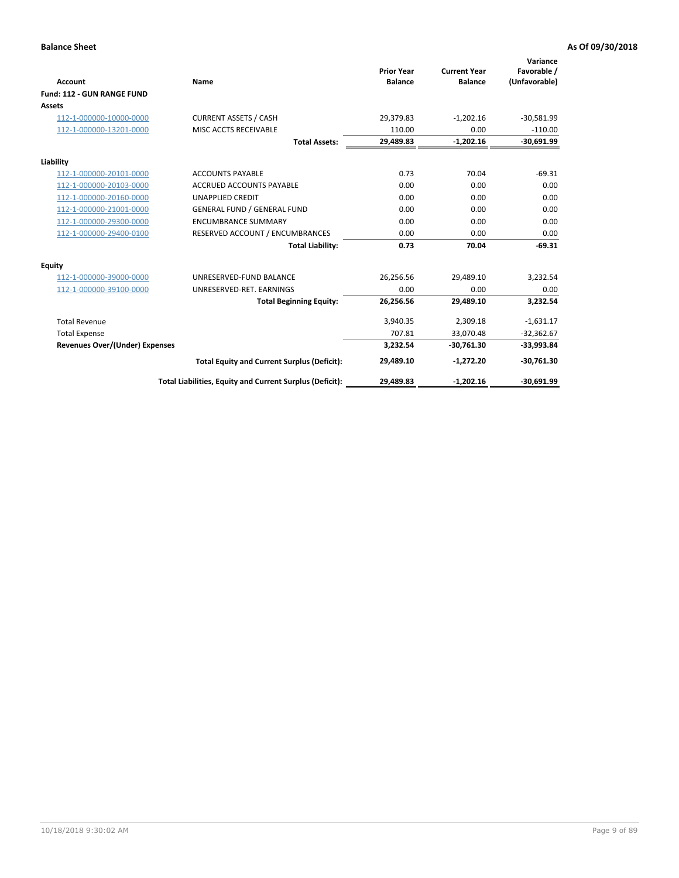**Balance Sheet** | **As Of 09/30/2018**

| Account | Name | Prior Year Balance | Current Year Balance | Variance Favorable / (Unfavorable) |
|---|---|---|---|---|
| **Fund: 112 - GUN RANGE FUND** | | | | |
| **Assets** | | | | |
| 112-1-000000-10000-0000 | CURRENT ASSETS / CASH | 29,379.83 | -1,202.16 | -30,581.99 |
| 112-1-000000-13201-0000 | MISC ACCTS RECEIVABLE | 110.00 | 0.00 | -110.00 |
| | **Total Assets:** | **29,489.83** | **-1,202.16** | **-30,691.99** |
| **Liability** | | | | |
| 112-1-000000-20101-0000 | ACCOUNTS PAYABLE | 0.73 | 70.04 | -69.31 |
| 112-1-000000-20103-0000 | ACCRUED ACCOUNTS PAYABLE | 0.00 | 0.00 | 0.00 |
| 112-1-000000-20160-0000 | UNAPPLIED CREDIT | 0.00 | 0.00 | 0.00 |
| 112-1-000000-21001-0000 | GENERAL FUND / GENERAL FUND | 0.00 | 0.00 | 0.00 |
| 112-1-000000-29300-0000 | ENCUMBRANCE SUMMARY | 0.00 | 0.00 | 0.00 |
| 112-1-000000-29400-0100 | RESERVED ACCOUNT / ENCUMBRANCES | 0.00 | 0.00 | 0.00 |
| | **Total Liability:** | **0.73** | **70.04** | **-69.31** |
| **Equity** | | | | |
| 112-1-000000-39000-0000 | UNRESERVED-FUND BALANCE | 26,256.56 | 29,489.10 | 3,232.54 |
| 112-1-000000-39100-0000 | UNRESERVED-RET. EARNINGS | 0.00 | 0.00 | 0.00 |
| | **Total Beginning Equity:** | **26,256.56** | **29,489.10** | **3,232.54** |
| Total Revenue | | 3,940.35 | 2,309.18 | -1,631.17 |
| Total Expense | | 707.81 | 33,070.48 | -32,362.67 |
| **Revenues Over/(Under) Expenses** | | **3,232.54** | **-30,761.30** | **-33,993.84** |
| | **Total Equity and Current Surplus (Deficit):** | **29,489.10** | **-1,272.20** | **-30,761.30** |
| | **Total Liabilities, Equity and Current Surplus (Deficit):** | **29,489.83** | **-1,202.16** | **-30,691.99** |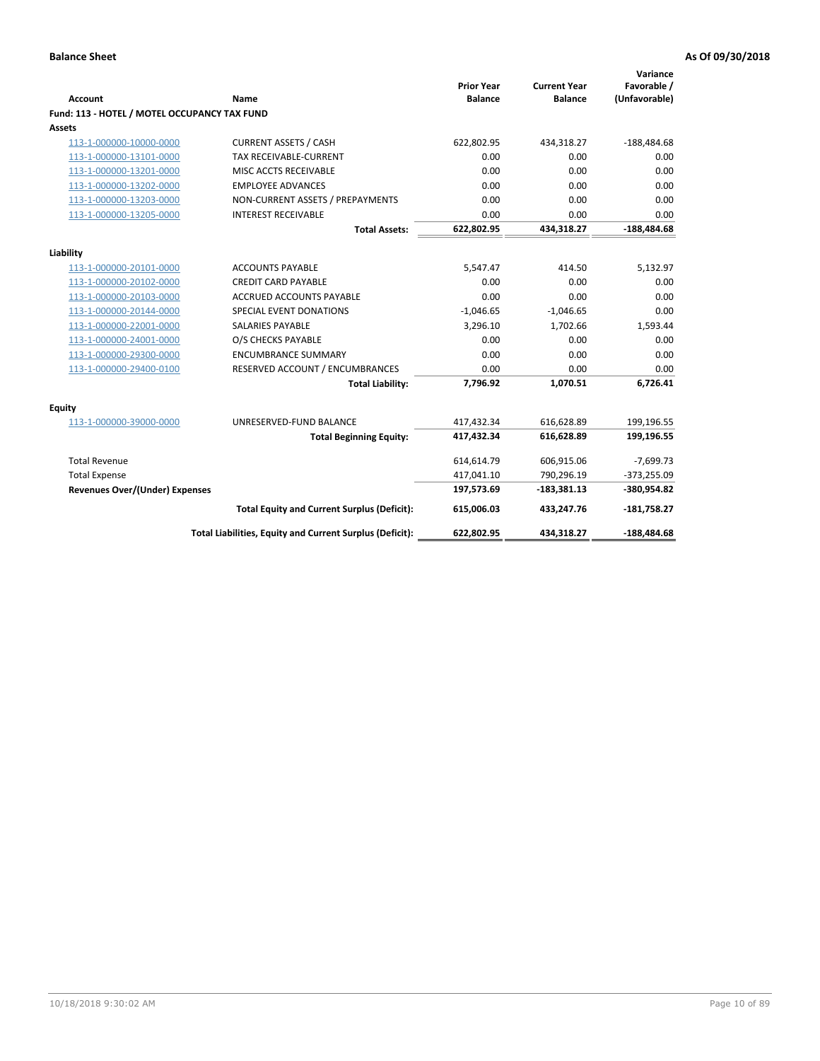**Balance Sheet** — **As Of 09/30/2018**

| Account | Name | Prior Year Balance | Current Year Balance | Variance Favorable / (Unfavorable) |
|---|---|---|---|---|
| **Fund: 113 - HOTEL / MOTEL OCCUPANCY TAX FUND** | | | | |
| **Assets** | | | | |
| 113-1-000000-10000-0000 | CURRENT ASSETS / CASH | 622,802.95 | 434,318.27 | -188,484.68 |
| 113-1-000000-13101-0000 | TAX RECEIVABLE-CURRENT | 0.00 | 0.00 | 0.00 |
| 113-1-000000-13201-0000 | MISC ACCTS RECEIVABLE | 0.00 | 0.00 | 0.00 |
| 113-1-000000-13202-0000 | EMPLOYEE ADVANCES | 0.00 | 0.00 | 0.00 |
| 113-1-000000-13203-0000 | NON-CURRENT ASSETS / PREPAYMENTS | 0.00 | 0.00 | 0.00 |
| 113-1-000000-13205-0000 | INTEREST RECEIVABLE | 0.00 | 0.00 | 0.00 |
| | **Total Assets:** | **622,802.95** | **434,318.27** | **-188,484.68** |
| **Liability** | | | | |
| 113-1-000000-20101-0000 | ACCOUNTS PAYABLE | 5,547.47 | 414.50 | 5,132.97 |
| 113-1-000000-20102-0000 | CREDIT CARD PAYABLE | 0.00 | 0.00 | 0.00 |
| 113-1-000000-20103-0000 | ACCRUED ACCOUNTS PAYABLE | 0.00 | 0.00 | 0.00 |
| 113-1-000000-20144-0000 | SPECIAL EVENT DONATIONS | -1,046.65 | -1,046.65 | 0.00 |
| 113-1-000000-22001-0000 | SALARIES PAYABLE | 3,296.10 | 1,702.66 | 1,593.44 |
| 113-1-000000-24001-0000 | O/S CHECKS PAYABLE | 0.00 | 0.00 | 0.00 |
| 113-1-000000-29300-0000 | ENCUMBRANCE SUMMARY | 0.00 | 0.00 | 0.00 |
| 113-1-000000-29400-0100 | RESERVED ACCOUNT / ENCUMBRANCES | 0.00 | 0.00 | 0.00 |
| | **Total Liability:** | **7,796.92** | **1,070.51** | **6,726.41** |
| **Equity** | | | | |
| 113-1-000000-39000-0000 | UNRESERVED-FUND BALANCE | 417,432.34 | 616,628.89 | 199,196.55 |
| | **Total Beginning Equity:** | **417,432.34** | **616,628.89** | **199,196.55** |
| Total Revenue | | 614,614.79 | 606,915.06 | -7,699.73 |
| Total Expense | | 417,041.10 | 790,296.19 | -373,255.09 |
| **Revenues Over/(Under) Expenses** | | **197,573.69** | **-183,381.13** | **-380,954.82** |
| | **Total Equity and Current Surplus (Deficit):** | **615,006.03** | **433,247.76** | **-181,758.27** |
| | **Total Liabilities, Equity and Current Surplus (Deficit):** | **622,802.95** | **434,318.27** | **-188,484.68** |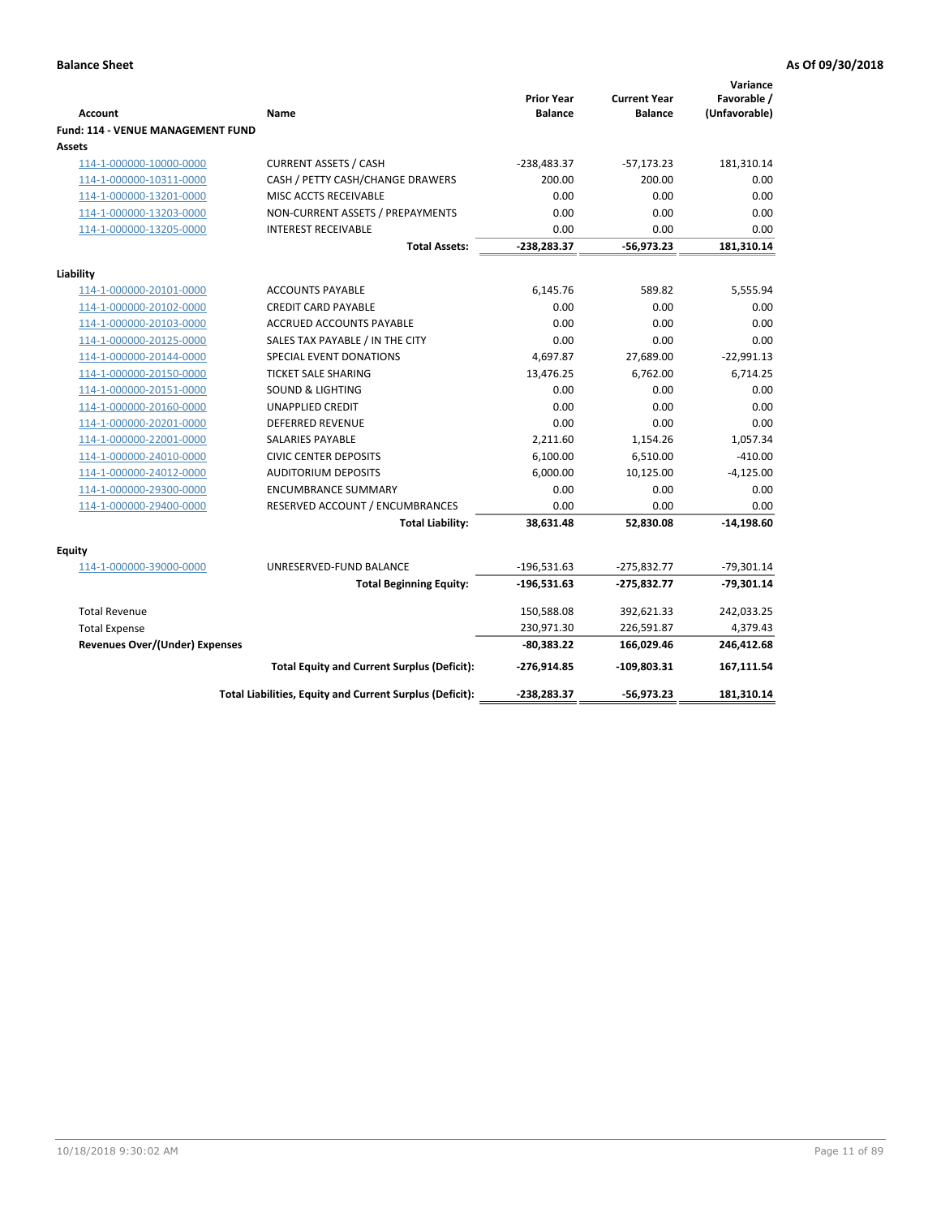**Balance Sheet** **As Of 09/30/2018**

| Account | Name | Prior Year Balance | Current Year Balance | Variance Favorable / (Unfavorable) |
|---|---|---|---|---|
| **Fund: 114 - VENUE MANAGEMENT FUND** | | | | |
| **Assets** | | | | |
| 114-1-000000-10000-0000 | CURRENT ASSETS / CASH | -238,483.37 | -57,173.23 | 181,310.14 |
| 114-1-000000-10311-0000 | CASH / PETTY CASH/CHANGE DRAWERS | 200.00 | 200.00 | 0.00 |
| 114-1-000000-13201-0000 | MISC ACCTS RECEIVABLE | 0.00 | 0.00 | 0.00 |
| 114-1-000000-13203-0000 | NON-CURRENT ASSETS / PREPAYMENTS | 0.00 | 0.00 | 0.00 |
| 114-1-000000-13205-0000 | INTEREST RECEIVABLE | 0.00 | 0.00 | 0.00 |
| | **Total Assets:** | **-238,283.37** | **-56,973.23** | **181,310.14** |
| **Liability** | | | | |
| 114-1-000000-20101-0000 | ACCOUNTS PAYABLE | 6,145.76 | 589.82 | 5,555.94 |
| 114-1-000000-20102-0000 | CREDIT CARD PAYABLE | 0.00 | 0.00 | 0.00 |
| 114-1-000000-20103-0000 | ACCRUED ACCOUNTS PAYABLE | 0.00 | 0.00 | 0.00 |
| 114-1-000000-20125-0000 | SALES TAX PAYABLE / IN THE CITY | 0.00 | 0.00 | 0.00 |
| 114-1-000000-20144-0000 | SPECIAL EVENT DONATIONS | 4,697.87 | 27,689.00 | -22,991.13 |
| 114-1-000000-20150-0000 | TICKET SALE SHARING | 13,476.25 | 6,762.00 | 6,714.25 |
| 114-1-000000-20151-0000 | SOUND & LIGHTING | 0.00 | 0.00 | 0.00 |
| 114-1-000000-20160-0000 | UNAPPLIED CREDIT | 0.00 | 0.00 | 0.00 |
| 114-1-000000-20201-0000 | DEFERRED REVENUE | 0.00 | 0.00 | 0.00 |
| 114-1-000000-22001-0000 | SALARIES PAYABLE | 2,211.60 | 1,154.26 | 1,057.34 |
| 114-1-000000-24010-0000 | CIVIC CENTER DEPOSITS | 6,100.00 | 6,510.00 | -410.00 |
| 114-1-000000-24012-0000 | AUDITORIUM DEPOSITS | 6,000.00 | 10,125.00 | -4,125.00 |
| 114-1-000000-29300-0000 | ENCUMBRANCE SUMMARY | 0.00 | 0.00 | 0.00 |
| 114-1-000000-29400-0000 | RESERVED ACCOUNT / ENCUMBRANCES | 0.00 | 0.00 | 0.00 |
| | **Total Liability:** | **38,631.48** | **52,830.08** | **-14,198.60** |
| **Equity** | | | | |
| 114-1-000000-39000-0000 | UNRESERVED-FUND BALANCE | -196,531.63 | -275,832.77 | -79,301.14 |
| | **Total Beginning Equity:** | **-196,531.63** | **-275,832.77** | **-79,301.14** |
| Total Revenue | | 150,588.08 | 392,621.33 | 242,033.25 |
| Total Expense | | 230,971.30 | 226,591.87 | 4,379.43 |
| **Revenues Over/(Under) Expenses** | | **-80,383.22** | **166,029.46** | **246,412.68** |
| | **Total Equity and Current Surplus (Deficit):** | **-276,914.85** | **-109,803.31** | **167,111.54** |
| | **Total Liabilities, Equity and Current Surplus (Deficit):** | **-238,283.37** | **-56,973.23** | **181,310.14** |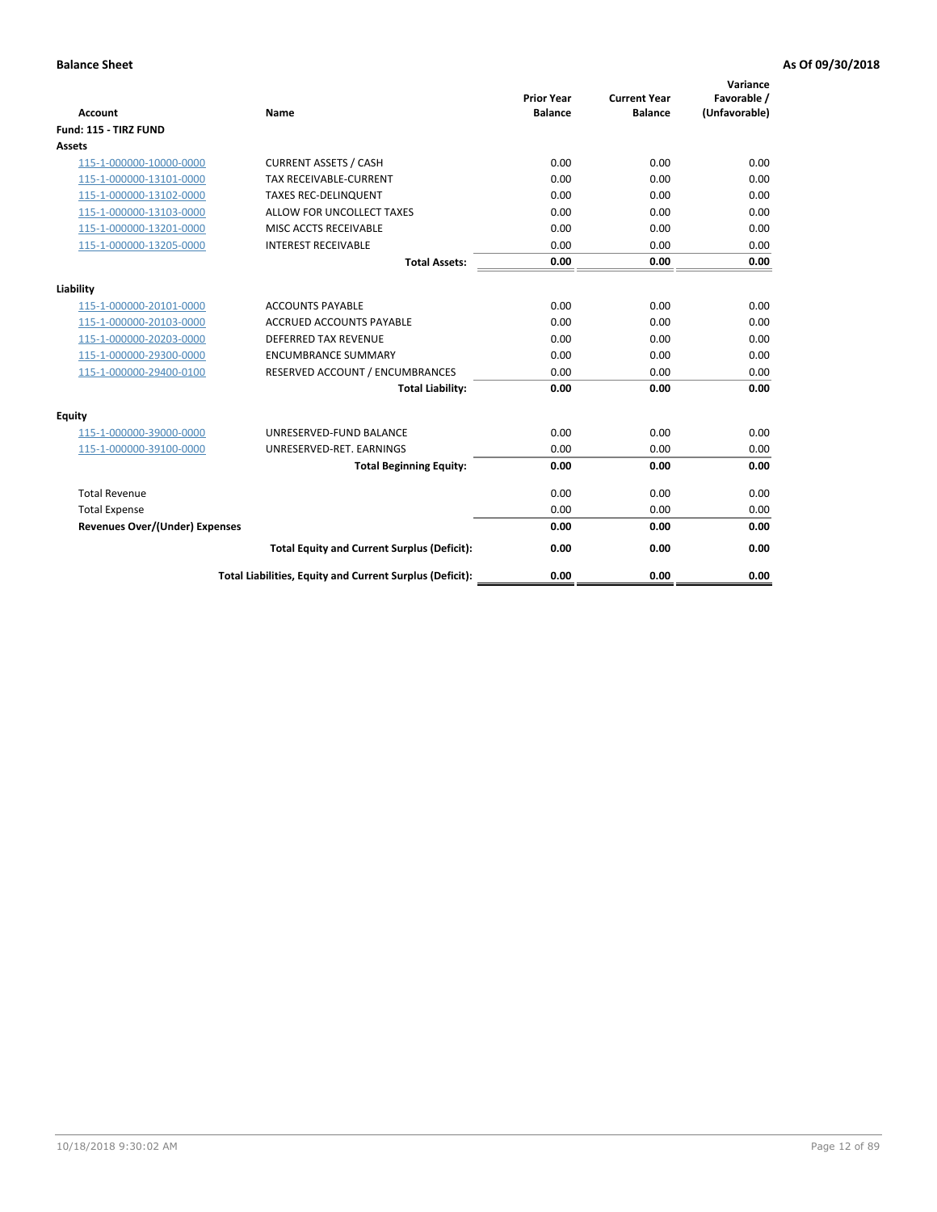**Balance Sheet** — **As Of 09/30/2018**

| Account | Name | Prior Year Balance | Current Year Balance | Variance Favorable / (Unfavorable) |
|---|---|---|---|---|
| **Fund: 115 - TIRZ FUND** | | | | |
| **Assets** | | | | |
| 115-1-000000-10000-0000 | CURRENT ASSETS / CASH | 0.00 | 0.00 | 0.00 |
| 115-1-000000-13101-0000 | TAX RECEIVABLE-CURRENT | 0.00 | 0.00 | 0.00 |
| 115-1-000000-13102-0000 | TAXES REC-DELINQUENT | 0.00 | 0.00 | 0.00 |
| 115-1-000000-13103-0000 | ALLOW FOR UNCOLLECT TAXES | 0.00 | 0.00 | 0.00 |
| 115-1-000000-13201-0000 | MISC ACCTS RECEIVABLE | 0.00 | 0.00 | 0.00 |
| 115-1-000000-13205-0000 | INTEREST RECEIVABLE | 0.00 | 0.00 | 0.00 |
| | **Total Assets:** | **0.00** | **0.00** | **0.00** |
| **Liability** | | | | |
| 115-1-000000-20101-0000 | ACCOUNTS PAYABLE | 0.00 | 0.00 | 0.00 |
| 115-1-000000-20103-0000 | ACCRUED ACCOUNTS PAYABLE | 0.00 | 0.00 | 0.00 |
| 115-1-000000-20203-0000 | DEFERRED TAX REVENUE | 0.00 | 0.00 | 0.00 |
| 115-1-000000-29300-0000 | ENCUMBRANCE SUMMARY | 0.00 | 0.00 | 0.00 |
| 115-1-000000-29400-0100 | RESERVED ACCOUNT / ENCUMBRANCES | 0.00 | 0.00 | 0.00 |
| | **Total Liability:** | **0.00** | **0.00** | **0.00** |
| **Equity** | | | | |
| 115-1-000000-39000-0000 | UNRESERVED-FUND BALANCE | 0.00 | 0.00 | 0.00 |
| 115-1-000000-39100-0000 | UNRESERVED-RET. EARNINGS | 0.00 | 0.00 | 0.00 |
| | **Total Beginning Equity:** | **0.00** | **0.00** | **0.00** |
| Total Revenue | | 0.00 | 0.00 | 0.00 |
| Total Expense | | 0.00 | 0.00 | 0.00 |
| **Revenues Over/(Under) Expenses** | | **0.00** | **0.00** | **0.00** |
| | **Total Equity and Current Surplus (Deficit):** | **0.00** | **0.00** | **0.00** |
| | **Total Liabilities, Equity and Current Surplus (Deficit):** | **0.00** | **0.00** | **0.00** |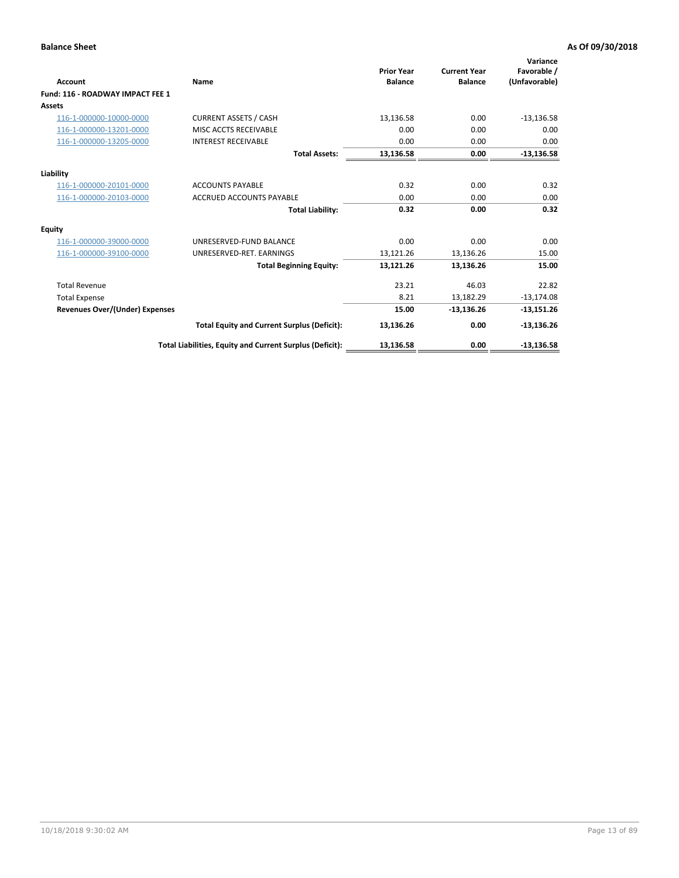**Balance Sheet** | **As Of 09/30/2018**

| Account | Name | Prior Year Balance | Current Year Balance | Variance Favorable / (Unfavorable) |
|---|---|---|---|---|
| **Fund: 116 - ROADWAY IMPACT FEE 1** | | | | |
| **Assets** | | | | |
| 116-1-000000-10000-0000 | CURRENT ASSETS / CASH | 13,136.58 | 0.00 | -13,136.58 |
| 116-1-000000-13201-0000 | MISC ACCTS RECEIVABLE | 0.00 | 0.00 | 0.00 |
| 116-1-000000-13205-0000 | INTEREST RECEIVABLE | 0.00 | 0.00 | 0.00 |
| | **Total Assets:** | **13,136.58** | **0.00** | **-13,136.58** |
| **Liability** | | | | |
| 116-1-000000-20101-0000 | ACCOUNTS PAYABLE | 0.32 | 0.00 | 0.32 |
| 116-1-000000-20103-0000 | ACCRUED ACCOUNTS PAYABLE | 0.00 | 0.00 | 0.00 |
| | **Total Liability:** | **0.32** | **0.00** | **0.32** |
| **Equity** | | | | |
| 116-1-000000-39000-0000 | UNRESERVED-FUND BALANCE | 0.00 | 0.00 | 0.00 |
| 116-1-000000-39100-0000 | UNRESERVED-RET. EARNINGS | 13,121.26 | 13,136.26 | 15.00 |
| | **Total Beginning Equity:** | **13,121.26** | **13,136.26** | **15.00** |
| Total Revenue | | 23.21 | 46.03 | 22.82 |
| Total Expense | | 8.21 | 13,182.29 | -13,174.08 |
| **Revenues Over/(Under) Expenses** | | **15.00** | **-13,136.26** | **-13,151.26** |
| | **Total Equity and Current Surplus (Deficit):** | **13,136.26** | **0.00** | **-13,136.26** |
| | **Total Liabilities, Equity and Current Surplus (Deficit):** | **13,136.58** | **0.00** | **-13,136.58** |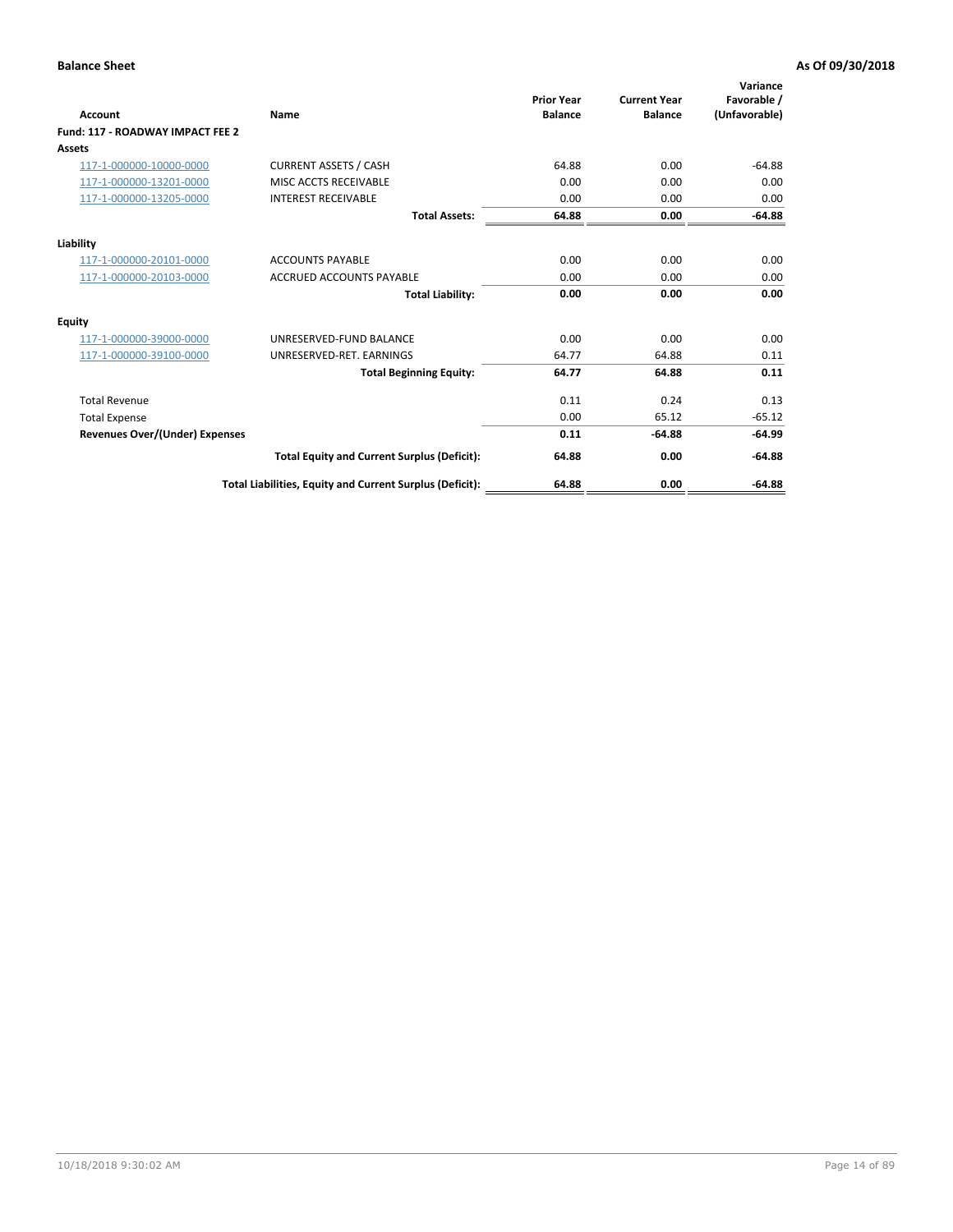**Balance Sheet** **As Of 09/30/2018**

| Account | Name | Prior Year Balance | Current Year Balance | Variance Favorable / (Unfavorable) |
|---|---|---|---|---|
| **Fund: 117 - ROADWAY IMPACT FEE 2** | | | | |
| **Assets** | | | | |
| 117-1-000000-10000-0000 | CURRENT ASSETS / CASH | 64.88 | 0.00 | -64.88 |
| 117-1-000000-13201-0000 | MISC ACCTS RECEIVABLE | 0.00 | 0.00 | 0.00 |
| 117-1-000000-13205-0000 | INTEREST RECEIVABLE | 0.00 | 0.00 | 0.00 |
| | **Total Assets:** | **64.88** | **0.00** | **-64.88** |
| **Liability** | | | | |
| 117-1-000000-20101-0000 | ACCOUNTS PAYABLE | 0.00 | 0.00 | 0.00 |
| 117-1-000000-20103-0000 | ACCRUED ACCOUNTS PAYABLE | 0.00 | 0.00 | 0.00 |
| | **Total Liability:** | **0.00** | **0.00** | **0.00** |
| **Equity** | | | | |
| 117-1-000000-39000-0000 | UNRESERVED-FUND BALANCE | 0.00 | 0.00 | 0.00 |
| 117-1-000000-39100-0000 | UNRESERVED-RET. EARNINGS | 64.77 | 64.88 | 0.11 |
| | **Total Beginning Equity:** | **64.77** | **64.88** | **0.11** |
| Total Revenue | | 0.11 | 0.24 | 0.13 |
| Total Expense | | 0.00 | 65.12 | -65.12 |
| **Revenues Over/(Under) Expenses** | | **0.11** | **-64.88** | **-64.99** |
| | **Total Equity and Current Surplus (Deficit):** | **64.88** | **0.00** | **-64.88** |
| | **Total Liabilities, Equity and Current Surplus (Deficit):** | **64.88** | **0.00** | **-64.88** |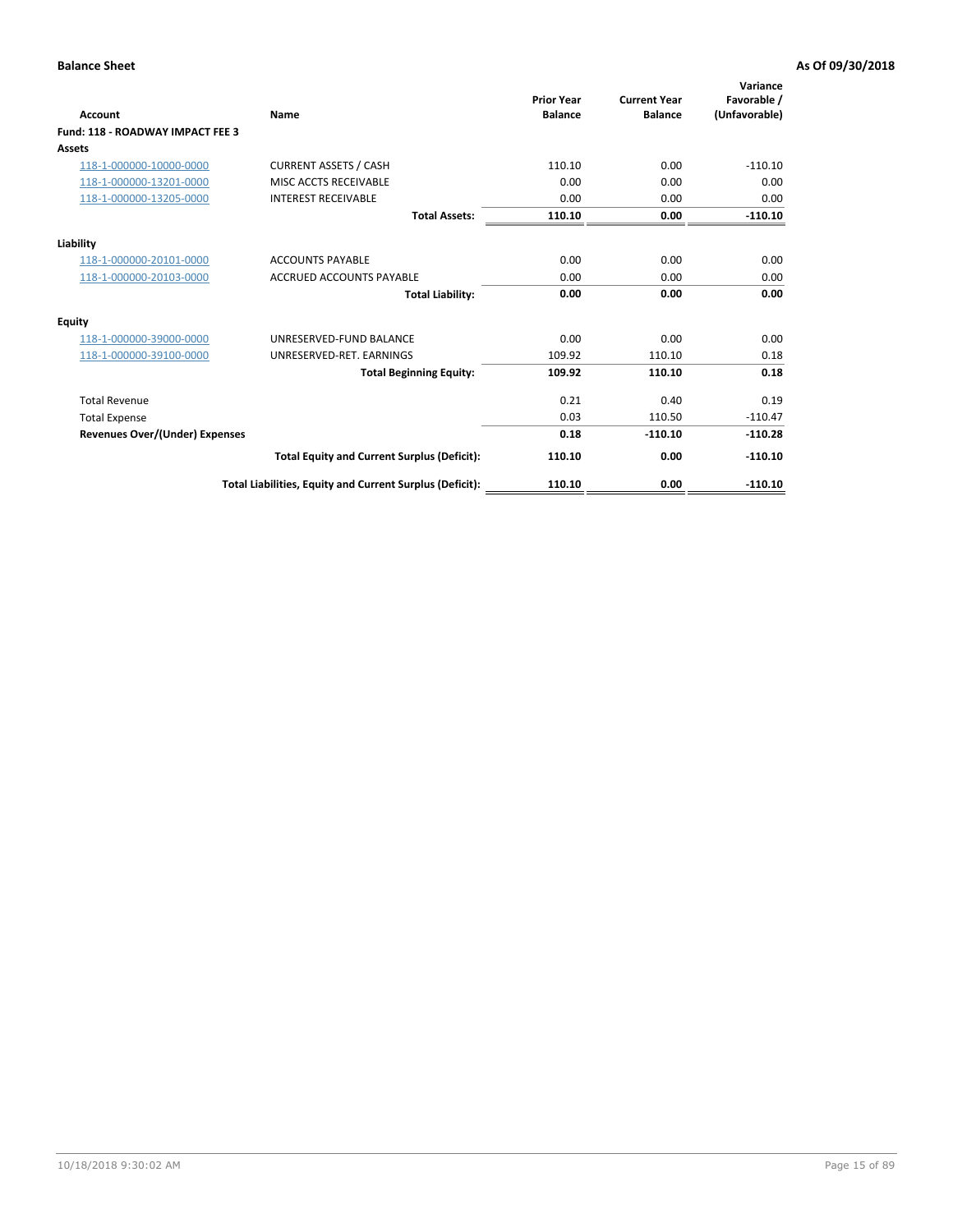**Balance Sheet** **As Of 09/30/2018**

| Account | Name | Prior Year Balance | Current Year Balance | Variance Favorable / (Unfavorable) |
|---|---|---|---|---|
| **Fund: 118 - ROADWAY IMPACT FEE 3** | | | | |
| **Assets** | | | | |
| 118-1-000000-10000-0000 | CURRENT ASSETS / CASH | 110.10 | 0.00 | -110.10 |
| 118-1-000000-13201-0000 | MISC ACCTS RECEIVABLE | 0.00 | 0.00 | 0.00 |
| 118-1-000000-13205-0000 | INTEREST RECEIVABLE | 0.00 | 0.00 | 0.00 |
| | **Total Assets:** | **110.10** | **0.00** | **-110.10** |
| **Liability** | | | | |
| 118-1-000000-20101-0000 | ACCOUNTS PAYABLE | 0.00 | 0.00 | 0.00 |
| 118-1-000000-20103-0000 | ACCRUED ACCOUNTS PAYABLE | 0.00 | 0.00 | 0.00 |
| | **Total Liability:** | **0.00** | **0.00** | **0.00** |
| **Equity** | | | | |
| 118-1-000000-39000-0000 | UNRESERVED-FUND BALANCE | 0.00 | 0.00 | 0.00 |
| 118-1-000000-39100-0000 | UNRESERVED-RET. EARNINGS | 109.92 | 110.10 | 0.18 |
| | **Total Beginning Equity:** | **109.92** | **110.10** | **0.18** |
| Total Revenue | | 0.21 | 0.40 | 0.19 |
| Total Expense | | 0.03 | 110.50 | -110.47 |
| **Revenues Over/(Under) Expenses** | | **0.18** | **-110.10** | **-110.28** |
| | **Total Equity and Current Surplus (Deficit):** | **110.10** | **0.00** | **-110.10** |
| | **Total Liabilities, Equity and Current Surplus (Deficit):** | **110.10** | **0.00** | **-110.10** |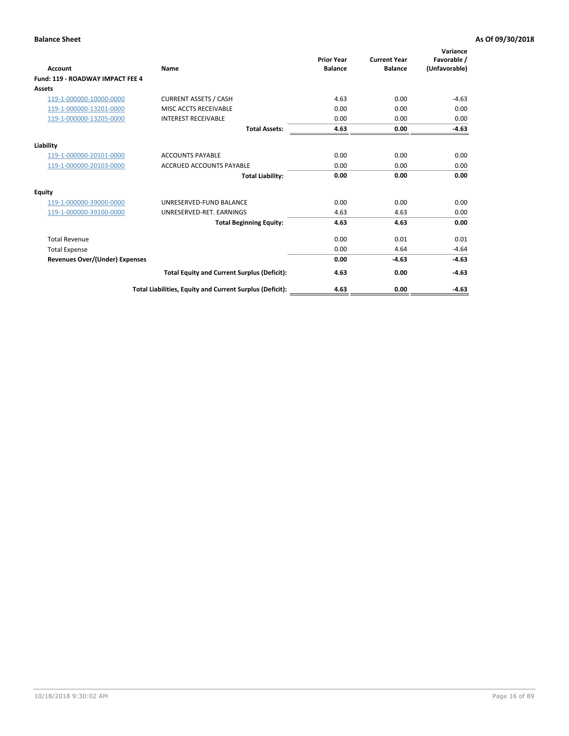**Balance Sheet** **As Of 09/30/2018**

| Account | Name | Prior Year Balance | Current Year Balance | Variance Favorable / (Unfavorable) |
|---|---|---|---|---|
| **Fund: 119 - ROADWAY IMPACT FEE 4** | | | | |
| **Assets** | | | | |
| 119-1-000000-10000-0000 | CURRENT ASSETS / CASH | 4.63 | 0.00 | -4.63 |
| 119-1-000000-13201-0000 | MISC ACCTS RECEIVABLE | 0.00 | 0.00 | 0.00 |
| 119-1-000000-13205-0000 | INTEREST RECEIVABLE | 0.00 | 0.00 | 0.00 |
| | **Total Assets:** | **4.63** | **0.00** | **-4.63** |
| **Liability** | | | | |
| 119-1-000000-20101-0000 | ACCOUNTS PAYABLE | 0.00 | 0.00 | 0.00 |
| 119-1-000000-20103-0000 | ACCRUED ACCOUNTS PAYABLE | 0.00 | 0.00 | 0.00 |
| | **Total Liability:** | **0.00** | **0.00** | **0.00** |
| **Equity** | | | | |
| 119-1-000000-39000-0000 | UNRESERVED-FUND BALANCE | 0.00 | 0.00 | 0.00 |
| 119-1-000000-39100-0000 | UNRESERVED-RET. EARNINGS | 4.63 | 4.63 | 0.00 |
| | **Total Beginning Equity:** | **4.63** | **4.63** | **0.00** |
| Total Revenue | | 0.00 | 0.01 | 0.01 |
| Total Expense | | 0.00 | 4.64 | -4.64 |
| **Revenues Over/(Under) Expenses** | | **0.00** | **-4.63** | **-4.63** |
| | **Total Equity and Current Surplus (Deficit):** | **4.63** | **0.00** | **-4.63** |
| | **Total Liabilities, Equity and Current Surplus (Deficit):** | **4.63** | **0.00** | **-4.63** |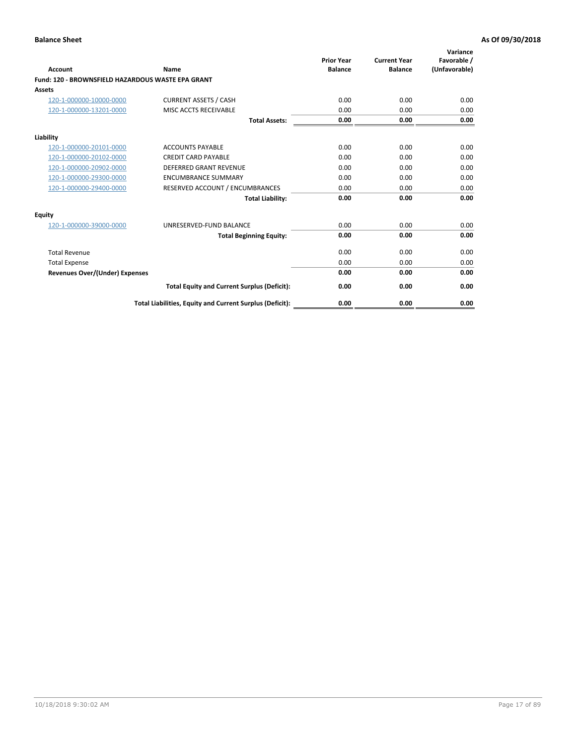**Balance Sheet** **As Of 09/30/2018**

| Account | Name | Prior Year Balance | Current Year Balance | Variance Favorable / (Unfavorable) |
|---|---|---|---|---|
| **Fund: 120 - BROWNSFIELD HAZARDOUS WASTE EPA GRANT** | | | | |
| **Assets** | | | | |
| 120-1-000000-10000-0000 | CURRENT ASSETS / CASH | 0.00 | 0.00 | 0.00 |
| 120-1-000000-13201-0000 | MISC ACCTS RECEIVABLE | 0.00 | 0.00 | 0.00 |
| | **Total Assets:** | **0.00** | **0.00** | **0.00** |
| **Liability** | | | | |
| 120-1-000000-20101-0000 | ACCOUNTS PAYABLE | 0.00 | 0.00 | 0.00 |
| 120-1-000000-20102-0000 | CREDIT CARD PAYABLE | 0.00 | 0.00 | 0.00 |
| 120-1-000000-20902-0000 | DEFERRED GRANT REVENUE | 0.00 | 0.00 | 0.00 |
| 120-1-000000-29300-0000 | ENCUMBRANCE SUMMARY | 0.00 | 0.00 | 0.00 |
| 120-1-000000-29400-0000 | RESERVED ACCOUNT / ENCUMBRANCES | 0.00 | 0.00 | 0.00 |
| | **Total Liability:** | **0.00** | **0.00** | **0.00** |
| **Equity** | | | | |
| 120-1-000000-39000-0000 | UNRESERVED-FUND BALANCE | 0.00 | 0.00 | 0.00 |
| | **Total Beginning Equity:** | **0.00** | **0.00** | **0.00** |
| Total Revenue | | 0.00 | 0.00 | 0.00 |
| Total Expense | | 0.00 | 0.00 | 0.00 |
| **Revenues Over/(Under) Expenses** | | **0.00** | **0.00** | **0.00** |
| | **Total Equity and Current Surplus (Deficit):** | **0.00** | **0.00** | **0.00** |
| | **Total Liabilities, Equity and Current Surplus (Deficit):** | **0.00** | **0.00** | **0.00** |

10/18/2018 9:30:02 AM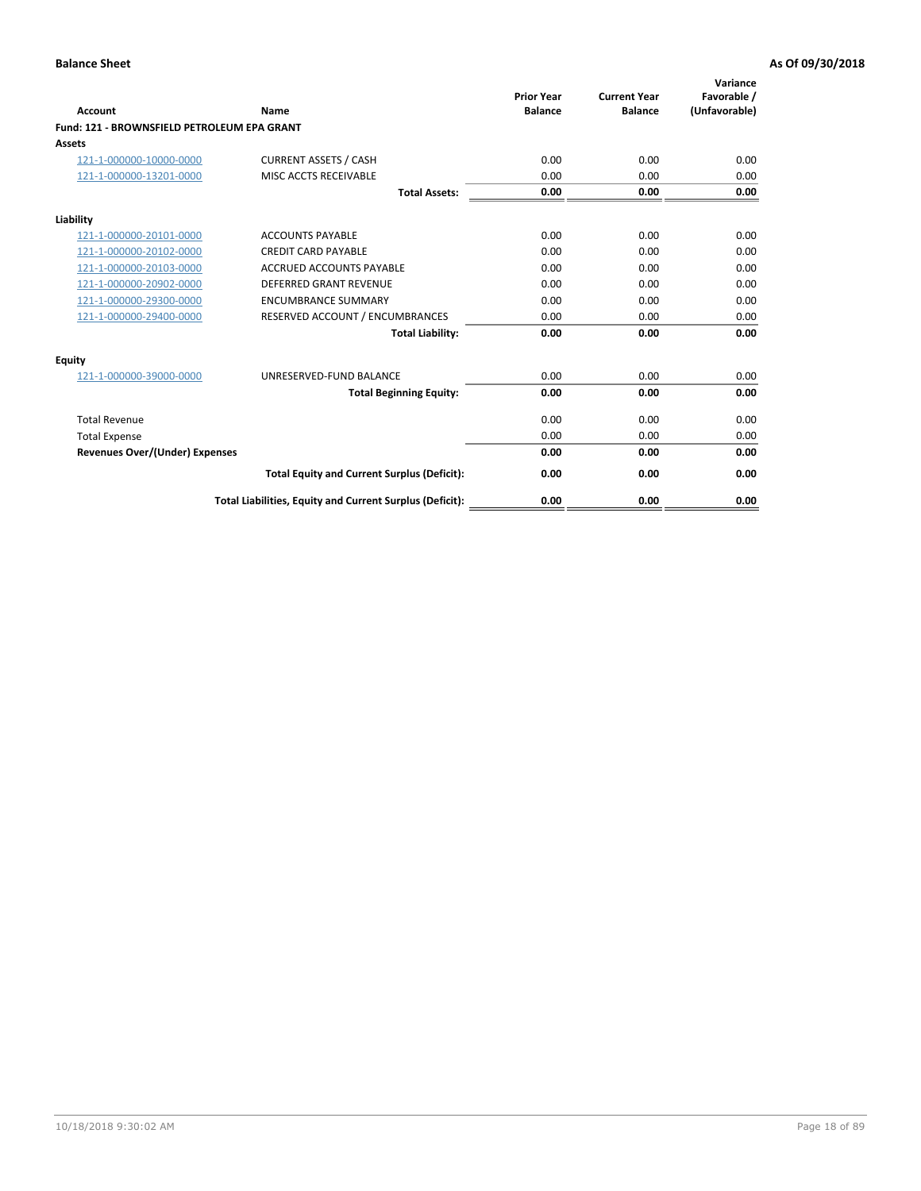**Balance Sheet** | **As Of 09/30/2018**

| Account | Name | Prior Year Balance | Current Year Balance | Variance Favorable / (Unfavorable) |
|---|---|---|---|---|
| **Fund: 121 - BROWNSFIELD PETROLEUM EPA GRANT** | | | | |
| **Assets** | | | | |
| 121-1-000000-10000-0000 | CURRENT ASSETS / CASH | 0.00 | 0.00 | 0.00 |
| 121-1-000000-13201-0000 | MISC ACCTS RECEIVABLE | 0.00 | 0.00 | 0.00 |
| | **Total Assets:** | **0.00** | **0.00** | **0.00** |
| **Liability** | | | | |
| 121-1-000000-20101-0000 | ACCOUNTS PAYABLE | 0.00 | 0.00 | 0.00 |
| 121-1-000000-20102-0000 | CREDIT CARD PAYABLE | 0.00 | 0.00 | 0.00 |
| 121-1-000000-20103-0000 | ACCRUED ACCOUNTS PAYABLE | 0.00 | 0.00 | 0.00 |
| 121-1-000000-20902-0000 | DEFERRED GRANT REVENUE | 0.00 | 0.00 | 0.00 |
| 121-1-000000-29300-0000 | ENCUMBRANCE SUMMARY | 0.00 | 0.00 | 0.00 |
| 121-1-000000-29400-0000 | RESERVED ACCOUNT / ENCUMBRANCES | 0.00 | 0.00 | 0.00 |
| | **Total Liability:** | **0.00** | **0.00** | **0.00** |
| **Equity** | | | | |
| 121-1-000000-39000-0000 | UNRESERVED-FUND BALANCE | 0.00 | 0.00 | 0.00 |
| | **Total Beginning Equity:** | **0.00** | **0.00** | **0.00** |
| Total Revenue | | 0.00 | 0.00 | 0.00 |
| Total Expense | | 0.00 | 0.00 | 0.00 |
| **Revenues Over/(Under) Expenses** | | **0.00** | **0.00** | **0.00** |
| | **Total Equity and Current Surplus (Deficit):** | **0.00** | **0.00** | **0.00** |
| | **Total Liabilities, Equity and Current Surplus (Deficit):** | **0.00** | **0.00** | **0.00** |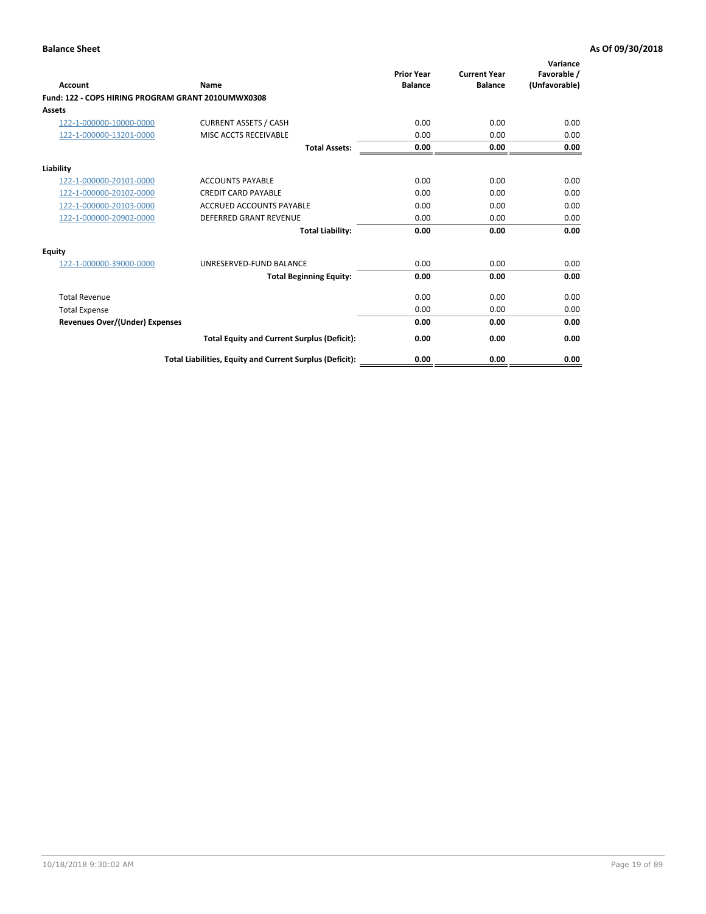**Balance Sheet** **As Of 09/30/2018**

| Account | Name | Prior Year Balance | Current Year Balance | Variance Favorable / (Unfavorable) |
|---|---|---|---|---|
| **Fund: 122 - COPS HIRING PROGRAM GRANT 2010UMWX0308** | | | | |
| **Assets** | | | | |
| 122-1-000000-10000-0000 | CURRENT ASSETS / CASH | 0.00 | 0.00 | 0.00 |
| 122-1-000000-13201-0000 | MISC ACCTS RECEIVABLE | 0.00 | 0.00 | 0.00 |
| | **Total Assets:** | **0.00** | **0.00** | **0.00** |
| **Liability** | | | | |
| 122-1-000000-20101-0000 | ACCOUNTS PAYABLE | 0.00 | 0.00 | 0.00 |
| 122-1-000000-20102-0000 | CREDIT CARD PAYABLE | 0.00 | 0.00 | 0.00 |
| 122-1-000000-20103-0000 | ACCRUED ACCOUNTS PAYABLE | 0.00 | 0.00 | 0.00 |
| 122-1-000000-20902-0000 | DEFERRED GRANT REVENUE | 0.00 | 0.00 | 0.00 |
| | **Total Liability:** | **0.00** | **0.00** | **0.00** |
| **Equity** | | | | |
| 122-1-000000-39000-0000 | UNRESERVED-FUND BALANCE | 0.00 | 0.00 | 0.00 |
| | **Total Beginning Equity:** | **0.00** | **0.00** | **0.00** |
| Total Revenue | | 0.00 | 0.00 | 0.00 |
| Total Expense | | 0.00 | 0.00 | 0.00 |
| **Revenues Over/(Under) Expenses** | | **0.00** | **0.00** | **0.00** |
| | **Total Equity and Current Surplus (Deficit):** | **0.00** | **0.00** | **0.00** |
| | **Total Liabilities, Equity and Current Surplus (Deficit):** | **0.00** | **0.00** | **0.00** |

10/18/2018 9:30:02 AM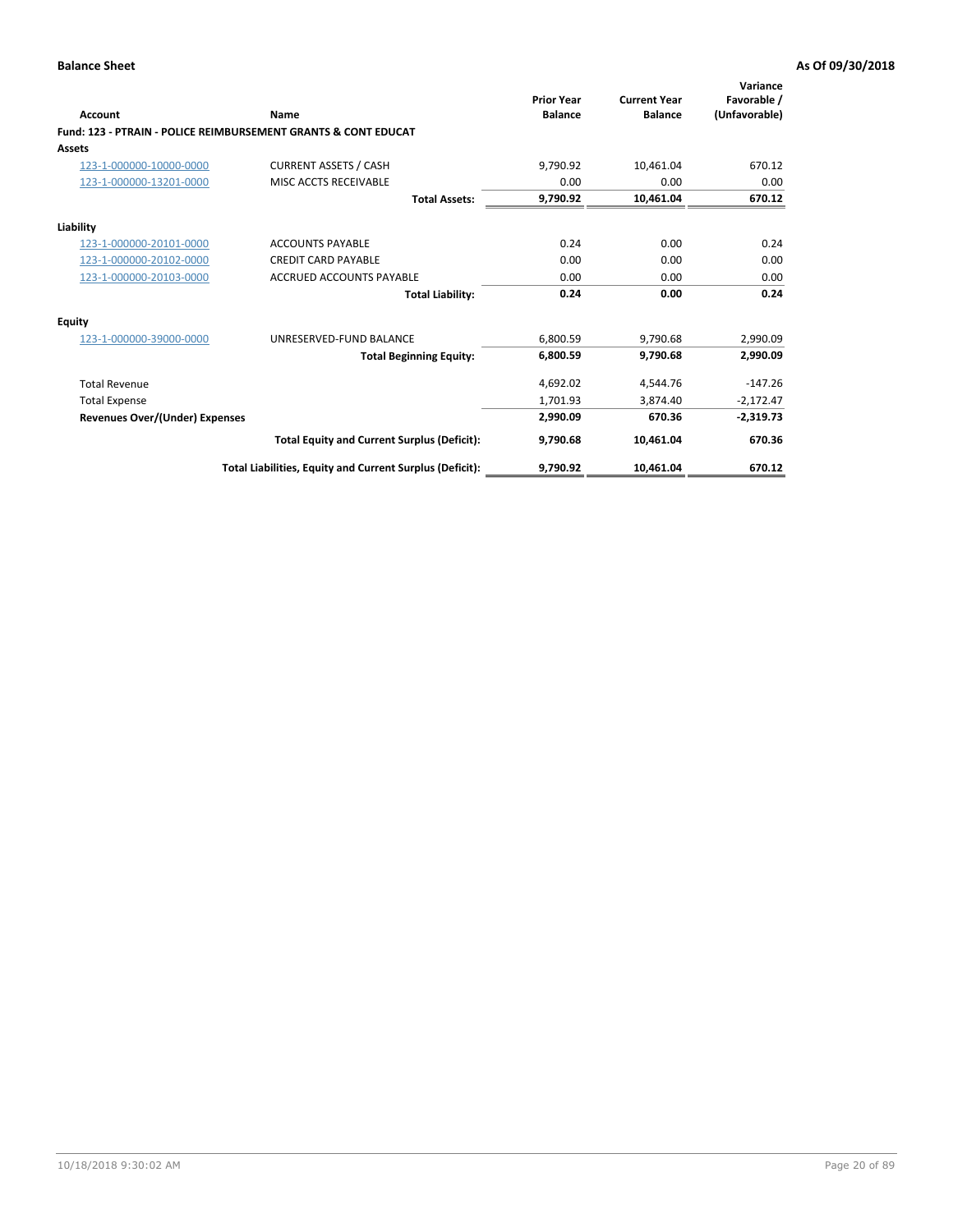**Balance Sheet** **As Of 09/30/2018**

| Account | Name | Prior Year Balance | Current Year Balance | Variance Favorable / (Unfavorable) |
|---|---|---|---|---|
| **Fund: 123 - PTRAIN - POLICE REIMBURSEMENT GRANTS & CONT EDUCAT** | | | | |
| **Assets** | | | | |
| 123-1-000000-10000-0000 | CURRENT ASSETS / CASH | 9,790.92 | 10,461.04 | 670.12 |
| 123-1-000000-13201-0000 | MISC ACCTS RECEIVABLE | 0.00 | 0.00 | 0.00 |
| | **Total Assets:** | **9,790.92** | **10,461.04** | **670.12** |
| **Liability** | | | | |
| 123-1-000000-20101-0000 | ACCOUNTS PAYABLE | 0.24 | 0.00 | 0.24 |
| 123-1-000000-20102-0000 | CREDIT CARD PAYABLE | 0.00 | 0.00 | 0.00 |
| 123-1-000000-20103-0000 | ACCRUED ACCOUNTS PAYABLE | 0.00 | 0.00 | 0.00 |
| | **Total Liability:** | **0.24** | **0.00** | **0.24** |
| **Equity** | | | | |
| 123-1-000000-39000-0000 | UNRESERVED-FUND BALANCE | 6,800.59 | 9,790.68 | 2,990.09 |
| | **Total Beginning Equity:** | **6,800.59** | **9,790.68** | **2,990.09** |
| Total Revenue | | 4,692.02 | 4,544.76 | -147.26 |
| Total Expense | | 1,701.93 | 3,874.40 | -2,172.47 |
| **Revenues Over/(Under) Expenses** | | **2,990.09** | **670.36** | **-2,319.73** |
| | **Total Equity and Current Surplus (Deficit):** | **9,790.68** | **10,461.04** | **670.36** |
| | **Total Liabilities, Equity and Current Surplus (Deficit):** | **9,790.92** | **10,461.04** | **670.12** |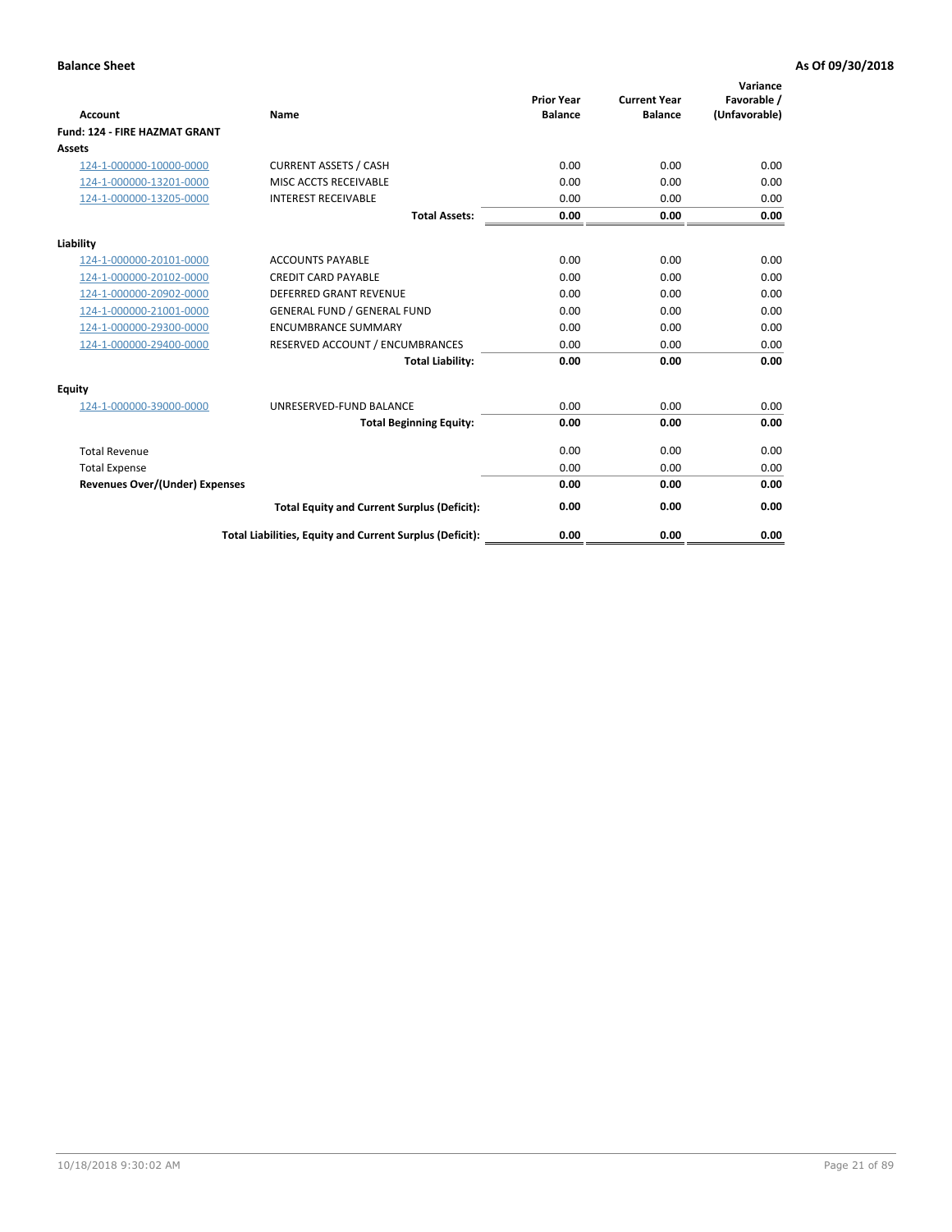**Balance Sheet** **As Of 09/30/2018**

| Account | Name | Prior Year Balance | Current Year Balance | Variance Favorable / (Unfavorable) |
|---|---|---|---|---|
| **Fund: 124 - FIRE HAZMAT GRANT** | | | | |
| **Assets** | | | | |
| 124-1-000000-10000-0000 | CURRENT ASSETS / CASH | 0.00 | 0.00 | 0.00 |
| 124-1-000000-13201-0000 | MISC ACCTS RECEIVABLE | 0.00 | 0.00 | 0.00 |
| 124-1-000000-13205-0000 | INTEREST RECEIVABLE | 0.00 | 0.00 | 0.00 |
| | **Total Assets:** | **0.00** | **0.00** | **0.00** |
| **Liability** | | | | |
| 124-1-000000-20101-0000 | ACCOUNTS PAYABLE | 0.00 | 0.00 | 0.00 |
| 124-1-000000-20102-0000 | CREDIT CARD PAYABLE | 0.00 | 0.00 | 0.00 |
| 124-1-000000-20902-0000 | DEFERRED GRANT REVENUE | 0.00 | 0.00 | 0.00 |
| 124-1-000000-21001-0000 | GENERAL FUND / GENERAL FUND | 0.00 | 0.00 | 0.00 |
| 124-1-000000-29300-0000 | ENCUMBRANCE SUMMARY | 0.00 | 0.00 | 0.00 |
| 124-1-000000-29400-0000 | RESERVED ACCOUNT / ENCUMBRANCES | 0.00 | 0.00 | 0.00 |
| | **Total Liability:** | **0.00** | **0.00** | **0.00** |
| **Equity** | | | | |
| 124-1-000000-39000-0000 | UNRESERVED-FUND BALANCE | 0.00 | 0.00 | 0.00 |
| | **Total Beginning Equity:** | **0.00** | **0.00** | **0.00** |
| Total Revenue | | 0.00 | 0.00 | 0.00 |
| Total Expense | | 0.00 | 0.00 | 0.00 |
| **Revenues Over/(Under) Expenses** | | **0.00** | **0.00** | **0.00** |
| | **Total Equity and Current Surplus (Deficit):** | **0.00** | **0.00** | **0.00** |
| | **Total Liabilities, Equity and Current Surplus (Deficit):** | **0.00** | **0.00** | **0.00** |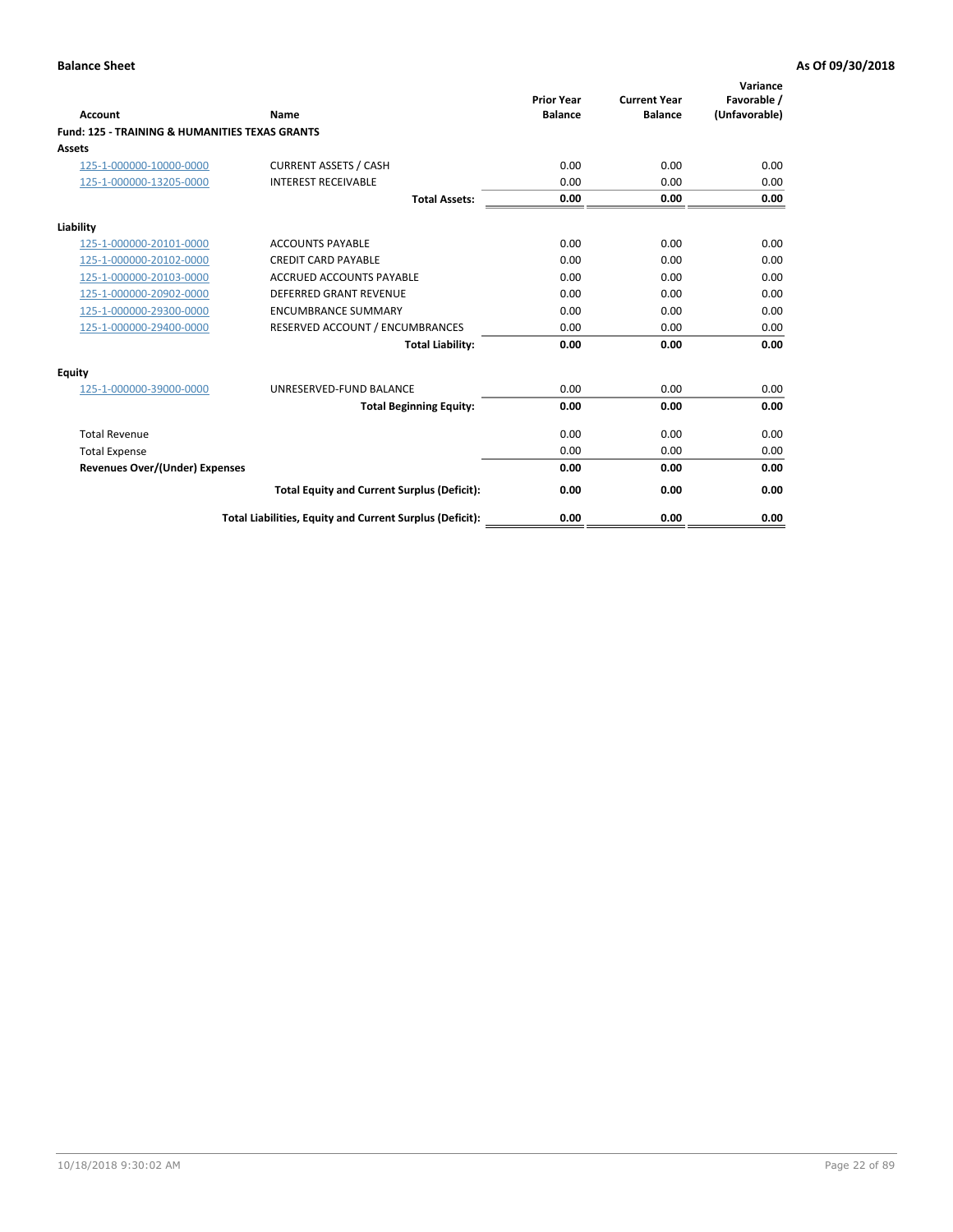**Balance Sheet** **As Of 09/30/2018**

| Account | Name | Prior Year Balance | Current Year Balance | Variance Favorable / (Unfavorable) |
|---|---|---|---|---|
| **Fund: 125 - TRAINING & HUMANITIES TEXAS GRANTS** | | | | |
| **Assets** | | | | |
| 125-1-000000-10000-0000 | CURRENT ASSETS / CASH | 0.00 | 0.00 | 0.00 |
| 125-1-000000-13205-0000 | INTEREST RECEIVABLE | 0.00 | 0.00 | 0.00 |
| | **Total Assets:** | **0.00** | **0.00** | **0.00** |
| **Liability** | | | | |
| 125-1-000000-20101-0000 | ACCOUNTS PAYABLE | 0.00 | 0.00 | 0.00 |
| 125-1-000000-20102-0000 | CREDIT CARD PAYABLE | 0.00 | 0.00 | 0.00 |
| 125-1-000000-20103-0000 | ACCRUED ACCOUNTS PAYABLE | 0.00 | 0.00 | 0.00 |
| 125-1-000000-20902-0000 | DEFERRED GRANT REVENUE | 0.00 | 0.00 | 0.00 |
| 125-1-000000-29300-0000 | ENCUMBRANCE SUMMARY | 0.00 | 0.00 | 0.00 |
| 125-1-000000-29400-0000 | RESERVED ACCOUNT / ENCUMBRANCES | 0.00 | 0.00 | 0.00 |
| | **Total Liability:** | **0.00** | **0.00** | **0.00** |
| **Equity** | | | | |
| 125-1-000000-39000-0000 | UNRESERVED-FUND BALANCE | 0.00 | 0.00 | 0.00 |
| | **Total Beginning Equity:** | **0.00** | **0.00** | **0.00** |
| Total Revenue | | 0.00 | 0.00 | 0.00 |
| Total Expense | | 0.00 | 0.00 | 0.00 |
| **Revenues Over/(Under) Expenses** | | **0.00** | **0.00** | **0.00** |
| | **Total Equity and Current Surplus (Deficit):** | **0.00** | **0.00** | **0.00** |
| | **Total Liabilities, Equity and Current Surplus (Deficit):** | **0.00** | **0.00** | **0.00** |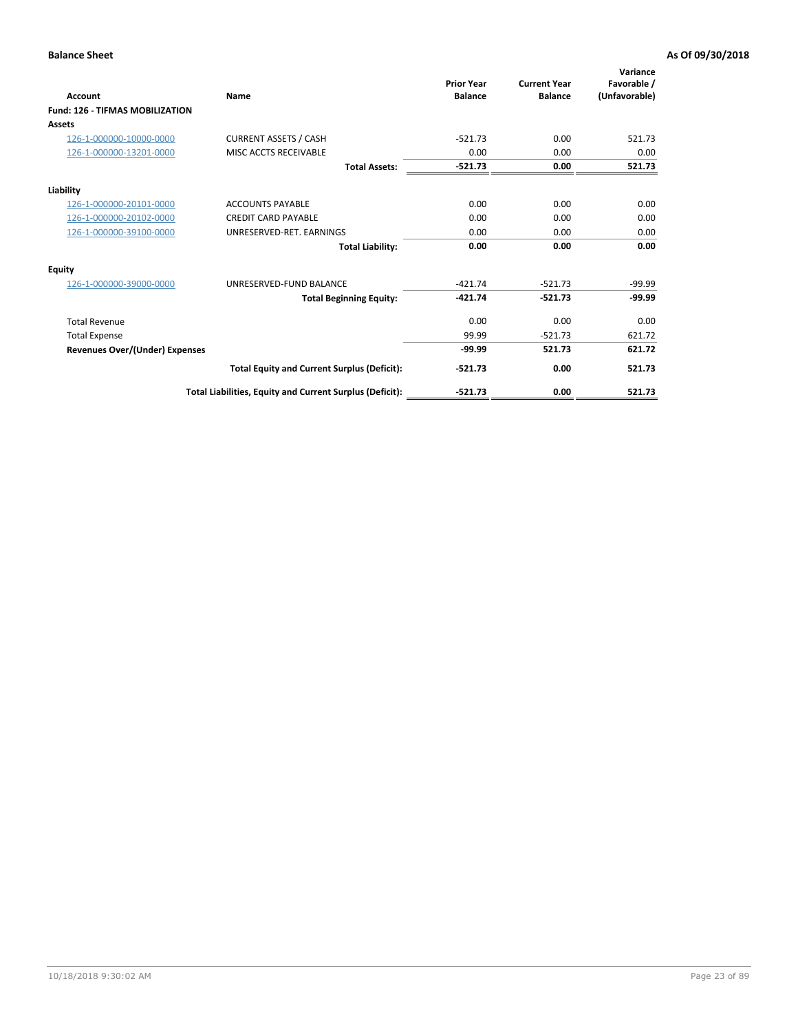**Balance Sheet** **As Of 09/30/2018**

| Account | Name | Prior Year Balance | Current Year Balance | Variance Favorable / (Unfavorable) |
|---|---|---|---|---|
| **Fund: 126 - TIFMAS MOBILIZATION** | | | | |
| **Assets** | | | | |
| 126-1-000000-10000-0000 | CURRENT ASSETS / CASH | -521.73 | 0.00 | 521.73 |
| 126-1-000000-13201-0000 | MISC ACCTS RECEIVABLE | 0.00 | 0.00 | 0.00 |
| | **Total Assets:** | **-521.73** | **0.00** | **521.73** |
| **Liability** | | | | |
| 126-1-000000-20101-0000 | ACCOUNTS PAYABLE | 0.00 | 0.00 | 0.00 |
| 126-1-000000-20102-0000 | CREDIT CARD PAYABLE | 0.00 | 0.00 | 0.00 |
| 126-1-000000-39100-0000 | UNRESERVED-RET. EARNINGS | 0.00 | 0.00 | 0.00 |
| | **Total Liability:** | **0.00** | **0.00** | **0.00** |
| **Equity** | | | | |
| 126-1-000000-39000-0000 | UNRESERVED-FUND BALANCE | -421.74 | -521.73 | -99.99 |
| | **Total Beginning Equity:** | **-421.74** | **-521.73** | **-99.99** |
| Total Revenue | | 0.00 | 0.00 | 0.00 |
| Total Expense | | 99.99 | -521.73 | 621.72 |
| **Revenues Over/(Under) Expenses** | | **-99.99** | **521.73** | **621.72** |
| | **Total Equity and Current Surplus (Deficit):** | **-521.73** | **0.00** | **521.73** |
| | **Total Liabilities, Equity and Current Surplus (Deficit):** | **-521.73** | **0.00** | **521.73** |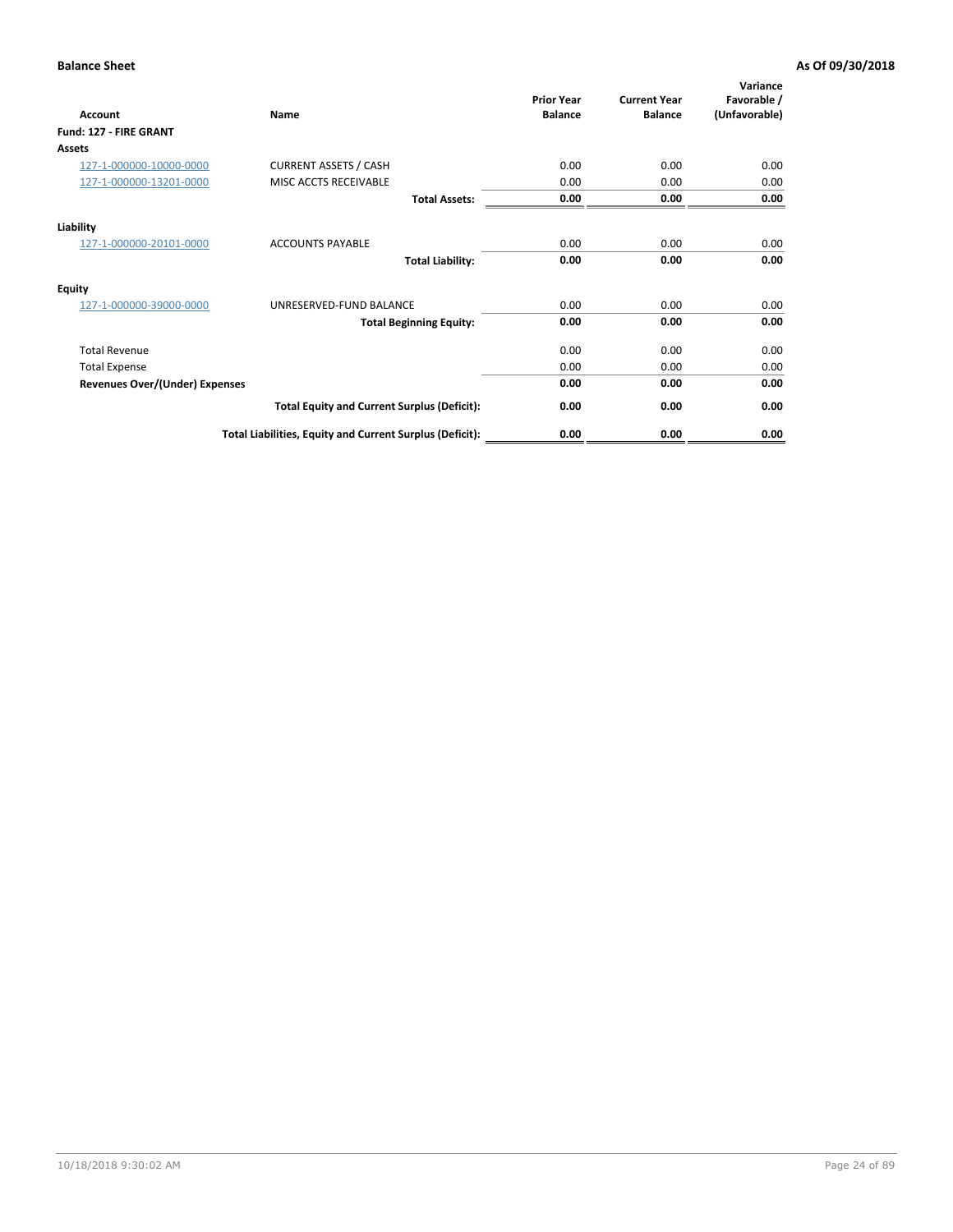**Balance Sheet** **As Of 09/30/2018**

| Account | Name | Prior Year Balance | Current Year Balance | Variance Favorable / (Unfavorable) |
|---|---|---|---|---|
| **Fund: 127 - FIRE GRANT** | | | | |
| **Assets** | | | | |
| 127-1-000000-10000-0000 | CURRENT ASSETS / CASH | 0.00 | 0.00 | 0.00 |
| 127-1-000000-13201-0000 | MISC ACCTS RECEIVABLE | 0.00 | 0.00 | 0.00 |
| | **Total Assets:** | **0.00** | **0.00** | **0.00** |
| **Liability** | | | | |
| 127-1-000000-20101-0000 | ACCOUNTS PAYABLE | 0.00 | 0.00 | 0.00 |
| | **Total Liability:** | **0.00** | **0.00** | **0.00** |
| **Equity** | | | | |
| 127-1-000000-39000-0000 | UNRESERVED-FUND BALANCE | 0.00 | 0.00 | 0.00 |
| | **Total Beginning Equity:** | **0.00** | **0.00** | **0.00** |
| Total Revenue | | 0.00 | 0.00 | 0.00 |
| Total Expense | | 0.00 | 0.00 | 0.00 |
| **Revenues Over/(Under) Expenses** | | **0.00** | **0.00** | **0.00** |
| | **Total Equity and Current Surplus (Deficit):** | **0.00** | **0.00** | **0.00** |
| | **Total Liabilities, Equity and Current Surplus (Deficit):** | **0.00** | **0.00** | **0.00** |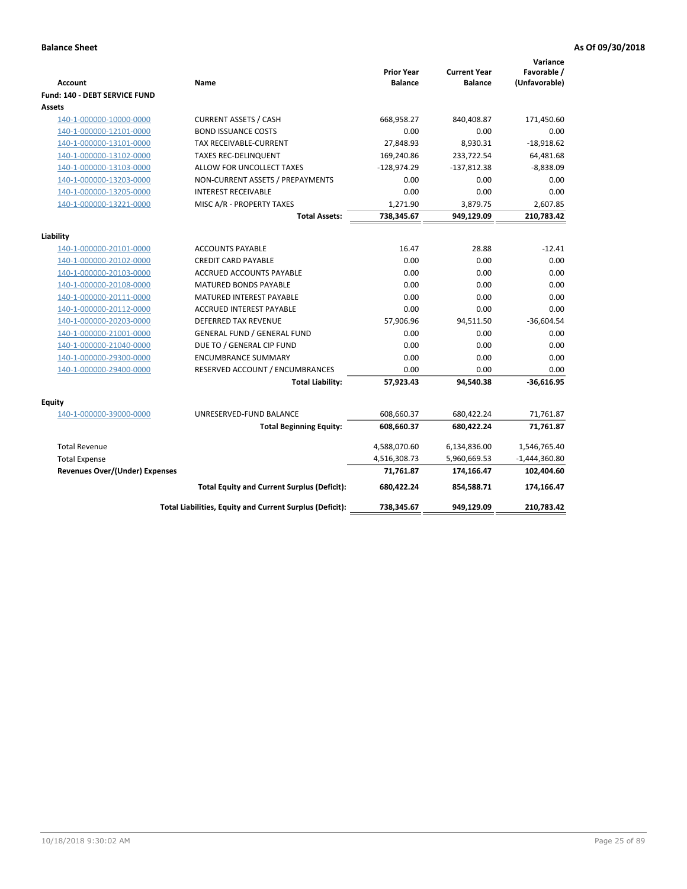**Balance Sheet** **As Of 09/30/2018**

| Account | Name | Prior Year Balance | Current Year Balance | Variance Favorable / (Unfavorable) |
|---|---|---|---|---|
| **Fund: 140 - DEBT SERVICE FUND** | | | | |
| **Assets** | | | | |
| 140-1-000000-10000-0000 | CURRENT ASSETS / CASH | 668,958.27 | 840,408.87 | 171,450.60 |
| 140-1-000000-12101-0000 | BOND ISSUANCE COSTS | 0.00 | 0.00 | 0.00 |
| 140-1-000000-13101-0000 | TAX RECEIVABLE-CURRENT | 27,848.93 | 8,930.31 | -18,918.62 |
| 140-1-000000-13102-0000 | TAXES REC-DELINQUENT | 169,240.86 | 233,722.54 | 64,481.68 |
| 140-1-000000-13103-0000 | ALLOW FOR UNCOLLECT TAXES | -128,974.29 | -137,812.38 | -8,838.09 |
| 140-1-000000-13203-0000 | NON-CURRENT ASSETS / PREPAYMENTS | 0.00 | 0.00 | 0.00 |
| 140-1-000000-13205-0000 | INTEREST RECEIVABLE | 0.00 | 0.00 | 0.00 |
| 140-1-000000-13221-0000 | MISC A/R - PROPERTY TAXES | 1,271.90 | 3,879.75 | 2,607.85 |
| | **Total Assets:** | **738,345.67** | **949,129.09** | **210,783.42** |
| **Liability** | | | | |
| 140-1-000000-20101-0000 | ACCOUNTS PAYABLE | 16.47 | 28.88 | -12.41 |
| 140-1-000000-20102-0000 | CREDIT CARD PAYABLE | 0.00 | 0.00 | 0.00 |
| 140-1-000000-20103-0000 | ACCRUED ACCOUNTS PAYABLE | 0.00 | 0.00 | 0.00 |
| 140-1-000000-20108-0000 | MATURED BONDS PAYABLE | 0.00 | 0.00 | 0.00 |
| 140-1-000000-20111-0000 | MATURED INTEREST PAYABLE | 0.00 | 0.00 | 0.00 |
| 140-1-000000-20112-0000 | ACCRUED INTEREST PAYABLE | 0.00 | 0.00 | 0.00 |
| 140-1-000000-20203-0000 | DEFERRED TAX REVENUE | 57,906.96 | 94,511.50 | -36,604.54 |
| 140-1-000000-21001-0000 | GENERAL FUND / GENERAL FUND | 0.00 | 0.00 | 0.00 |
| 140-1-000000-21040-0000 | DUE TO / GENERAL CIP FUND | 0.00 | 0.00 | 0.00 |
| 140-1-000000-29300-0000 | ENCUMBRANCE SUMMARY | 0.00 | 0.00 | 0.00 |
| 140-1-000000-29400-0000 | RESERVED ACCOUNT / ENCUMBRANCES | 0.00 | 0.00 | 0.00 |
| | **Total Liability:** | **57,923.43** | **94,540.38** | **-36,616.95** |
| **Equity** | | | | |
| 140-1-000000-39000-0000 | UNRESERVED-FUND BALANCE | 608,660.37 | 680,422.24 | 71,761.87 |
| | **Total Beginning Equity:** | **608,660.37** | **680,422.24** | **71,761.87** |
| Total Revenue | | 4,588,070.60 | 6,134,836.00 | 1,546,765.40 |
| Total Expense | | 4,516,308.73 | 5,960,669.53 | -1,444,360.80 |
| **Revenues Over/(Under) Expenses** | | **71,761.87** | **174,166.47** | **102,404.60** |
| | **Total Equity and Current Surplus (Deficit):** | **680,422.24** | **854,588.71** | **174,166.47** |
| | **Total Liabilities, Equity and Current Surplus (Deficit):** | **738,345.67** | **949,129.09** | **210,783.42** |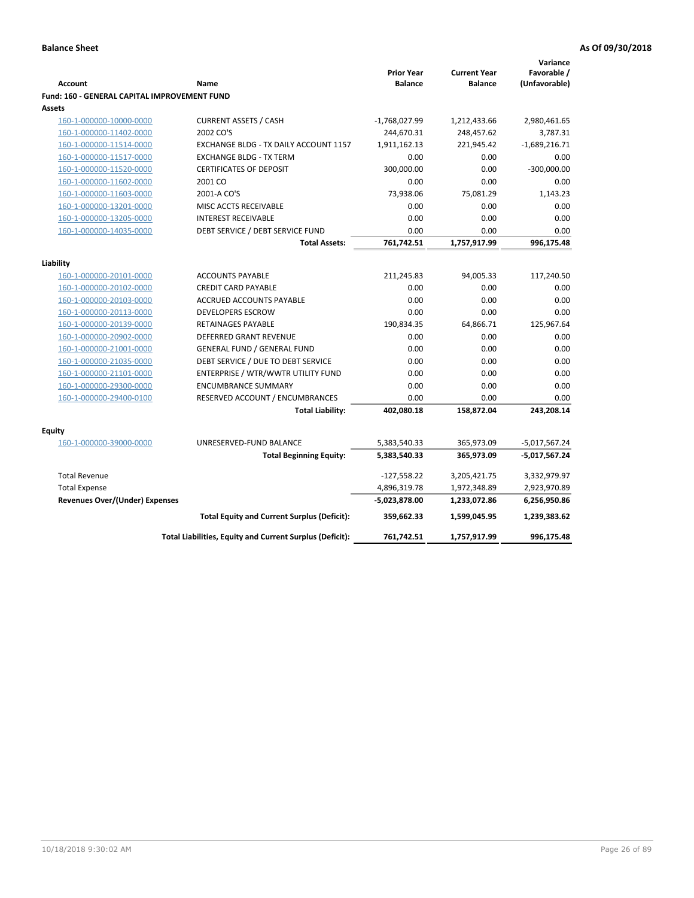**Balance Sheet** **As Of 09/30/2018**

| Account | Name | Prior Year Balance | Current Year Balance | Variance Favorable / (Unfavorable) |
|---|---|---|---|---|
| **Fund: 160 - GENERAL CAPITAL IMPROVEMENT FUND** | | | | |
| **Assets** | | | | |
| 160-1-000000-10000-0000 | CURRENT ASSETS / CASH | -1,768,027.99 | 1,212,433.66 | 2,980,461.65 |
| 160-1-000000-11402-0000 | 2002 CO'S | 244,670.31 | 248,457.62 | 3,787.31 |
| 160-1-000000-11514-0000 | EXCHANGE BLDG - TX DAILY ACCOUNT 1157 | 1,911,162.13 | 221,945.42 | -1,689,216.71 |
| 160-1-000000-11517-0000 | EXCHANGE BLDG - TX TERM | 0.00 | 0.00 | 0.00 |
| 160-1-000000-11520-0000 | CERTIFICATES OF DEPOSIT | 300,000.00 | 0.00 | -300,000.00 |
| 160-1-000000-11602-0000 | 2001 CO | 0.00 | 0.00 | 0.00 |
| 160-1-000000-11603-0000 | 2001-A CO'S | 73,938.06 | 75,081.29 | 1,143.23 |
| 160-1-000000-13201-0000 | MISC ACCTS RECEIVABLE | 0.00 | 0.00 | 0.00 |
| 160-1-000000-13205-0000 | INTEREST RECEIVABLE | 0.00 | 0.00 | 0.00 |
| 160-1-000000-14035-0000 | DEBT SERVICE / DEBT SERVICE FUND | 0.00 | 0.00 | 0.00 |
| | **Total Assets:** | **761,742.51** | **1,757,917.99** | **996,175.48** |
| **Liability** | | | | |
| 160-1-000000-20101-0000 | ACCOUNTS PAYABLE | 211,245.83 | 94,005.33 | 117,240.50 |
| 160-1-000000-20102-0000 | CREDIT CARD PAYABLE | 0.00 | 0.00 | 0.00 |
| 160-1-000000-20103-0000 | ACCRUED ACCOUNTS PAYABLE | 0.00 | 0.00 | 0.00 |
| 160-1-000000-20113-0000 | DEVELOPERS ESCROW | 0.00 | 0.00 | 0.00 |
| 160-1-000000-20139-0000 | RETAINAGES PAYABLE | 190,834.35 | 64,866.71 | 125,967.64 |
| 160-1-000000-20902-0000 | DEFERRED GRANT REVENUE | 0.00 | 0.00 | 0.00 |
| 160-1-000000-21001-0000 | GENERAL FUND / GENERAL FUND | 0.00 | 0.00 | 0.00 |
| 160-1-000000-21035-0000 | DEBT SERVICE / DUE TO DEBT SERVICE | 0.00 | 0.00 | 0.00 |
| 160-1-000000-21101-0000 | ENTERPRISE / WTR/WWTR UTILITY FUND | 0.00 | 0.00 | 0.00 |
| 160-1-000000-29300-0000 | ENCUMBRANCE SUMMARY | 0.00 | 0.00 | 0.00 |
| 160-1-000000-29400-0100 | RESERVED ACCOUNT / ENCUMBRANCES | 0.00 | 0.00 | 0.00 |
| | **Total Liability:** | **402,080.18** | **158,872.04** | **243,208.14** |
| **Equity** | | | | |
| 160-1-000000-39000-0000 | UNRESERVED-FUND BALANCE | 5,383,540.33 | 365,973.09 | -5,017,567.24 |
| | **Total Beginning Equity:** | **5,383,540.33** | **365,973.09** | **-5,017,567.24** |
| Total Revenue | | -127,558.22 | 3,205,421.75 | 3,332,979.97 |
| Total Expense | | 4,896,319.78 | 1,972,348.89 | 2,923,970.89 |
| **Revenues Over/(Under) Expenses** | | **-5,023,878.00** | **1,233,072.86** | **6,256,950.86** |
| | **Total Equity and Current Surplus (Deficit):** | **359,662.33** | **1,599,045.95** | **1,239,383.62** |
| | **Total Liabilities, Equity and Current Surplus (Deficit):** | **761,742.51** | **1,757,917.99** | **996,175.48** |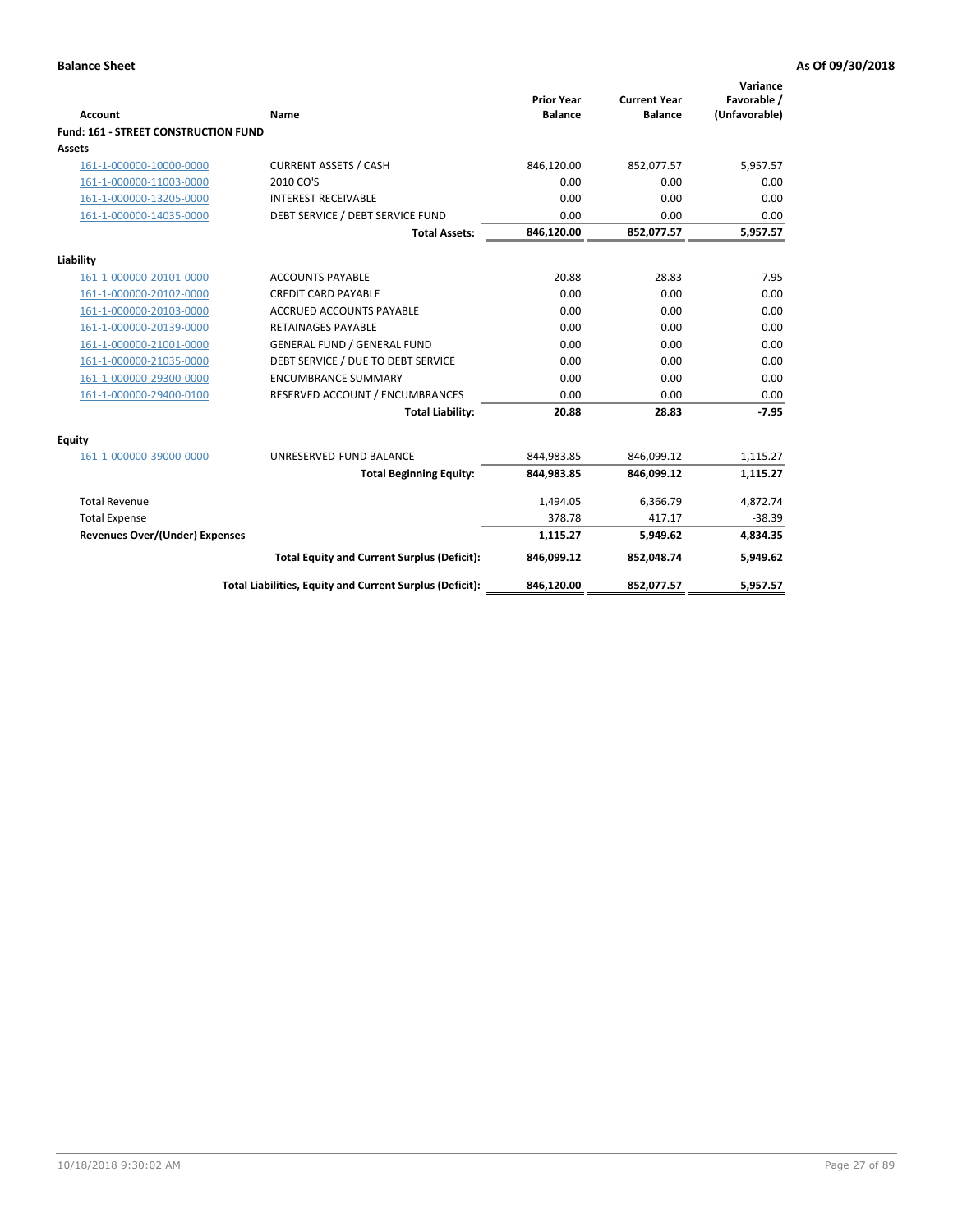**Balance Sheet** **As Of 09/30/2018**

| Account | Name | Prior Year Balance | Current Year Balance | Variance Favorable / (Unfavorable) |
|---|---|---|---|---|
| **Fund: 161 - STREET CONSTRUCTION FUND** | | | | |
| **Assets** | | | | |
| 161-1-000000-10000-0000 | CURRENT ASSETS / CASH | 846,120.00 | 852,077.57 | 5,957.57 |
| 161-1-000000-11003-0000 | 2010 CO'S | 0.00 | 0.00 | 0.00 |
| 161-1-000000-13205-0000 | INTEREST RECEIVABLE | 0.00 | 0.00 | 0.00 |
| 161-1-000000-14035-0000 | DEBT SERVICE / DEBT SERVICE FUND | 0.00 | 0.00 | 0.00 |
| | **Total Assets:** | **846,120.00** | **852,077.57** | **5,957.57** |
| **Liability** | | | | |
| 161-1-000000-20101-0000 | ACCOUNTS PAYABLE | 20.88 | 28.83 | -7.95 |
| 161-1-000000-20102-0000 | CREDIT CARD PAYABLE | 0.00 | 0.00 | 0.00 |
| 161-1-000000-20103-0000 | ACCRUED ACCOUNTS PAYABLE | 0.00 | 0.00 | 0.00 |
| 161-1-000000-20139-0000 | RETAINAGES PAYABLE | 0.00 | 0.00 | 0.00 |
| 161-1-000000-21001-0000 | GENERAL FUND / GENERAL FUND | 0.00 | 0.00 | 0.00 |
| 161-1-000000-21035-0000 | DEBT SERVICE / DUE TO DEBT SERVICE | 0.00 | 0.00 | 0.00 |
| 161-1-000000-29300-0000 | ENCUMBRANCE SUMMARY | 0.00 | 0.00 | 0.00 |
| 161-1-000000-29400-0100 | RESERVED ACCOUNT / ENCUMBRANCES | 0.00 | 0.00 | 0.00 |
| | **Total Liability:** | **20.88** | **28.83** | **-7.95** |
| **Equity** | | | | |
| 161-1-000000-39000-0000 | UNRESERVED-FUND BALANCE | 844,983.85 | 846,099.12 | 1,115.27 |
| | **Total Beginning Equity:** | **844,983.85** | **846,099.12** | **1,115.27** |
| Total Revenue | | 1,494.05 | 6,366.79 | 4,872.74 |
| Total Expense | | 378.78 | 417.17 | -38.39 |
| **Revenues Over/(Under) Expenses** | | **1,115.27** | **5,949.62** | **4,834.35** |
| | **Total Equity and Current Surplus (Deficit):** | **846,099.12** | **852,048.74** | **5,949.62** |
| | **Total Liabilities, Equity and Current Surplus (Deficit):** | **846,120.00** | **852,077.57** | **5,957.57** |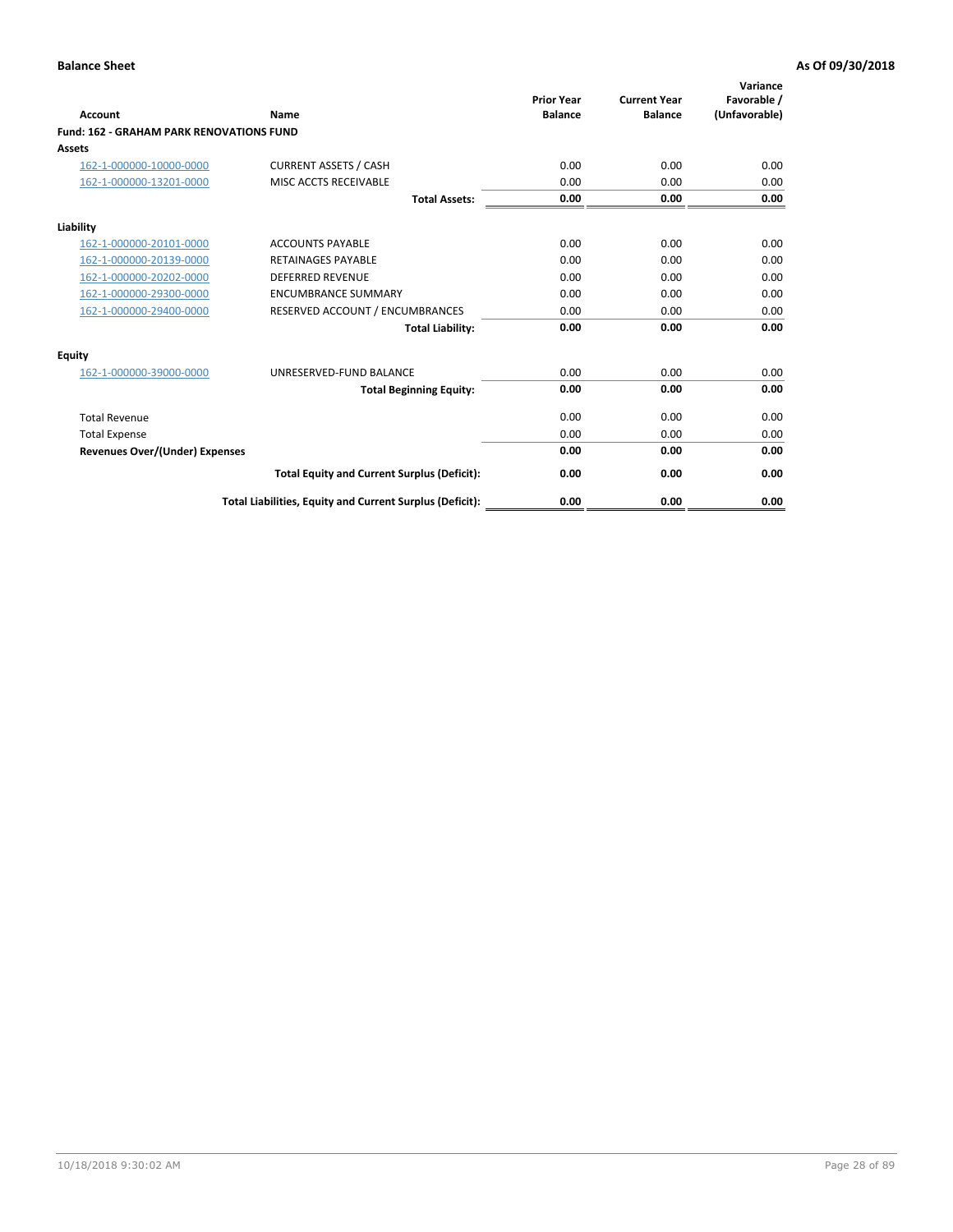**Balance Sheet** **As Of 09/30/2018**

| Account | Name | Prior Year Balance | Current Year Balance | Variance Favorable / (Unfavorable) |
|---|---|---|---|---|
| **Fund: 162 - GRAHAM PARK RENOVATIONS FUND** | | | | |
| **Assets** | | | | |
| 162-1-000000-10000-0000 | CURRENT ASSETS / CASH | 0.00 | 0.00 | 0.00 |
| 162-1-000000-13201-0000 | MISC ACCTS RECEIVABLE | 0.00 | 0.00 | 0.00 |
| | **Total Assets:** | **0.00** | **0.00** | **0.00** |
| **Liability** | | | | |
| 162-1-000000-20101-0000 | ACCOUNTS PAYABLE | 0.00 | 0.00 | 0.00 |
| 162-1-000000-20139-0000 | RETAINAGES PAYABLE | 0.00 | 0.00 | 0.00 |
| 162-1-000000-20202-0000 | DEFERRED REVENUE | 0.00 | 0.00 | 0.00 |
| 162-1-000000-29300-0000 | ENCUMBRANCE SUMMARY | 0.00 | 0.00 | 0.00 |
| 162-1-000000-29400-0000 | RESERVED ACCOUNT / ENCUMBRANCES | 0.00 | 0.00 | 0.00 |
| | **Total Liability:** | **0.00** | **0.00** | **0.00** |
| **Equity** | | | | |
| 162-1-000000-39000-0000 | UNRESERVED-FUND BALANCE | 0.00 | 0.00 | 0.00 |
| | **Total Beginning Equity:** | **0.00** | **0.00** | **0.00** |
| Total Revenue | | 0.00 | 0.00 | 0.00 |
| Total Expense | | 0.00 | 0.00 | 0.00 |
| **Revenues Over/(Under) Expenses** | | **0.00** | **0.00** | **0.00** |
| | **Total Equity and Current Surplus (Deficit):** | **0.00** | **0.00** | **0.00** |
| | **Total Liabilities, Equity and Current Surplus (Deficit):** | **0.00** | **0.00** | **0.00** |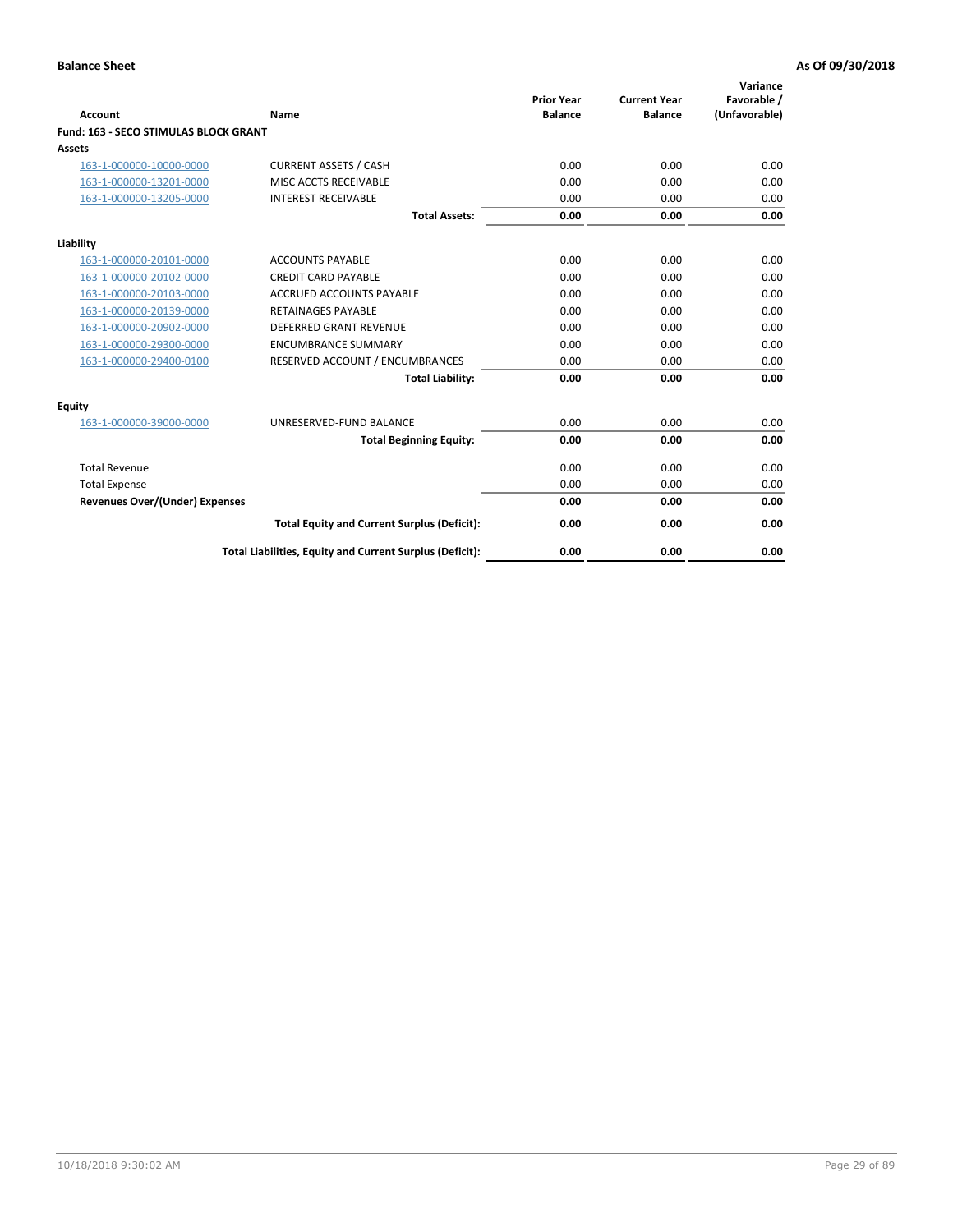**Balance Sheet** **As Of 09/30/2018**

| Account | Name | Prior Year Balance | Current Year Balance | Variance Favorable / (Unfavorable) |
|---|---|---|---|---|
| **Fund: 163 - SECO STIMULAS BLOCK GRANT** | | | | |
| **Assets** | | | | |
| 163-1-000000-10000-0000 | CURRENT ASSETS / CASH | 0.00 | 0.00 | 0.00 |
| 163-1-000000-13201-0000 | MISC ACCTS RECEIVABLE | 0.00 | 0.00 | 0.00 |
| 163-1-000000-13205-0000 | INTEREST RECEIVABLE | 0.00 | 0.00 | 0.00 |
| | **Total Assets:** | **0.00** | **0.00** | **0.00** |
| **Liability** | | | | |
| 163-1-000000-20101-0000 | ACCOUNTS PAYABLE | 0.00 | 0.00 | 0.00 |
| 163-1-000000-20102-0000 | CREDIT CARD PAYABLE | 0.00 | 0.00 | 0.00 |
| 163-1-000000-20103-0000 | ACCRUED ACCOUNTS PAYABLE | 0.00 | 0.00 | 0.00 |
| 163-1-000000-20139-0000 | RETAINAGES PAYABLE | 0.00 | 0.00 | 0.00 |
| 163-1-000000-20902-0000 | DEFERRED GRANT REVENUE | 0.00 | 0.00 | 0.00 |
| 163-1-000000-29300-0000 | ENCUMBRANCE SUMMARY | 0.00 | 0.00 | 0.00 |
| 163-1-000000-29400-0100 | RESERVED ACCOUNT / ENCUMBRANCES | 0.00 | 0.00 | 0.00 |
| | **Total Liability:** | **0.00** | **0.00** | **0.00** |
| **Equity** | | | | |
| 163-1-000000-39000-0000 | UNRESERVED-FUND BALANCE | 0.00 | 0.00 | 0.00 |
| | **Total Beginning Equity:** | **0.00** | **0.00** | **0.00** |
| Total Revenue | | 0.00 | 0.00 | 0.00 |
| Total Expense | | 0.00 | 0.00 | 0.00 |
| **Revenues Over/(Under) Expenses** | | **0.00** | **0.00** | **0.00** |
| | **Total Equity and Current Surplus (Deficit):** | **0.00** | **0.00** | **0.00** |
| | **Total Liabilities, Equity and Current Surplus (Deficit):** | **0.00** | **0.00** | **0.00** |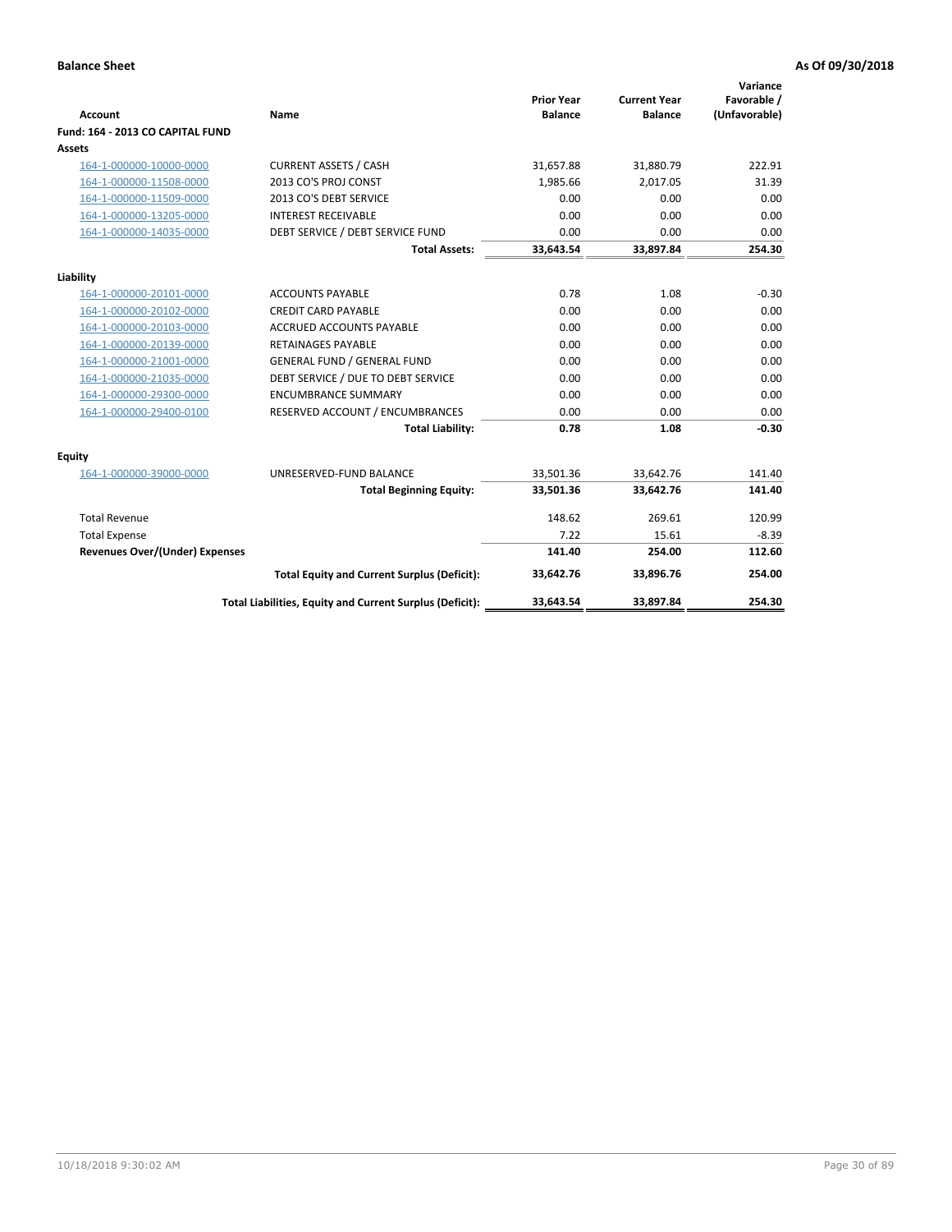**Balance Sheet** **As Of 09/30/2018**

| Account | Name | Prior Year Balance | Current Year Balance | Variance Favorable / (Unfavorable) |
|---|---|---|---|---|
| **Fund: 164 - 2013 CO CAPITAL FUND** | | | | |
| **Assets** | | | | |
| 164-1-000000-10000-0000 | CURRENT ASSETS / CASH | 31,657.88 | 31,880.79 | 222.91 |
| 164-1-000000-11508-0000 | 2013 CO'S PROJ CONST | 1,985.66 | 2,017.05 | 31.39 |
| 164-1-000000-11509-0000 | 2013 CO'S DEBT SERVICE | 0.00 | 0.00 | 0.00 |
| 164-1-000000-13205-0000 | INTEREST RECEIVABLE | 0.00 | 0.00 | 0.00 |
| 164-1-000000-14035-0000 | DEBT SERVICE / DEBT SERVICE FUND | 0.00 | 0.00 | 0.00 |
| | **Total Assets:** | **33,643.54** | **33,897.84** | **254.30** |
| **Liability** | | | | |
| 164-1-000000-20101-0000 | ACCOUNTS PAYABLE | 0.78 | 1.08 | -0.30 |
| 164-1-000000-20102-0000 | CREDIT CARD PAYABLE | 0.00 | 0.00 | 0.00 |
| 164-1-000000-20103-0000 | ACCRUED ACCOUNTS PAYABLE | 0.00 | 0.00 | 0.00 |
| 164-1-000000-20139-0000 | RETAINAGES PAYABLE | 0.00 | 0.00 | 0.00 |
| 164-1-000000-21001-0000 | GENERAL FUND / GENERAL FUND | 0.00 | 0.00 | 0.00 |
| 164-1-000000-21035-0000 | DEBT SERVICE / DUE TO DEBT SERVICE | 0.00 | 0.00 | 0.00 |
| 164-1-000000-29300-0000 | ENCUMBRANCE SUMMARY | 0.00 | 0.00 | 0.00 |
| 164-1-000000-29400-0100 | RESERVED ACCOUNT / ENCUMBRANCES | 0.00 | 0.00 | 0.00 |
| | **Total Liability:** | **0.78** | **1.08** | **-0.30** |
| **Equity** | | | | |
| 164-1-000000-39000-0000 | UNRESERVED-FUND BALANCE | 33,501.36 | 33,642.76 | 141.40 |
| | **Total Beginning Equity:** | **33,501.36** | **33,642.76** | **141.40** |
| Total Revenue | | 148.62 | 269.61 | 120.99 |
| Total Expense | | 7.22 | 15.61 | -8.39 |
| **Revenues Over/(Under) Expenses** | | **141.40** | **254.00** | **112.60** |
| | **Total Equity and Current Surplus (Deficit):** | **33,642.76** | **33,896.76** | **254.00** |
| | **Total Liabilities, Equity and Current Surplus (Deficit):** | **33,643.54** | **33,897.84** | **254.30** |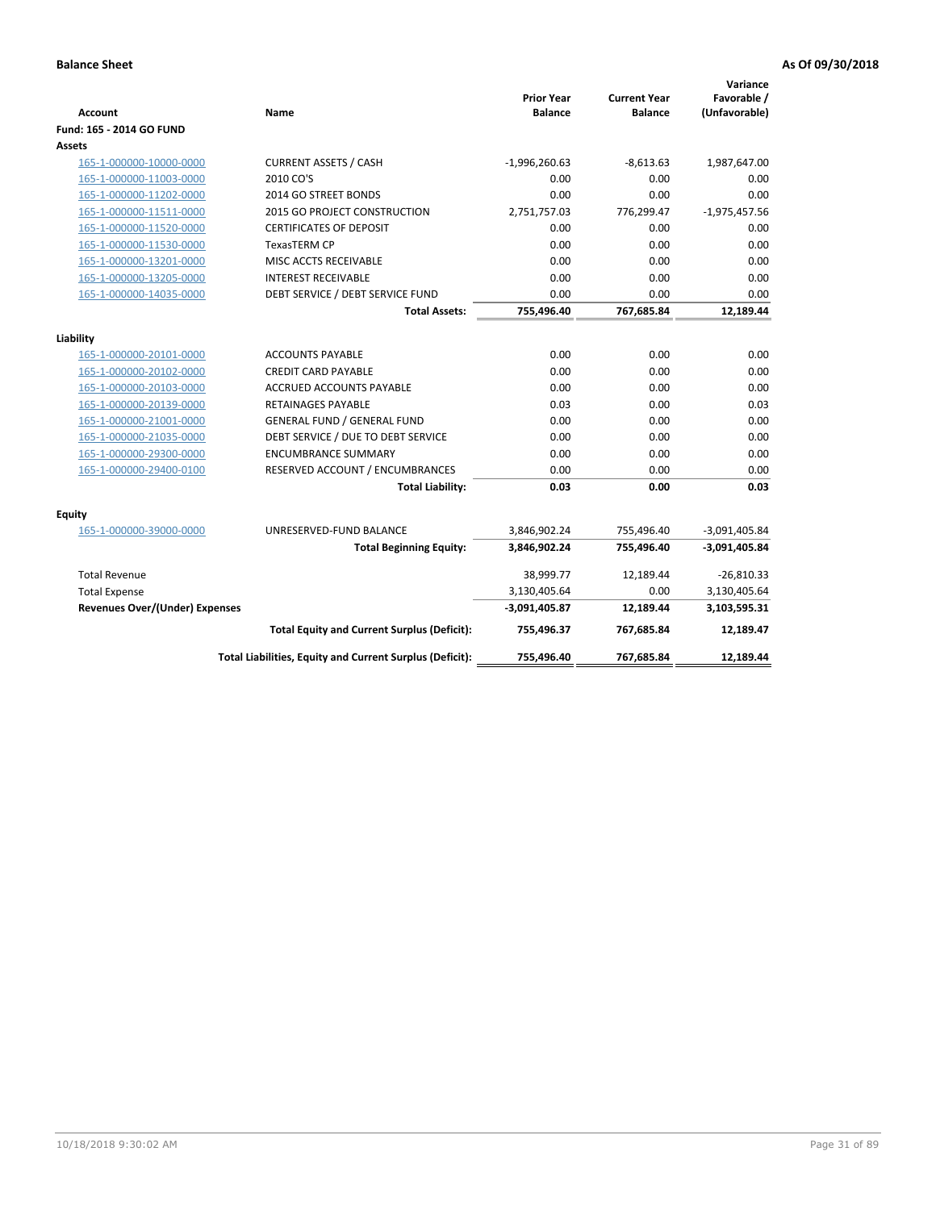**Balance Sheet** **As Of 09/30/2018**

| Account | Name | Prior Year Balance | Current Year Balance | Variance Favorable / (Unfavorable) |
|---|---|---|---|---|
| **Fund: 165 - 2014 GO FUND** | | | | |
| **Assets** | | | | |
| 165-1-000000-10000-0000 | CURRENT ASSETS / CASH | -1,996,260.63 | -8,613.63 | 1,987,647.00 |
| 165-1-000000-11003-0000 | 2010 CO'S | 0.00 | 0.00 | 0.00 |
| 165-1-000000-11202-0000 | 2014 GO STREET BONDS | 0.00 | 0.00 | 0.00 |
| 165-1-000000-11511-0000 | 2015 GO PROJECT CONSTRUCTION | 2,751,757.03 | 776,299.47 | -1,975,457.56 |
| 165-1-000000-11520-0000 | CERTIFICATES OF DEPOSIT | 0.00 | 0.00 | 0.00 |
| 165-1-000000-11530-0000 | TexasTERM CP | 0.00 | 0.00 | 0.00 |
| 165-1-000000-13201-0000 | MISC ACCTS RECEIVABLE | 0.00 | 0.00 | 0.00 |
| 165-1-000000-13205-0000 | INTEREST RECEIVABLE | 0.00 | 0.00 | 0.00 |
| 165-1-000000-14035-0000 | DEBT SERVICE / DEBT SERVICE FUND | 0.00 | 0.00 | 0.00 |
| | **Total Assets:** | **755,496.40** | **767,685.84** | **12,189.44** |
| **Liability** | | | | |
| 165-1-000000-20101-0000 | ACCOUNTS PAYABLE | 0.00 | 0.00 | 0.00 |
| 165-1-000000-20102-0000 | CREDIT CARD PAYABLE | 0.00 | 0.00 | 0.00 |
| 165-1-000000-20103-0000 | ACCRUED ACCOUNTS PAYABLE | 0.00 | 0.00 | 0.00 |
| 165-1-000000-20139-0000 | RETAINAGES PAYABLE | 0.03 | 0.00 | 0.03 |
| 165-1-000000-21001-0000 | GENERAL FUND / GENERAL FUND | 0.00 | 0.00 | 0.00 |
| 165-1-000000-21035-0000 | DEBT SERVICE / DUE TO DEBT SERVICE | 0.00 | 0.00 | 0.00 |
| 165-1-000000-29300-0000 | ENCUMBRANCE SUMMARY | 0.00 | 0.00 | 0.00 |
| 165-1-000000-29400-0100 | RESERVED ACCOUNT / ENCUMBRANCES | 0.00 | 0.00 | 0.00 |
| | **Total Liability:** | **0.03** | **0.00** | **0.03** |
| **Equity** | | | | |
| 165-1-000000-39000-0000 | UNRESERVED-FUND BALANCE | 3,846,902.24 | 755,496.40 | -3,091,405.84 |
| | **Total Beginning Equity:** | **3,846,902.24** | **755,496.40** | **-3,091,405.84** |
| Total Revenue | | 38,999.77 | 12,189.44 | -26,810.33 |
| Total Expense | | 3,130,405.64 | 0.00 | 3,130,405.64 |
| **Revenues Over/(Under) Expenses** | | **-3,091,405.87** | **12,189.44** | **3,103,595.31** |
| | **Total Equity and Current Surplus (Deficit):** | **755,496.37** | **767,685.84** | **12,189.47** |
| | **Total Liabilities, Equity and Current Surplus (Deficit):** | **755,496.40** | **767,685.84** | **12,189.44** |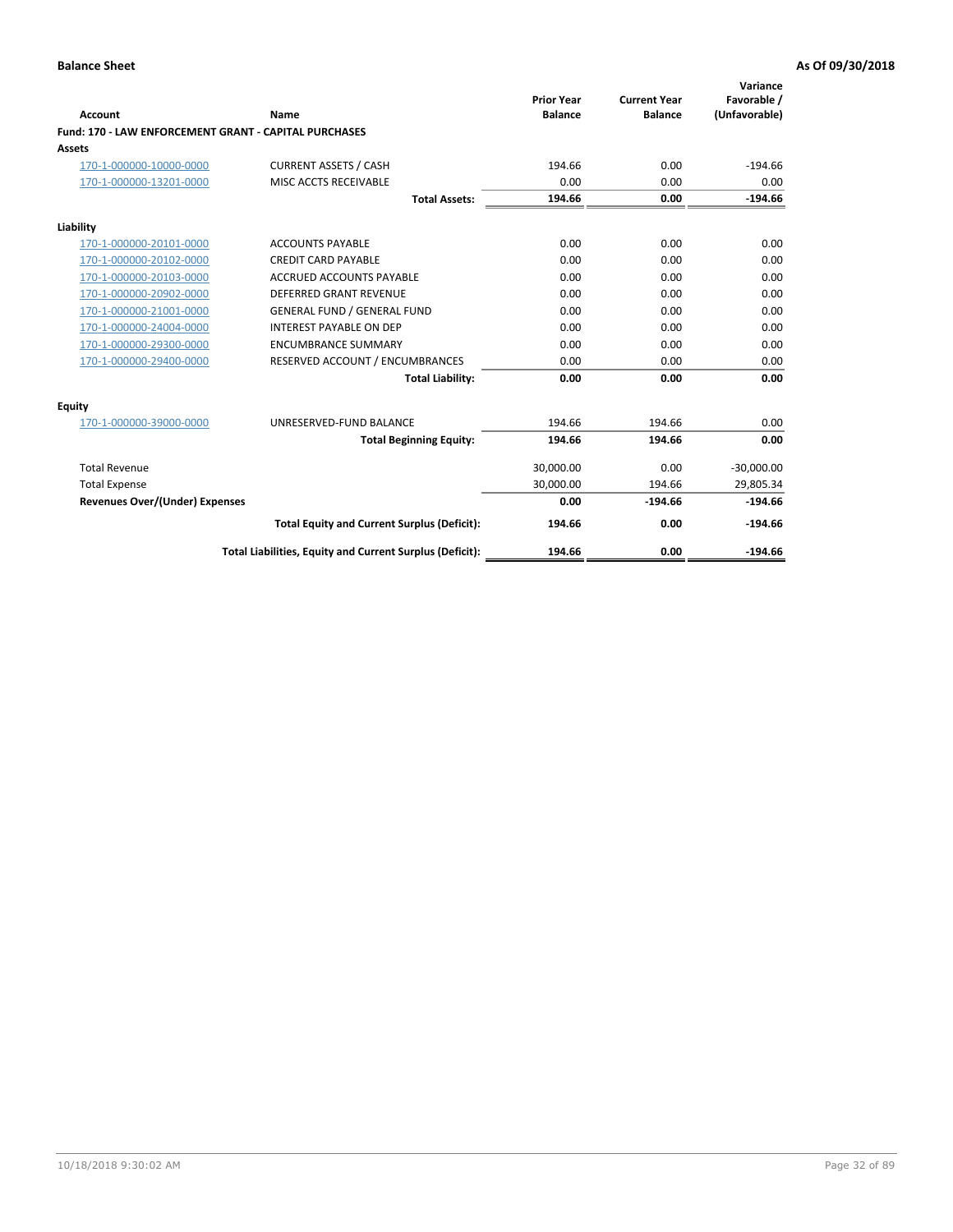**Balance Sheet** **As Of 09/30/2018**

| Account | Name | Prior Year Balance | Current Year Balance | Variance Favorable / (Unfavorable) |
|---|---|---|---|---|
| **Fund: 170 - LAW ENFORCEMENT GRANT - CAPITAL PURCHASES** | | | | |
| **Assets** | | | | |
| 170-1-000000-10000-0000 | CURRENT ASSETS / CASH | 194.66 | 0.00 | -194.66 |
| 170-1-000000-13201-0000 | MISC ACCTS RECEIVABLE | 0.00 | 0.00 | 0.00 |
| | **Total Assets:** | **194.66** | **0.00** | **-194.66** |
| **Liability** | | | | |
| 170-1-000000-20101-0000 | ACCOUNTS PAYABLE | 0.00 | 0.00 | 0.00 |
| 170-1-000000-20102-0000 | CREDIT CARD PAYABLE | 0.00 | 0.00 | 0.00 |
| 170-1-000000-20103-0000 | ACCRUED ACCOUNTS PAYABLE | 0.00 | 0.00 | 0.00 |
| 170-1-000000-20902-0000 | DEFERRED GRANT REVENUE | 0.00 | 0.00 | 0.00 |
| 170-1-000000-21001-0000 | GENERAL FUND / GENERAL FUND | 0.00 | 0.00 | 0.00 |
| 170-1-000000-24004-0000 | INTEREST PAYABLE ON DEP | 0.00 | 0.00 | 0.00 |
| 170-1-000000-29300-0000 | ENCUMBRANCE SUMMARY | 0.00 | 0.00 | 0.00 |
| 170-1-000000-29400-0000 | RESERVED ACCOUNT / ENCUMBRANCES | 0.00 | 0.00 | 0.00 |
| | **Total Liability:** | **0.00** | **0.00** | **0.00** |
| **Equity** | | | | |
| 170-1-000000-39000-0000 | UNRESERVED-FUND BALANCE | 194.66 | 194.66 | 0.00 |
| | **Total Beginning Equity:** | **194.66** | **194.66** | **0.00** |
| Total Revenue | | 30,000.00 | 0.00 | -30,000.00 |
| Total Expense | | 30,000.00 | 194.66 | 29,805.34 |
| **Revenues Over/(Under) Expenses** | | **0.00** | **-194.66** | **-194.66** |
| | **Total Equity and Current Surplus (Deficit):** | **194.66** | **0.00** | **-194.66** |
| | **Total Liabilities, Equity and Current Surplus (Deficit):** | **194.66** | **0.00** | **-194.66** |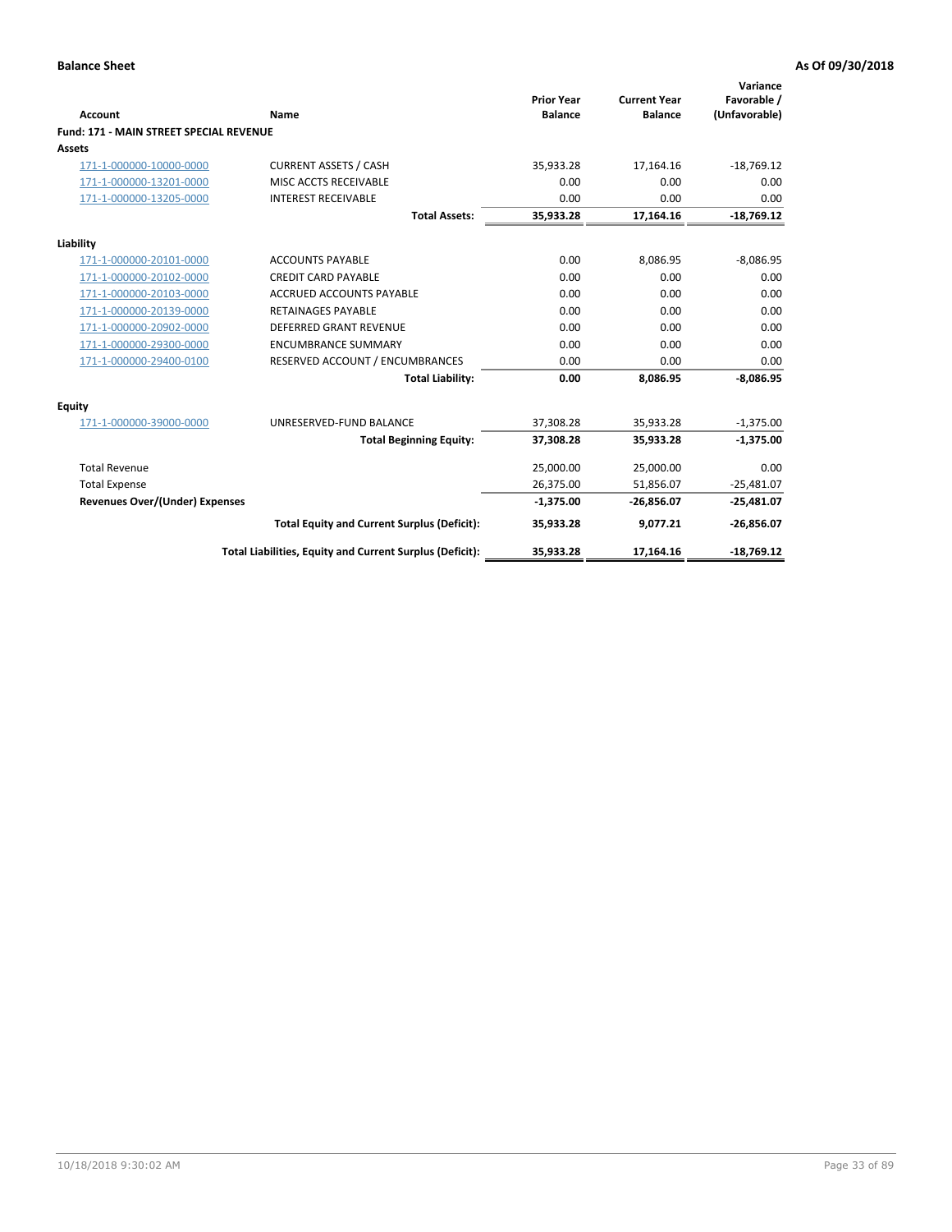**Balance Sheet** **As Of 09/30/2018**

| Account | Name | Prior Year Balance | Current Year Balance | Variance Favorable / (Unfavorable) |
|---|---|---|---|---|
| **Fund: 171 - MAIN STREET SPECIAL REVENUE** | | | | |
| **Assets** | | | | |
| 171-1-000000-10000-0000 | CURRENT ASSETS / CASH | 35,933.28 | 17,164.16 | -18,769.12 |
| 171-1-000000-13201-0000 | MISC ACCTS RECEIVABLE | 0.00 | 0.00 | 0.00 |
| 171-1-000000-13205-0000 | INTEREST RECEIVABLE | 0.00 | 0.00 | 0.00 |
| | **Total Assets:** | **35,933.28** | **17,164.16** | **-18,769.12** |
| **Liability** | | | | |
| 171-1-000000-20101-0000 | ACCOUNTS PAYABLE | 0.00 | 8,086.95 | -8,086.95 |
| 171-1-000000-20102-0000 | CREDIT CARD PAYABLE | 0.00 | 0.00 | 0.00 |
| 171-1-000000-20103-0000 | ACCRUED ACCOUNTS PAYABLE | 0.00 | 0.00 | 0.00 |
| 171-1-000000-20139-0000 | RETAINAGES PAYABLE | 0.00 | 0.00 | 0.00 |
| 171-1-000000-20902-0000 | DEFERRED GRANT REVENUE | 0.00 | 0.00 | 0.00 |
| 171-1-000000-29300-0000 | ENCUMBRANCE SUMMARY | 0.00 | 0.00 | 0.00 |
| 171-1-000000-29400-0100 | RESERVED ACCOUNT / ENCUMBRANCES | 0.00 | 0.00 | 0.00 |
| | **Total Liability:** | **0.00** | **8,086.95** | **-8,086.95** |
| **Equity** | | | | |
| 171-1-000000-39000-0000 | UNRESERVED-FUND BALANCE | 37,308.28 | 35,933.28 | -1,375.00 |
| | **Total Beginning Equity:** | **37,308.28** | **35,933.28** | **-1,375.00** |
| Total Revenue | | 25,000.00 | 25,000.00 | 0.00 |
| Total Expense | | 26,375.00 | 51,856.07 | -25,481.07 |
| **Revenues Over/(Under) Expenses** | | **-1,375.00** | **-26,856.07** | **-25,481.07** |
| | **Total Equity and Current Surplus (Deficit):** | **35,933.28** | **9,077.21** | **-26,856.07** |
| | **Total Liabilities, Equity and Current Surplus (Deficit):** | **35,933.28** | **17,164.16** | **-18,769.12** |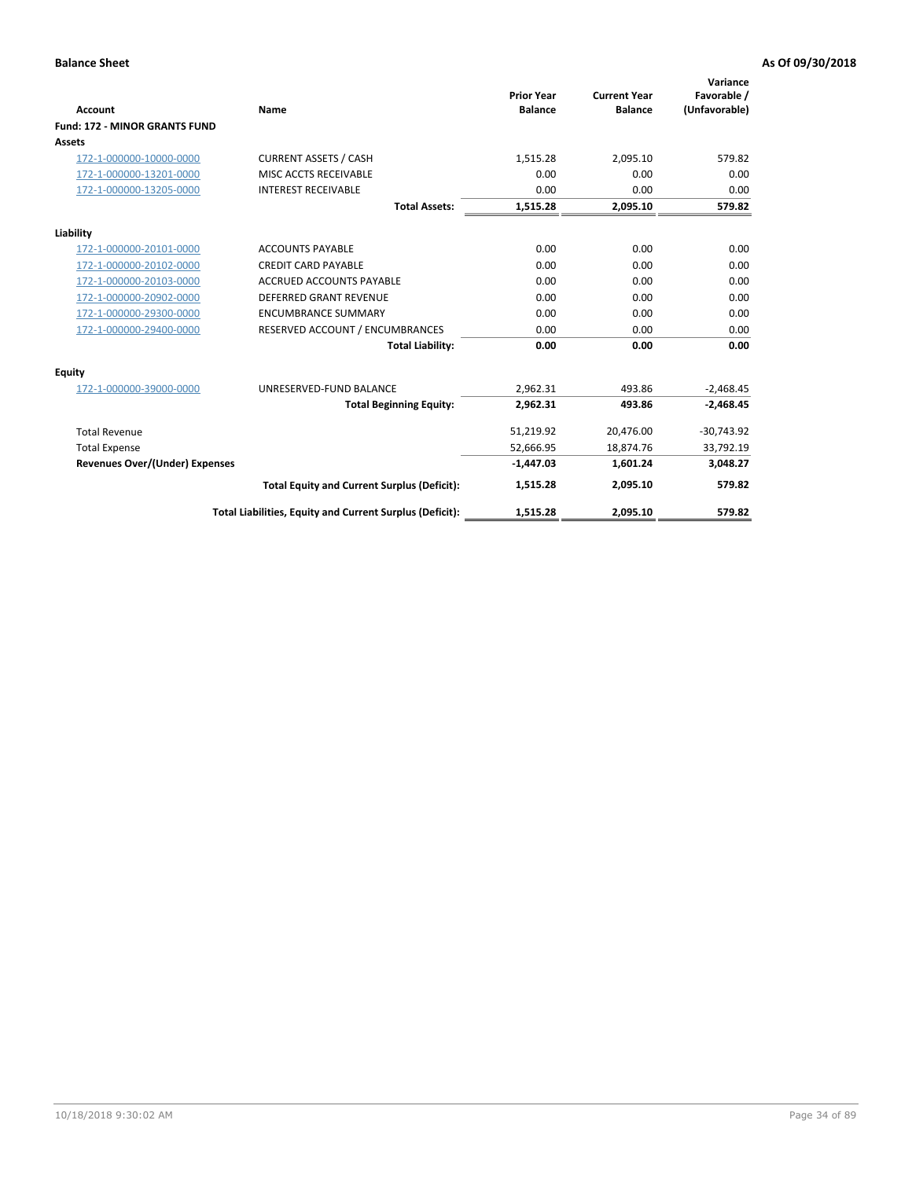**Balance Sheet** **As Of 09/30/2018**

| Account | Name | Prior Year Balance | Current Year Balance | Variance Favorable / (Unfavorable) |
|---|---|---|---|---|
| **Fund: 172 - MINOR GRANTS FUND** | | | | |
| **Assets** | | | | |
| 172-1-000000-10000-0000 | CURRENT ASSETS / CASH | 1,515.28 | 2,095.10 | 579.82 |
| 172-1-000000-13201-0000 | MISC ACCTS RECEIVABLE | 0.00 | 0.00 | 0.00 |
| 172-1-000000-13205-0000 | INTEREST RECEIVABLE | 0.00 | 0.00 | 0.00 |
| | **Total Assets:** | **1,515.28** | **2,095.10** | **579.82** |
| **Liability** | | | | |
| 172-1-000000-20101-0000 | ACCOUNTS PAYABLE | 0.00 | 0.00 | 0.00 |
| 172-1-000000-20102-0000 | CREDIT CARD PAYABLE | 0.00 | 0.00 | 0.00 |
| 172-1-000000-20103-0000 | ACCRUED ACCOUNTS PAYABLE | 0.00 | 0.00 | 0.00 |
| 172-1-000000-20902-0000 | DEFERRED GRANT REVENUE | 0.00 | 0.00 | 0.00 |
| 172-1-000000-29300-0000 | ENCUMBRANCE SUMMARY | 0.00 | 0.00 | 0.00 |
| 172-1-000000-29400-0000 | RESERVED ACCOUNT / ENCUMBRANCES | 0.00 | 0.00 | 0.00 |
| | **Total Liability:** | **0.00** | **0.00** | **0.00** |
| **Equity** | | | | |
| 172-1-000000-39000-0000 | UNRESERVED-FUND BALANCE | 2,962.31 | 493.86 | -2,468.45 |
| | **Total Beginning Equity:** | **2,962.31** | **493.86** | **-2,468.45** |
| Total Revenue | | 51,219.92 | 20,476.00 | -30,743.92 |
| Total Expense | | 52,666.95 | 18,874.76 | 33,792.19 |
| **Revenues Over/(Under) Expenses** | | **-1,447.03** | **1,601.24** | **3,048.27** |
| | **Total Equity and Current Surplus (Deficit):** | **1,515.28** | **2,095.10** | **579.82** |
| | **Total Liabilities, Equity and Current Surplus (Deficit):** | **1,515.28** | **2,095.10** | **579.82** |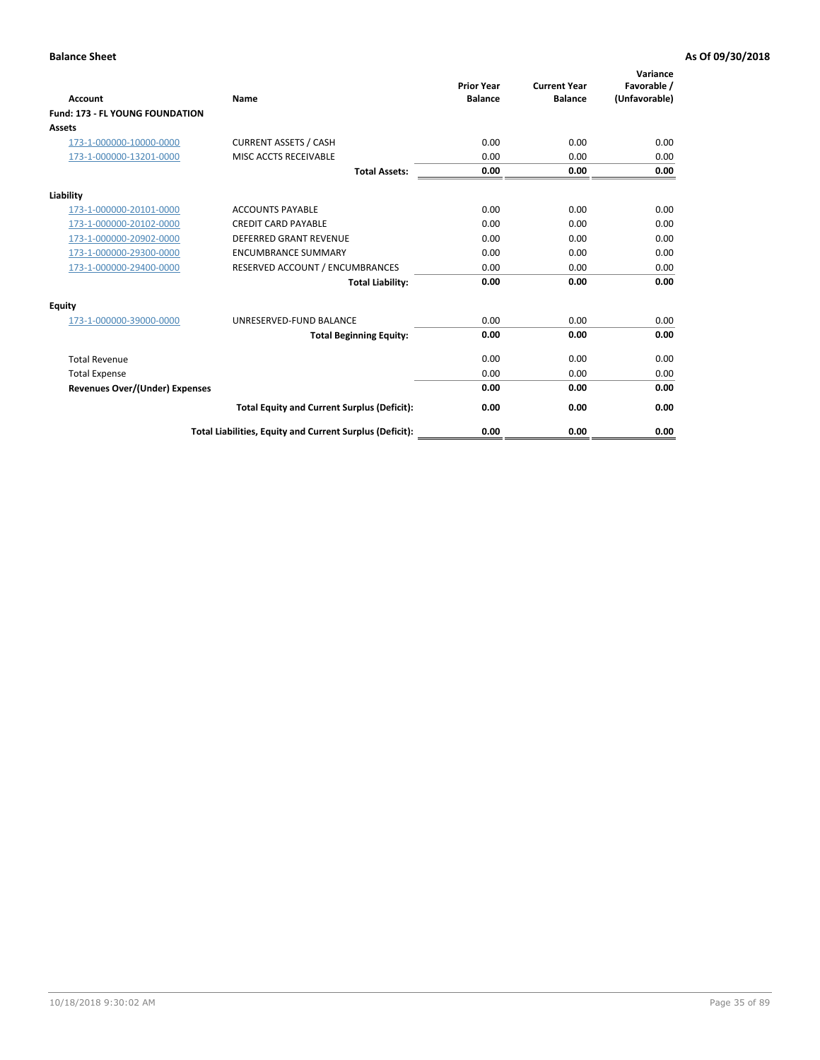**Balance Sheet** **As Of 09/30/2018**

| Account | Name | Prior Year Balance | Current Year Balance | Variance Favorable / (Unfavorable) |
|---|---|---|---|---|
| **Fund: 173 - FL YOUNG FOUNDATION** | | | | |
| **Assets** | | | | |
| 173-1-000000-10000-0000 | CURRENT ASSETS / CASH | 0.00 | 0.00 | 0.00 |
| 173-1-000000-13201-0000 | MISC ACCTS RECEIVABLE | 0.00 | 0.00 | 0.00 |
| | **Total Assets:** | **0.00** | **0.00** | **0.00** |
| **Liability** | | | | |
| 173-1-000000-20101-0000 | ACCOUNTS PAYABLE | 0.00 | 0.00 | 0.00 |
| 173-1-000000-20102-0000 | CREDIT CARD PAYABLE | 0.00 | 0.00 | 0.00 |
| 173-1-000000-20902-0000 | DEFERRED GRANT REVENUE | 0.00 | 0.00 | 0.00 |
| 173-1-000000-29300-0000 | ENCUMBRANCE SUMMARY | 0.00 | 0.00 | 0.00 |
| 173-1-000000-29400-0000 | RESERVED ACCOUNT / ENCUMBRANCES | 0.00 | 0.00 | 0.00 |
| | **Total Liability:** | **0.00** | **0.00** | **0.00** |
| **Equity** | | | | |
| 173-1-000000-39000-0000 | UNRESERVED-FUND BALANCE | 0.00 | 0.00 | 0.00 |
| | **Total Beginning Equity:** | **0.00** | **0.00** | **0.00** |
| Total Revenue | | 0.00 | 0.00 | 0.00 |
| Total Expense | | 0.00 | 0.00 | 0.00 |
| **Revenues Over/(Under) Expenses** | | **0.00** | **0.00** | **0.00** |
| | **Total Equity and Current Surplus (Deficit):** | **0.00** | **0.00** | **0.00** |
| | **Total Liabilities, Equity and Current Surplus (Deficit):** | **0.00** | **0.00** | **0.00** |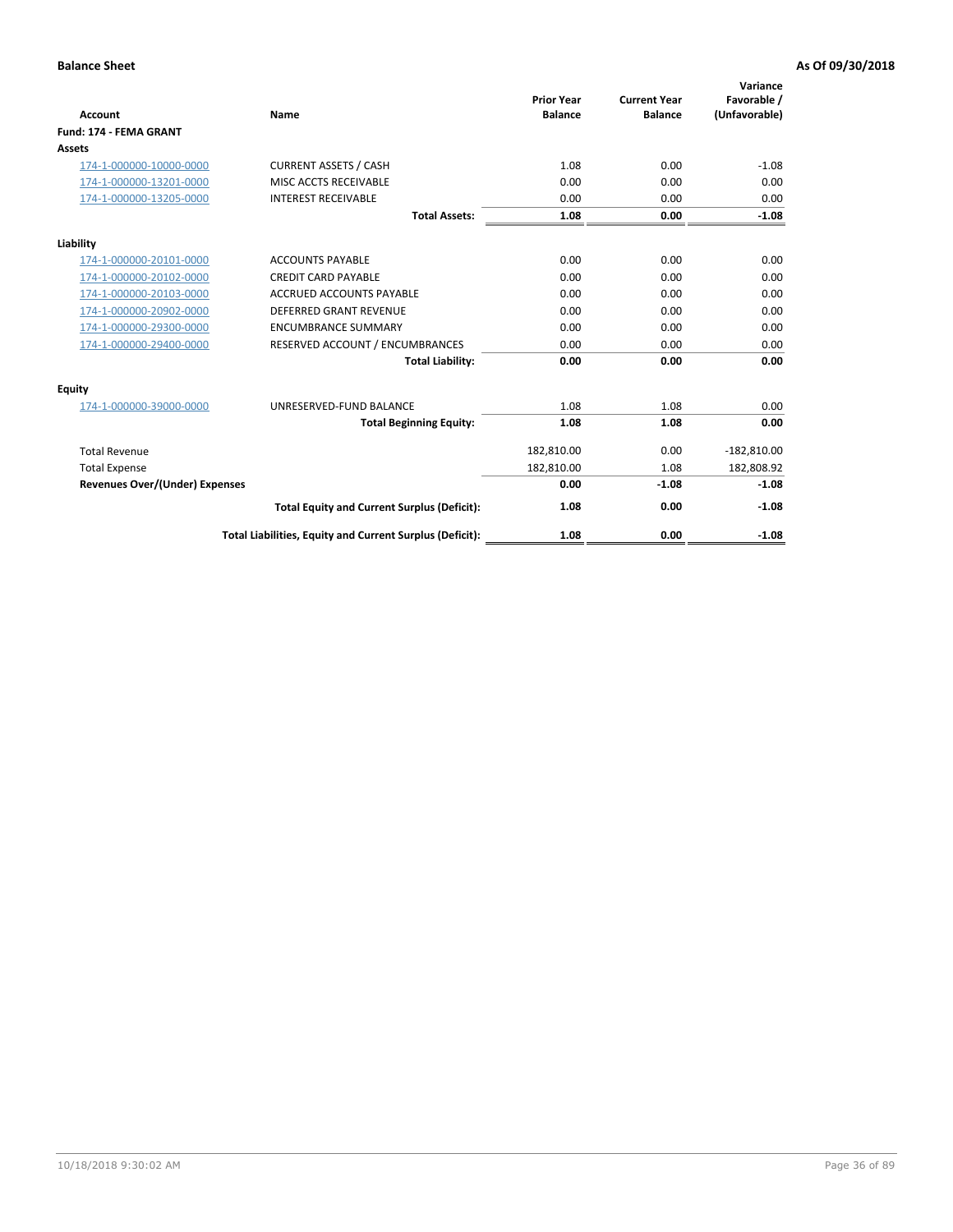**Balance Sheet** **As Of 09/30/2018**

| Account | Name | Prior Year Balance | Current Year Balance | Variance Favorable / (Unfavorable) |
|---|---|---|---|---|
| **Fund: 174 - FEMA GRANT** | | | | |
| **Assets** | | | | |
| 174-1-000000-10000-0000 | CURRENT ASSETS / CASH | 1.08 | 0.00 | -1.08 |
| 174-1-000000-13201-0000 | MISC ACCTS RECEIVABLE | 0.00 | 0.00 | 0.00 |
| 174-1-000000-13205-0000 | INTEREST RECEIVABLE | 0.00 | 0.00 | 0.00 |
| | **Total Assets:** | **1.08** | **0.00** | **-1.08** |
| **Liability** | | | | |
| 174-1-000000-20101-0000 | ACCOUNTS PAYABLE | 0.00 | 0.00 | 0.00 |
| 174-1-000000-20102-0000 | CREDIT CARD PAYABLE | 0.00 | 0.00 | 0.00 |
| 174-1-000000-20103-0000 | ACCRUED ACCOUNTS PAYABLE | 0.00 | 0.00 | 0.00 |
| 174-1-000000-20902-0000 | DEFERRED GRANT REVENUE | 0.00 | 0.00 | 0.00 |
| 174-1-000000-29300-0000 | ENCUMBRANCE SUMMARY | 0.00 | 0.00 | 0.00 |
| 174-1-000000-29400-0000 | RESERVED ACCOUNT / ENCUMBRANCES | 0.00 | 0.00 | 0.00 |
| | **Total Liability:** | **0.00** | **0.00** | **0.00** |
| **Equity** | | | | |
| 174-1-000000-39000-0000 | UNRESERVED-FUND BALANCE | 1.08 | 1.08 | 0.00 |
| | **Total Beginning Equity:** | **1.08** | **1.08** | **0.00** |
| Total Revenue | | 182,810.00 | 0.00 | -182,810.00 |
| Total Expense | | 182,810.00 | 1.08 | 182,808.92 |
| **Revenues Over/(Under) Expenses** | | **0.00** | **-1.08** | **-1.08** |
| | **Total Equity and Current Surplus (Deficit):** | **1.08** | **0.00** | **-1.08** |
| | **Total Liabilities, Equity and Current Surplus (Deficit):** | **1.08** | **0.00** | **-1.08** |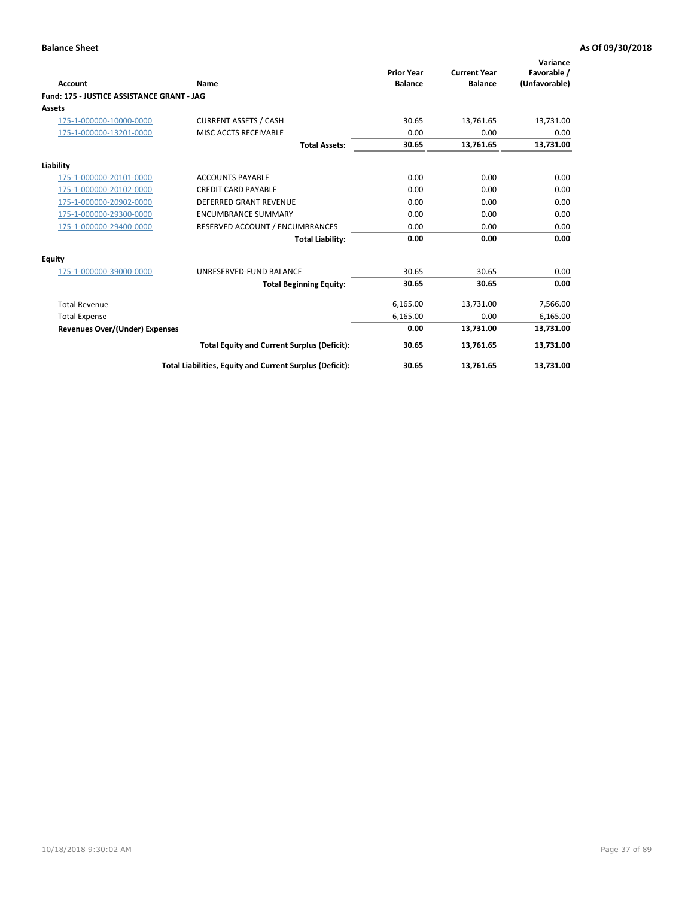**Balance Sheet** **As Of 09/30/2018**

| Account | Name | Prior Year Balance | Current Year Balance | Variance Favorable / (Unfavorable) |
|---|---|---|---|---|
| **Fund: 175 - JUSTICE ASSISTANCE GRANT - JAG** | | | | |
| **Assets** | | | | |
| 175-1-000000-10000-0000 | CURRENT ASSETS / CASH | 30.65 | 13,761.65 | 13,731.00 |
| 175-1-000000-13201-0000 | MISC ACCTS RECEIVABLE | 0.00 | 0.00 | 0.00 |
| | **Total Assets:** | **30.65** | **13,761.65** | **13,731.00** |
| **Liability** | | | | |
| 175-1-000000-20101-0000 | ACCOUNTS PAYABLE | 0.00 | 0.00 | 0.00 |
| 175-1-000000-20102-0000 | CREDIT CARD PAYABLE | 0.00 | 0.00 | 0.00 |
| 175-1-000000-20902-0000 | DEFERRED GRANT REVENUE | 0.00 | 0.00 | 0.00 |
| 175-1-000000-29300-0000 | ENCUMBRANCE SUMMARY | 0.00 | 0.00 | 0.00 |
| 175-1-000000-29400-0000 | RESERVED ACCOUNT / ENCUMBRANCES | 0.00 | 0.00 | 0.00 |
| | **Total Liability:** | **0.00** | **0.00** | **0.00** |
| **Equity** | | | | |
| 175-1-000000-39000-0000 | UNRESERVED-FUND BALANCE | 30.65 | 30.65 | 0.00 |
| | **Total Beginning Equity:** | **30.65** | **30.65** | **0.00** |
| Total Revenue | | 6,165.00 | 13,731.00 | 7,566.00 |
| Total Expense | | 6,165.00 | 0.00 | 6,165.00 |
| **Revenues Over/(Under) Expenses** | | **0.00** | **13,731.00** | **13,731.00** |
| | **Total Equity and Current Surplus (Deficit):** | **30.65** | **13,761.65** | **13,731.00** |
| | **Total Liabilities, Equity and Current Surplus (Deficit):** | **30.65** | **13,761.65** | **13,731.00** |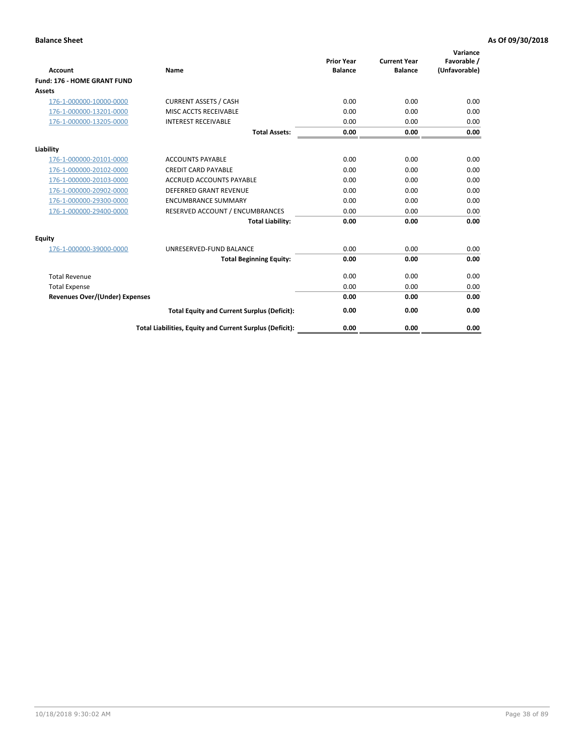**Balance Sheet** **As Of 09/30/2018**

| Account | Name | Prior Year Balance | Current Year Balance | Variance Favorable / (Unfavorable) |
|---|---|---|---|---|
| **Fund: 176 - HOME GRANT FUND** | | | | |
| **Assets** | | | | |
| 176-1-000000-10000-0000 | CURRENT ASSETS / CASH | 0.00 | 0.00 | 0.00 |
| 176-1-000000-13201-0000 | MISC ACCTS RECEIVABLE | 0.00 | 0.00 | 0.00 |
| 176-1-000000-13205-0000 | INTEREST RECEIVABLE | 0.00 | 0.00 | 0.00 |
| | **Total Assets:** | **0.00** | **0.00** | **0.00** |
| **Liability** | | | | |
| 176-1-000000-20101-0000 | ACCOUNTS PAYABLE | 0.00 | 0.00 | 0.00 |
| 176-1-000000-20102-0000 | CREDIT CARD PAYABLE | 0.00 | 0.00 | 0.00 |
| 176-1-000000-20103-0000 | ACCRUED ACCOUNTS PAYABLE | 0.00 | 0.00 | 0.00 |
| 176-1-000000-20902-0000 | DEFERRED GRANT REVENUE | 0.00 | 0.00 | 0.00 |
| 176-1-000000-29300-0000 | ENCUMBRANCE SUMMARY | 0.00 | 0.00 | 0.00 |
| 176-1-000000-29400-0000 | RESERVED ACCOUNT / ENCUMBRANCES | 0.00 | 0.00 | 0.00 |
| | **Total Liability:** | **0.00** | **0.00** | **0.00** |
| **Equity** | | | | |
| 176-1-000000-39000-0000 | UNRESERVED-FUND BALANCE | 0.00 | 0.00 | 0.00 |
| | **Total Beginning Equity:** | **0.00** | **0.00** | **0.00** |
| Total Revenue | | 0.00 | 0.00 | 0.00 |
| Total Expense | | 0.00 | 0.00 | 0.00 |
| **Revenues Over/(Under) Expenses** | | **0.00** | **0.00** | **0.00** |
| | **Total Equity and Current Surplus (Deficit):** | **0.00** | **0.00** | **0.00** |
| | **Total Liabilities, Equity and Current Surplus (Deficit):** | **0.00** | **0.00** | **0.00** |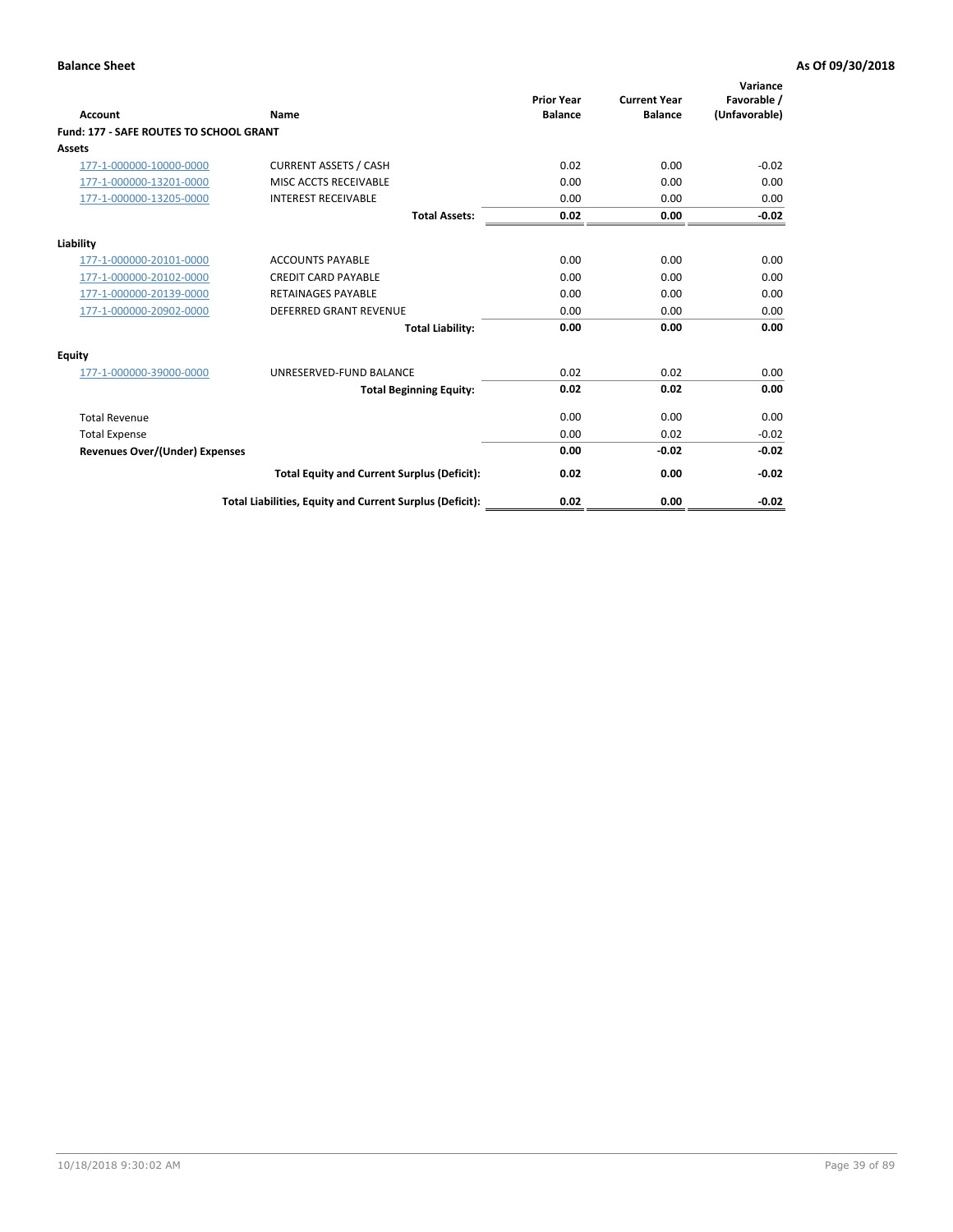**Balance Sheet** **As Of 09/30/2018**

| Account | Name | Prior Year Balance | Current Year Balance | Variance Favorable / (Unfavorable) |
|---|---|---|---|---|
| **Fund: 177 - SAFE ROUTES TO SCHOOL GRANT** | | | | |
| **Assets** | | | | |
| 177-1-000000-10000-0000 | CURRENT ASSETS / CASH | 0.02 | 0.00 | -0.02 |
| 177-1-000000-13201-0000 | MISC ACCTS RECEIVABLE | 0.00 | 0.00 | 0.00 |
| 177-1-000000-13205-0000 | INTEREST RECEIVABLE | 0.00 | 0.00 | 0.00 |
| | **Total Assets:** | **0.02** | **0.00** | **-0.02** |
| **Liability** | | | | |
| 177-1-000000-20101-0000 | ACCOUNTS PAYABLE | 0.00 | 0.00 | 0.00 |
| 177-1-000000-20102-0000 | CREDIT CARD PAYABLE | 0.00 | 0.00 | 0.00 |
| 177-1-000000-20139-0000 | RETAINAGES PAYABLE | 0.00 | 0.00 | 0.00 |
| 177-1-000000-20902-0000 | DEFERRED GRANT REVENUE | 0.00 | 0.00 | 0.00 |
| | **Total Liability:** | **0.00** | **0.00** | **0.00** |
| **Equity** | | | | |
| 177-1-000000-39000-0000 | UNRESERVED-FUND BALANCE | 0.02 | 0.02 | 0.00 |
| | **Total Beginning Equity:** | **0.02** | **0.02** | **0.00** |
| Total Revenue | | 0.00 | 0.00 | 0.00 |
| Total Expense | | 0.00 | 0.02 | -0.02 |
| **Revenues Over/(Under) Expenses** | | **0.00** | **-0.02** | **-0.02** |
| | **Total Equity and Current Surplus (Deficit):** | **0.02** | **0.00** | **-0.02** |
| | **Total Liabilities, Equity and Current Surplus (Deficit):** | **0.02** | **0.00** | **-0.02** |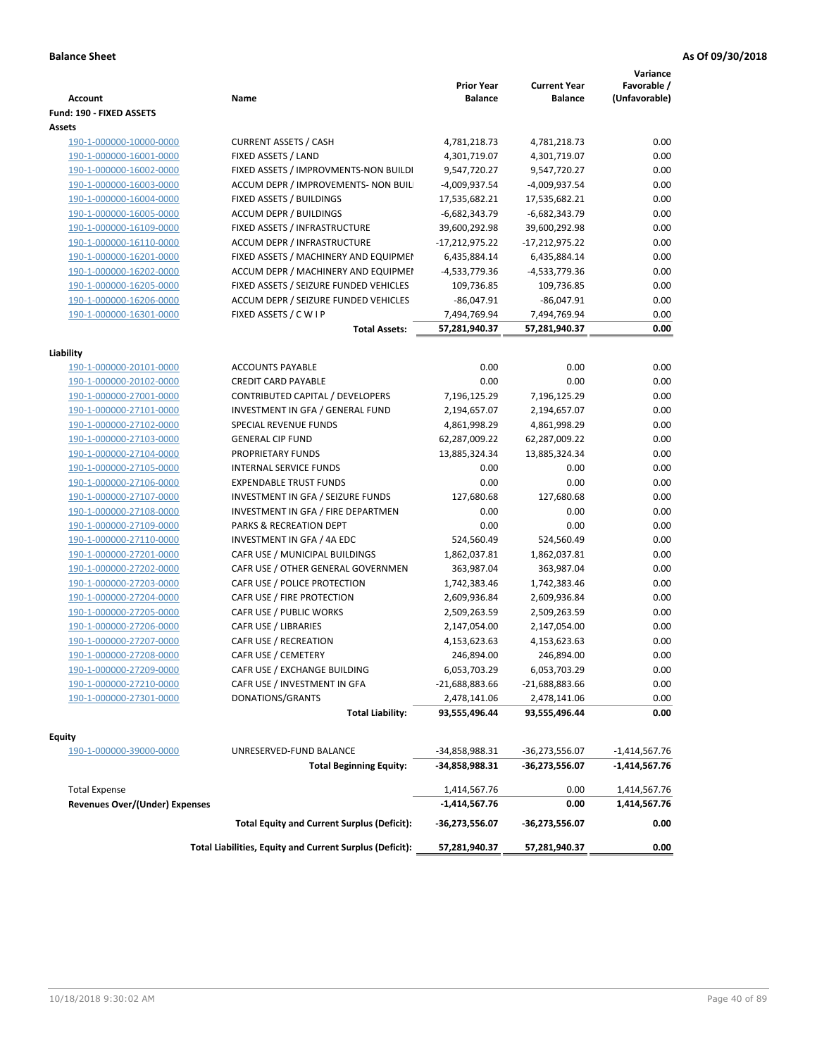**Balance Sheet** **As Of 09/30/2018**

| Account | Name | Prior Year Balance | Current Year Balance | Variance Favorable / (Unfavorable) |
|---|---|---|---|---|
| **Fund: 190 - FIXED ASSETS** | | | | |
| **Assets** | | | | |
| 190-1-000000-10000-0000 | CURRENT ASSETS / CASH | 4,781,218.73 | 4,781,218.73 | 0.00 |
| 190-1-000000-16001-0000 | FIXED ASSETS / LAND | 4,301,719.07 | 4,301,719.07 | 0.00 |
| 190-1-000000-16002-0000 | FIXED ASSETS / IMPROVMENTS-NON BUILDI | 9,547,720.27 | 9,547,720.27 | 0.00 |
| 190-1-000000-16003-0000 | ACCUM DEPR / IMPROVEMENTS- NON BUIL | -4,009,937.54 | -4,009,937.54 | 0.00 |
| 190-1-000000-16004-0000 | FIXED ASSETS / BUILDINGS | 17,535,682.21 | 17,535,682.21 | 0.00 |
| 190-1-000000-16005-0000 | ACCUM DEPR / BUILDINGS | -6,682,343.79 | -6,682,343.79 | 0.00 |
| 190-1-000000-16109-0000 | FIXED ASSETS / INFRASTRUCTURE | 39,600,292.98 | 39,600,292.98 | 0.00 |
| 190-1-000000-16110-0000 | ACCUM DEPR / INFRASTRUCTURE | -17,212,975.22 | -17,212,975.22 | 0.00 |
| 190-1-000000-16201-0000 | FIXED ASSETS / MACHINERY AND EQUIPMEN | 6,435,884.14 | 6,435,884.14 | 0.00 |
| 190-1-000000-16202-0000 | ACCUM DEPR / MACHINERY AND EQUIPMEI | -4,533,779.36 | -4,533,779.36 | 0.00 |
| 190-1-000000-16205-0000 | FIXED ASSETS / SEIZURE FUNDED VEHICLES | 109,736.85 | 109,736.85 | 0.00 |
| 190-1-000000-16206-0000 | ACCUM DEPR / SEIZURE FUNDED VEHICLES | -86,047.91 | -86,047.91 | 0.00 |
| 190-1-000000-16301-0000 | FIXED ASSETS / C W I P | 7,494,769.94 | 7,494,769.94 | 0.00 |
| | **Total Assets:** | **57,281,940.37** | **57,281,940.37** | **0.00** |
| **Liability** | | | | |
| 190-1-000000-20101-0000 | ACCOUNTS PAYABLE | 0.00 | 0.00 | 0.00 |
| 190-1-000000-20102-0000 | CREDIT CARD PAYABLE | 0.00 | 0.00 | 0.00 |
| 190-1-000000-27001-0000 | CONTRIBUTED CAPITAL / DEVELOPERS | 7,196,125.29 | 7,196,125.29 | 0.00 |
| 190-1-000000-27101-0000 | INVESTMENT IN GFA / GENERAL FUND | 2,194,657.07 | 2,194,657.07 | 0.00 |
| 190-1-000000-27102-0000 | SPECIAL REVENUE FUNDS | 4,861,998.29 | 4,861,998.29 | 0.00 |
| 190-1-000000-27103-0000 | GENERAL CIP FUND | 62,287,009.22 | 62,287,009.22 | 0.00 |
| 190-1-000000-27104-0000 | PROPRIETARY FUNDS | 13,885,324.34 | 13,885,324.34 | 0.00 |
| 190-1-000000-27105-0000 | INTERNAL SERVICE FUNDS | 0.00 | 0.00 | 0.00 |
| 190-1-000000-27106-0000 | EXPENDABLE TRUST FUNDS | 0.00 | 0.00 | 0.00 |
| 190-1-000000-27107-0000 | INVESTMENT IN GFA / SEIZURE FUNDS | 127,680.68 | 127,680.68 | 0.00 |
| 190-1-000000-27108-0000 | INVESTMENT IN GFA / FIRE DEPARTMEN | 0.00 | 0.00 | 0.00 |
| 190-1-000000-27109-0000 | PARKS & RECREATION DEPT | 0.00 | 0.00 | 0.00 |
| 190-1-000000-27110-0000 | INVESTMENT IN GFA / 4A EDC | 524,560.49 | 524,560.49 | 0.00 |
| 190-1-000000-27201-0000 | CAFR USE / MUNICIPAL BUILDINGS | 1,862,037.81 | 1,862,037.81 | 0.00 |
| 190-1-000000-27202-0000 | CAFR USE / OTHER GENERAL GOVERNMEN | 363,987.04 | 363,987.04 | 0.00 |
| 190-1-000000-27203-0000 | CAFR USE / POLICE PROTECTION | 1,742,383.46 | 1,742,383.46 | 0.00 |
| 190-1-000000-27204-0000 | CAFR USE / FIRE PROTECTION | 2,609,936.84 | 2,609,936.84 | 0.00 |
| 190-1-000000-27205-0000 | CAFR USE / PUBLIC WORKS | 2,509,263.59 | 2,509,263.59 | 0.00 |
| 190-1-000000-27206-0000 | CAFR USE / LIBRARIES | 2,147,054.00 | 2,147,054.00 | 0.00 |
| 190-1-000000-27207-0000 | CAFR USE / RECREATION | 4,153,623.63 | 4,153,623.63 | 0.00 |
| 190-1-000000-27208-0000 | CAFR USE / CEMETERY | 246,894.00 | 246,894.00 | 0.00 |
| 190-1-000000-27209-0000 | CAFR USE / EXCHANGE BUILDING | 6,053,703.29 | 6,053,703.29 | 0.00 |
| 190-1-000000-27210-0000 | CAFR USE / INVESTMENT IN GFA | -21,688,883.66 | -21,688,883.66 | 0.00 |
| 190-1-000000-27301-0000 | DONATIONS/GRANTS | 2,478,141.06 | 2,478,141.06 | 0.00 |
| | **Total Liability:** | **93,555,496.44** | **93,555,496.44** | **0.00** |
| **Equity** | | | | |
| 190-1-000000-39000-0000 | UNRESERVED-FUND BALANCE | -34,858,988.31 | -36,273,556.07 | -1,414,567.76 |
| | **Total Beginning Equity:** | **-34,858,988.31** | **-36,273,556.07** | **-1,414,567.76** |
| Total Expense | | 1,414,567.76 | 0.00 | 1,414,567.76 |
| **Revenues Over/(Under) Expenses** | | **-1,414,567.76** | **0.00** | **1,414,567.76** |
| | **Total Equity and Current Surplus (Deficit):** | **-36,273,556.07** | **-36,273,556.07** | **0.00** |
| | **Total Liabilities, Equity and Current Surplus (Deficit):** | **57,281,940.37** | **57,281,940.37** | **0.00** |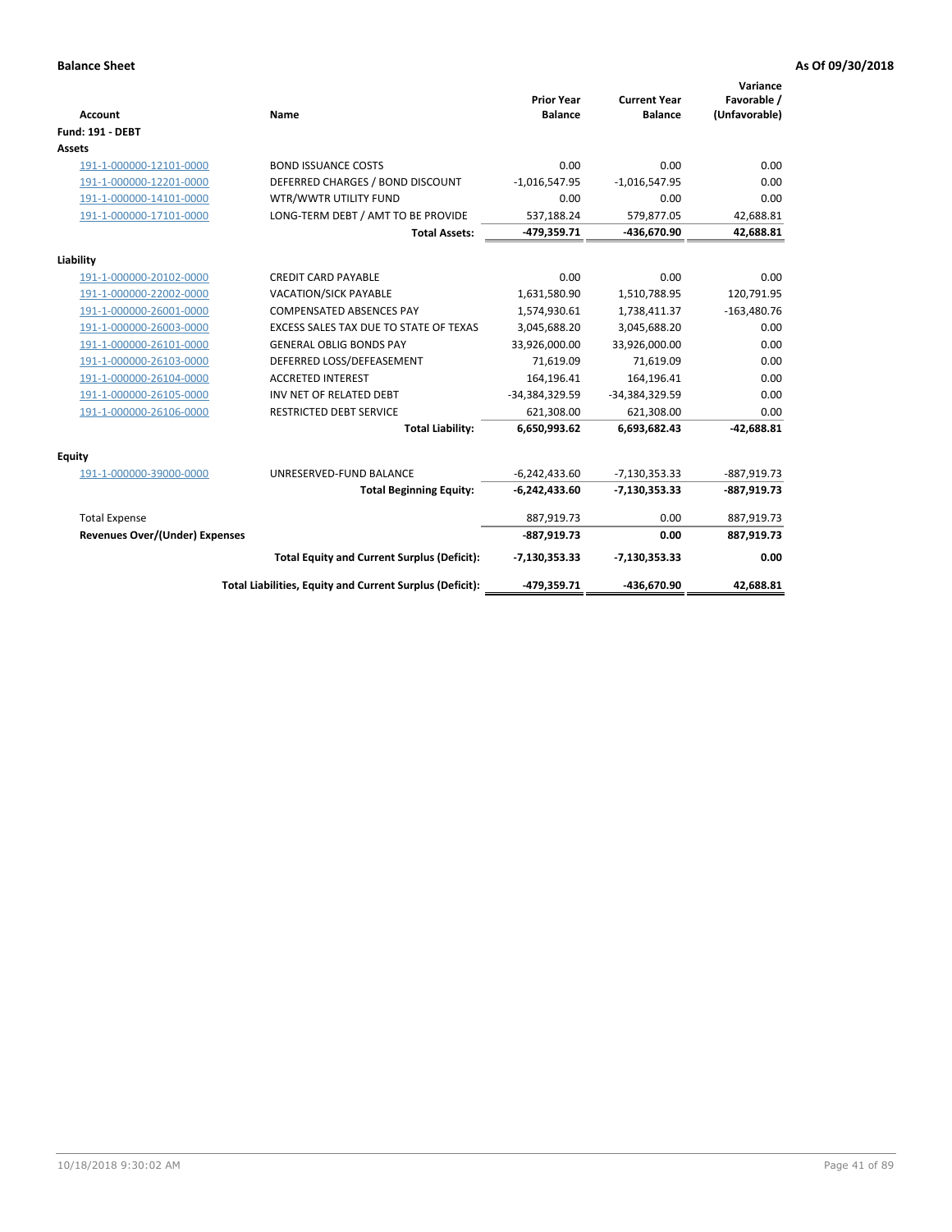**Balance Sheet** **As Of 09/30/2018**

| Account | Name | Prior Year Balance | Current Year Balance | Variance Favorable / (Unfavorable) |
|---|---|---|---|---|
| **Fund: 191 - DEBT** | | | | |
| **Assets** | | | | |
| 191-1-000000-12101-0000 | BOND ISSUANCE COSTS | 0.00 | 0.00 | 0.00 |
| 191-1-000000-12201-0000 | DEFERRED CHARGES / BOND DISCOUNT | -1,016,547.95 | -1,016,547.95 | 0.00 |
| 191-1-000000-14101-0000 | WTR/WWTR UTILITY FUND | 0.00 | 0.00 | 0.00 |
| 191-1-000000-17101-0000 | LONG-TERM DEBT / AMT TO BE PROVIDE | 537,188.24 | 579,877.05 | 42,688.81 |
| | **Total Assets:** | **-479,359.71** | **-436,670.90** | **42,688.81** |
| **Liability** | | | | |
| 191-1-000000-20102-0000 | CREDIT CARD PAYABLE | 0.00 | 0.00 | 0.00 |
| 191-1-000000-22002-0000 | VACATION/SICK PAYABLE | 1,631,580.90 | 1,510,788.95 | 120,791.95 |
| 191-1-000000-26001-0000 | COMPENSATED ABSENCES PAY | 1,574,930.61 | 1,738,411.37 | -163,480.76 |
| 191-1-000000-26003-0000 | EXCESS SALES TAX DUE TO STATE OF TEXAS | 3,045,688.20 | 3,045,688.20 | 0.00 |
| 191-1-000000-26101-0000 | GENERAL OBLIG BONDS PAY | 33,926,000.00 | 33,926,000.00 | 0.00 |
| 191-1-000000-26103-0000 | DEFERRED LOSS/DEFEASEMENT | 71,619.09 | 71,619.09 | 0.00 |
| 191-1-000000-26104-0000 | ACCRETED INTEREST | 164,196.41 | 164,196.41 | 0.00 |
| 191-1-000000-26105-0000 | INV NET OF RELATED DEBT | -34,384,329.59 | -34,384,329.59 | 0.00 |
| 191-1-000000-26106-0000 | RESTRICTED DEBT SERVICE | 621,308.00 | 621,308.00 | 0.00 |
| | **Total Liability:** | **6,650,993.62** | **6,693,682.43** | **-42,688.81** |
| **Equity** | | | | |
| 191-1-000000-39000-0000 | UNRESERVED-FUND BALANCE | -6,242,433.60 | -7,130,353.33 | -887,919.73 |
| | **Total Beginning Equity:** | **-6,242,433.60** | **-7,130,353.33** | **-887,919.73** |
| Total Expense | | 887,919.73 | 0.00 | 887,919.73 |
| **Revenues Over/(Under) Expenses** | | **-887,919.73** | **0.00** | **887,919.73** |
| | **Total Equity and Current Surplus (Deficit):** | **-7,130,353.33** | **-7,130,353.33** | **0.00** |
| | **Total Liabilities, Equity and Current Surplus (Deficit):** | **-479,359.71** | **-436,670.90** | **42,688.81** |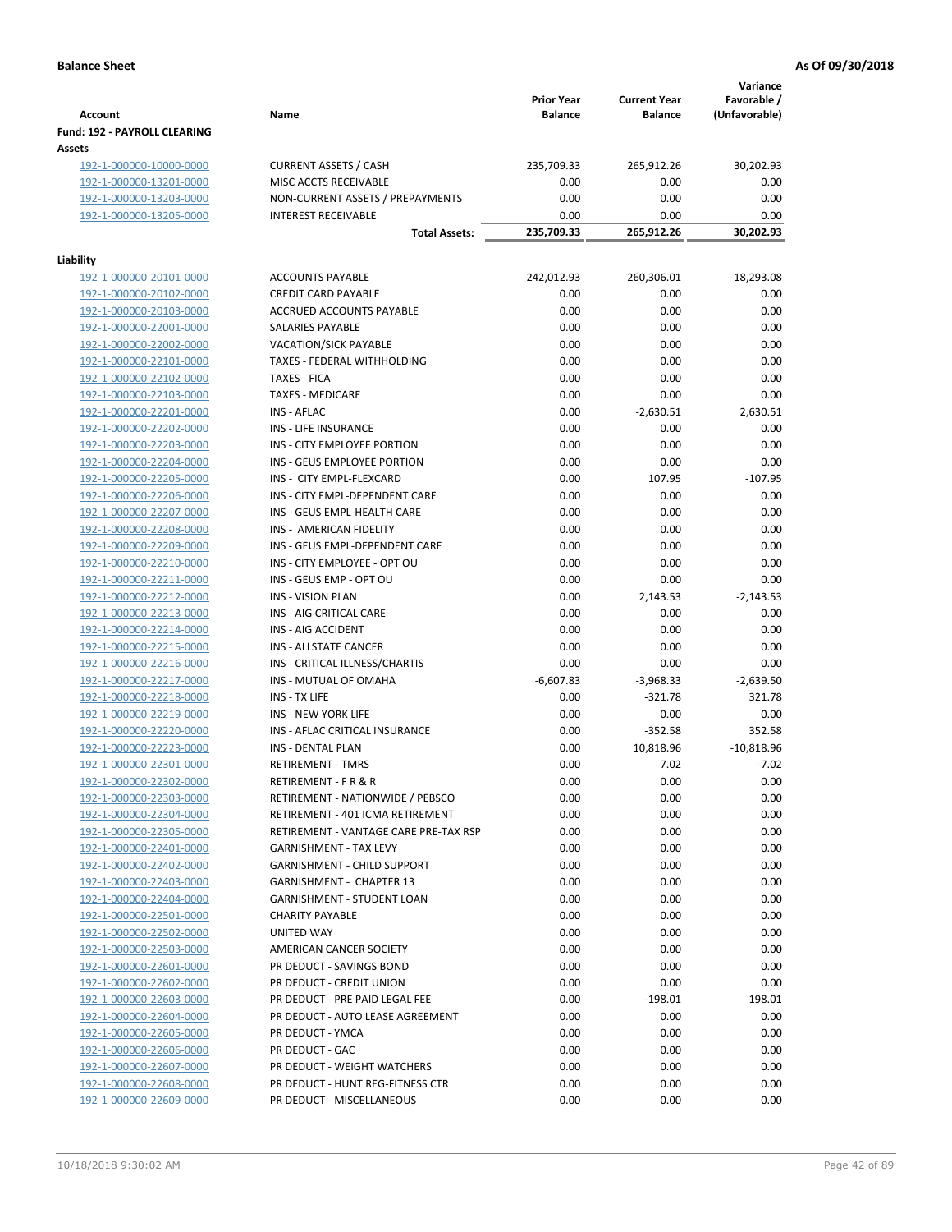**Balance Sheet** **As Of 09/30/2018**

| Account | Name | Prior Year Balance | Current Year Balance | Variance Favorable / (Unfavorable) |
|---|---|---|---|---|
| **Fund: 192 - PAYROLL CLEARING** | | | | |
| **Assets** | | | | |
| 192-1-000000-10000-0000 | CURRENT ASSETS / CASH | 235,709.33 | 265,912.26 | 30,202.93 |
| 192-1-000000-13201-0000 | MISC ACCTS RECEIVABLE | 0.00 | 0.00 | 0.00 |
| 192-1-000000-13203-0000 | NON-CURRENT ASSETS / PREPAYMENTS | 0.00 | 0.00 | 0.00 |
| 192-1-000000-13205-0000 | INTEREST RECEIVABLE | 0.00 | 0.00 | 0.00 |
| | **Total Assets:** | **235,709.33** | **265,912.26** | **30,202.93** |
| **Liability** | | | | |
| 192-1-000000-20101-0000 | ACCOUNTS PAYABLE | 242,012.93 | 260,306.01 | -18,293.08 |
| 192-1-000000-20102-0000 | CREDIT CARD PAYABLE | 0.00 | 0.00 | 0.00 |
| 192-1-000000-20103-0000 | ACCRUED ACCOUNTS PAYABLE | 0.00 | 0.00 | 0.00 |
| 192-1-000000-22001-0000 | SALARIES PAYABLE | 0.00 | 0.00 | 0.00 |
| 192-1-000000-22002-0000 | VACATION/SICK PAYABLE | 0.00 | 0.00 | 0.00 |
| 192-1-000000-22101-0000 | TAXES - FEDERAL WITHHOLDING | 0.00 | 0.00 | 0.00 |
| 192-1-000000-22102-0000 | TAXES - FICA | 0.00 | 0.00 | 0.00 |
| 192-1-000000-22103-0000 | TAXES - MEDICARE | 0.00 | 0.00 | 0.00 |
| 192-1-000000-22201-0000 | INS - AFLAC | 0.00 | -2,630.51 | 2,630.51 |
| 192-1-000000-22202-0000 | INS - LIFE INSURANCE | 0.00 | 0.00 | 0.00 |
| 192-1-000000-22203-0000 | INS - CITY EMPLOYEE PORTION | 0.00 | 0.00 | 0.00 |
| 192-1-000000-22204-0000 | INS - GEUS EMPLOYEE PORTION | 0.00 | 0.00 | 0.00 |
| 192-1-000000-22205-0000 | INS - CITY EMPL-FLEXCARD | 0.00 | 107.95 | -107.95 |
| 192-1-000000-22206-0000 | INS - CITY EMPL-DEPENDENT CARE | 0.00 | 0.00 | 0.00 |
| 192-1-000000-22207-0000 | INS - GEUS EMPL-HEALTH CARE | 0.00 | 0.00 | 0.00 |
| 192-1-000000-22208-0000 | INS - AMERICAN FIDELITY | 0.00 | 0.00 | 0.00 |
| 192-1-000000-22209-0000 | INS - GEUS EMPL-DEPENDENT CARE | 0.00 | 0.00 | 0.00 |
| 192-1-000000-22210-0000 | INS - CITY EMPLOYEE - OPT OU | 0.00 | 0.00 | 0.00 |
| 192-1-000000-22211-0000 | INS - GEUS EMP - OPT OU | 0.00 | 0.00 | 0.00 |
| 192-1-000000-22212-0000 | INS - VISION PLAN | 0.00 | 2,143.53 | -2,143.53 |
| 192-1-000000-22213-0000 | INS - AIG CRITICAL CARE | 0.00 | 0.00 | 0.00 |
| 192-1-000000-22214-0000 | INS - AIG ACCIDENT | 0.00 | 0.00 | 0.00 |
| 192-1-000000-22215-0000 | INS - ALLSTATE CANCER | 0.00 | 0.00 | 0.00 |
| 192-1-000000-22216-0000 | INS - CRITICAL ILLNESS/CHARTIS | 0.00 | 0.00 | 0.00 |
| 192-1-000000-22217-0000 | INS - MUTUAL OF OMAHA | -6,607.83 | -3,968.33 | -2,639.50 |
| 192-1-000000-22218-0000 | INS - TX LIFE | 0.00 | -321.78 | 321.78 |
| 192-1-000000-22219-0000 | INS - NEW YORK LIFE | 0.00 | 0.00 | 0.00 |
| 192-1-000000-22220-0000 | INS - AFLAC CRITICAL INSURANCE | 0.00 | -352.58 | 352.58 |
| 192-1-000000-22223-0000 | INS - DENTAL PLAN | 0.00 | 10,818.96 | -10,818.96 |
| 192-1-000000-22301-0000 | RETIREMENT - TMRS | 0.00 | 7.02 | -7.02 |
| 192-1-000000-22302-0000 | RETIREMENT - F R & R | 0.00 | 0.00 | 0.00 |
| 192-1-000000-22303-0000 | RETIREMENT - NATIONWIDE / PEBSCO | 0.00 | 0.00 | 0.00 |
| 192-1-000000-22304-0000 | RETIREMENT - 401 ICMA RETIREMENT | 0.00 | 0.00 | 0.00 |
| 192-1-000000-22305-0000 | RETIREMENT - VANTAGE CARE PRE-TAX RSP | 0.00 | 0.00 | 0.00 |
| 192-1-000000-22401-0000 | GARNISHMENT - TAX LEVY | 0.00 | 0.00 | 0.00 |
| 192-1-000000-22402-0000 | GARNISHMENT - CHILD SUPPORT | 0.00 | 0.00 | 0.00 |
| 192-1-000000-22403-0000 | GARNISHMENT - CHAPTER 13 | 0.00 | 0.00 | 0.00 |
| 192-1-000000-22404-0000 | GARNISHMENT - STUDENT LOAN | 0.00 | 0.00 | 0.00 |
| 192-1-000000-22501-0000 | CHARITY PAYABLE | 0.00 | 0.00 | 0.00 |
| 192-1-000000-22502-0000 | UNITED WAY | 0.00 | 0.00 | 0.00 |
| 192-1-000000-22503-0000 | AMERICAN CANCER SOCIETY | 0.00 | 0.00 | 0.00 |
| 192-1-000000-22601-0000 | PR DEDUCT - SAVINGS BOND | 0.00 | 0.00 | 0.00 |
| 192-1-000000-22602-0000 | PR DEDUCT - CREDIT UNION | 0.00 | 0.00 | 0.00 |
| 192-1-000000-22603-0000 | PR DEDUCT - PRE PAID LEGAL FEE | 0.00 | -198.01 | 198.01 |
| 192-1-000000-22604-0000 | PR DEDUCT - AUTO LEASE AGREEMENT | 0.00 | 0.00 | 0.00 |
| 192-1-000000-22605-0000 | PR DEDUCT - YMCA | 0.00 | 0.00 | 0.00 |
| 192-1-000000-22606-0000 | PR DEDUCT - GAC | 0.00 | 0.00 | 0.00 |
| 192-1-000000-22607-0000 | PR DEDUCT - WEIGHT WATCHERS | 0.00 | 0.00 | 0.00 |
| 192-1-000000-22608-0000 | PR DEDUCT - HUNT REG-FITNESS CTR | 0.00 | 0.00 | 0.00 |
| 192-1-000000-22609-0000 | PR DEDUCT - MISCELLANEOUS | 0.00 | 0.00 | 0.00 |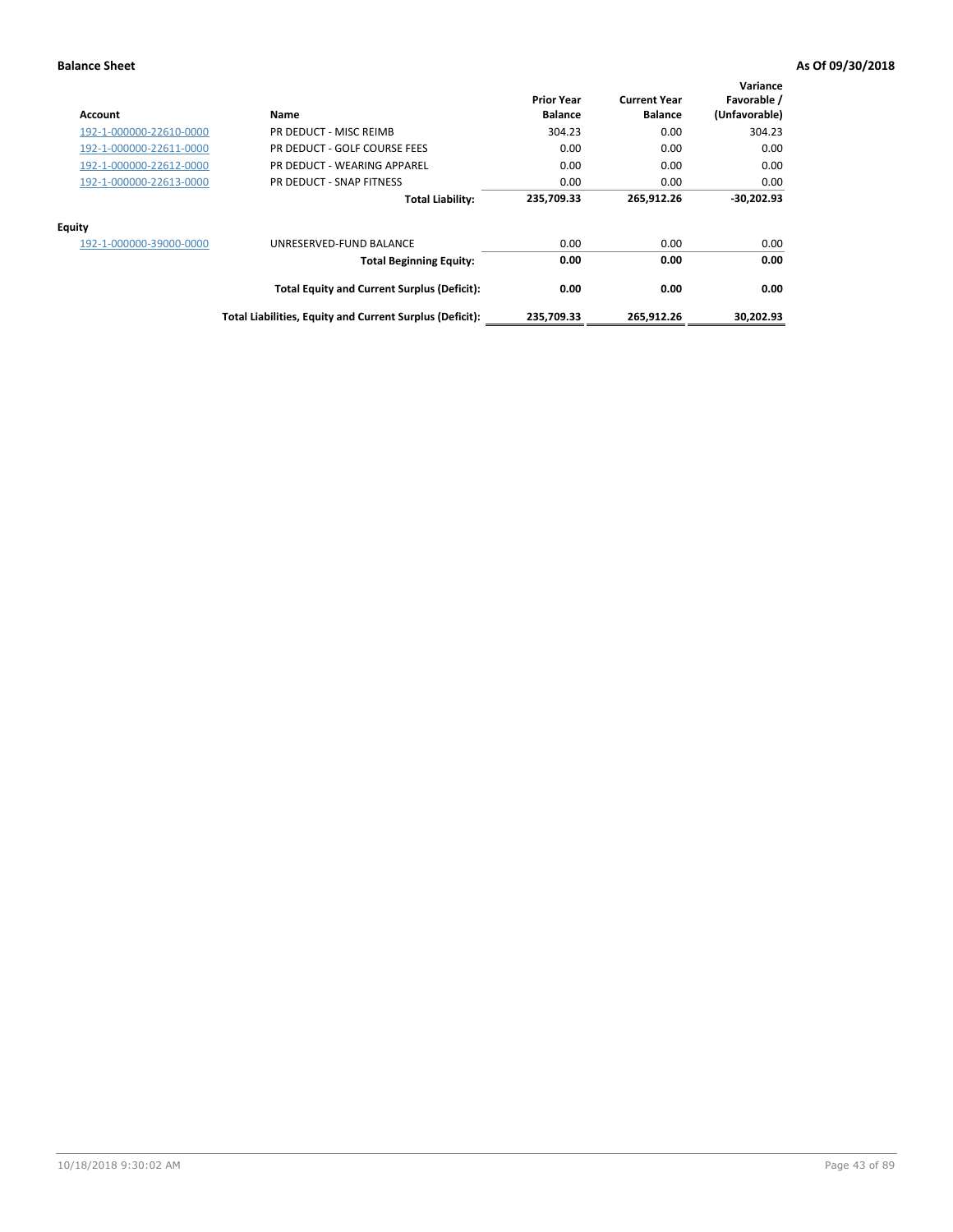**Balance Sheet** **As Of 09/30/2018**

| Account | Name | Prior Year Balance | Current Year Balance | Variance Favorable / (Unfavorable) |
|---|---|---|---|---|
| 192-1-000000-22610-0000 | PR DEDUCT - MISC REIMB | 304.23 | 0.00 | 304.23 |
| 192-1-000000-22611-0000 | PR DEDUCT - GOLF COURSE FEES | 0.00 | 0.00 | 0.00 |
| 192-1-000000-22612-0000 | PR DEDUCT - WEARING APPAREL | 0.00 | 0.00 | 0.00 |
| 192-1-000000-22613-0000 | PR DEDUCT - SNAP FITNESS | 0.00 | 0.00 | 0.00 |
| | **Total Liability:** | **235,709.33** | **265,912.26** | **-30,202.93** |
| **Equity** | | | | |
| 192-1-000000-39000-0000 | UNRESERVED-FUND BALANCE | 0.00 | 0.00 | 0.00 |
| | **Total Beginning Equity:** | **0.00** | **0.00** | **0.00** |
| | **Total Equity and Current Surplus (Deficit):** | **0.00** | **0.00** | **0.00** |
| | **Total Liabilities, Equity and Current Surplus (Deficit):** | **235,709.33** | **265,912.26** | **30,202.93** |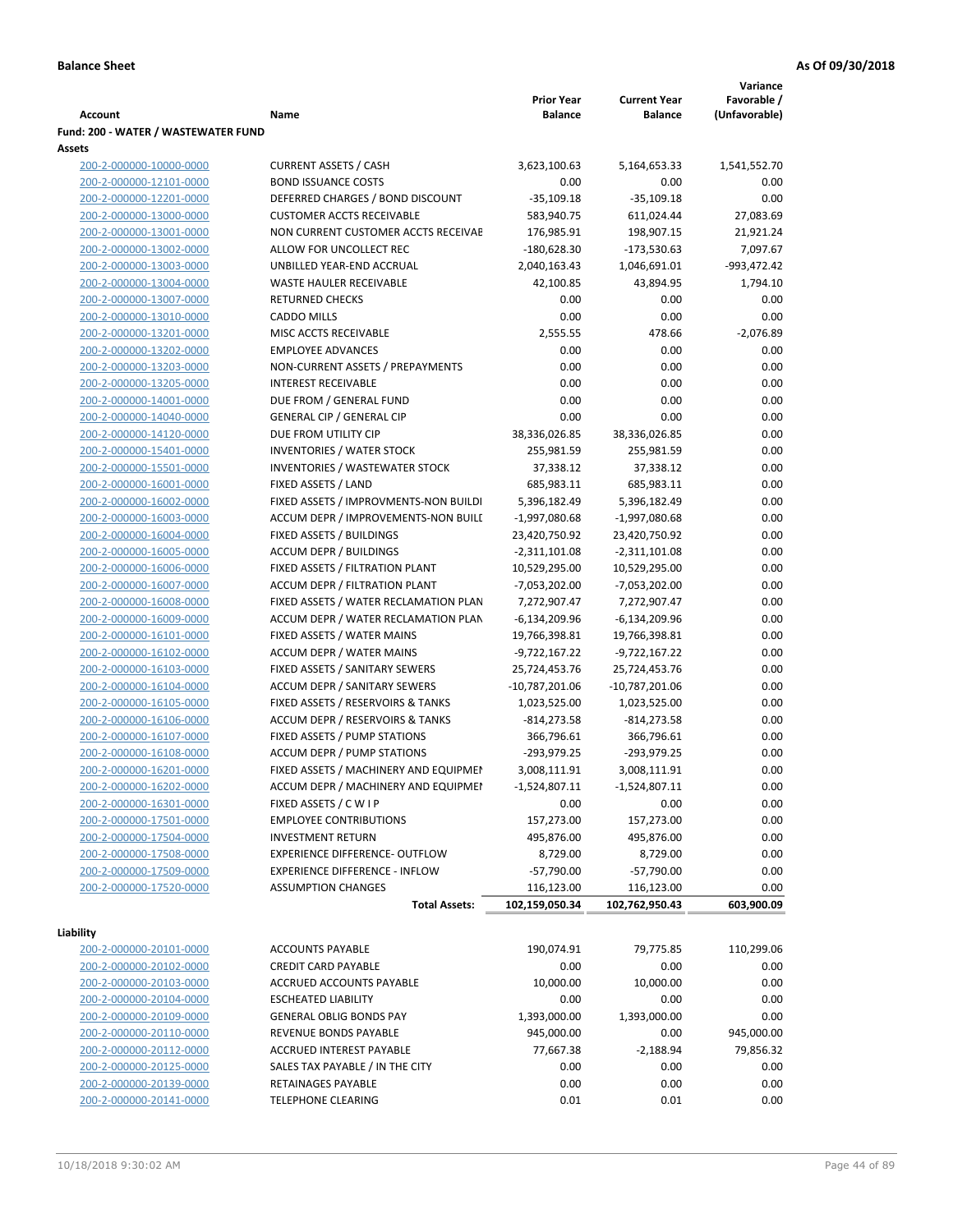**Balance Sheet** **As Of 09/30/2018**

| Account | Name | Prior Year Balance | Current Year Balance | Variance Favorable / (Unfavorable) |
|---|---|---|---|---|
| **Fund: 200 - WATER / WASTEWATER FUND** | | | | |
| **Assets** | | | | |
| 200-2-000000-10000-0000 | CURRENT ASSETS / CASH | 3,623,100.63 | 5,164,653.33 | 1,541,552.70 |
| 200-2-000000-12101-0000 | BOND ISSUANCE COSTS | 0.00 | 0.00 | 0.00 |
| 200-2-000000-12201-0000 | DEFERRED CHARGES / BOND DISCOUNT | -35,109.18 | -35,109.18 | 0.00 |
| 200-2-000000-13000-0000 | CUSTOMER ACCTS RECEIVABLE | 583,940.75 | 611,024.44 | 27,083.69 |
| 200-2-000000-13001-0000 | NON CURRENT CUSTOMER ACCTS RECEIVAE | 176,985.91 | 198,907.15 | 21,921.24 |
| 200-2-000000-13002-0000 | ALLOW FOR UNCOLLECT REC | -180,628.30 | -173,530.63 | 7,097.67 |
| 200-2-000000-13003-0000 | UNBILLED YEAR-END ACCRUAL | 2,040,163.43 | 1,046,691.01 | -993,472.42 |
| 200-2-000000-13004-0000 | WASTE HAULER RECEIVABLE | 42,100.85 | 43,894.95 | 1,794.10 |
| 200-2-000000-13007-0000 | RETURNED CHECKS | 0.00 | 0.00 | 0.00 |
| 200-2-000000-13010-0000 | CADDO MILLS | 0.00 | 0.00 | 0.00 |
| 200-2-000000-13201-0000 | MISC ACCTS RECEIVABLE | 2,555.55 | 478.66 | -2,076.89 |
| 200-2-000000-13202-0000 | EMPLOYEE ADVANCES | 0.00 | 0.00 | 0.00 |
| 200-2-000000-13203-0000 | NON-CURRENT ASSETS / PREPAYMENTS | 0.00 | 0.00 | 0.00 |
| 200-2-000000-13205-0000 | INTEREST RECEIVABLE | 0.00 | 0.00 | 0.00 |
| 200-2-000000-14001-0000 | DUE FROM / GENERAL FUND | 0.00 | 0.00 | 0.00 |
| 200-2-000000-14040-0000 | GENERAL CIP / GENERAL CIP | 0.00 | 0.00 | 0.00 |
| 200-2-000000-14120-0000 | DUE FROM UTILITY CIP | 38,336,026.85 | 38,336,026.85 | 0.00 |
| 200-2-000000-15401-0000 | INVENTORIES / WATER STOCK | 255,981.59 | 255,981.59 | 0.00 |
| 200-2-000000-15501-0000 | INVENTORIES / WASTEWATER STOCK | 37,338.12 | 37,338.12 | 0.00 |
| 200-2-000000-16001-0000 | FIXED ASSETS / LAND | 685,983.11 | 685,983.11 | 0.00 |
| 200-2-000000-16002-0000 | FIXED ASSETS / IMPROVMENTS-NON BUILDI | 5,396,182.49 | 5,396,182.49 | 0.00 |
| 200-2-000000-16003-0000 | ACCUM DEPR / IMPROVEMENTS-NON BUILI | -1,997,080.68 | -1,997,080.68 | 0.00 |
| 200-2-000000-16004-0000 | FIXED ASSETS / BUILDINGS | 23,420,750.92 | 23,420,750.92 | 0.00 |
| 200-2-000000-16005-0000 | ACCUM DEPR / BUILDINGS | -2,311,101.08 | -2,311,101.08 | 0.00 |
| 200-2-000000-16006-0000 | FIXED ASSETS / FILTRATION PLANT | 10,529,295.00 | 10,529,295.00 | 0.00 |
| 200-2-000000-16007-0000 | ACCUM DEPR / FILTRATION PLANT | -7,053,202.00 | -7,053,202.00 | 0.00 |
| 200-2-000000-16008-0000 | FIXED ASSETS / WATER RECLAMATION PLAN | 7,272,907.47 | 7,272,907.47 | 0.00 |
| 200-2-000000-16009-0000 | ACCUM DEPR / WATER RECLAMATION PLAN | -6,134,209.96 | -6,134,209.96 | 0.00 |
| 200-2-000000-16101-0000 | FIXED ASSETS / WATER MAINS | 19,766,398.81 | 19,766,398.81 | 0.00 |
| 200-2-000000-16102-0000 | ACCUM DEPR / WATER MAINS | -9,722,167.22 | -9,722,167.22 | 0.00 |
| 200-2-000000-16103-0000 | FIXED ASSETS / SANITARY SEWERS | 25,724,453.76 | 25,724,453.76 | 0.00 |
| 200-2-000000-16104-0000 | ACCUM DEPR / SANITARY SEWERS | -10,787,201.06 | -10,787,201.06 | 0.00 |
| 200-2-000000-16105-0000 | FIXED ASSETS / RESERVOIRS & TANKS | 1,023,525.00 | 1,023,525.00 | 0.00 |
| 200-2-000000-16106-0000 | ACCUM DEPR / RESERVOIRS & TANKS | -814,273.58 | -814,273.58 | 0.00 |
| 200-2-000000-16107-0000 | FIXED ASSETS / PUMP STATIONS | 366,796.61 | 366,796.61 | 0.00 |
| 200-2-000000-16108-0000 | ACCUM DEPR / PUMP STATIONS | -293,979.25 | -293,979.25 | 0.00 |
| 200-2-000000-16201-0000 | FIXED ASSETS / MACHINERY AND EQUIPMEI | 3,008,111.91 | 3,008,111.91 | 0.00 |
| 200-2-000000-16202-0000 | ACCUM DEPR / MACHINERY AND EQUIPMEI | -1,524,807.11 | -1,524,807.11 | 0.00 |
| 200-2-000000-16301-0000 | FIXED ASSETS / C W I P | 0.00 | 0.00 | 0.00 |
| 200-2-000000-17501-0000 | EMPLOYEE CONTRIBUTIONS | 157,273.00 | 157,273.00 | 0.00 |
| 200-2-000000-17504-0000 | INVESTMENT RETURN | 495,876.00 | 495,876.00 | 0.00 |
| 200-2-000000-17508-0000 | EXPERIENCE DIFFERENCE- OUTFLOW | 8,729.00 | 8,729.00 | 0.00 |
| 200-2-000000-17509-0000 | EXPERIENCE DIFFERENCE - INFLOW | -57,790.00 | -57,790.00 | 0.00 |
| 200-2-000000-17520-0000 | ASSUMPTION CHANGES | 116,123.00 | 116,123.00 | 0.00 |
| | **Total Assets:** | **102,159,050.34** | **102,762,950.43** | **603,900.09** |
| **Liability** | | | | |
| 200-2-000000-20101-0000 | ACCOUNTS PAYABLE | 190,074.91 | 79,775.85 | 110,299.06 |
| 200-2-000000-20102-0000 | CREDIT CARD PAYABLE | 0.00 | 0.00 | 0.00 |
| 200-2-000000-20103-0000 | ACCRUED ACCOUNTS PAYABLE | 10,000.00 | 10,000.00 | 0.00 |
| 200-2-000000-20104-0000 | ESCHEATED LIABILITY | 0.00 | 0.00 | 0.00 |
| 200-2-000000-20109-0000 | GENERAL OBLIG BONDS PAY | 1,393,000.00 | 1,393,000.00 | 0.00 |
| 200-2-000000-20110-0000 | REVENUE BONDS PAYABLE | 945,000.00 | 0.00 | 945,000.00 |
| 200-2-000000-20112-0000 | ACCRUED INTEREST PAYABLE | 77,667.38 | -2,188.94 | 79,856.32 |
| 200-2-000000-20125-0000 | SALES TAX PAYABLE / IN THE CITY | 0.00 | 0.00 | 0.00 |
| 200-2-000000-20139-0000 | RETAINAGES PAYABLE | 0.00 | 0.00 | 0.00 |
| 200-2-000000-20141-0000 | TELEPHONE CLEARING | 0.01 | 0.01 | 0.00 |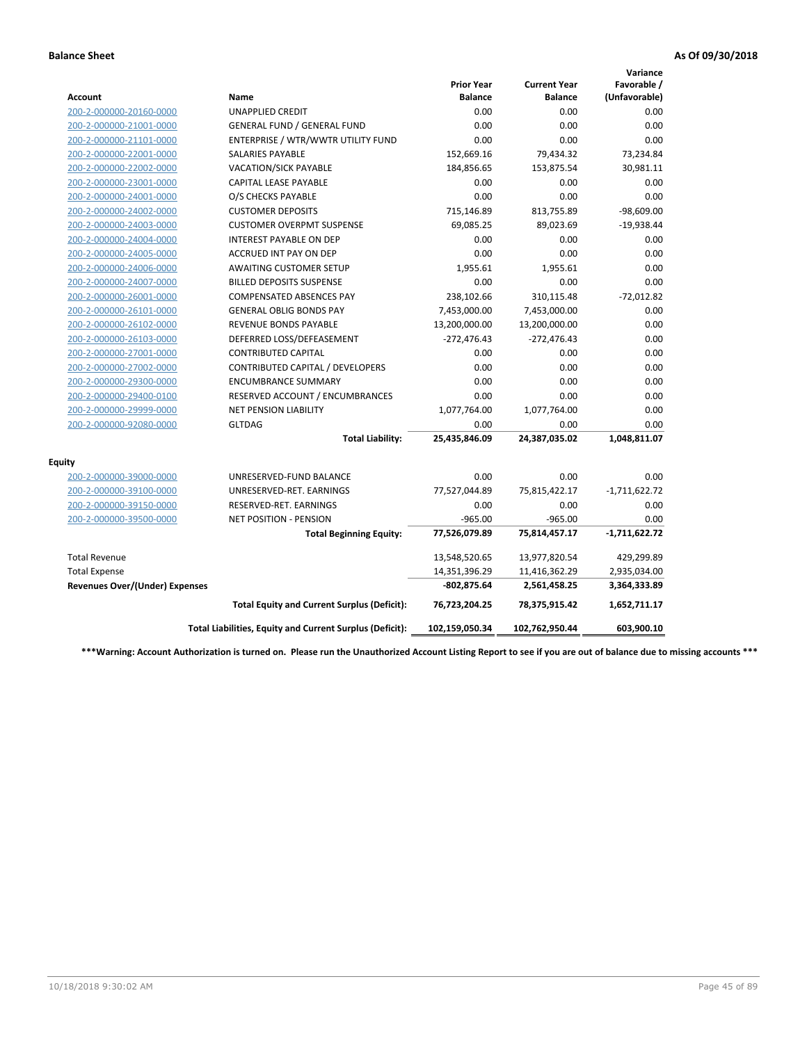**Balance Sheet** **As Of 09/30/2018**

| Account | Name | Prior Year Balance | Current Year Balance | Variance Favorable / (Unfavorable) |
|---|---|---|---|---|
| 200-2-000000-20160-0000 | UNAPPLIED CREDIT | 0.00 | 0.00 | 0.00 |
| 200-2-000000-21001-0000 | GENERAL FUND / GENERAL FUND | 0.00 | 0.00 | 0.00 |
| 200-2-000000-21101-0000 | ENTERPRISE / WTR/WWTR UTILITY FUND | 0.00 | 0.00 | 0.00 |
| 200-2-000000-22001-0000 | SALARIES PAYABLE | 152,669.16 | 79,434.32 | 73,234.84 |
| 200-2-000000-22002-0000 | VACATION/SICK PAYABLE | 184,856.65 | 153,875.54 | 30,981.11 |
| 200-2-000000-23001-0000 | CAPITAL LEASE PAYABLE | 0.00 | 0.00 | 0.00 |
| 200-2-000000-24001-0000 | O/S CHECKS PAYABLE | 0.00 | 0.00 | 0.00 |
| 200-2-000000-24002-0000 | CUSTOMER DEPOSITS | 715,146.89 | 813,755.89 | -98,609.00 |
| 200-2-000000-24003-0000 | CUSTOMER OVERPMT SUSPENSE | 69,085.25 | 89,023.69 | -19,938.44 |
| 200-2-000000-24004-0000 | INTEREST PAYABLE ON DEP | 0.00 | 0.00 | 0.00 |
| 200-2-000000-24005-0000 | ACCRUED INT PAY ON DEP | 0.00 | 0.00 | 0.00 |
| 200-2-000000-24006-0000 | AWAITING CUSTOMER SETUP | 1,955.61 | 1,955.61 | 0.00 |
| 200-2-000000-24007-0000 | BILLED DEPOSITS SUSPENSE | 0.00 | 0.00 | 0.00 |
| 200-2-000000-26001-0000 | COMPENSATED ABSENCES PAY | 238,102.66 | 310,115.48 | -72,012.82 |
| 200-2-000000-26101-0000 | GENERAL OBLIG BONDS PAY | 7,453,000.00 | 7,453,000.00 | 0.00 |
| 200-2-000000-26102-0000 | REVENUE BONDS PAYABLE | 13,200,000.00 | 13,200,000.00 | 0.00 |
| 200-2-000000-26103-0000 | DEFERRED LOSS/DEFEASEMENT | -272,476.43 | -272,476.43 | 0.00 |
| 200-2-000000-27001-0000 | CONTRIBUTED CAPITAL | 0.00 | 0.00 | 0.00 |
| 200-2-000000-27002-0000 | CONTRIBUTED CAPITAL / DEVELOPERS | 0.00 | 0.00 | 0.00 |
| 200-2-000000-29300-0000 | ENCUMBRANCE SUMMARY | 0.00 | 0.00 | 0.00 |
| 200-2-000000-29400-0100 | RESERVED ACCOUNT / ENCUMBRANCES | 0.00 | 0.00 | 0.00 |
| 200-2-000000-29999-0000 | NET PENSION LIABILITY | 1,077,764.00 | 1,077,764.00 | 0.00 |
| 200-2-000000-92080-0000 | GLTDAG | 0.00 | 0.00 | 0.00 |
| | **Total Liability:** | **25,435,846.09** | **24,387,035.02** | **1,048,811.07** |
| **Equity** | | | | |
| 200-2-000000-39000-0000 | UNRESERVED-FUND BALANCE | 0.00 | 0.00 | 0.00 |
| 200-2-000000-39100-0000 | UNRESERVED-RET. EARNINGS | 77,527,044.89 | 75,815,422.17 | -1,711,622.72 |
| 200-2-000000-39150-0000 | RESERVED-RET. EARNINGS | 0.00 | 0.00 | 0.00 |
| 200-2-000000-39500-0000 | NET POSITION - PENSION | -965.00 | -965.00 | 0.00 |
| | **Total Beginning Equity:** | **77,526,079.89** | **75,814,457.17** | **-1,711,622.72** |
| Total Revenue | | 13,548,520.65 | 13,977,820.54 | 429,299.89 |
| Total Expense | | 14,351,396.29 | 11,416,362.29 | 2,935,034.00 |
| **Revenues Over/(Under) Expenses** | | **-802,875.64** | **2,561,458.25** | **3,364,333.89** |
| | **Total Equity and Current Surplus (Deficit):** | **76,723,204.25** | **78,375,915.42** | **1,652,711.17** |
| | **Total Liabilities, Equity and Current Surplus (Deficit):** | **102,159,050.34** | **102,762,950.44** | **603,900.10** |

**\*\*\*Warning: Account Authorization is turned on. Please run the Unauthorized Account Listing Report to see if you are out of balance due to missing accounts \*\*\***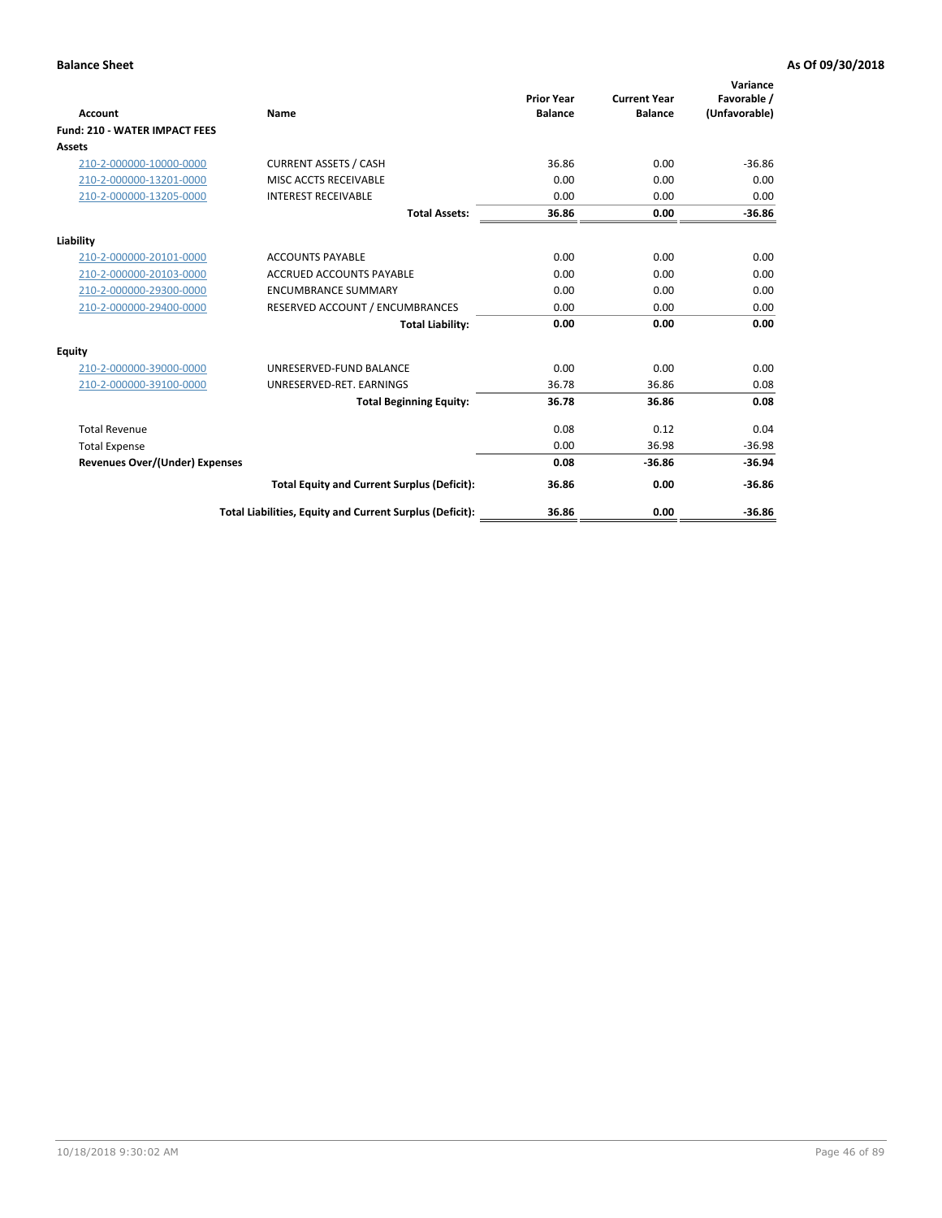**Balance Sheet** **As Of 09/30/2018**

| Account | Name | Prior Year Balance | Current Year Balance | Variance Favorable / (Unfavorable) |
|---|---|---|---|---|
| **Fund: 210 - WATER IMPACT FEES** | | | | |
| **Assets** | | | | |
| 210-2-000000-10000-0000 | CURRENT ASSETS / CASH | 36.86 | 0.00 | -36.86 |
| 210-2-000000-13201-0000 | MISC ACCTS RECEIVABLE | 0.00 | 0.00 | 0.00 |
| 210-2-000000-13205-0000 | INTEREST RECEIVABLE | 0.00 | 0.00 | 0.00 |
| | **Total Assets:** | **36.86** | **0.00** | **-36.86** |
| **Liability** | | | | |
| 210-2-000000-20101-0000 | ACCOUNTS PAYABLE | 0.00 | 0.00 | 0.00 |
| 210-2-000000-20103-0000 | ACCRUED ACCOUNTS PAYABLE | 0.00 | 0.00 | 0.00 |
| 210-2-000000-29300-0000 | ENCUMBRANCE SUMMARY | 0.00 | 0.00 | 0.00 |
| 210-2-000000-29400-0000 | RESERVED ACCOUNT / ENCUMBRANCES | 0.00 | 0.00 | 0.00 |
| | **Total Liability:** | **0.00** | **0.00** | **0.00** |
| **Equity** | | | | |
| 210-2-000000-39000-0000 | UNRESERVED-FUND BALANCE | 0.00 | 0.00 | 0.00 |
| 210-2-000000-39100-0000 | UNRESERVED-RET. EARNINGS | 36.78 | 36.86 | 0.08 |
| | **Total Beginning Equity:** | **36.78** | **36.86** | **0.08** |
| Total Revenue | | 0.08 | 0.12 | 0.04 |
| Total Expense | | 0.00 | 36.98 | -36.98 |
| **Revenues Over/(Under) Expenses** | | **0.08** | **-36.86** | **-36.94** |
| | **Total Equity and Current Surplus (Deficit):** | **36.86** | **0.00** | **-36.86** |
| | **Total Liabilities, Equity and Current Surplus (Deficit):** | **36.86** | **0.00** | **-36.86** |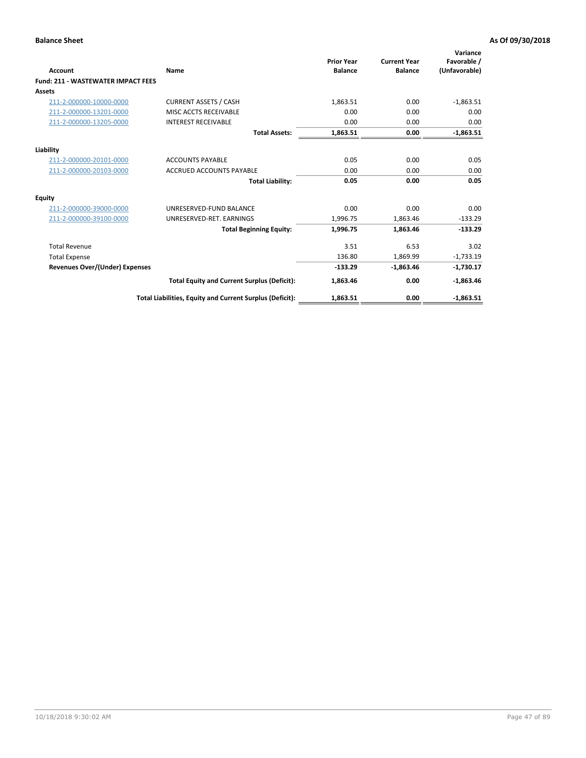**Balance Sheet** **As Of 09/30/2018**

| Account | Name | Prior Year Balance | Current Year Balance | Variance Favorable / (Unfavorable) |
|---|---|---|---|---|
| **Fund: 211 - WASTEWATER IMPACT FEES** | | | | |
| **Assets** | | | | |
| 211-2-000000-10000-0000 | CURRENT ASSETS / CASH | 1,863.51 | 0.00 | -1,863.51 |
| 211-2-000000-13201-0000 | MISC ACCTS RECEIVABLE | 0.00 | 0.00 | 0.00 |
| 211-2-000000-13205-0000 | INTEREST RECEIVABLE | 0.00 | 0.00 | 0.00 |
| | **Total Assets:** | **1,863.51** | **0.00** | **-1,863.51** |
| **Liability** | | | | |
| 211-2-000000-20101-0000 | ACCOUNTS PAYABLE | 0.05 | 0.00 | 0.05 |
| 211-2-000000-20103-0000 | ACCRUED ACCOUNTS PAYABLE | 0.00 | 0.00 | 0.00 |
| | **Total Liability:** | **0.05** | **0.00** | **0.05** |
| **Equity** | | | | |
| 211-2-000000-39000-0000 | UNRESERVED-FUND BALANCE | 0.00 | 0.00 | 0.00 |
| 211-2-000000-39100-0000 | UNRESERVED-RET. EARNINGS | 1,996.75 | 1,863.46 | -133.29 |
| | **Total Beginning Equity:** | **1,996.75** | **1,863.46** | **-133.29** |
| Total Revenue | | 3.51 | 6.53 | 3.02 |
| Total Expense | | 136.80 | 1,869.99 | -1,733.19 |
| **Revenues Over/(Under) Expenses** | | **-133.29** | **-1,863.46** | **-1,730.17** |
| | **Total Equity and Current Surplus (Deficit):** | **1,863.46** | **0.00** | **-1,863.46** |
| | **Total Liabilities, Equity and Current Surplus (Deficit):** | **1,863.51** | **0.00** | **-1,863.51** |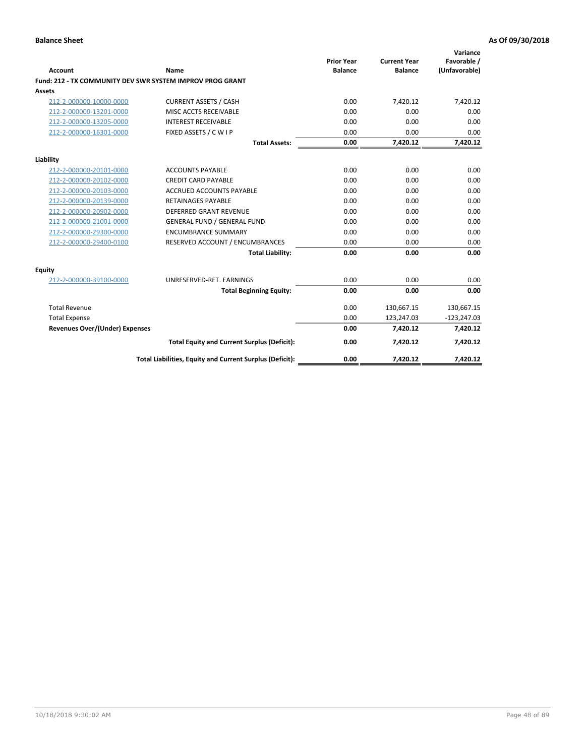**Balance Sheet** **As Of 09/30/2018**

| Account | Name | Prior Year Balance | Current Year Balance | Variance Favorable / (Unfavorable) |
|---|---|---|---|---|
| **Fund: 212 - TX COMMUNITY DEV SWR SYSTEM IMPROV PROG GRANT** | | | | |
| **Assets** | | | | |
| 212-2-000000-10000-0000 | CURRENT ASSETS / CASH | 0.00 | 7,420.12 | 7,420.12 |
| 212-2-000000-13201-0000 | MISC ACCTS RECEIVABLE | 0.00 | 0.00 | 0.00 |
| 212-2-000000-13205-0000 | INTEREST RECEIVABLE | 0.00 | 0.00 | 0.00 |
| 212-2-000000-16301-0000 | FIXED ASSETS / C W I P | 0.00 | 0.00 | 0.00 |
| | **Total Assets:** | **0.00** | **7,420.12** | **7,420.12** |
| **Liability** | | | | |
| 212-2-000000-20101-0000 | ACCOUNTS PAYABLE | 0.00 | 0.00 | 0.00 |
| 212-2-000000-20102-0000 | CREDIT CARD PAYABLE | 0.00 | 0.00 | 0.00 |
| 212-2-000000-20103-0000 | ACCRUED ACCOUNTS PAYABLE | 0.00 | 0.00 | 0.00 |
| 212-2-000000-20139-0000 | RETAINAGES PAYABLE | 0.00 | 0.00 | 0.00 |
| 212-2-000000-20902-0000 | DEFERRED GRANT REVENUE | 0.00 | 0.00 | 0.00 |
| 212-2-000000-21001-0000 | GENERAL FUND / GENERAL FUND | 0.00 | 0.00 | 0.00 |
| 212-2-000000-29300-0000 | ENCUMBRANCE SUMMARY | 0.00 | 0.00 | 0.00 |
| 212-2-000000-29400-0100 | RESERVED ACCOUNT / ENCUMBRANCES | 0.00 | 0.00 | 0.00 |
| | **Total Liability:** | **0.00** | **0.00** | **0.00** |
| **Equity** | | | | |
| 212-2-000000-39100-0000 | UNRESERVED-RET. EARNINGS | 0.00 | 0.00 | 0.00 |
| | **Total Beginning Equity:** | **0.00** | **0.00** | **0.00** |
| Total Revenue | | 0.00 | 130,667.15 | 130,667.15 |
| Total Expense | | 0.00 | 123,247.03 | -123,247.03 |
| **Revenues Over/(Under) Expenses** | | **0.00** | **7,420.12** | **7,420.12** |
| | **Total Equity and Current Surplus (Deficit):** | **0.00** | **7,420.12** | **7,420.12** |
| | **Total Liabilities, Equity and Current Surplus (Deficit):** | **0.00** | **7,420.12** | **7,420.12** |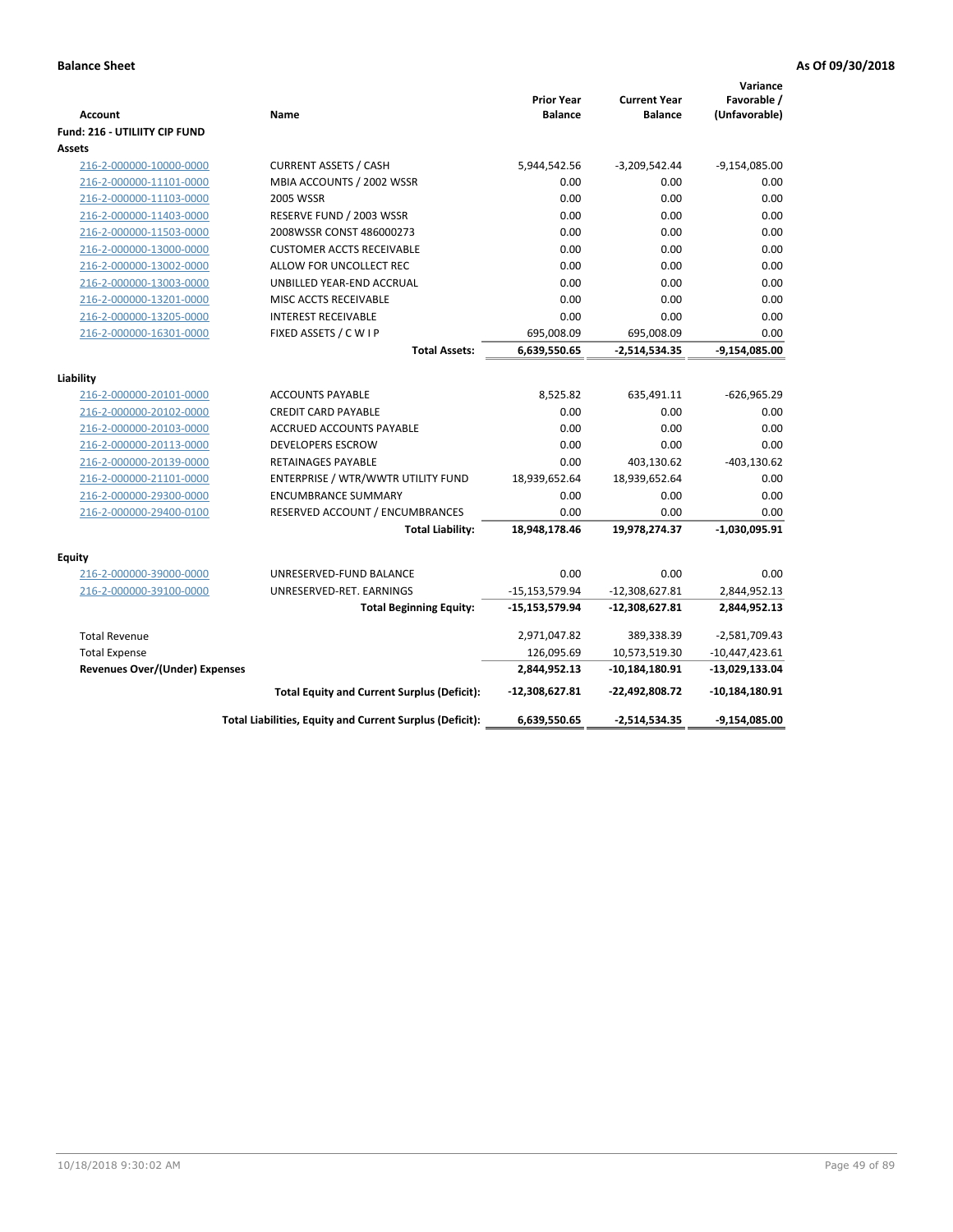**Balance Sheet** | **As Of 09/30/2018**

| Account | Name | Prior Year Balance | Current Year Balance | Variance Favorable / (Unfavorable) |
|---|---|---|---|---|
| **Fund: 216 - UTILIITY CIP FUND** | | | | |
| **Assets** | | | | |
| 216-2-000000-10000-0000 | CURRENT ASSETS / CASH | 5,944,542.56 | -3,209,542.44 | -9,154,085.00 |
| 216-2-000000-11101-0000 | MBIA ACCOUNTS / 2002 WSSR | 0.00 | 0.00 | 0.00 |
| 216-2-000000-11103-0000 | 2005 WSSR | 0.00 | 0.00 | 0.00 |
| 216-2-000000-11403-0000 | RESERVE FUND / 2003 WSSR | 0.00 | 0.00 | 0.00 |
| 216-2-000000-11503-0000 | 2008WSSR CONST 486000273 | 0.00 | 0.00 | 0.00 |
| 216-2-000000-13000-0000 | CUSTOMER ACCTS RECEIVABLE | 0.00 | 0.00 | 0.00 |
| 216-2-000000-13002-0000 | ALLOW FOR UNCOLLECT REC | 0.00 | 0.00 | 0.00 |
| 216-2-000000-13003-0000 | UNBILLED YEAR-END ACCRUAL | 0.00 | 0.00 | 0.00 |
| 216-2-000000-13201-0000 | MISC ACCTS RECEIVABLE | 0.00 | 0.00 | 0.00 |
| 216-2-000000-13205-0000 | INTEREST RECEIVABLE | 0.00 | 0.00 | 0.00 |
| 216-2-000000-16301-0000 | FIXED ASSETS / C W I P | 695,008.09 | 695,008.09 | 0.00 |
| | **Total Assets:** | **6,639,550.65** | **-2,514,534.35** | **-9,154,085.00** |
| **Liability** | | | | |
| 216-2-000000-20101-0000 | ACCOUNTS PAYABLE | 8,525.82 | 635,491.11 | -626,965.29 |
| 216-2-000000-20102-0000 | CREDIT CARD PAYABLE | 0.00 | 0.00 | 0.00 |
| 216-2-000000-20103-0000 | ACCRUED ACCOUNTS PAYABLE | 0.00 | 0.00 | 0.00 |
| 216-2-000000-20113-0000 | DEVELOPERS ESCROW | 0.00 | 0.00 | 0.00 |
| 216-2-000000-20139-0000 | RETAINAGES PAYABLE | 0.00 | 403,130.62 | -403,130.62 |
| 216-2-000000-21101-0000 | ENTERPRISE / WTR/WWTR UTILITY FUND | 18,939,652.64 | 18,939,652.64 | 0.00 |
| 216-2-000000-29300-0000 | ENCUMBRANCE SUMMARY | 0.00 | 0.00 | 0.00 |
| 216-2-000000-29400-0100 | RESERVED ACCOUNT / ENCUMBRANCES | 0.00 | 0.00 | 0.00 |
| | **Total Liability:** | **18,948,178.46** | **19,978,274.37** | **-1,030,095.91** |
| **Equity** | | | | |
| 216-2-000000-39000-0000 | UNRESERVED-FUND BALANCE | 0.00 | 0.00 | 0.00 |
| 216-2-000000-39100-0000 | UNRESERVED-RET. EARNINGS | -15,153,579.94 | -12,308,627.81 | 2,844,952.13 |
| | **Total Beginning Equity:** | **-15,153,579.94** | **-12,308,627.81** | **2,844,952.13** |
| Total Revenue | | 2,971,047.82 | 389,338.39 | -2,581,709.43 |
| Total Expense | | 126,095.69 | 10,573,519.30 | -10,447,423.61 |
| **Revenues Over/(Under) Expenses** | | **2,844,952.13** | **-10,184,180.91** | **-13,029,133.04** |
| | **Total Equity and Current Surplus (Deficit):** | **-12,308,627.81** | **-22,492,808.72** | **-10,184,180.91** |
| | **Total Liabilities, Equity and Current Surplus (Deficit):** | **6,639,550.65** | **-2,514,534.35** | **-9,154,085.00** |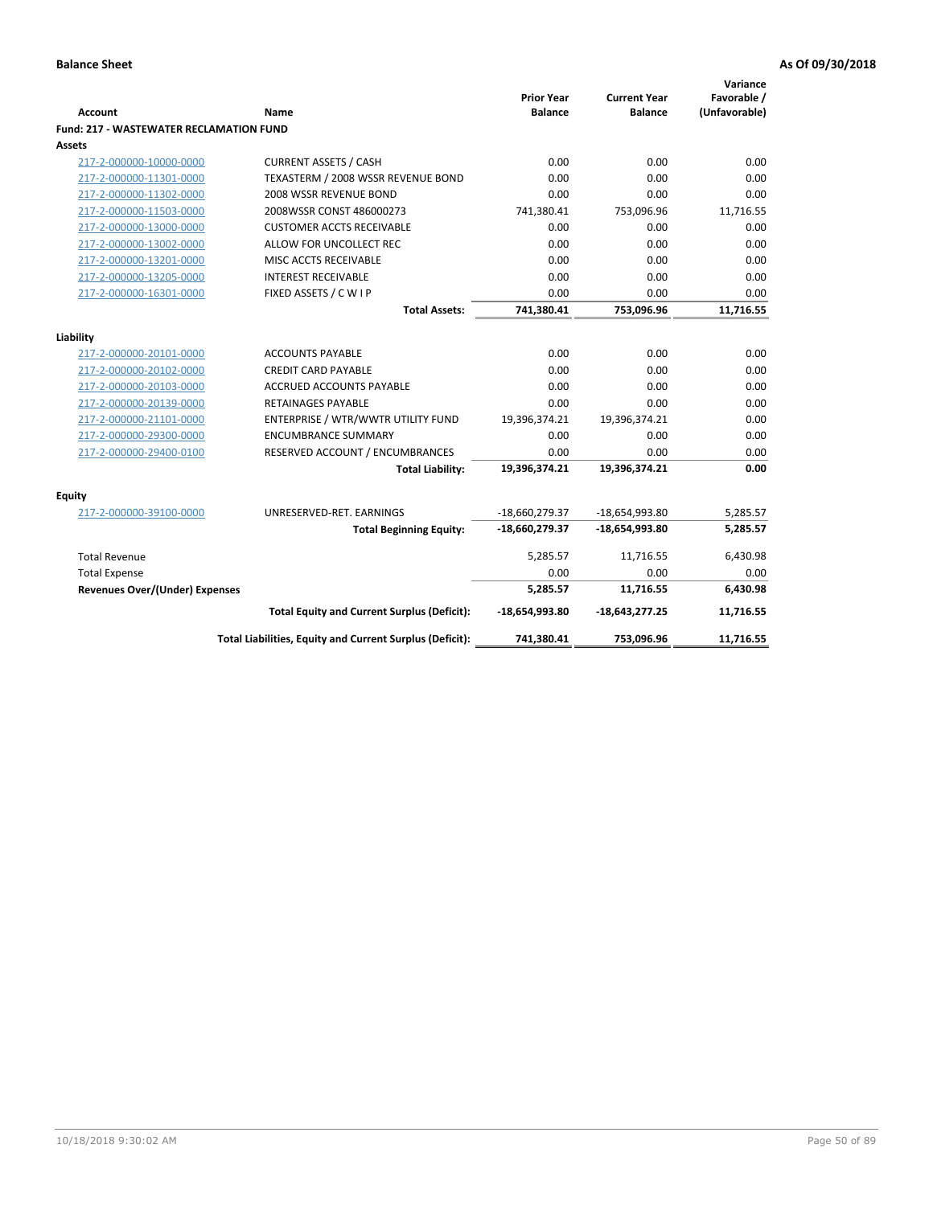**Balance Sheet** **As Of 09/30/2018**

| Account | Name | Prior Year Balance | Current Year Balance | Variance Favorable / (Unfavorable) |
|---|---|---|---|---|
| **Fund: 217 - WASTEWATER RECLAMATION FUND** | | | | |
| **Assets** | | | | |
| 217-2-000000-10000-0000 | CURRENT ASSETS / CASH | 0.00 | 0.00 | 0.00 |
| 217-2-000000-11301-0000 | TEXASTERM / 2008 WSSR REVENUE BOND | 0.00 | 0.00 | 0.00 |
| 217-2-000000-11302-0000 | 2008 WSSR REVENUE BOND | 0.00 | 0.00 | 0.00 |
| 217-2-000000-11503-0000 | 2008WSSR CONST 486000273 | 741,380.41 | 753,096.96 | 11,716.55 |
| 217-2-000000-13000-0000 | CUSTOMER ACCTS RECEIVABLE | 0.00 | 0.00 | 0.00 |
| 217-2-000000-13002-0000 | ALLOW FOR UNCOLLECT REC | 0.00 | 0.00 | 0.00 |
| 217-2-000000-13201-0000 | MISC ACCTS RECEIVABLE | 0.00 | 0.00 | 0.00 |
| 217-2-000000-13205-0000 | INTEREST RECEIVABLE | 0.00 | 0.00 | 0.00 |
| 217-2-000000-16301-0000 | FIXED ASSETS / C W I P | 0.00 | 0.00 | 0.00 |
| | **Total Assets:** | **741,380.41** | **753,096.96** | **11,716.55** |
| **Liability** | | | | |
| 217-2-000000-20101-0000 | ACCOUNTS PAYABLE | 0.00 | 0.00 | 0.00 |
| 217-2-000000-20102-0000 | CREDIT CARD PAYABLE | 0.00 | 0.00 | 0.00 |
| 217-2-000000-20103-0000 | ACCRUED ACCOUNTS PAYABLE | 0.00 | 0.00 | 0.00 |
| 217-2-000000-20139-0000 | RETAINAGES PAYABLE | 0.00 | 0.00 | 0.00 |
| 217-2-000000-21101-0000 | ENTERPRISE / WTR/WWTR UTILITY FUND | 19,396,374.21 | 19,396,374.21 | 0.00 |
| 217-2-000000-29300-0000 | ENCUMBRANCE SUMMARY | 0.00 | 0.00 | 0.00 |
| 217-2-000000-29400-0100 | RESERVED ACCOUNT / ENCUMBRANCES | 0.00 | 0.00 | 0.00 |
| | **Total Liability:** | **19,396,374.21** | **19,396,374.21** | **0.00** |
| **Equity** | | | | |
| 217-2-000000-39100-0000 | UNRESERVED-RET. EARNINGS | -18,660,279.37 | -18,654,993.80 | 5,285.57 |
| | **Total Beginning Equity:** | **-18,660,279.37** | **-18,654,993.80** | **5,285.57** |
| Total Revenue | | 5,285.57 | 11,716.55 | 6,430.98 |
| Total Expense | | 0.00 | 0.00 | 0.00 |
| **Revenues Over/(Under) Expenses** | | **5,285.57** | **11,716.55** | **6,430.98** |
| | **Total Equity and Current Surplus (Deficit):** | **-18,654,993.80** | **-18,643,277.25** | **11,716.55** |
| | **Total Liabilities, Equity and Current Surplus (Deficit):** | **741,380.41** | **753,096.96** | **11,716.55** |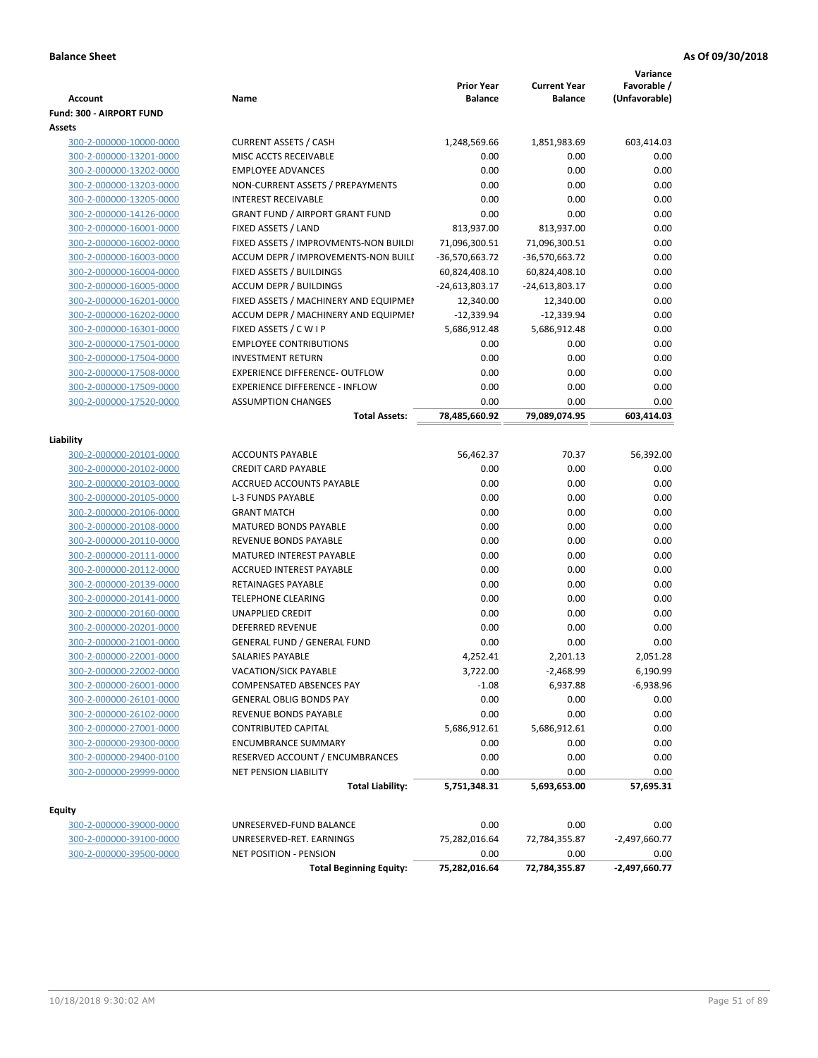**Balance Sheet** **As Of 09/30/2018**

| Account | Name | Prior Year Balance | Current Year Balance | Variance Favorable / (Unfavorable) |
|---|---|---|---|---|
| **Fund: 300 - AIRPORT FUND** | | | | |
| **Assets** | | | | |
| 300-2-000000-10000-0000 | CURRENT ASSETS / CASH | 1,248,569.66 | 1,851,983.69 | 603,414.03 |
| 300-2-000000-13201-0000 | MISC ACCTS RECEIVABLE | 0.00 | 0.00 | 0.00 |
| 300-2-000000-13202-0000 | EMPLOYEE ADVANCES | 0.00 | 0.00 | 0.00 |
| 300-2-000000-13203-0000 | NON-CURRENT ASSETS / PREPAYMENTS | 0.00 | 0.00 | 0.00 |
| 300-2-000000-13205-0000 | INTEREST RECEIVABLE | 0.00 | 0.00 | 0.00 |
| 300-2-000000-14126-0000 | GRANT FUND / AIRPORT GRANT FUND | 0.00 | 0.00 | 0.00 |
| 300-2-000000-16001-0000 | FIXED ASSETS / LAND | 813,937.00 | 813,937.00 | 0.00 |
| 300-2-000000-16002-0000 | FIXED ASSETS / IMPROVMENTS-NON BUILDI | 71,096,300.51 | 71,096,300.51 | 0.00 |
| 300-2-000000-16003-0000 | ACCUM DEPR / IMPROVEMENTS-NON BUILI | -36,570,663.72 | -36,570,663.72 | 0.00 |
| 300-2-000000-16004-0000 | FIXED ASSETS / BUILDINGS | 60,824,408.10 | 60,824,408.10 | 0.00 |
| 300-2-000000-16005-0000 | ACCUM DEPR / BUILDINGS | -24,613,803.17 | -24,613,803.17 | 0.00 |
| 300-2-000000-16201-0000 | FIXED ASSETS / MACHINERY AND EQUIPMEI | 12,340.00 | 12,340.00 | 0.00 |
| 300-2-000000-16202-0000 | ACCUM DEPR / MACHINERY AND EQUIPMEI | -12,339.94 | -12,339.94 | 0.00 |
| 300-2-000000-16301-0000 | FIXED ASSETS / C W I P | 5,686,912.48 | 5,686,912.48 | 0.00 |
| 300-2-000000-17501-0000 | EMPLOYEE CONTRIBUTIONS | 0.00 | 0.00 | 0.00 |
| 300-2-000000-17504-0000 | INVESTMENT RETURN | 0.00 | 0.00 | 0.00 |
| 300-2-000000-17508-0000 | EXPERIENCE DIFFERENCE- OUTFLOW | 0.00 | 0.00 | 0.00 |
| 300-2-000000-17509-0000 | EXPERIENCE DIFFERENCE - INFLOW | 0.00 | 0.00 | 0.00 |
| 300-2-000000-17520-0000 | ASSUMPTION CHANGES | 0.00 | 0.00 | 0.00 |
| | **Total Assets:** | **78,485,660.92** | **79,089,074.95** | **603,414.03** |
| **Liability** | | | | |
| 300-2-000000-20101-0000 | ACCOUNTS PAYABLE | 56,462.37 | 70.37 | 56,392.00 |
| 300-2-000000-20102-0000 | CREDIT CARD PAYABLE | 0.00 | 0.00 | 0.00 |
| 300-2-000000-20103-0000 | ACCRUED ACCOUNTS PAYABLE | 0.00 | 0.00 | 0.00 |
| 300-2-000000-20105-0000 | L-3 FUNDS PAYABLE | 0.00 | 0.00 | 0.00 |
| 300-2-000000-20106-0000 | GRANT MATCH | 0.00 | 0.00 | 0.00 |
| 300-2-000000-20108-0000 | MATURED BONDS PAYABLE | 0.00 | 0.00 | 0.00 |
| 300-2-000000-20110-0000 | REVENUE BONDS PAYABLE | 0.00 | 0.00 | 0.00 |
| 300-2-000000-20111-0000 | MATURED INTEREST PAYABLE | 0.00 | 0.00 | 0.00 |
| 300-2-000000-20112-0000 | ACCRUED INTEREST PAYABLE | 0.00 | 0.00 | 0.00 |
| 300-2-000000-20139-0000 | RETAINAGES PAYABLE | 0.00 | 0.00 | 0.00 |
| 300-2-000000-20141-0000 | TELEPHONE CLEARING | 0.00 | 0.00 | 0.00 |
| 300-2-000000-20160-0000 | UNAPPLIED CREDIT | 0.00 | 0.00 | 0.00 |
| 300-2-000000-20201-0000 | DEFERRED REVENUE | 0.00 | 0.00 | 0.00 |
| 300-2-000000-21001-0000 | GENERAL FUND / GENERAL FUND | 0.00 | 0.00 | 0.00 |
| 300-2-000000-22001-0000 | SALARIES PAYABLE | 4,252.41 | 2,201.13 | 2,051.28 |
| 300-2-000000-22002-0000 | VACATION/SICK PAYABLE | 3,722.00 | -2,468.99 | 6,190.99 |
| 300-2-000000-26001-0000 | COMPENSATED ABSENCES PAY | -1.08 | 6,937.88 | -6,938.96 |
| 300-2-000000-26101-0000 | GENERAL OBLIG BONDS PAY | 0.00 | 0.00 | 0.00 |
| 300-2-000000-26102-0000 | REVENUE BONDS PAYABLE | 0.00 | 0.00 | 0.00 |
| 300-2-000000-27001-0000 | CONTRIBUTED CAPITAL | 5,686,912.61 | 5,686,912.61 | 0.00 |
| 300-2-000000-29300-0000 | ENCUMBRANCE SUMMARY | 0.00 | 0.00 | 0.00 |
| 300-2-000000-29400-0100 | RESERVED ACCOUNT / ENCUMBRANCES | 0.00 | 0.00 | 0.00 |
| 300-2-000000-29999-0000 | NET PENSION LIABILITY | 0.00 | 0.00 | 0.00 |
| | **Total Liability:** | **5,751,348.31** | **5,693,653.00** | **57,695.31** |
| **Equity** | | | | |
| 300-2-000000-39000-0000 | UNRESERVED-FUND BALANCE | 0.00 | 0.00 | 0.00 |
| 300-2-000000-39100-0000 | UNRESERVED-RET. EARNINGS | 75,282,016.64 | 72,784,355.87 | -2,497,660.77 |
| 300-2-000000-39500-0000 | NET POSITION - PENSION | 0.00 | 0.00 | 0.00 |
| | **Total Beginning Equity:** | **75,282,016.64** | **72,784,355.87** | **-2,497,660.77** |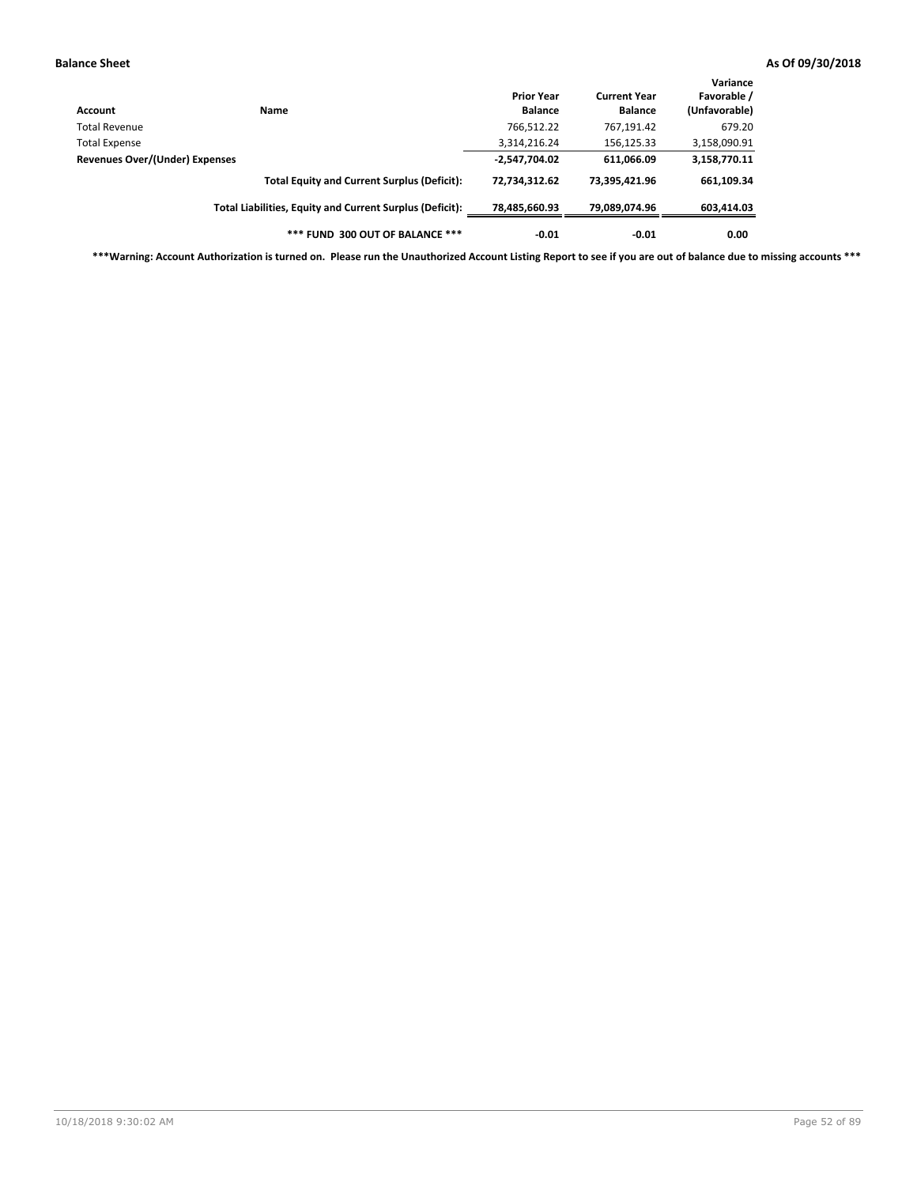| Account | Name | Prior Year Balance | Current Year Balance | Variance Favorable / (Unfavorable) |
|---|---|---|---|---|
| Total Revenue | | 766,512.22 | 767,191.42 | 679.20 |
| Total Expense | | 3,314,216.24 | 156,125.33 | 3,158,090.91 |
| **Revenues Over/(Under) Expenses** | | **-2,547,704.02** | **611,066.09** | **3,158,770.11** |
| | **Total Equity and Current Surplus (Deficit):** | **72,734,312.62** | **73,395,421.96** | **661,109.34** |
| | **Total Liabilities, Equity and Current Surplus (Deficit):** | **78,485,660.93** | **79,089,074.96** | **603,414.03** |
| | **\*\*\* FUND 300 OUT OF BALANCE \*\*\*** | **-0.01** | **-0.01** | **0.00** |

**\*\*\*Warning: Account Authorization is turned on. Please run the Unauthorized Account Listing Report to see if you are out of balance due to missing accounts \*\*\***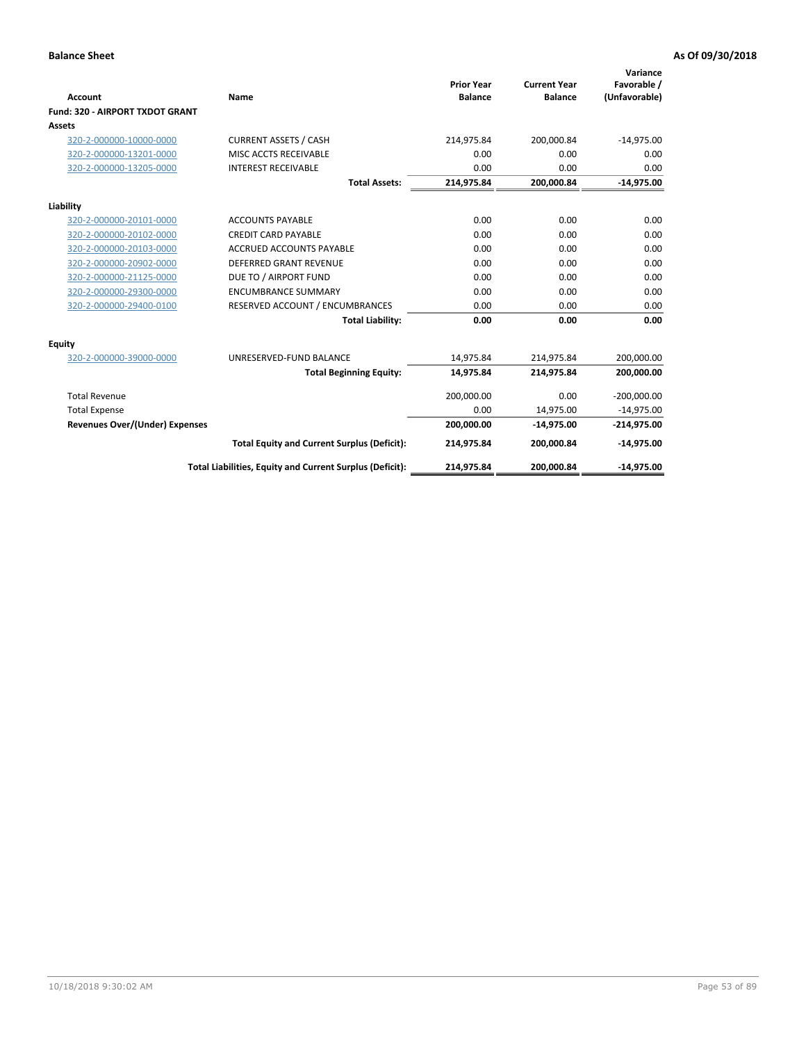**Balance Sheet** — As Of 09/30/2018

| Account | Name | Prior Year Balance | Current Year Balance | Variance Favorable / (Unfavorable) |
|---|---|---|---|---|
| **Fund: 320 - AIRPORT TXDOT GRANT** | | | | |
| **Assets** | | | | |
| 320-2-000000-10000-0000 | CURRENT ASSETS / CASH | 214,975.84 | 200,000.84 | -14,975.00 |
| 320-2-000000-13201-0000 | MISC ACCTS RECEIVABLE | 0.00 | 0.00 | 0.00 |
| 320-2-000000-13205-0000 | INTEREST RECEIVABLE | 0.00 | 0.00 | 0.00 |
| | **Total Assets:** | **214,975.84** | **200,000.84** | **-14,975.00** |
| **Liability** | | | | |
| 320-2-000000-20101-0000 | ACCOUNTS PAYABLE | 0.00 | 0.00 | 0.00 |
| 320-2-000000-20102-0000 | CREDIT CARD PAYABLE | 0.00 | 0.00 | 0.00 |
| 320-2-000000-20103-0000 | ACCRUED ACCOUNTS PAYABLE | 0.00 | 0.00 | 0.00 |
| 320-2-000000-20902-0000 | DEFERRED GRANT REVENUE | 0.00 | 0.00 | 0.00 |
| 320-2-000000-21125-0000 | DUE TO / AIRPORT FUND | 0.00 | 0.00 | 0.00 |
| 320-2-000000-29300-0000 | ENCUMBRANCE SUMMARY | 0.00 | 0.00 | 0.00 |
| 320-2-000000-29400-0100 | RESERVED ACCOUNT / ENCUMBRANCES | 0.00 | 0.00 | 0.00 |
| | **Total Liability:** | **0.00** | **0.00** | **0.00** |
| **Equity** | | | | |
| 320-2-000000-39000-0000 | UNRESERVED-FUND BALANCE | 14,975.84 | 214,975.84 | 200,000.00 |
| | **Total Beginning Equity:** | **14,975.84** | **214,975.84** | **200,000.00** |
| Total Revenue | | 200,000.00 | 0.00 | -200,000.00 |
| Total Expense | | 0.00 | 14,975.00 | -14,975.00 |
| **Revenues Over/(Under) Expenses** | | **200,000.00** | **-14,975.00** | **-214,975.00** |
| | **Total Equity and Current Surplus (Deficit):** | **214,975.84** | **200,000.84** | **-14,975.00** |
| | **Total Liabilities, Equity and Current Surplus (Deficit):** | **214,975.84** | **200,000.84** | **-14,975.00** |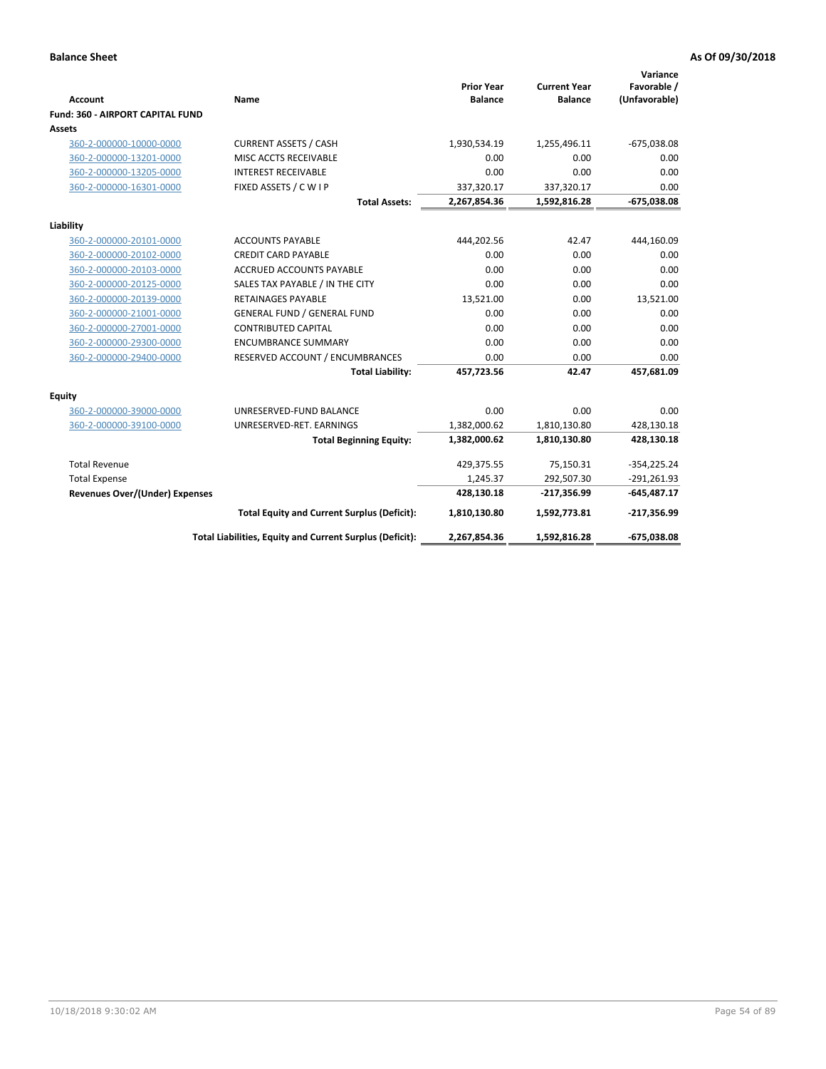**Balance Sheet** **As Of 09/30/2018**

| Account | Name | Prior Year Balance | Current Year Balance | Variance Favorable / (Unfavorable) |
|---|---|---|---|---|
| **Fund: 360 - AIRPORT CAPITAL FUND** | | | | |
| **Assets** | | | | |
| 360-2-000000-10000-0000 | CURRENT ASSETS / CASH | 1,930,534.19 | 1,255,496.11 | -675,038.08 |
| 360-2-000000-13201-0000 | MISC ACCTS RECEIVABLE | 0.00 | 0.00 | 0.00 |
| 360-2-000000-13205-0000 | INTEREST RECEIVABLE | 0.00 | 0.00 | 0.00 |
| 360-2-000000-16301-0000 | FIXED ASSETS / C W I P | 337,320.17 | 337,320.17 | 0.00 |
| | **Total Assets:** | **2,267,854.36** | **1,592,816.28** | **-675,038.08** |
| **Liability** | | | | |
| 360-2-000000-20101-0000 | ACCOUNTS PAYABLE | 444,202.56 | 42.47 | 444,160.09 |
| 360-2-000000-20102-0000 | CREDIT CARD PAYABLE | 0.00 | 0.00 | 0.00 |
| 360-2-000000-20103-0000 | ACCRUED ACCOUNTS PAYABLE | 0.00 | 0.00 | 0.00 |
| 360-2-000000-20125-0000 | SALES TAX PAYABLE / IN THE CITY | 0.00 | 0.00 | 0.00 |
| 360-2-000000-20139-0000 | RETAINAGES PAYABLE | 13,521.00 | 0.00 | 13,521.00 |
| 360-2-000000-21001-0000 | GENERAL FUND / GENERAL FUND | 0.00 | 0.00 | 0.00 |
| 360-2-000000-27001-0000 | CONTRIBUTED CAPITAL | 0.00 | 0.00 | 0.00 |
| 360-2-000000-29300-0000 | ENCUMBRANCE SUMMARY | 0.00 | 0.00 | 0.00 |
| 360-2-000000-29400-0000 | RESERVED ACCOUNT / ENCUMBRANCES | 0.00 | 0.00 | 0.00 |
| | **Total Liability:** | **457,723.56** | **42.47** | **457,681.09** |
| **Equity** | | | | |
| 360-2-000000-39000-0000 | UNRESERVED-FUND BALANCE | 0.00 | 0.00 | 0.00 |
| 360-2-000000-39100-0000 | UNRESERVED-RET. EARNINGS | 1,382,000.62 | 1,810,130.80 | 428,130.18 |
| | **Total Beginning Equity:** | **1,382,000.62** | **1,810,130.80** | **428,130.18** |
| Total Revenue | | 429,375.55 | 75,150.31 | -354,225.24 |
| Total Expense | | 1,245.37 | 292,507.30 | -291,261.93 |
| **Revenues Over/(Under) Expenses** | | **428,130.18** | **-217,356.99** | **-645,487.17** |
| | **Total Equity and Current Surplus (Deficit):** | **1,810,130.80** | **1,592,773.81** | **-217,356.99** |
| | **Total Liabilities, Equity and Current Surplus (Deficit):** | **2,267,854.36** | **1,592,816.28** | **-675,038.08** |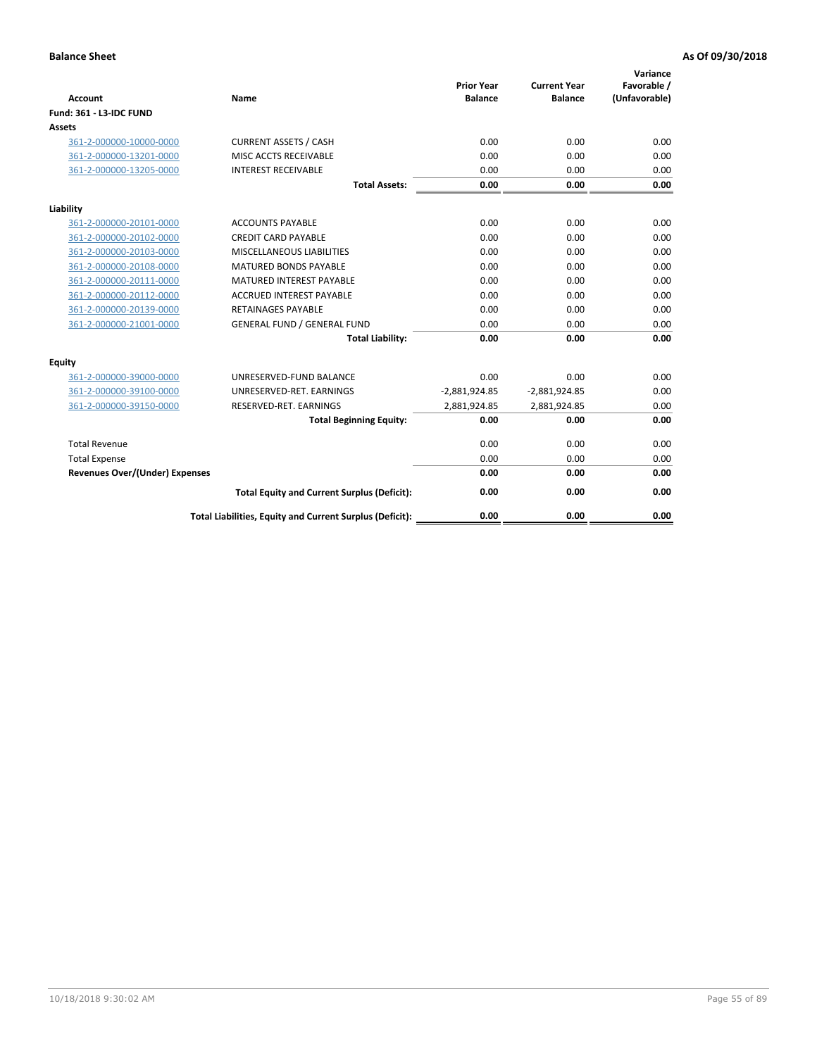**Balance Sheet** **As Of 09/30/2018**

| Account | Name | Prior Year Balance | Current Year Balance | Variance Favorable / (Unfavorable) |
|---|---|---|---|---|
| **Fund: 361 - L3-IDC FUND** | | | | |
| **Assets** | | | | |
| 361-2-000000-10000-0000 | CURRENT ASSETS / CASH | 0.00 | 0.00 | 0.00 |
| 361-2-000000-13201-0000 | MISC ACCTS RECEIVABLE | 0.00 | 0.00 | 0.00 |
| 361-2-000000-13205-0000 | INTEREST RECEIVABLE | 0.00 | 0.00 | 0.00 |
| | **Total Assets:** | **0.00** | **0.00** | **0.00** |
| **Liability** | | | | |
| 361-2-000000-20101-0000 | ACCOUNTS PAYABLE | 0.00 | 0.00 | 0.00 |
| 361-2-000000-20102-0000 | CREDIT CARD PAYABLE | 0.00 | 0.00 | 0.00 |
| 361-2-000000-20103-0000 | MISCELLANEOUS LIABILITIES | 0.00 | 0.00 | 0.00 |
| 361-2-000000-20108-0000 | MATURED BONDS PAYABLE | 0.00 | 0.00 | 0.00 |
| 361-2-000000-20111-0000 | MATURED INTEREST PAYABLE | 0.00 | 0.00 | 0.00 |
| 361-2-000000-20112-0000 | ACCRUED INTEREST PAYABLE | 0.00 | 0.00 | 0.00 |
| 361-2-000000-20139-0000 | RETAINAGES PAYABLE | 0.00 | 0.00 | 0.00 |
| 361-2-000000-21001-0000 | GENERAL FUND / GENERAL FUND | 0.00 | 0.00 | 0.00 |
| | **Total Liability:** | **0.00** | **0.00** | **0.00** |
| **Equity** | | | | |
| 361-2-000000-39000-0000 | UNRESERVED-FUND BALANCE | 0.00 | 0.00 | 0.00 |
| 361-2-000000-39100-0000 | UNRESERVED-RET. EARNINGS | -2,881,924.85 | -2,881,924.85 | 0.00 |
| 361-2-000000-39150-0000 | RESERVED-RET. EARNINGS | 2,881,924.85 | 2,881,924.85 | 0.00 |
| | **Total Beginning Equity:** | **0.00** | **0.00** | **0.00** |
| Total Revenue | | 0.00 | 0.00 | 0.00 |
| Total Expense | | 0.00 | 0.00 | 0.00 |
| **Revenues Over/(Under) Expenses** | | **0.00** | **0.00** | **0.00** |
| | **Total Equity and Current Surplus (Deficit):** | **0.00** | **0.00** | **0.00** |
| | **Total Liabilities, Equity and Current Surplus (Deficit):** | **0.00** | **0.00** | **0.00** |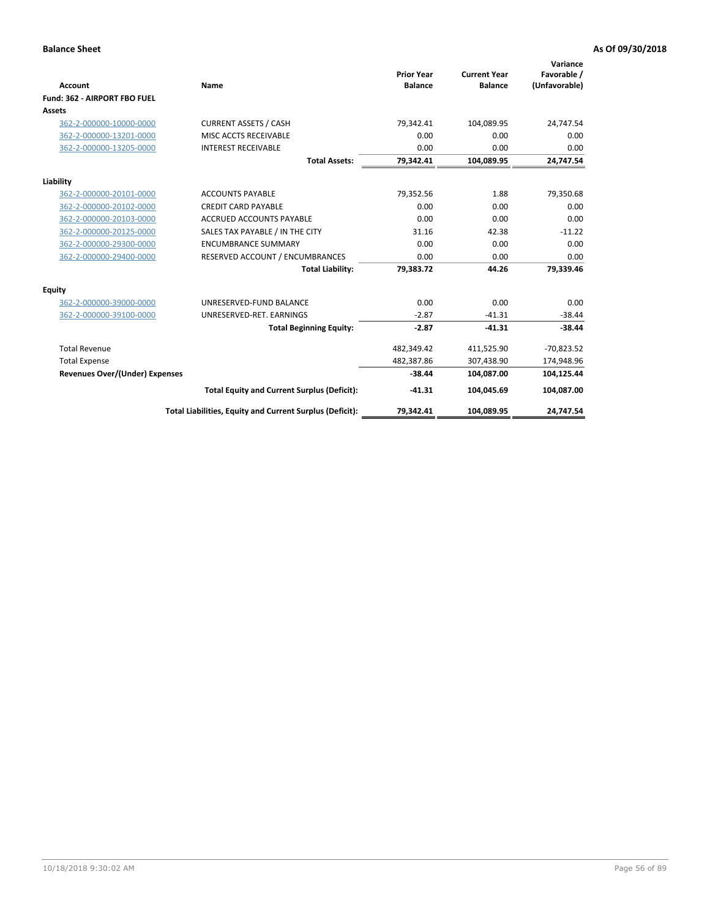**Balance Sheet** | **As Of 09/30/2018**

| Account | Name | Prior Year Balance | Current Year Balance | Variance Favorable / (Unfavorable) |
|---|---|---|---|---|
| **Fund: 362 - AIRPORT FBO FUEL** | | | | |
| **Assets** | | | | |
| 362-2-000000-10000-0000 | CURRENT ASSETS / CASH | 79,342.41 | 104,089.95 | 24,747.54 |
| 362-2-000000-13201-0000 | MISC ACCTS RECEIVABLE | 0.00 | 0.00 | 0.00 |
| 362-2-000000-13205-0000 | INTEREST RECEIVABLE | 0.00 | 0.00 | 0.00 |
| | **Total Assets:** | **79,342.41** | **104,089.95** | **24,747.54** |
| **Liability** | | | | |
| 362-2-000000-20101-0000 | ACCOUNTS PAYABLE | 79,352.56 | 1.88 | 79,350.68 |
| 362-2-000000-20102-0000 | CREDIT CARD PAYABLE | 0.00 | 0.00 | 0.00 |
| 362-2-000000-20103-0000 | ACCRUED ACCOUNTS PAYABLE | 0.00 | 0.00 | 0.00 |
| 362-2-000000-20125-0000 | SALES TAX PAYABLE / IN THE CITY | 31.16 | 42.38 | -11.22 |
| 362-2-000000-29300-0000 | ENCUMBRANCE SUMMARY | 0.00 | 0.00 | 0.00 |
| 362-2-000000-29400-0000 | RESERVED ACCOUNT / ENCUMBRANCES | 0.00 | 0.00 | 0.00 |
| | **Total Liability:** | **79,383.72** | **44.26** | **79,339.46** |
| **Equity** | | | | |
| 362-2-000000-39000-0000 | UNRESERVED-FUND BALANCE | 0.00 | 0.00 | 0.00 |
| 362-2-000000-39100-0000 | UNRESERVED-RET. EARNINGS | -2.87 | -41.31 | -38.44 |
| | **Total Beginning Equity:** | **-2.87** | **-41.31** | **-38.44** |
| Total Revenue | | 482,349.42 | 411,525.90 | -70,823.52 |
| Total Expense | | 482,387.86 | 307,438.90 | 174,948.96 |
| **Revenues Over/(Under) Expenses** | | **-38.44** | **104,087.00** | **104,125.44** |
| | **Total Equity and Current Surplus (Deficit):** | **-41.31** | **104,045.69** | **104,087.00** |
| | **Total Liabilities, Equity and Current Surplus (Deficit):** | **79,342.41** | **104,089.95** | **24,747.54** |

10/18/2018 9:30:02 AM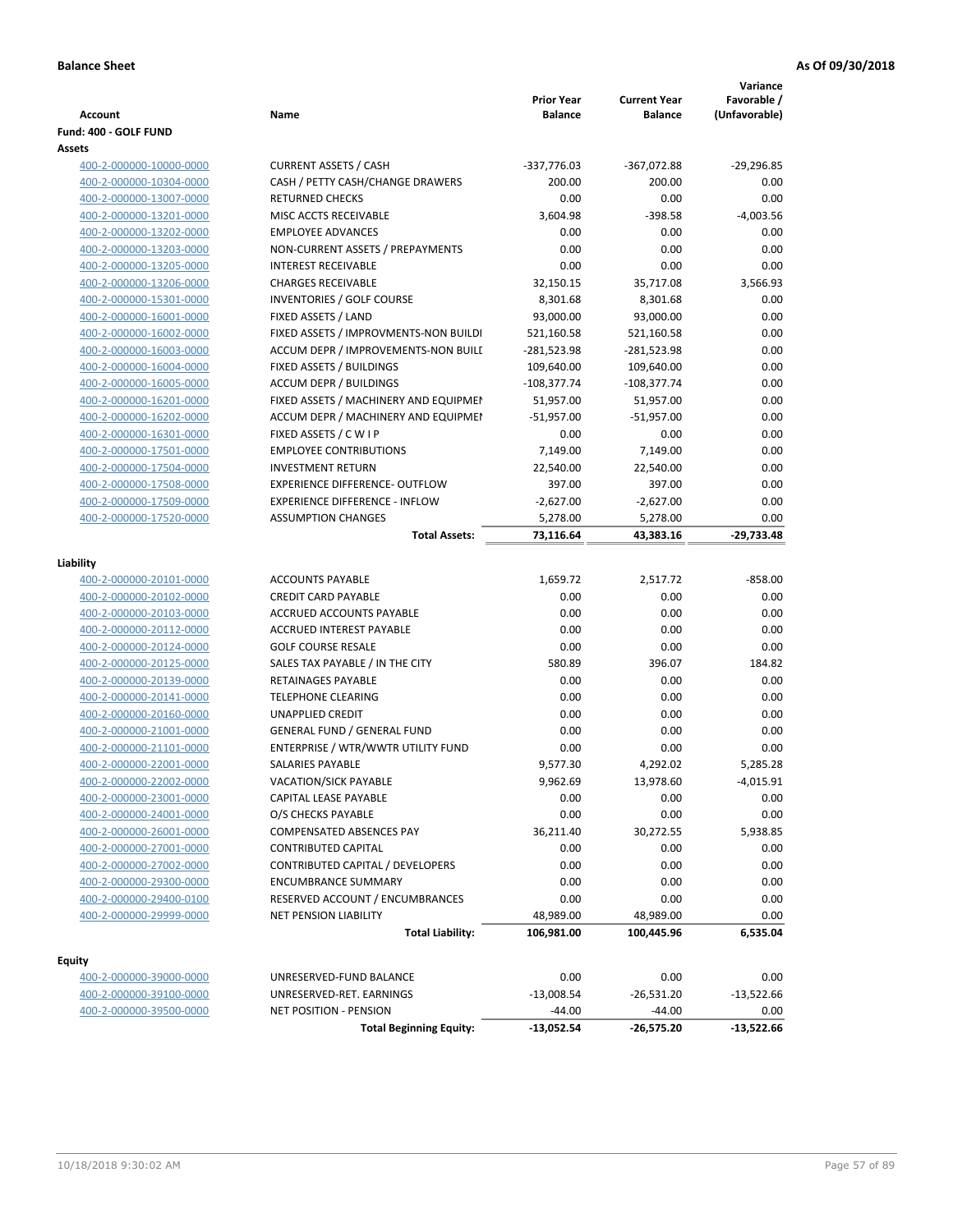**Balance Sheet** **As Of 09/30/2018**

| Account | Name | Prior Year Balance | Current Year Balance | Variance Favorable / (Unfavorable) |
|---|---|---|---|---|
| **Fund: 400 - GOLF FUND** | | | | |
| **Assets** | | | | |
| 400-2-000000-10000-0000 | CURRENT ASSETS / CASH | -337,776.03 | -367,072.88 | -29,296.85 |
| 400-2-000000-10304-0000 | CASH / PETTY CASH/CHANGE DRAWERS | 200.00 | 200.00 | 0.00 |
| 400-2-000000-13007-0000 | RETURNED CHECKS | 0.00 | 0.00 | 0.00 |
| 400-2-000000-13201-0000 | MISC ACCTS RECEIVABLE | 3,604.98 | -398.58 | -4,003.56 |
| 400-2-000000-13202-0000 | EMPLOYEE ADVANCES | 0.00 | 0.00 | 0.00 |
| 400-2-000000-13203-0000 | NON-CURRENT ASSETS / PREPAYMENTS | 0.00 | 0.00 | 0.00 |
| 400-2-000000-13205-0000 | INTEREST RECEIVABLE | 0.00 | 0.00 | 0.00 |
| 400-2-000000-13206-0000 | CHARGES RECEIVABLE | 32,150.15 | 35,717.08 | 3,566.93 |
| 400-2-000000-15301-0000 | INVENTORIES / GOLF COURSE | 8,301.68 | 8,301.68 | 0.00 |
| 400-2-000000-16001-0000 | FIXED ASSETS / LAND | 93,000.00 | 93,000.00 | 0.00 |
| 400-2-000000-16002-0000 | FIXED ASSETS / IMPROVMENTS-NON BUILDI | 521,160.58 | 521,160.58 | 0.00 |
| 400-2-000000-16003-0000 | ACCUM DEPR / IMPROVEMENTS-NON BUILI | -281,523.98 | -281,523.98 | 0.00 |
| 400-2-000000-16004-0000 | FIXED ASSETS / BUILDINGS | 109,640.00 | 109,640.00 | 0.00 |
| 400-2-000000-16005-0000 | ACCUM DEPR / BUILDINGS | -108,377.74 | -108,377.74 | 0.00 |
| 400-2-000000-16201-0000 | FIXED ASSETS / MACHINERY AND EQUIPMEN | 51,957.00 | 51,957.00 | 0.00 |
| 400-2-000000-16202-0000 | ACCUM DEPR / MACHINERY AND EQUIPMEI | -51,957.00 | -51,957.00 | 0.00 |
| 400-2-000000-16301-0000 | FIXED ASSETS / C W I P | 0.00 | 0.00 | 0.00 |
| 400-2-000000-17501-0000 | EMPLOYEE CONTRIBUTIONS | 7,149.00 | 7,149.00 | 0.00 |
| 400-2-000000-17504-0000 | INVESTMENT RETURN | 22,540.00 | 22,540.00 | 0.00 |
| 400-2-000000-17508-0000 | EXPERIENCE DIFFERENCE- OUTFLOW | 397.00 | 397.00 | 0.00 |
| 400-2-000000-17509-0000 | EXPERIENCE DIFFERENCE - INFLOW | -2,627.00 | -2,627.00 | 0.00 |
| 400-2-000000-17520-0000 | ASSUMPTION CHANGES | 5,278.00 | 5,278.00 | 0.00 |
| | **Total Assets:** | **73,116.64** | **43,383.16** | **-29,733.48** |
| **Liability** | | | | |
| 400-2-000000-20101-0000 | ACCOUNTS PAYABLE | 1,659.72 | 2,517.72 | -858.00 |
| 400-2-000000-20102-0000 | CREDIT CARD PAYABLE | 0.00 | 0.00 | 0.00 |
| 400-2-000000-20103-0000 | ACCRUED ACCOUNTS PAYABLE | 0.00 | 0.00 | 0.00 |
| 400-2-000000-20112-0000 | ACCRUED INTEREST PAYABLE | 0.00 | 0.00 | 0.00 |
| 400-2-000000-20124-0000 | GOLF COURSE RESALE | 0.00 | 0.00 | 0.00 |
| 400-2-000000-20125-0000 | SALES TAX PAYABLE / IN THE CITY | 580.89 | 396.07 | 184.82 |
| 400-2-000000-20139-0000 | RETAINAGES PAYABLE | 0.00 | 0.00 | 0.00 |
| 400-2-000000-20141-0000 | TELEPHONE CLEARING | 0.00 | 0.00 | 0.00 |
| 400-2-000000-20160-0000 | UNAPPLIED CREDIT | 0.00 | 0.00 | 0.00 |
| 400-2-000000-21001-0000 | GENERAL FUND / GENERAL FUND | 0.00 | 0.00 | 0.00 |
| 400-2-000000-21101-0000 | ENTERPRISE / WTR/WWTR UTILITY FUND | 0.00 | 0.00 | 0.00 |
| 400-2-000000-22001-0000 | SALARIES PAYABLE | 9,577.30 | 4,292.02 | 5,285.28 |
| 400-2-000000-22002-0000 | VACATION/SICK PAYABLE | 9,962.69 | 13,978.60 | -4,015.91 |
| 400-2-000000-23001-0000 | CAPITAL LEASE PAYABLE | 0.00 | 0.00 | 0.00 |
| 400-2-000000-24001-0000 | O/S CHECKS PAYABLE | 0.00 | 0.00 | 0.00 |
| 400-2-000000-26001-0000 | COMPENSATED ABSENCES PAY | 36,211.40 | 30,272.55 | 5,938.85 |
| 400-2-000000-27001-0000 | CONTRIBUTED CAPITAL | 0.00 | 0.00 | 0.00 |
| 400-2-000000-27002-0000 | CONTRIBUTED CAPITAL / DEVELOPERS | 0.00 | 0.00 | 0.00 |
| 400-2-000000-29300-0000 | ENCUMBRANCE SUMMARY | 0.00 | 0.00 | 0.00 |
| 400-2-000000-29400-0100 | RESERVED ACCOUNT / ENCUMBRANCES | 0.00 | 0.00 | 0.00 |
| 400-2-000000-29999-0000 | NET PENSION LIABILITY | 48,989.00 | 48,989.00 | 0.00 |
| | **Total Liability:** | **106,981.00** | **100,445.96** | **6,535.04** |
| **Equity** | | | | |
| 400-2-000000-39000-0000 | UNRESERVED-FUND BALANCE | 0.00 | 0.00 | 0.00 |
| 400-2-000000-39100-0000 | UNRESERVED-RET. EARNINGS | -13,008.54 | -26,531.20 | -13,522.66 |
| 400-2-000000-39500-0000 | NET POSITION - PENSION | -44.00 | -44.00 | 0.00 |
| | **Total Beginning Equity:** | **-13,052.54** | **-26,575.20** | **-13,522.66** |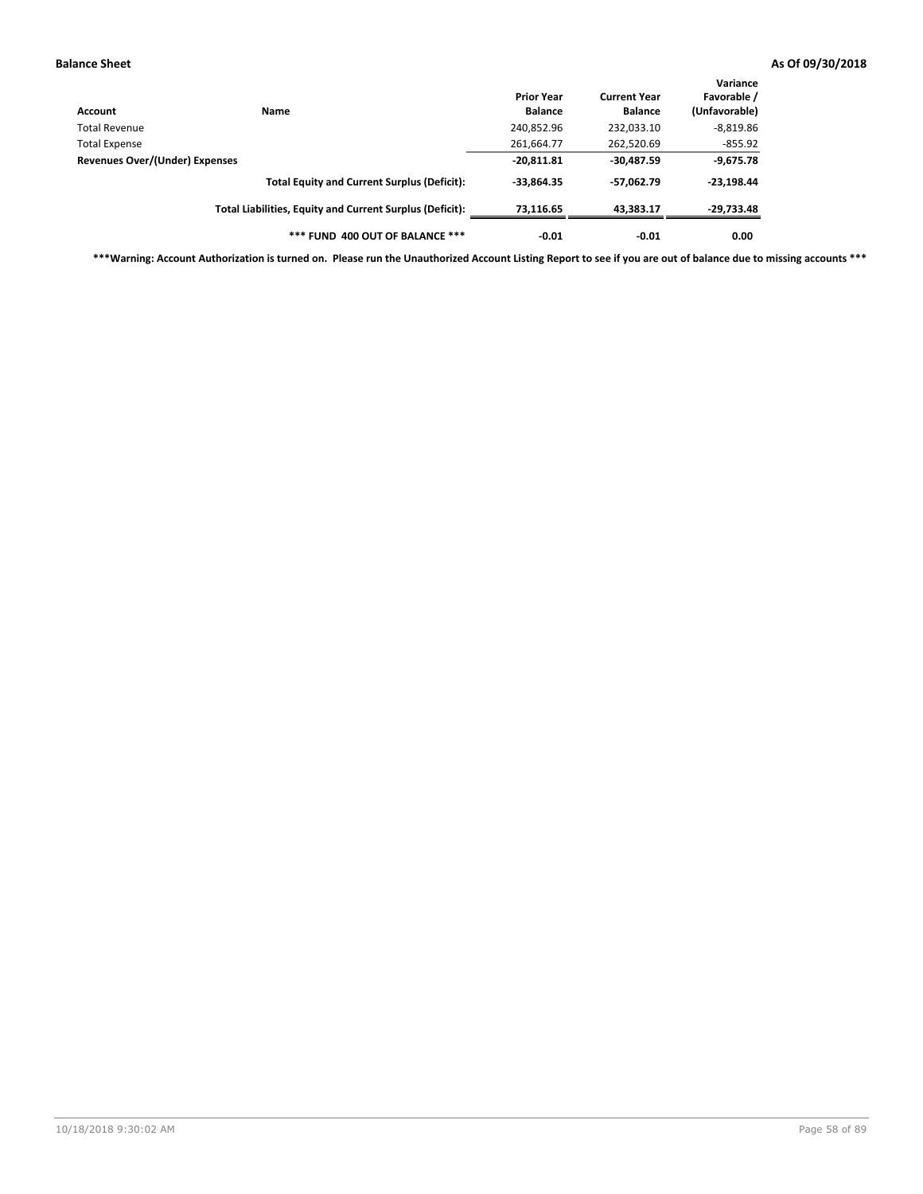| Account | Name | Prior Year Balance | Current Year Balance | Variance Favorable / (Unfavorable) |
|---|---|---|---|---|
| Total Revenue | | 240,852.96 | 232,033.10 | -8,819.86 |
| Total Expense | | 261,664.77 | 262,520.69 | -855.92 |
| **Revenues Over/(Under) Expenses** | | **-20,811.81** | **-30,487.59** | **-9,675.78** |
| | **Total Equity and Current Surplus (Deficit):** | **-33,864.35** | **-57,062.79** | **-23,198.44** |
| | **Total Liabilities, Equity and Current Surplus (Deficit):** | **73,116.65** | **43,383.17** | **-29,733.48** |
| | ***** FUND 400 OUT OF BALANCE ***** | **-0.01** | **-0.01** | **0.00** |

*****Warning: Account Authorization is turned on. Please run the Unauthorized Account Listing Report to see if you are out of balance due to missing accounts *****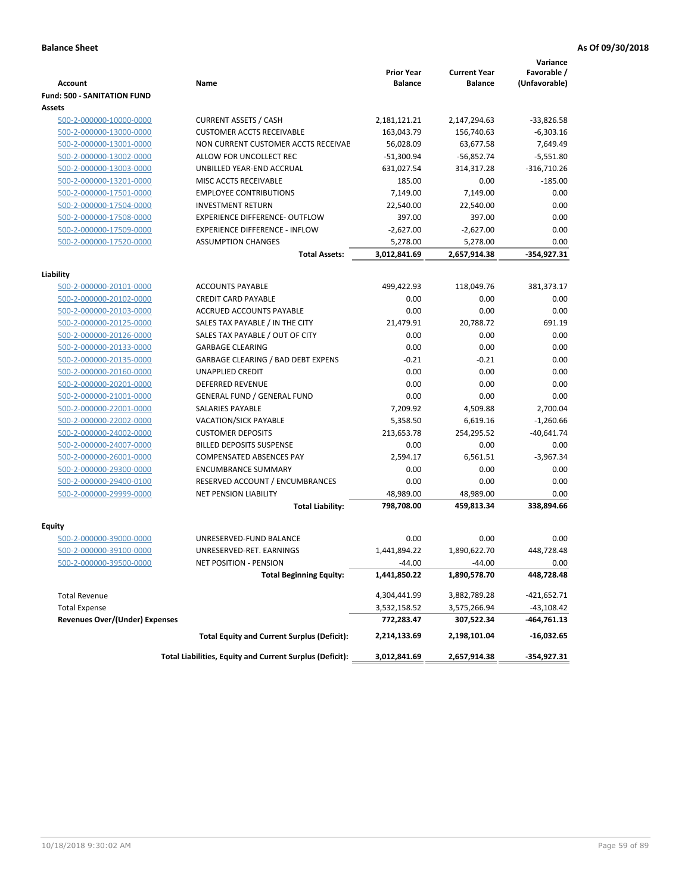**Balance Sheet** **As Of 09/30/2018**

| Account | Name | Prior Year Balance | Current Year Balance | Variance Favorable / (Unfavorable) |
|---|---|---|---|---|
| **Fund: 500 - SANITATION FUND** | | | | |
| **Assets** | | | | |
| 500-2-000000-10000-0000 | CURRENT ASSETS / CASH | 2,181,121.21 | 2,147,294.63 | -33,826.58 |
| 500-2-000000-13000-0000 | CUSTOMER ACCTS RECEIVABLE | 163,043.79 | 156,740.63 | -6,303.16 |
| 500-2-000000-13001-0000 | NON CURRENT CUSTOMER ACCTS RECEIVAE | 56,028.09 | 63,677.58 | 7,649.49 |
| 500-2-000000-13002-0000 | ALLOW FOR UNCOLLECT REC | -51,300.94 | -56,852.74 | -5,551.80 |
| 500-2-000000-13003-0000 | UNBILLED YEAR-END ACCRUAL | 631,027.54 | 314,317.28 | -316,710.26 |
| 500-2-000000-13201-0000 | MISC ACCTS RECEIVABLE | 185.00 | 0.00 | -185.00 |
| 500-2-000000-17501-0000 | EMPLOYEE CONTRIBUTIONS | 7,149.00 | 7,149.00 | 0.00 |
| 500-2-000000-17504-0000 | INVESTMENT RETURN | 22,540.00 | 22,540.00 | 0.00 |
| 500-2-000000-17508-0000 | EXPERIENCE DIFFERENCE- OUTFLOW | 397.00 | 397.00 | 0.00 |
| 500-2-000000-17509-0000 | EXPERIENCE DIFFERENCE - INFLOW | -2,627.00 | -2,627.00 | 0.00 |
| 500-2-000000-17520-0000 | ASSUMPTION CHANGES | 5,278.00 | 5,278.00 | 0.00 |
| | **Total Assets:** | **3,012,841.69** | **2,657,914.38** | **-354,927.31** |
| **Liability** | | | | |
| 500-2-000000-20101-0000 | ACCOUNTS PAYABLE | 499,422.93 | 118,049.76 | 381,373.17 |
| 500-2-000000-20102-0000 | CREDIT CARD PAYABLE | 0.00 | 0.00 | 0.00 |
| 500-2-000000-20103-0000 | ACCRUED ACCOUNTS PAYABLE | 0.00 | 0.00 | 0.00 |
| 500-2-000000-20125-0000 | SALES TAX PAYABLE / IN THE CITY | 21,479.91 | 20,788.72 | 691.19 |
| 500-2-000000-20126-0000 | SALES TAX PAYABLE / OUT OF CITY | 0.00 | 0.00 | 0.00 |
| 500-2-000000-20133-0000 | GARBAGE CLEARING | 0.00 | 0.00 | 0.00 |
| 500-2-000000-20135-0000 | GARBAGE CLEARING / BAD DEBT EXPENS | -0.21 | -0.21 | 0.00 |
| 500-2-000000-20160-0000 | UNAPPLIED CREDIT | 0.00 | 0.00 | 0.00 |
| 500-2-000000-20201-0000 | DEFERRED REVENUE | 0.00 | 0.00 | 0.00 |
| 500-2-000000-21001-0000 | GENERAL FUND / GENERAL FUND | 0.00 | 0.00 | 0.00 |
| 500-2-000000-22001-0000 | SALARIES PAYABLE | 7,209.92 | 4,509.88 | 2,700.04 |
| 500-2-000000-22002-0000 | VACATION/SICK PAYABLE | 5,358.50 | 6,619.16 | -1,260.66 |
| 500-2-000000-24002-0000 | CUSTOMER DEPOSITS | 213,653.78 | 254,295.52 | -40,641.74 |
| 500-2-000000-24007-0000 | BILLED DEPOSITS SUSPENSE | 0.00 | 0.00 | 0.00 |
| 500-2-000000-26001-0000 | COMPENSATED ABSENCES PAY | 2,594.17 | 6,561.51 | -3,967.34 |
| 500-2-000000-29300-0000 | ENCUMBRANCE SUMMARY | 0.00 | 0.00 | 0.00 |
| 500-2-000000-29400-0100 | RESERVED ACCOUNT / ENCUMBRANCES | 0.00 | 0.00 | 0.00 |
| 500-2-000000-29999-0000 | NET PENSION LIABILITY | 48,989.00 | 48,989.00 | 0.00 |
| | **Total Liability:** | **798,708.00** | **459,813.34** | **338,894.66** |
| **Equity** | | | | |
| 500-2-000000-39000-0000 | UNRESERVED-FUND BALANCE | 0.00 | 0.00 | 0.00 |
| 500-2-000000-39100-0000 | UNRESERVED-RET. EARNINGS | 1,441,894.22 | 1,890,622.70 | 448,728.48 |
| 500-2-000000-39500-0000 | NET POSITION - PENSION | -44.00 | -44.00 | 0.00 |
| | **Total Beginning Equity:** | **1,441,850.22** | **1,890,578.70** | **448,728.48** |
| Total Revenue | | 4,304,441.99 | 3,882,789.28 | -421,652.71 |
| Total Expense | | 3,532,158.52 | 3,575,266.94 | -43,108.42 |
| **Revenues Over/(Under) Expenses** | | **772,283.47** | **307,522.34** | **-464,761.13** |
| | **Total Equity and Current Surplus (Deficit):** | **2,214,133.69** | **2,198,101.04** | **-16,032.65** |
| | **Total Liabilities, Equity and Current Surplus (Deficit):** | **3,012,841.69** | **2,657,914.38** | **-354,927.31** |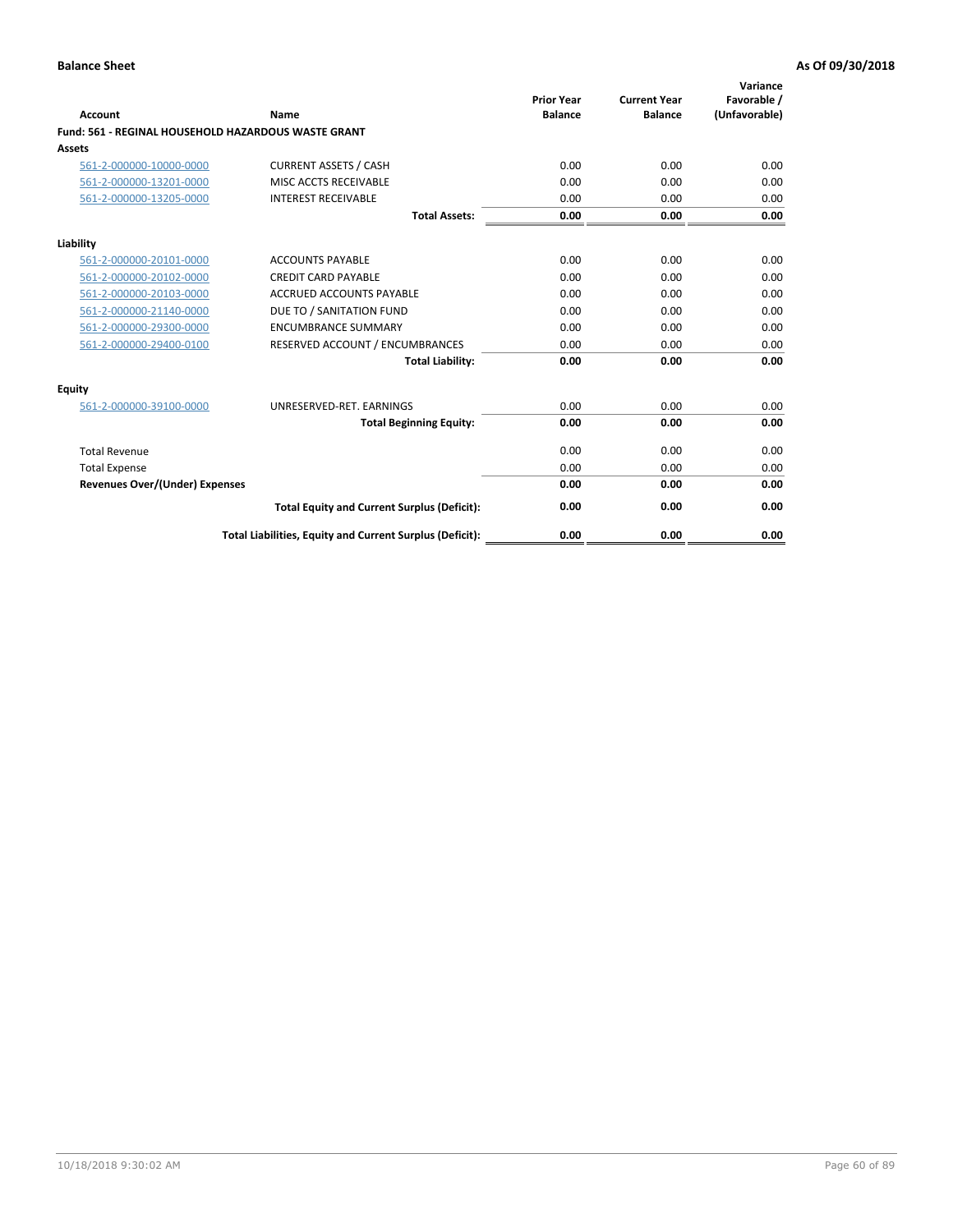**Balance Sheet** | **As Of 09/30/2018**

| Account | Name | Prior Year Balance | Current Year Balance | Variance Favorable / (Unfavorable) |
|---|---|---|---|---|
| **Fund: 561 - REGINAL HOUSEHOLD HAZARDOUS WASTE GRANT** | | | | |
| **Assets** | | | | |
| 561-2-000000-10000-0000 | CURRENT ASSETS / CASH | 0.00 | 0.00 | 0.00 |
| 561-2-000000-13201-0000 | MISC ACCTS RECEIVABLE | 0.00 | 0.00 | 0.00 |
| 561-2-000000-13205-0000 | INTEREST RECEIVABLE | 0.00 | 0.00 | 0.00 |
| | **Total Assets:** | **0.00** | **0.00** | **0.00** |
| **Liability** | | | | |
| 561-2-000000-20101-0000 | ACCOUNTS PAYABLE | 0.00 | 0.00 | 0.00 |
| 561-2-000000-20102-0000 | CREDIT CARD PAYABLE | 0.00 | 0.00 | 0.00 |
| 561-2-000000-20103-0000 | ACCRUED ACCOUNTS PAYABLE | 0.00 | 0.00 | 0.00 |
| 561-2-000000-21140-0000 | DUE TO / SANITATION FUND | 0.00 | 0.00 | 0.00 |
| 561-2-000000-29300-0000 | ENCUMBRANCE SUMMARY | 0.00 | 0.00 | 0.00 |
| 561-2-000000-29400-0100 | RESERVED ACCOUNT / ENCUMBRANCES | 0.00 | 0.00 | 0.00 |
| | **Total Liability:** | **0.00** | **0.00** | **0.00** |
| **Equity** | | | | |
| 561-2-000000-39100-0000 | UNRESERVED-RET. EARNINGS | 0.00 | 0.00 | 0.00 |
| | **Total Beginning Equity:** | **0.00** | **0.00** | **0.00** |
| Total Revenue | | 0.00 | 0.00 | 0.00 |
| Total Expense | | 0.00 | 0.00 | 0.00 |
| **Revenues Over/(Under) Expenses** | | **0.00** | **0.00** | **0.00** |
| | **Total Equity and Current Surplus (Deficit):** | **0.00** | **0.00** | **0.00** |
| | **Total Liabilities, Equity and Current Surplus (Deficit):** | **0.00** | **0.00** | **0.00** |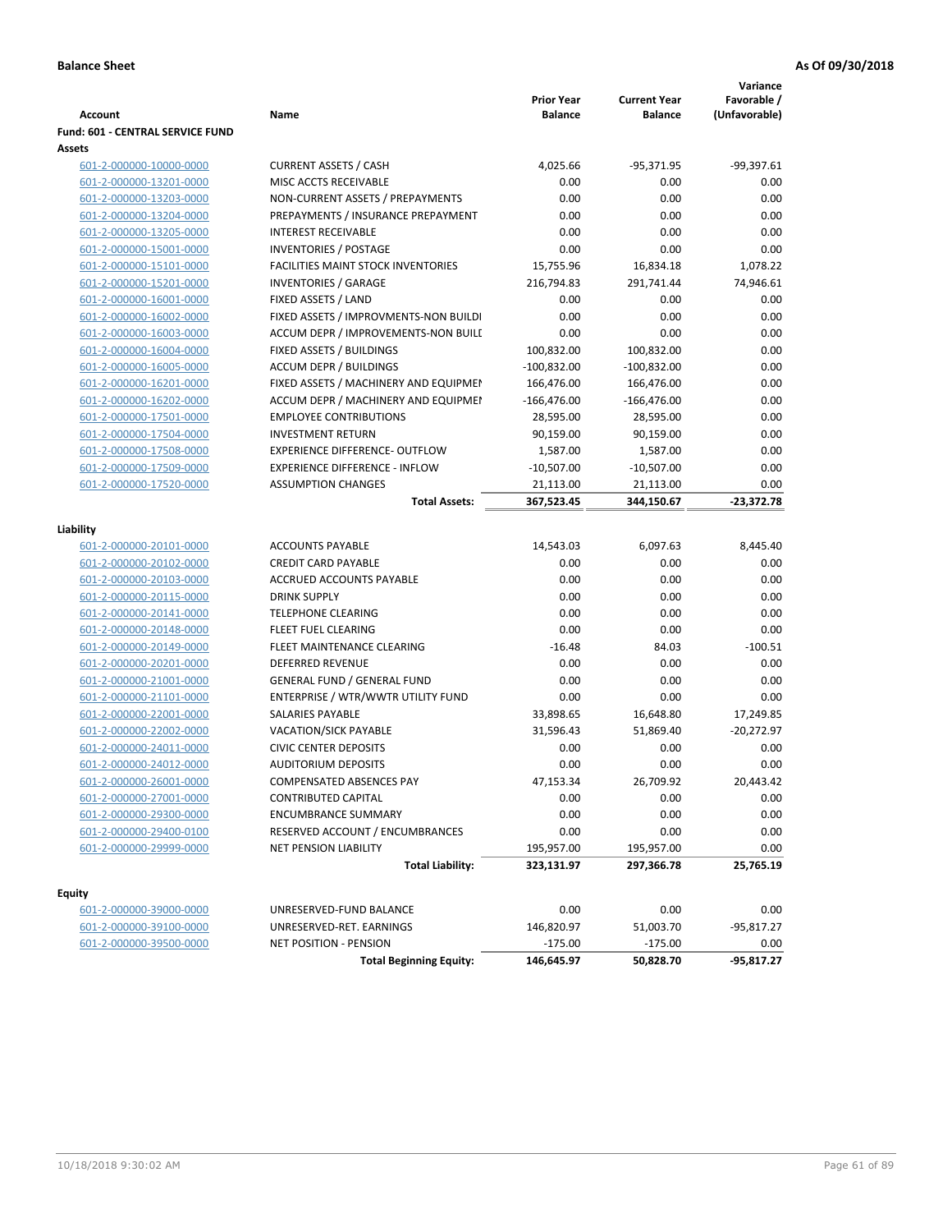**Balance Sheet** | **As Of 09/30/2018**

| Account | Name | Prior Year Balance | Current Year Balance | Variance Favorable / (Unfavorable) |
|---|---|---|---|---|
| **Fund: 601 - CENTRAL SERVICE FUND** | | | | |
| **Assets** | | | | |
| 601-2-000000-10000-0000 | CURRENT ASSETS / CASH | 4,025.66 | -95,371.95 | -99,397.61 |
| 601-2-000000-13201-0000 | MISC ACCTS RECEIVABLE | 0.00 | 0.00 | 0.00 |
| 601-2-000000-13203-0000 | NON-CURRENT ASSETS / PREPAYMENTS | 0.00 | 0.00 | 0.00 |
| 601-2-000000-13204-0000 | PREPAYMENTS / INSURANCE PREPAYMENT | 0.00 | 0.00 | 0.00 |
| 601-2-000000-13205-0000 | INTEREST RECEIVABLE | 0.00 | 0.00 | 0.00 |
| 601-2-000000-15001-0000 | INVENTORIES / POSTAGE | 0.00 | 0.00 | 0.00 |
| 601-2-000000-15101-0000 | FACILITIES MAINT STOCK INVENTORIES | 15,755.96 | 16,834.18 | 1,078.22 |
| 601-2-000000-15201-0000 | INVENTORIES / GARAGE | 216,794.83 | 291,741.44 | 74,946.61 |
| 601-2-000000-16001-0000 | FIXED ASSETS / LAND | 0.00 | 0.00 | 0.00 |
| 601-2-000000-16002-0000 | FIXED ASSETS / IMPROVMENTS-NON BUILDI | 0.00 | 0.00 | 0.00 |
| 601-2-000000-16003-0000 | ACCUM DEPR / IMPROVEMENTS-NON BUILI | 0.00 | 0.00 | 0.00 |
| 601-2-000000-16004-0000 | FIXED ASSETS / BUILDINGS | 100,832.00 | 100,832.00 | 0.00 |
| 601-2-000000-16005-0000 | ACCUM DEPR / BUILDINGS | -100,832.00 | -100,832.00 | 0.00 |
| 601-2-000000-16201-0000 | FIXED ASSETS / MACHINERY AND EQUIPMEI | 166,476.00 | 166,476.00 | 0.00 |
| 601-2-000000-16202-0000 | ACCUM DEPR / MACHINERY AND EQUIPMEI | -166,476.00 | -166,476.00 | 0.00 |
| 601-2-000000-17501-0000 | EMPLOYEE CONTRIBUTIONS | 28,595.00 | 28,595.00 | 0.00 |
| 601-2-000000-17504-0000 | INVESTMENT RETURN | 90,159.00 | 90,159.00 | 0.00 |
| 601-2-000000-17508-0000 | EXPERIENCE DIFFERENCE- OUTFLOW | 1,587.00 | 1,587.00 | 0.00 |
| 601-2-000000-17509-0000 | EXPERIENCE DIFFERENCE - INFLOW | -10,507.00 | -10,507.00 | 0.00 |
| 601-2-000000-17520-0000 | ASSUMPTION CHANGES | 21,113.00 | 21,113.00 | 0.00 |
| | **Total Assets:** | **367,523.45** | **344,150.67** | **-23,372.78** |
| **Liability** | | | | |
| 601-2-000000-20101-0000 | ACCOUNTS PAYABLE | 14,543.03 | 6,097.63 | 8,445.40 |
| 601-2-000000-20102-0000 | CREDIT CARD PAYABLE | 0.00 | 0.00 | 0.00 |
| 601-2-000000-20103-0000 | ACCRUED ACCOUNTS PAYABLE | 0.00 | 0.00 | 0.00 |
| 601-2-000000-20115-0000 | DRINK SUPPLY | 0.00 | 0.00 | 0.00 |
| 601-2-000000-20141-0000 | TELEPHONE CLEARING | 0.00 | 0.00 | 0.00 |
| 601-2-000000-20148-0000 | FLEET FUEL CLEARING | 0.00 | 0.00 | 0.00 |
| 601-2-000000-20149-0000 | FLEET MAINTENANCE CLEARING | -16.48 | 84.03 | -100.51 |
| 601-2-000000-20201-0000 | DEFERRED REVENUE | 0.00 | 0.00 | 0.00 |
| 601-2-000000-21001-0000 | GENERAL FUND / GENERAL FUND | 0.00 | 0.00 | 0.00 |
| 601-2-000000-21101-0000 | ENTERPRISE / WTR/WWTR UTILITY FUND | 0.00 | 0.00 | 0.00 |
| 601-2-000000-22001-0000 | SALARIES PAYABLE | 33,898.65 | 16,648.80 | 17,249.85 |
| 601-2-000000-22002-0000 | VACATION/SICK PAYABLE | 31,596.43 | 51,869.40 | -20,272.97 |
| 601-2-000000-24011-0000 | CIVIC CENTER DEPOSITS | 0.00 | 0.00 | 0.00 |
| 601-2-000000-24012-0000 | AUDITORIUM DEPOSITS | 0.00 | 0.00 | 0.00 |
| 601-2-000000-26001-0000 | COMPENSATED ABSENCES PAY | 47,153.34 | 26,709.92 | 20,443.42 |
| 601-2-000000-27001-0000 | CONTRIBUTED CAPITAL | 0.00 | 0.00 | 0.00 |
| 601-2-000000-29300-0000 | ENCUMBRANCE SUMMARY | 0.00 | 0.00 | 0.00 |
| 601-2-000000-29400-0100 | RESERVED ACCOUNT / ENCUMBRANCES | 0.00 | 0.00 | 0.00 |
| 601-2-000000-29999-0000 | NET PENSION LIABILITY | 195,957.00 | 195,957.00 | 0.00 |
| | **Total Liability:** | **323,131.97** | **297,366.78** | **25,765.19** |
| **Equity** | | | | |
| 601-2-000000-39000-0000 | UNRESERVED-FUND BALANCE | 0.00 | 0.00 | 0.00 |
| 601-2-000000-39100-0000 | UNRESERVED-RET. EARNINGS | 146,820.97 | 51,003.70 | -95,817.27 |
| 601-2-000000-39500-0000 | NET POSITION - PENSION | -175.00 | -175.00 | 0.00 |
| | **Total Beginning Equity:** | **146,645.97** | **50,828.70** | **-95,817.27** |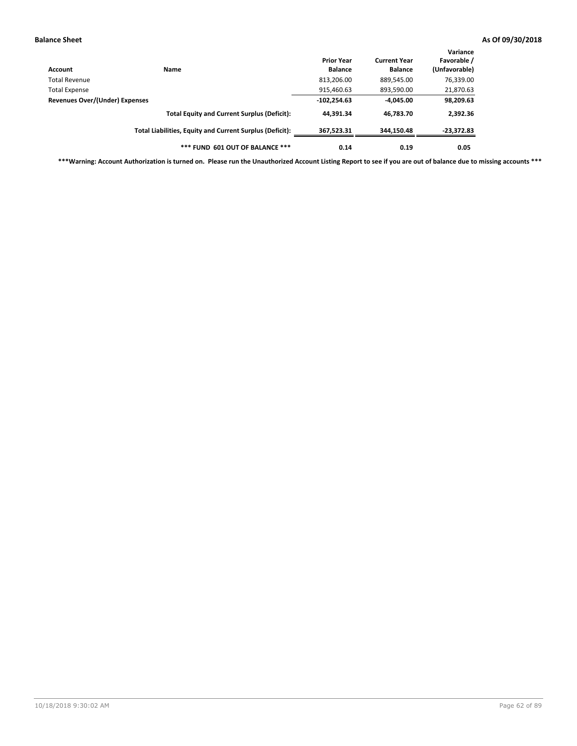**Balance Sheet** **As Of 09/30/2018**

| Account | Name | Prior Year Balance | Current Year Balance | Variance Favorable / (Unfavorable) |
|---|---|---|---|---|
| Total Revenue | | 813,206.00 | 889,545.00 | 76,339.00 |
| Total Expense | | 915,460.63 | 893,590.00 | 21,870.63 |
| **Revenues Over/(Under) Expenses** | | **-102,254.63** | **-4,045.00** | **98,209.63** |
| | **Total Equity and Current Surplus (Deficit):** | **44,391.34** | **46,783.70** | **2,392.36** |
| | **Total Liabilities, Equity and Current Surplus (Deficit):** | **367,523.31** | **344,150.48** | **-23,372.83** |
| | ***** FUND 601 OUT OF BALANCE ***** | **0.14** | **0.19** | **0.05** |

*****Warning: Account Authorization is turned on. Please run the Unauthorized Account Listing Report to see if you are out of balance due to missing accounts *****

10/18/2018 9:30:02 AM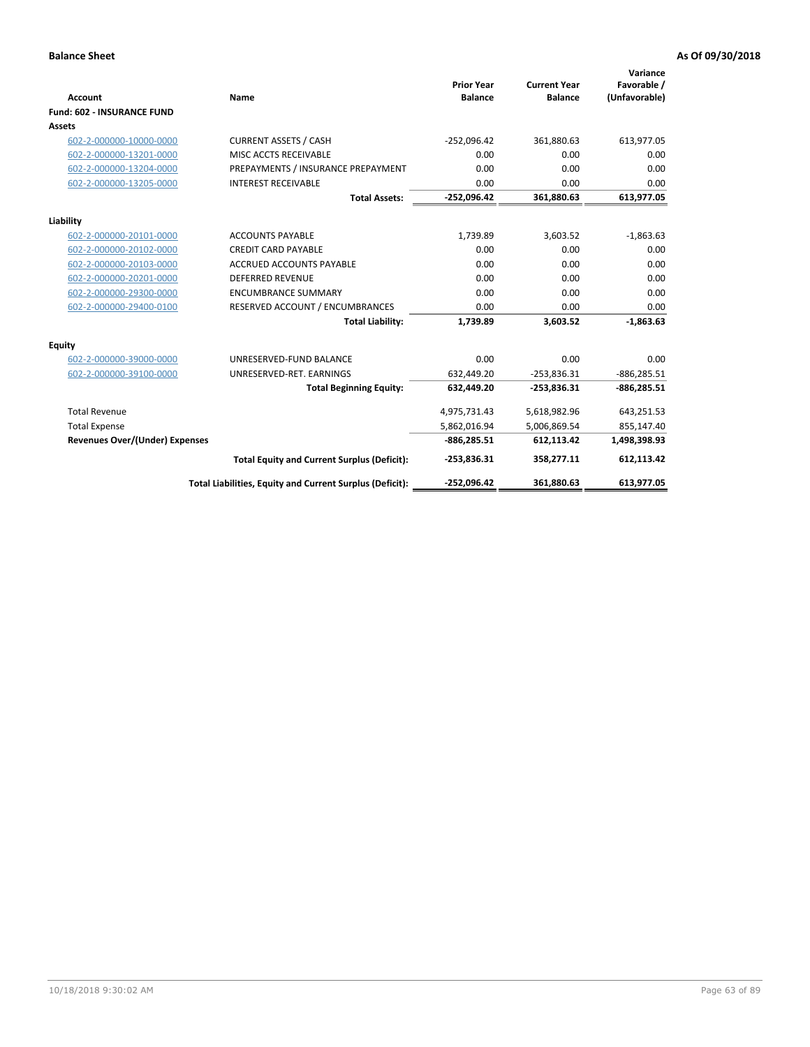**Balance Sheet** **As Of 09/30/2018**

| Account | Name | Prior Year Balance | Current Year Balance | Variance Favorable / (Unfavorable) |
|---|---|---|---|---|
| **Fund: 602 - INSURANCE FUND** | | | | |
| **Assets** | | | | |
| 602-2-000000-10000-0000 | CURRENT ASSETS / CASH | -252,096.42 | 361,880.63 | 613,977.05 |
| 602-2-000000-13201-0000 | MISC ACCTS RECEIVABLE | 0.00 | 0.00 | 0.00 |
| 602-2-000000-13204-0000 | PREPAYMENTS / INSURANCE PREPAYMENT | 0.00 | 0.00 | 0.00 |
| 602-2-000000-13205-0000 | INTEREST RECEIVABLE | 0.00 | 0.00 | 0.00 |
| | **Total Assets:** | **-252,096.42** | **361,880.63** | **613,977.05** |
| **Liability** | | | | |
| 602-2-000000-20101-0000 | ACCOUNTS PAYABLE | 1,739.89 | 3,603.52 | -1,863.63 |
| 602-2-000000-20102-0000 | CREDIT CARD PAYABLE | 0.00 | 0.00 | 0.00 |
| 602-2-000000-20103-0000 | ACCRUED ACCOUNTS PAYABLE | 0.00 | 0.00 | 0.00 |
| 602-2-000000-20201-0000 | DEFERRED REVENUE | 0.00 | 0.00 | 0.00 |
| 602-2-000000-29300-0000 | ENCUMBRANCE SUMMARY | 0.00 | 0.00 | 0.00 |
| 602-2-000000-29400-0100 | RESERVED ACCOUNT / ENCUMBRANCES | 0.00 | 0.00 | 0.00 |
| | **Total Liability:** | **1,739.89** | **3,603.52** | **-1,863.63** |
| **Equity** | | | | |
| 602-2-000000-39000-0000 | UNRESERVED-FUND BALANCE | 0.00 | 0.00 | 0.00 |
| 602-2-000000-39100-0000 | UNRESERVED-RET. EARNINGS | 632,449.20 | -253,836.31 | -886,285.51 |
| | **Total Beginning Equity:** | **632,449.20** | **-253,836.31** | **-886,285.51** |
| Total Revenue | | 4,975,731.43 | 5,618,982.96 | 643,251.53 |
| Total Expense | | 5,862,016.94 | 5,006,869.54 | 855,147.40 |
| **Revenues Over/(Under) Expenses** | | **-886,285.51** | **612,113.42** | **1,498,398.93** |
| | **Total Equity and Current Surplus (Deficit):** | **-253,836.31** | **358,277.11** | **612,113.42** |
| | **Total Liabilities, Equity and Current Surplus (Deficit):** | **-252,096.42** | **361,880.63** | **613,977.05** |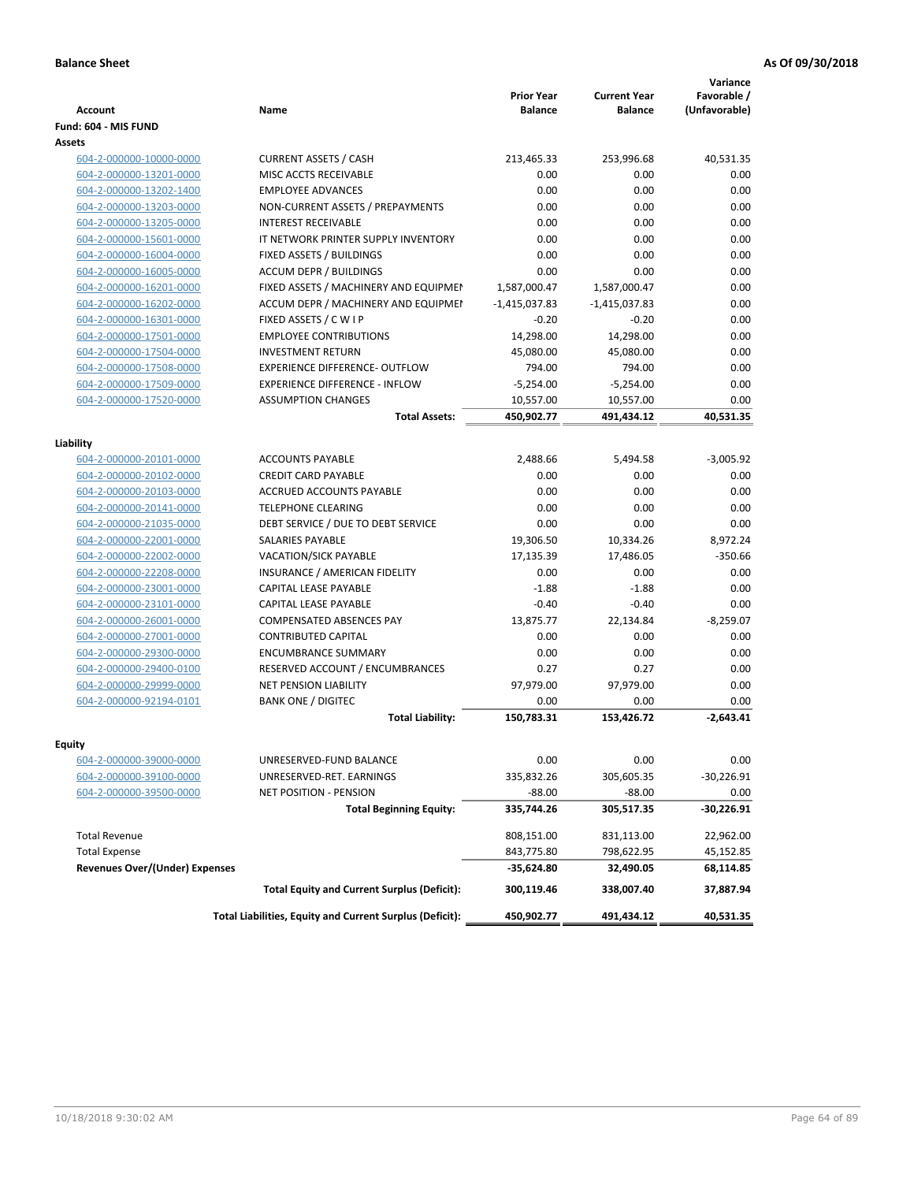**Balance Sheet** — **As Of 09/30/2018**

| Account | Name | Prior Year Balance | Current Year Balance | Variance Favorable / (Unfavorable) |
|---|---|---|---|---|
| **Fund: 604 - MIS FUND** | | | | |
| **Assets** | | | | |
| 604-2-000000-10000-0000 | CURRENT ASSETS / CASH | 213,465.33 | 253,996.68 | 40,531.35 |
| 604-2-000000-13201-0000 | MISC ACCTS RECEIVABLE | 0.00 | 0.00 | 0.00 |
| 604-2-000000-13202-1400 | EMPLOYEE ADVANCES | 0.00 | 0.00 | 0.00 |
| 604-2-000000-13203-0000 | NON-CURRENT ASSETS / PREPAYMENTS | 0.00 | 0.00 | 0.00 |
| 604-2-000000-13205-0000 | INTEREST RECEIVABLE | 0.00 | 0.00 | 0.00 |
| 604-2-000000-15601-0000 | IT NETWORK PRINTER SUPPLY INVENTORY | 0.00 | 0.00 | 0.00 |
| 604-2-000000-16004-0000 | FIXED ASSETS / BUILDINGS | 0.00 | 0.00 | 0.00 |
| 604-2-000000-16005-0000 | ACCUM DEPR / BUILDINGS | 0.00 | 0.00 | 0.00 |
| 604-2-000000-16201-0000 | FIXED ASSETS / MACHINERY AND EQUIPMEI | 1,587,000.47 | 1,587,000.47 | 0.00 |
| 604-2-000000-16202-0000 | ACCUM DEPR / MACHINERY AND EQUIPMEI | -1,415,037.83 | -1,415,037.83 | 0.00 |
| 604-2-000000-16301-0000 | FIXED ASSETS / C W I P | -0.20 | -0.20 | 0.00 |
| 604-2-000000-17501-0000 | EMPLOYEE CONTRIBUTIONS | 14,298.00 | 14,298.00 | 0.00 |
| 604-2-000000-17504-0000 | INVESTMENT RETURN | 45,080.00 | 45,080.00 | 0.00 |
| 604-2-000000-17508-0000 | EXPERIENCE DIFFERENCE- OUTFLOW | 794.00 | 794.00 | 0.00 |
| 604-2-000000-17509-0000 | EXPERIENCE DIFFERENCE - INFLOW | -5,254.00 | -5,254.00 | 0.00 |
| 604-2-000000-17520-0000 | ASSUMPTION CHANGES | 10,557.00 | 10,557.00 | 0.00 |
| | **Total Assets:** | **450,902.77** | **491,434.12** | **40,531.35** |
| **Liability** | | | | |
| 604-2-000000-20101-0000 | ACCOUNTS PAYABLE | 2,488.66 | 5,494.58 | -3,005.92 |
| 604-2-000000-20102-0000 | CREDIT CARD PAYABLE | 0.00 | 0.00 | 0.00 |
| 604-2-000000-20103-0000 | ACCRUED ACCOUNTS PAYABLE | 0.00 | 0.00 | 0.00 |
| 604-2-000000-20141-0000 | TELEPHONE CLEARING | 0.00 | 0.00 | 0.00 |
| 604-2-000000-21035-0000 | DEBT SERVICE / DUE TO DEBT SERVICE | 0.00 | 0.00 | 0.00 |
| 604-2-000000-22001-0000 | SALARIES PAYABLE | 19,306.50 | 10,334.26 | 8,972.24 |
| 604-2-000000-22002-0000 | VACATION/SICK PAYABLE | 17,135.39 | 17,486.05 | -350.66 |
| 604-2-000000-22208-0000 | INSURANCE / AMERICAN FIDELITY | 0.00 | 0.00 | 0.00 |
| 604-2-000000-23001-0000 | CAPITAL LEASE PAYABLE | -1.88 | -1.88 | 0.00 |
| 604-2-000000-23101-0000 | CAPITAL LEASE PAYABLE | -0.40 | -0.40 | 0.00 |
| 604-2-000000-26001-0000 | COMPENSATED ABSENCES PAY | 13,875.77 | 22,134.84 | -8,259.07 |
| 604-2-000000-27001-0000 | CONTRIBUTED CAPITAL | 0.00 | 0.00 | 0.00 |
| 604-2-000000-29300-0000 | ENCUMBRANCE SUMMARY | 0.00 | 0.00 | 0.00 |
| 604-2-000000-29400-0100 | RESERVED ACCOUNT / ENCUMBRANCES | 0.27 | 0.27 | 0.00 |
| 604-2-000000-29999-0000 | NET PENSION LIABILITY | 97,979.00 | 97,979.00 | 0.00 |
| 604-2-000000-92194-0101 | BANK ONE / DIGITEC | 0.00 | 0.00 | 0.00 |
| | **Total Liability:** | **150,783.31** | **153,426.72** | **-2,643.41** |
| **Equity** | | | | |
| 604-2-000000-39000-0000 | UNRESERVED-FUND BALANCE | 0.00 | 0.00 | 0.00 |
| 604-2-000000-39100-0000 | UNRESERVED-RET. EARNINGS | 335,832.26 | 305,605.35 | -30,226.91 |
| 604-2-000000-39500-0000 | NET POSITION - PENSION | -88.00 | -88.00 | 0.00 |
| | **Total Beginning Equity:** | **335,744.26** | **305,517.35** | **-30,226.91** |
| Total Revenue | | 808,151.00 | 831,113.00 | 22,962.00 |
| Total Expense | | 843,775.80 | 798,622.95 | 45,152.85 |
| **Revenues Over/(Under) Expenses** | | **-35,624.80** | **32,490.05** | **68,114.85** |
| | **Total Equity and Current Surplus (Deficit):** | **300,119.46** | **338,007.40** | **37,887.94** |
| | **Total Liabilities, Equity and Current Surplus (Deficit):** | **450,902.77** | **491,434.12** | **40,531.35** |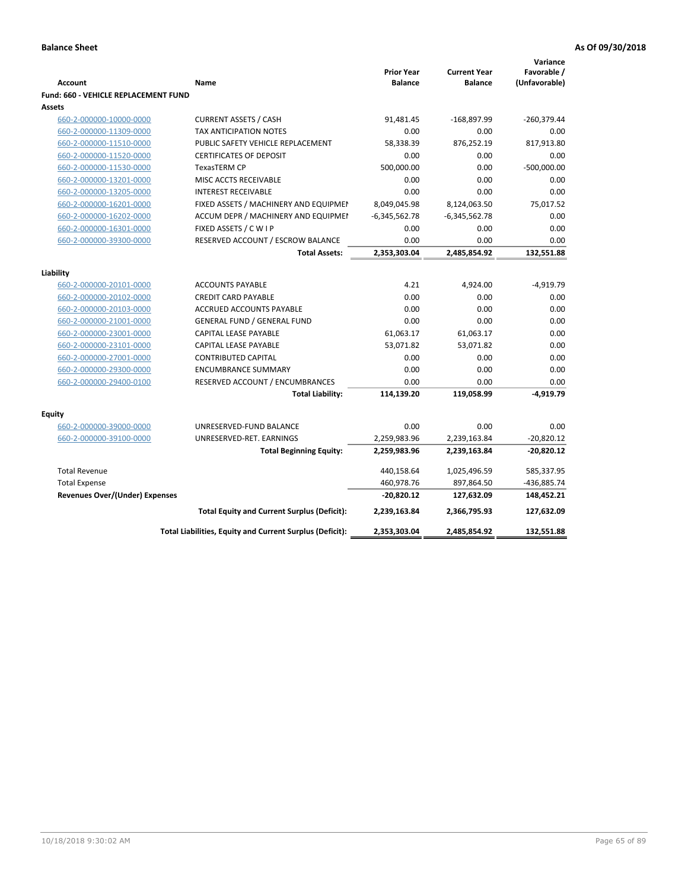**Balance Sheet** **As Of 09/30/2018**

| Account | Name | Prior Year Balance | Current Year Balance | Variance Favorable / (Unfavorable) |
|---|---|---|---|---|
| **Fund: 660 - VEHICLE REPLACEMENT FUND** | | | | |
| **Assets** | | | | |
| 660-2-000000-10000-0000 | CURRENT ASSETS / CASH | 91,481.45 | -168,897.99 | -260,379.44 |
| 660-2-000000-11309-0000 | TAX ANTICIPATION NOTES | 0.00 | 0.00 | 0.00 |
| 660-2-000000-11510-0000 | PUBLIC SAFETY VEHICLE REPLACEMENT | 58,338.39 | 876,252.19 | 817,913.80 |
| 660-2-000000-11520-0000 | CERTIFICATES OF DEPOSIT | 0.00 | 0.00 | 0.00 |
| 660-2-000000-11530-0000 | TexasTERM CP | 500,000.00 | 0.00 | -500,000.00 |
| 660-2-000000-13201-0000 | MISC ACCTS RECEIVABLE | 0.00 | 0.00 | 0.00 |
| 660-2-000000-13205-0000 | INTEREST RECEIVABLE | 0.00 | 0.00 | 0.00 |
| 660-2-000000-16201-0000 | FIXED ASSETS / MACHINERY AND EQUIPMEN | 8,049,045.98 | 8,124,063.50 | 75,017.52 |
| 660-2-000000-16202-0000 | ACCUM DEPR / MACHINERY AND EQUIPMEI | -6,345,562.78 | -6,345,562.78 | 0.00 |
| 660-2-000000-16301-0000 | FIXED ASSETS / C W I P | 0.00 | 0.00 | 0.00 |
| 660-2-000000-39300-0000 | RESERVED ACCOUNT / ESCROW BALANCE | 0.00 | 0.00 | 0.00 |
| | **Total Assets:** | **2,353,303.04** | **2,485,854.92** | **132,551.88** |
| **Liability** | | | | |
| 660-2-000000-20101-0000 | ACCOUNTS PAYABLE | 4.21 | 4,924.00 | -4,919.79 |
| 660-2-000000-20102-0000 | CREDIT CARD PAYABLE | 0.00 | 0.00 | 0.00 |
| 660-2-000000-20103-0000 | ACCRUED ACCOUNTS PAYABLE | 0.00 | 0.00 | 0.00 |
| 660-2-000000-21001-0000 | GENERAL FUND / GENERAL FUND | 0.00 | 0.00 | 0.00 |
| 660-2-000000-23001-0000 | CAPITAL LEASE PAYABLE | 61,063.17 | 61,063.17 | 0.00 |
| 660-2-000000-23101-0000 | CAPITAL LEASE PAYABLE | 53,071.82 | 53,071.82 | 0.00 |
| 660-2-000000-27001-0000 | CONTRIBUTED CAPITAL | 0.00 | 0.00 | 0.00 |
| 660-2-000000-29300-0000 | ENCUMBRANCE SUMMARY | 0.00 | 0.00 | 0.00 |
| 660-2-000000-29400-0100 | RESERVED ACCOUNT / ENCUMBRANCES | 0.00 | 0.00 | 0.00 |
| | **Total Liability:** | **114,139.20** | **119,058.99** | **-4,919.79** |
| **Equity** | | | | |
| 660-2-000000-39000-0000 | UNRESERVED-FUND BALANCE | 0.00 | 0.00 | 0.00 |
| 660-2-000000-39100-0000 | UNRESERVED-RET. EARNINGS | 2,259,983.96 | 2,239,163.84 | -20,820.12 |
| | **Total Beginning Equity:** | **2,259,983.96** | **2,239,163.84** | **-20,820.12** |
| Total Revenue | | 440,158.64 | 1,025,496.59 | 585,337.95 |
| Total Expense | | 460,978.76 | 897,864.50 | -436,885.74 |
| **Revenues Over/(Under) Expenses** | | **-20,820.12** | **127,632.09** | **148,452.21** |
| | **Total Equity and Current Surplus (Deficit):** | **2,239,163.84** | **2,366,795.93** | **127,632.09** |
| | **Total Liabilities, Equity and Current Surplus (Deficit):** | **2,353,303.04** | **2,485,854.92** | **132,551.88** |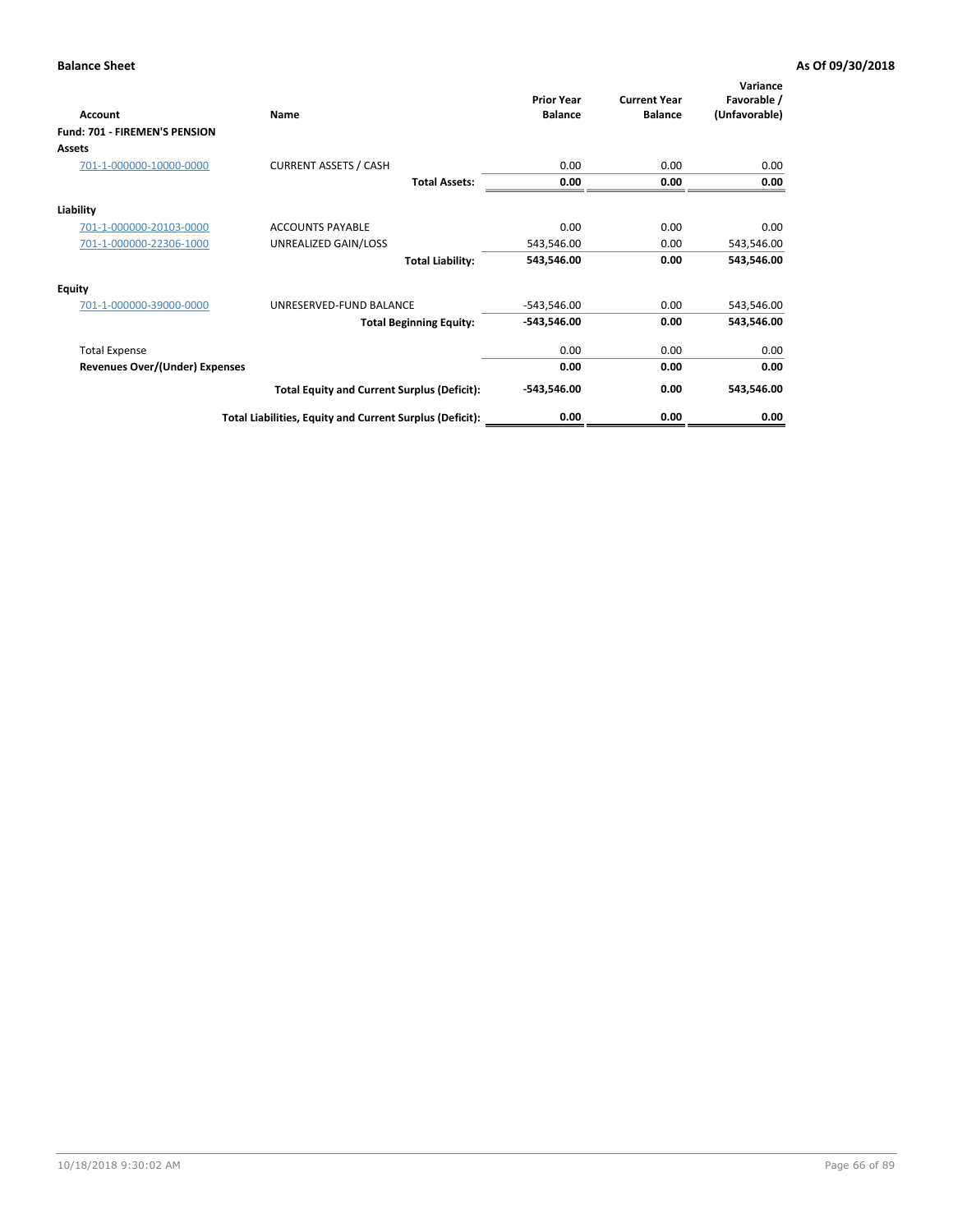**Balance Sheet** — **As Of 09/30/2018**

| Account | Name | Prior Year Balance | Current Year Balance | Variance Favorable / (Unfavorable) |
|---|---|---|---|---|
| **Fund: 701 - FIREMEN'S PENSION** | | | | |
| **Assets** | | | | |
| 701-1-000000-10000-0000 | CURRENT ASSETS / CASH | 0.00 | 0.00 | 0.00 |
| | **Total Assets:** | **0.00** | **0.00** | **0.00** |
| **Liability** | | | | |
| 701-1-000000-20103-0000 | ACCOUNTS PAYABLE | 0.00 | 0.00 | 0.00 |
| 701-1-000000-22306-1000 | UNREALIZED GAIN/LOSS | 543,546.00 | 0.00 | 543,546.00 |
| | **Total Liability:** | **543,546.00** | **0.00** | **543,546.00** |
| **Equity** | | | | |
| 701-1-000000-39000-0000 | UNRESERVED-FUND BALANCE | -543,546.00 | 0.00 | 543,546.00 |
| | **Total Beginning Equity:** | **-543,546.00** | **0.00** | **543,546.00** |
| Total Expense | | 0.00 | 0.00 | 0.00 |
| **Revenues Over/(Under) Expenses** | | **0.00** | **0.00** | **0.00** |
| | **Total Equity and Current Surplus (Deficit):** | **-543,546.00** | **0.00** | **543,546.00** |
| | **Total Liabilities, Equity and Current Surplus (Deficit):** | **0.00** | **0.00** | **0.00** |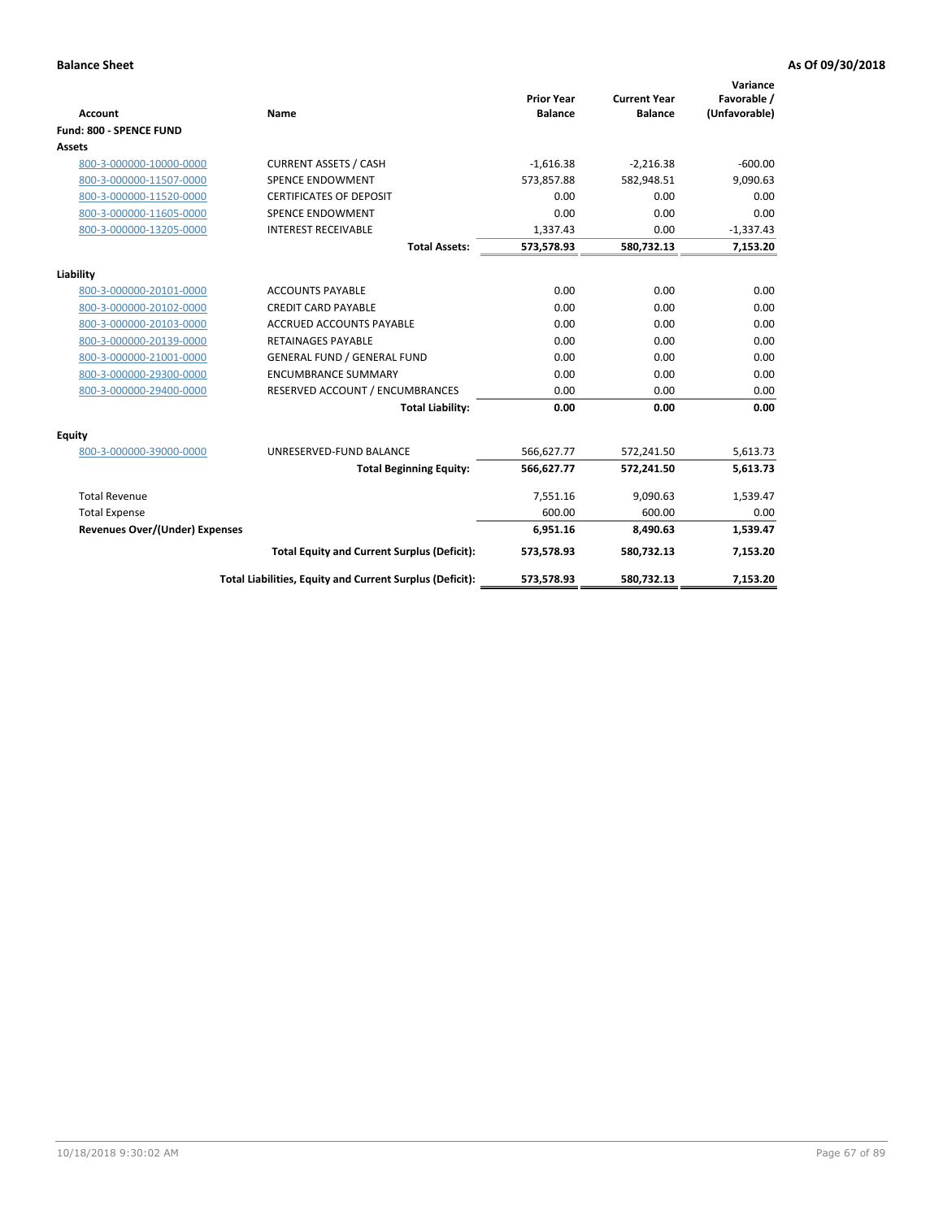**Balance Sheet** | **As Of 09/30/2018**

| Account | Name | Prior Year Balance | Current Year Balance | Variance Favorable / (Unfavorable) |
|---|---|---|---|---|
| **Fund: 800 - SPENCE FUND** | | | | |
| **Assets** | | | | |
| 800-3-000000-10000-0000 | CURRENT ASSETS / CASH | -1,616.38 | -2,216.38 | -600.00 |
| 800-3-000000-11507-0000 | SPENCE ENDOWMENT | 573,857.88 | 582,948.51 | 9,090.63 |
| 800-3-000000-11520-0000 | CERTIFICATES OF DEPOSIT | 0.00 | 0.00 | 0.00 |
| 800-3-000000-11605-0000 | SPENCE ENDOWMENT | 0.00 | 0.00 | 0.00 |
| 800-3-000000-13205-0000 | INTEREST RECEIVABLE | 1,337.43 | 0.00 | -1,337.43 |
| | **Total Assets:** | **573,578.93** | **580,732.13** | **7,153.20** |
| **Liability** | | | | |
| 800-3-000000-20101-0000 | ACCOUNTS PAYABLE | 0.00 | 0.00 | 0.00 |
| 800-3-000000-20102-0000 | CREDIT CARD PAYABLE | 0.00 | 0.00 | 0.00 |
| 800-3-000000-20103-0000 | ACCRUED ACCOUNTS PAYABLE | 0.00 | 0.00 | 0.00 |
| 800-3-000000-20139-0000 | RETAINAGES PAYABLE | 0.00 | 0.00 | 0.00 |
| 800-3-000000-21001-0000 | GENERAL FUND / GENERAL FUND | 0.00 | 0.00 | 0.00 |
| 800-3-000000-29300-0000 | ENCUMBRANCE SUMMARY | 0.00 | 0.00 | 0.00 |
| 800-3-000000-29400-0000 | RESERVED ACCOUNT / ENCUMBRANCES | 0.00 | 0.00 | 0.00 |
| | **Total Liability:** | **0.00** | **0.00** | **0.00** |
| **Equity** | | | | |
| 800-3-000000-39000-0000 | UNRESERVED-FUND BALANCE | 566,627.77 | 572,241.50 | 5,613.73 |
| | **Total Beginning Equity:** | **566,627.77** | **572,241.50** | **5,613.73** |
| Total Revenue | | 7,551.16 | 9,090.63 | 1,539.47 |
| Total Expense | | 600.00 | 600.00 | 0.00 |
| **Revenues Over/(Under) Expenses** | | **6,951.16** | **8,490.63** | **1,539.47** |
| | **Total Equity and Current Surplus (Deficit):** | **573,578.93** | **580,732.13** | **7,153.20** |
| | **Total Liabilities, Equity and Current Surplus (Deficit):** | **573,578.93** | **580,732.13** | **7,153.20** |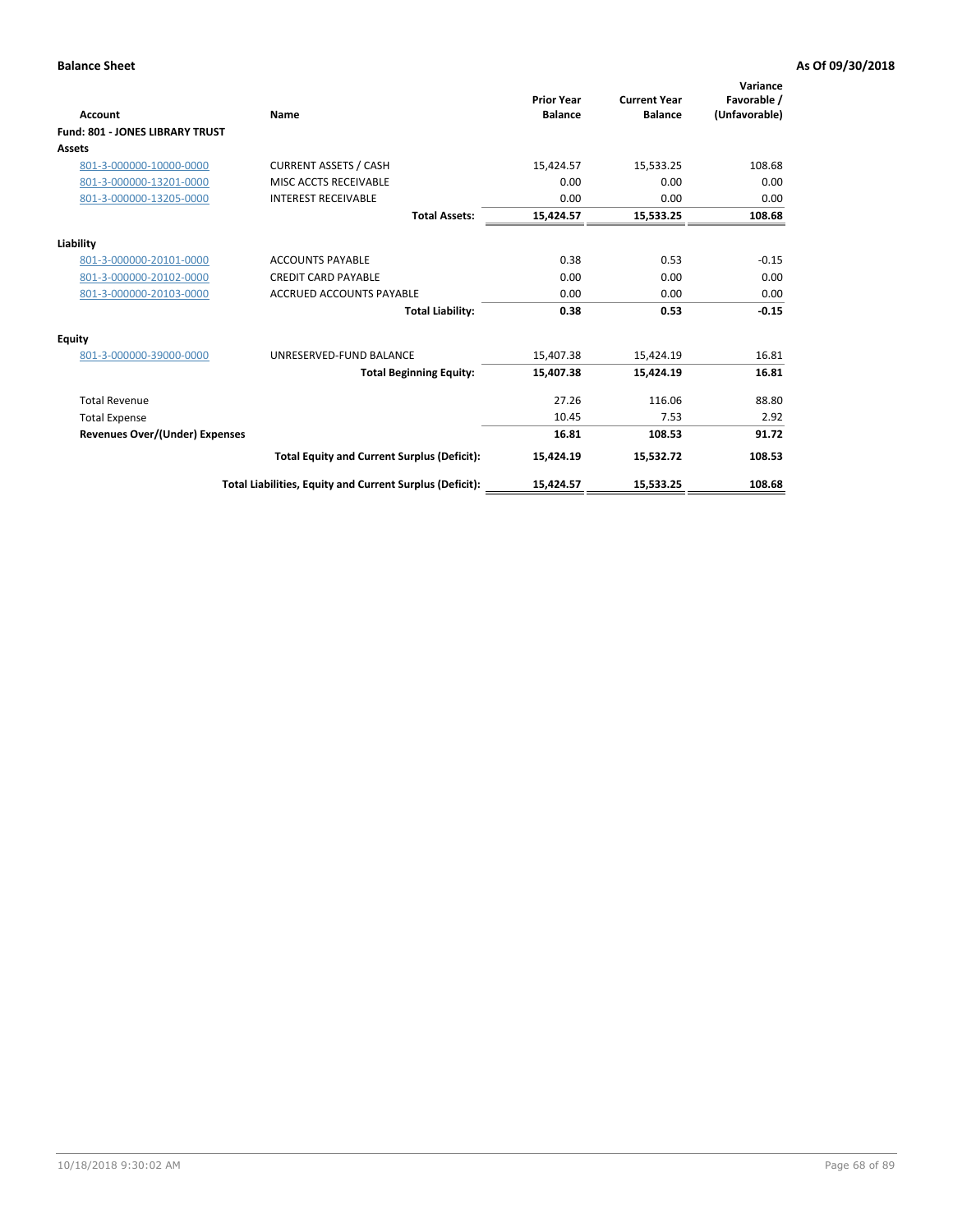**Balance Sheet** **As Of 09/30/2018**

| Account | Name | Prior Year Balance | Current Year Balance | Variance Favorable / (Unfavorable) |
|---|---|---|---|---|
| **Fund: 801 - JONES LIBRARY TRUST** | | | | |
| **Assets** | | | | |
| 801-3-000000-10000-0000 | CURRENT ASSETS / CASH | 15,424.57 | 15,533.25 | 108.68 |
| 801-3-000000-13201-0000 | MISC ACCTS RECEIVABLE | 0.00 | 0.00 | 0.00 |
| 801-3-000000-13205-0000 | INTEREST RECEIVABLE | 0.00 | 0.00 | 0.00 |
| | **Total Assets:** | **15,424.57** | **15,533.25** | **108.68** |
| **Liability** | | | | |
| 801-3-000000-20101-0000 | ACCOUNTS PAYABLE | 0.38 | 0.53 | -0.15 |
| 801-3-000000-20102-0000 | CREDIT CARD PAYABLE | 0.00 | 0.00 | 0.00 |
| 801-3-000000-20103-0000 | ACCRUED ACCOUNTS PAYABLE | 0.00 | 0.00 | 0.00 |
| | **Total Liability:** | **0.38** | **0.53** | **-0.15** |
| **Equity** | | | | |
| 801-3-000000-39000-0000 | UNRESERVED-FUND BALANCE | 15,407.38 | 15,424.19 | 16.81 |
| | **Total Beginning Equity:** | **15,407.38** | **15,424.19** | **16.81** |
| Total Revenue | | 27.26 | 116.06 | 88.80 |
| Total Expense | | 10.45 | 7.53 | 2.92 |
| **Revenues Over/(Under) Expenses** | | **16.81** | **108.53** | **91.72** |
| | **Total Equity and Current Surplus (Deficit):** | **15,424.19** | **15,532.72** | **108.53** |
| | **Total Liabilities, Equity and Current Surplus (Deficit):** | **15,424.57** | **15,533.25** | **108.68** |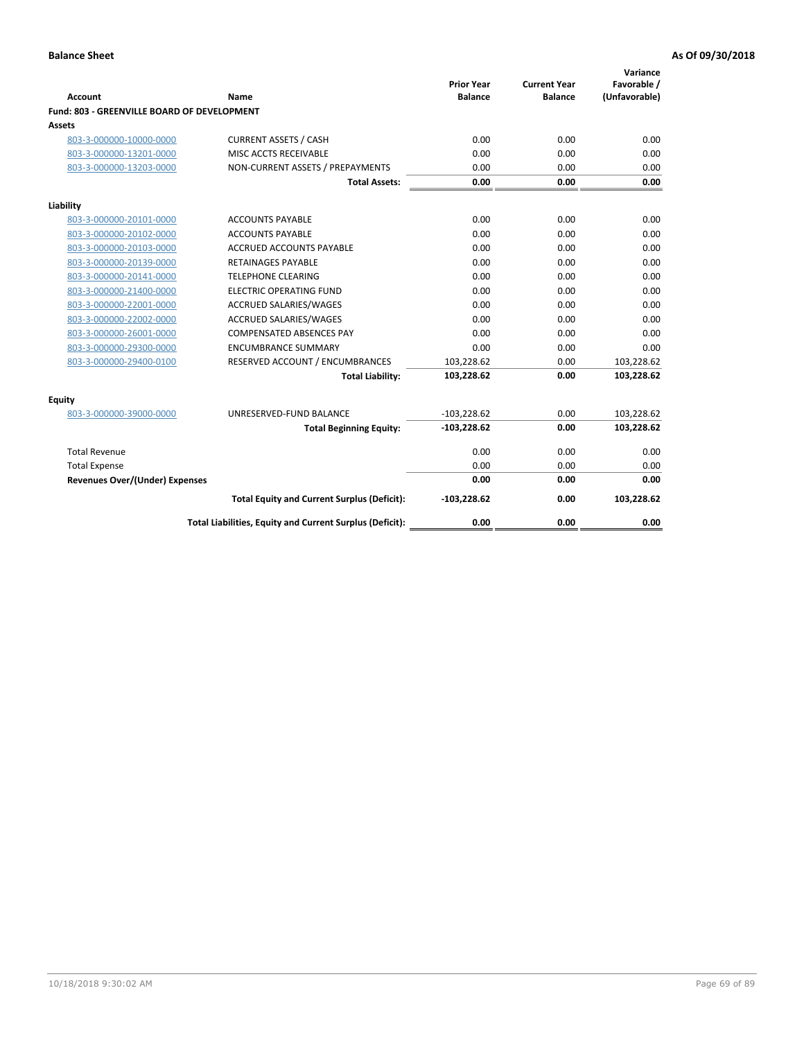**Balance Sheet** **As Of 09/30/2018**

| Account | Name | Prior Year Balance | Current Year Balance | Variance Favorable / (Unfavorable) |
|---|---|---|---|---|
| **Fund: 803 - GREENVILLE BOARD OF DEVELOPMENT** | | | | |
| **Assets** | | | | |
| 803-3-000000-10000-0000 | CURRENT ASSETS / CASH | 0.00 | 0.00 | 0.00 |
| 803-3-000000-13201-0000 | MISC ACCTS RECEIVABLE | 0.00 | 0.00 | 0.00 |
| 803-3-000000-13203-0000 | NON-CURRENT ASSETS / PREPAYMENTS | 0.00 | 0.00 | 0.00 |
| | **Total Assets:** | **0.00** | **0.00** | **0.00** |
| **Liability** | | | | |
| 803-3-000000-20101-0000 | ACCOUNTS PAYABLE | 0.00 | 0.00 | 0.00 |
| 803-3-000000-20102-0000 | ACCOUNTS PAYABLE | 0.00 | 0.00 | 0.00 |
| 803-3-000000-20103-0000 | ACCRUED ACCOUNTS PAYABLE | 0.00 | 0.00 | 0.00 |
| 803-3-000000-20139-0000 | RETAINAGES PAYABLE | 0.00 | 0.00 | 0.00 |
| 803-3-000000-20141-0000 | TELEPHONE CLEARING | 0.00 | 0.00 | 0.00 |
| 803-3-000000-21400-0000 | ELECTRIC OPERATING FUND | 0.00 | 0.00 | 0.00 |
| 803-3-000000-22001-0000 | ACCRUED SALARIES/WAGES | 0.00 | 0.00 | 0.00 |
| 803-3-000000-22002-0000 | ACCRUED SALARIES/WAGES | 0.00 | 0.00 | 0.00 |
| 803-3-000000-26001-0000 | COMPENSATED ABSENCES PAY | 0.00 | 0.00 | 0.00 |
| 803-3-000000-29300-0000 | ENCUMBRANCE SUMMARY | 0.00 | 0.00 | 0.00 |
| 803-3-000000-29400-0100 | RESERVED ACCOUNT / ENCUMBRANCES | 103,228.62 | 0.00 | 103,228.62 |
| | **Total Liability:** | **103,228.62** | **0.00** | **103,228.62** |
| **Equity** | | | | |
| 803-3-000000-39000-0000 | UNRESERVED-FUND BALANCE | -103,228.62 | 0.00 | 103,228.62 |
| | **Total Beginning Equity:** | **-103,228.62** | **0.00** | **103,228.62** |
| Total Revenue | | 0.00 | 0.00 | 0.00 |
| Total Expense | | 0.00 | 0.00 | 0.00 |
| **Revenues Over/(Under) Expenses** | | **0.00** | **0.00** | **0.00** |
| | **Total Equity and Current Surplus (Deficit):** | **-103,228.62** | **0.00** | **103,228.62** |
| | **Total Liabilities, Equity and Current Surplus (Deficit):** | **0.00** | **0.00** | **0.00** |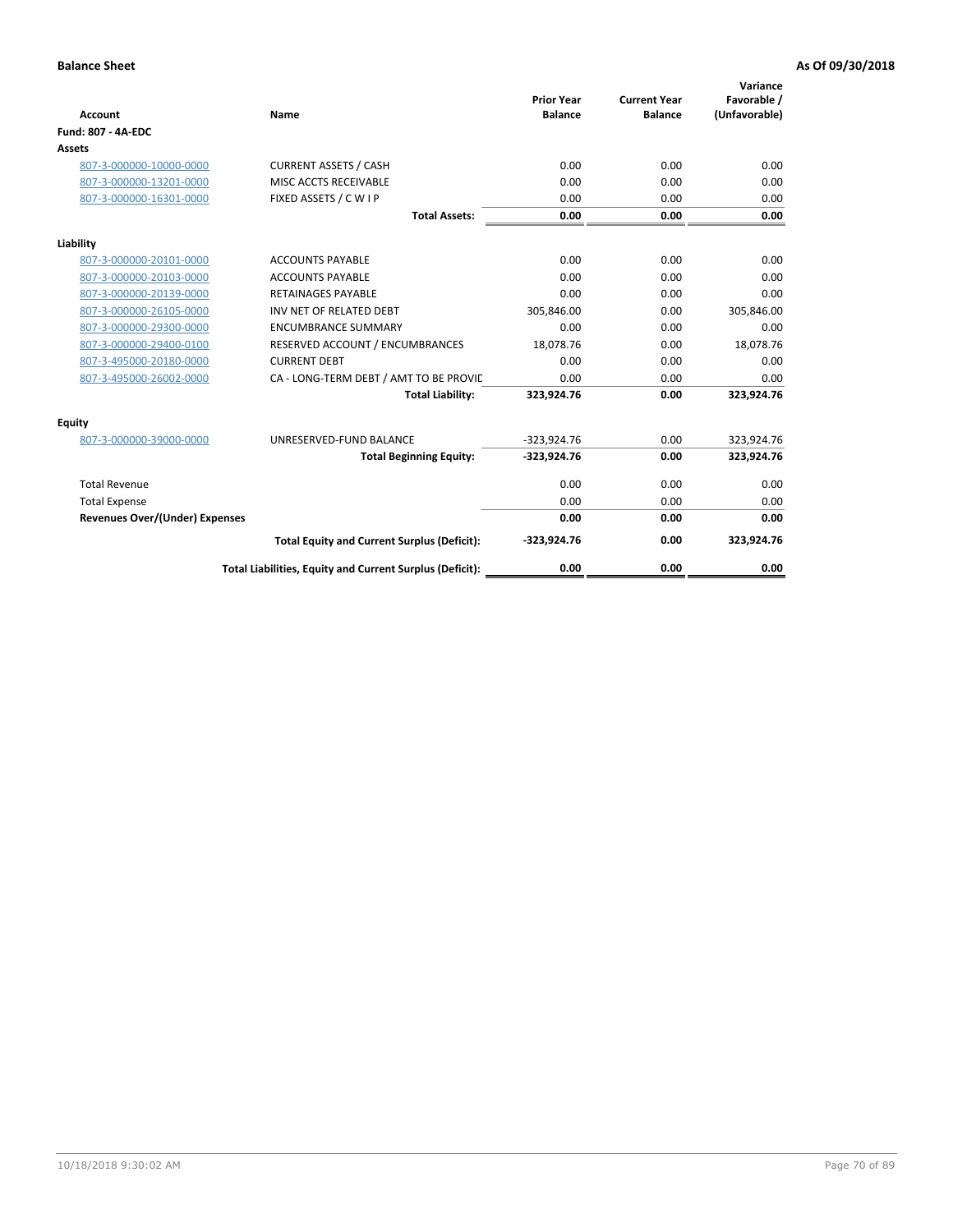**Balance Sheet** **As Of 09/30/2018**

| Account | Name | Prior Year Balance | Current Year Balance | Variance Favorable / (Unfavorable) |
|---|---|---|---|---|
| **Fund: 807 - 4A-EDC** | | | | |
| **Assets** | | | | |
| 807-3-000000-10000-0000 | CURRENT ASSETS / CASH | 0.00 | 0.00 | 0.00 |
| 807-3-000000-13201-0000 | MISC ACCTS RECEIVABLE | 0.00 | 0.00 | 0.00 |
| 807-3-000000-16301-0000 | FIXED ASSETS / C W I P | 0.00 | 0.00 | 0.00 |
| | **Total Assets:** | **0.00** | **0.00** | **0.00** |
| **Liability** | | | | |
| 807-3-000000-20101-0000 | ACCOUNTS PAYABLE | 0.00 | 0.00 | 0.00 |
| 807-3-000000-20103-0000 | ACCOUNTS PAYABLE | 0.00 | 0.00 | 0.00 |
| 807-3-000000-20139-0000 | RETAINAGES PAYABLE | 0.00 | 0.00 | 0.00 |
| 807-3-000000-26105-0000 | INV NET OF RELATED DEBT | 305,846.00 | 0.00 | 305,846.00 |
| 807-3-000000-29300-0000 | ENCUMBRANCE SUMMARY | 0.00 | 0.00 | 0.00 |
| 807-3-000000-29400-0100 | RESERVED ACCOUNT / ENCUMBRANCES | 18,078.76 | 0.00 | 18,078.76 |
| 807-3-495000-20180-0000 | CURRENT DEBT | 0.00 | 0.00 | 0.00 |
| 807-3-495000-26002-0000 | CA - LONG-TERM DEBT / AMT TO BE PROVID | 0.00 | 0.00 | 0.00 |
| | **Total Liability:** | **323,924.76** | **0.00** | **323,924.76** |
| **Equity** | | | | |
| 807-3-000000-39000-0000 | UNRESERVED-FUND BALANCE | -323,924.76 | 0.00 | 323,924.76 |
| | **Total Beginning Equity:** | **-323,924.76** | **0.00** | **323,924.76** |
| Total Revenue | | 0.00 | 0.00 | 0.00 |
| Total Expense | | 0.00 | 0.00 | 0.00 |
| **Revenues Over/(Under) Expenses** | | **0.00** | **0.00** | **0.00** |
| | **Total Equity and Current Surplus (Deficit):** | **-323,924.76** | **0.00** | **323,924.76** |
| | **Total Liabilities, Equity and Current Surplus (Deficit):** | **0.00** | **0.00** | **0.00** |

10/18/2018 9:30:02 AM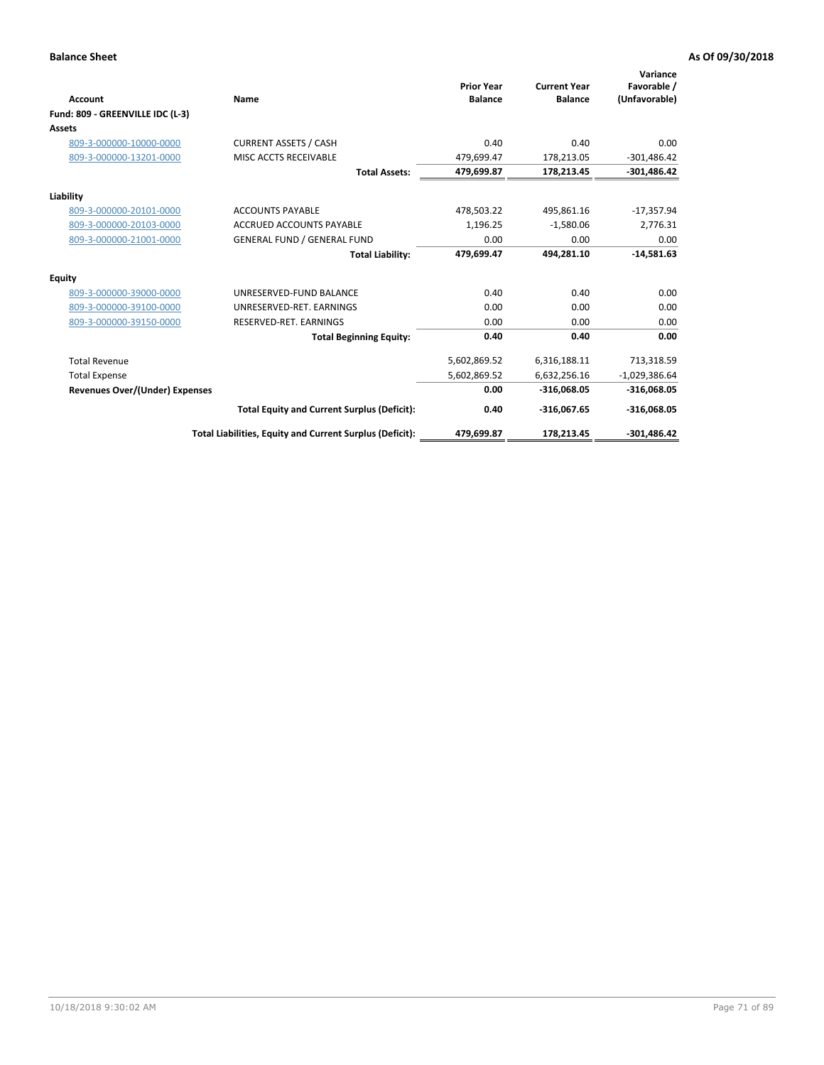**Balance Sheet** **As Of 09/30/2018**

| Account | Name | Prior Year Balance | Current Year Balance | Variance Favorable / (Unfavorable) |
|---|---|---|---|---|
| **Fund: 809 - GREENVILLE IDC (L-3)** | | | | |
| **Assets** | | | | |
| 809-3-000000-10000-0000 | CURRENT ASSETS / CASH | 0.40 | 0.40 | 0.00 |
| 809-3-000000-13201-0000 | MISC ACCTS RECEIVABLE | 479,699.47 | 178,213.05 | -301,486.42 |
| | **Total Assets:** | **479,699.87** | **178,213.45** | **-301,486.42** |
| **Liability** | | | | |
| 809-3-000000-20101-0000 | ACCOUNTS PAYABLE | 478,503.22 | 495,861.16 | -17,357.94 |
| 809-3-000000-20103-0000 | ACCRUED ACCOUNTS PAYABLE | 1,196.25 | -1,580.06 | 2,776.31 |
| 809-3-000000-21001-0000 | GENERAL FUND / GENERAL FUND | 0.00 | 0.00 | 0.00 |
| | **Total Liability:** | **479,699.47** | **494,281.10** | **-14,581.63** |
| **Equity** | | | | |
| 809-3-000000-39000-0000 | UNRESERVED-FUND BALANCE | 0.40 | 0.40 | 0.00 |
| 809-3-000000-39100-0000 | UNRESERVED-RET. EARNINGS | 0.00 | 0.00 | 0.00 |
| 809-3-000000-39150-0000 | RESERVED-RET. EARNINGS | 0.00 | 0.00 | 0.00 |
| | **Total Beginning Equity:** | **0.40** | **0.40** | **0.00** |
| Total Revenue | | 5,602,869.52 | 6,316,188.11 | 713,318.59 |
| Total Expense | | 5,602,869.52 | 6,632,256.16 | -1,029,386.64 |
| **Revenues Over/(Under) Expenses** | | **0.00** | **-316,068.05** | **-316,068.05** |
| | **Total Equity and Current Surplus (Deficit):** | **0.40** | **-316,067.65** | **-316,068.05** |
| | **Total Liabilities, Equity and Current Surplus (Deficit):** | **479,699.87** | **178,213.45** | **-301,486.42** |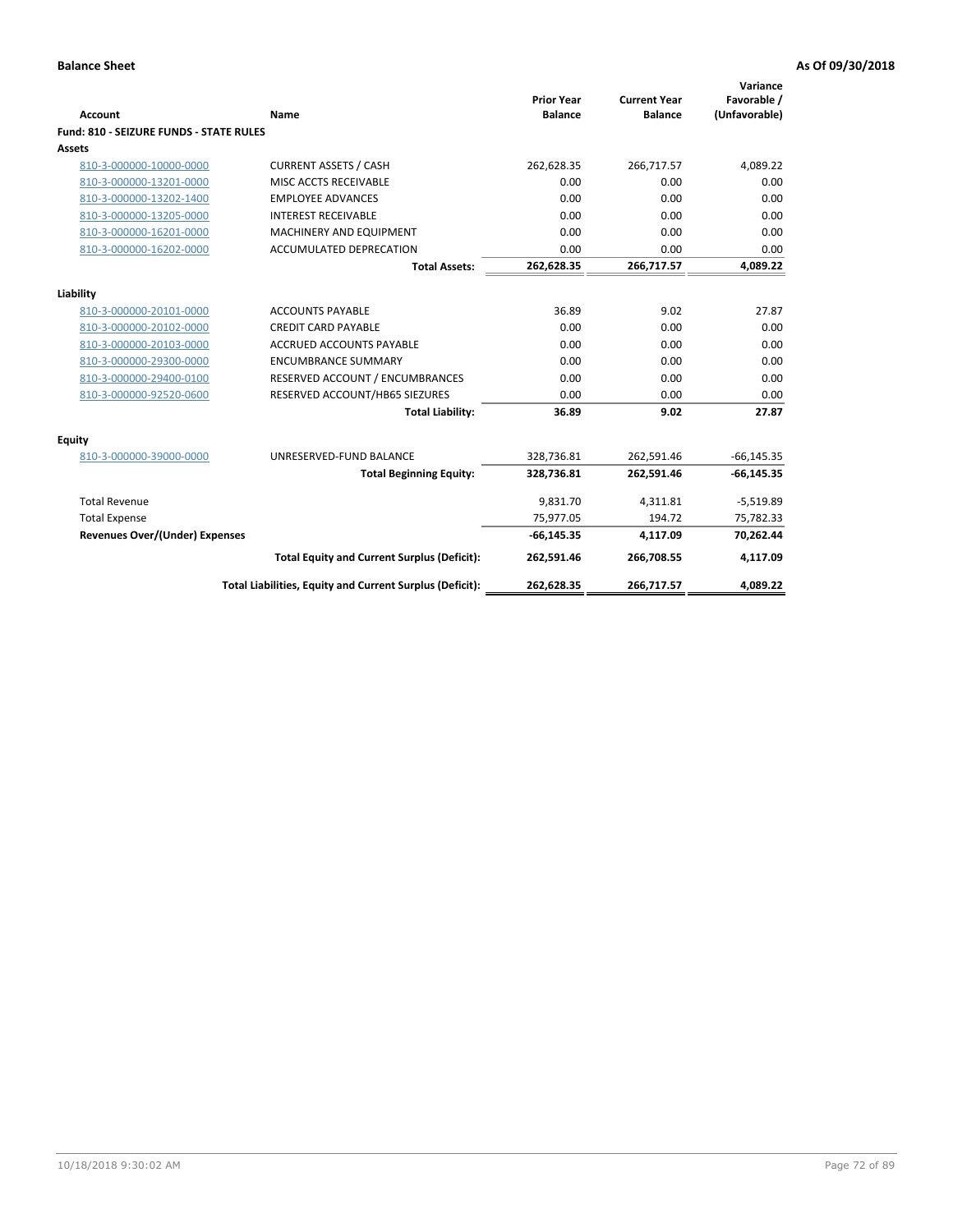**Balance Sheet** **As Of 09/30/2018**

| Account | Name | Prior Year Balance | Current Year Balance | Variance Favorable / (Unfavorable) |
|---|---|---|---|---|
| **Fund: 810 - SEIZURE FUNDS - STATE RULES** | | | | |
| **Assets** | | | | |
| 810-3-000000-10000-0000 | CURRENT ASSETS / CASH | 262,628.35 | 266,717.57 | 4,089.22 |
| 810-3-000000-13201-0000 | MISC ACCTS RECEIVABLE | 0.00 | 0.00 | 0.00 |
| 810-3-000000-13202-1400 | EMPLOYEE ADVANCES | 0.00 | 0.00 | 0.00 |
| 810-3-000000-13205-0000 | INTEREST RECEIVABLE | 0.00 | 0.00 | 0.00 |
| 810-3-000000-16201-0000 | MACHINERY AND EQUIPMENT | 0.00 | 0.00 | 0.00 |
| 810-3-000000-16202-0000 | ACCUMULATED DEPRECATION | 0.00 | 0.00 | 0.00 |
| | **Total Assets:** | **262,628.35** | **266,717.57** | **4,089.22** |
| **Liability** | | | | |
| 810-3-000000-20101-0000 | ACCOUNTS PAYABLE | 36.89 | 9.02 | 27.87 |
| 810-3-000000-20102-0000 | CREDIT CARD PAYABLE | 0.00 | 0.00 | 0.00 |
| 810-3-000000-20103-0000 | ACCRUED ACCOUNTS PAYABLE | 0.00 | 0.00 | 0.00 |
| 810-3-000000-29300-0000 | ENCUMBRANCE SUMMARY | 0.00 | 0.00 | 0.00 |
| 810-3-000000-29400-0100 | RESERVED ACCOUNT / ENCUMBRANCES | 0.00 | 0.00 | 0.00 |
| 810-3-000000-92520-0600 | RESERVED ACCOUNT/HB65 SIEZURES | 0.00 | 0.00 | 0.00 |
| | **Total Liability:** | **36.89** | **9.02** | **27.87** |
| **Equity** | | | | |
| 810-3-000000-39000-0000 | UNRESERVED-FUND BALANCE | 328,736.81 | 262,591.46 | -66,145.35 |
| | **Total Beginning Equity:** | **328,736.81** | **262,591.46** | **-66,145.35** |
| Total Revenue | | 9,831.70 | 4,311.81 | -5,519.89 |
| Total Expense | | 75,977.05 | 194.72 | 75,782.33 |
| **Revenues Over/(Under) Expenses** | | **-66,145.35** | **4,117.09** | **70,262.44** |
| | **Total Equity and Current Surplus (Deficit):** | **262,591.46** | **266,708.55** | **4,117.09** |
| | **Total Liabilities, Equity and Current Surplus (Deficit):** | **262,628.35** | **266,717.57** | **4,089.22** |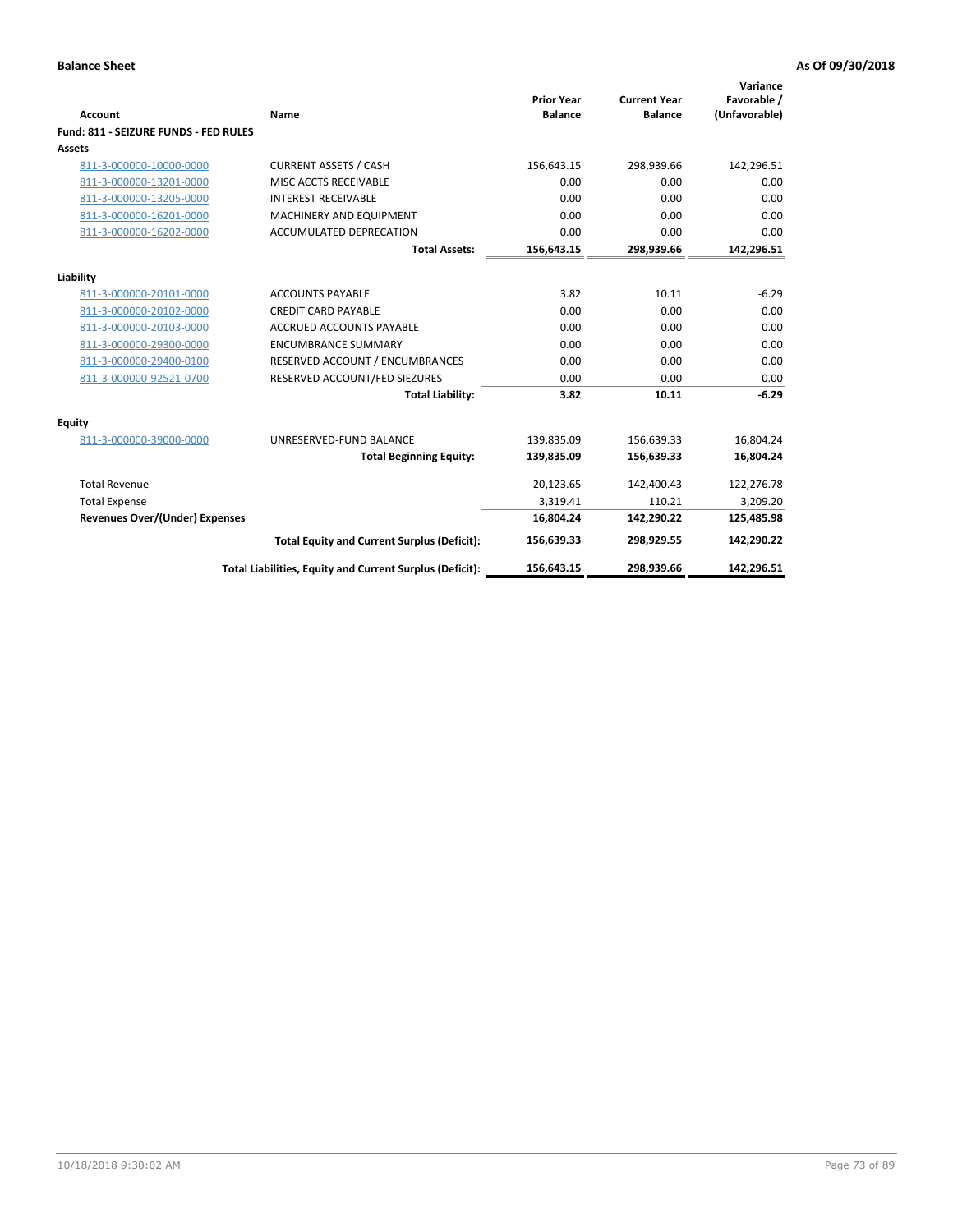**Balance Sheet** **As Of 09/30/2018**

| Account | Name | Prior Year Balance | Current Year Balance | Variance Favorable / (Unfavorable) |
|---|---|---|---|---|
| **Fund: 811 - SEIZURE FUNDS - FED RULES** | | | | |
| **Assets** | | | | |
| 811-3-000000-10000-0000 | CURRENT ASSETS / CASH | 156,643.15 | 298,939.66 | 142,296.51 |
| 811-3-000000-13201-0000 | MISC ACCTS RECEIVABLE | 0.00 | 0.00 | 0.00 |
| 811-3-000000-13205-0000 | INTEREST RECEIVABLE | 0.00 | 0.00 | 0.00 |
| 811-3-000000-16201-0000 | MACHINERY AND EQUIPMENT | 0.00 | 0.00 | 0.00 |
| 811-3-000000-16202-0000 | ACCUMULATED DEPRECATION | 0.00 | 0.00 | 0.00 |
| | **Total Assets:** | **156,643.15** | **298,939.66** | **142,296.51** |
| **Liability** | | | | |
| 811-3-000000-20101-0000 | ACCOUNTS PAYABLE | 3.82 | 10.11 | -6.29 |
| 811-3-000000-20102-0000 | CREDIT CARD PAYABLE | 0.00 | 0.00 | 0.00 |
| 811-3-000000-20103-0000 | ACCRUED ACCOUNTS PAYABLE | 0.00 | 0.00 | 0.00 |
| 811-3-000000-29300-0000 | ENCUMBRANCE SUMMARY | 0.00 | 0.00 | 0.00 |
| 811-3-000000-29400-0100 | RESERVED ACCOUNT / ENCUMBRANCES | 0.00 | 0.00 | 0.00 |
| 811-3-000000-92521-0700 | RESERVED ACCOUNT/FED SIEZURES | 0.00 | 0.00 | 0.00 |
| | **Total Liability:** | **3.82** | **10.11** | **-6.29** |
| **Equity** | | | | |
| 811-3-000000-39000-0000 | UNRESERVED-FUND BALANCE | 139,835.09 | 156,639.33 | 16,804.24 |
| | **Total Beginning Equity:** | **139,835.09** | **156,639.33** | **16,804.24** |
| Total Revenue | | 20,123.65 | 142,400.43 | 122,276.78 |
| Total Expense | | 3,319.41 | 110.21 | 3,209.20 |
| **Revenues Over/(Under) Expenses** | | **16,804.24** | **142,290.22** | **125,485.98** |
| | **Total Equity and Current Surplus (Deficit):** | **156,639.33** | **298,929.55** | **142,290.22** |
| | **Total Liabilities, Equity and Current Surplus (Deficit):** | **156,643.15** | **298,939.66** | **142,296.51** |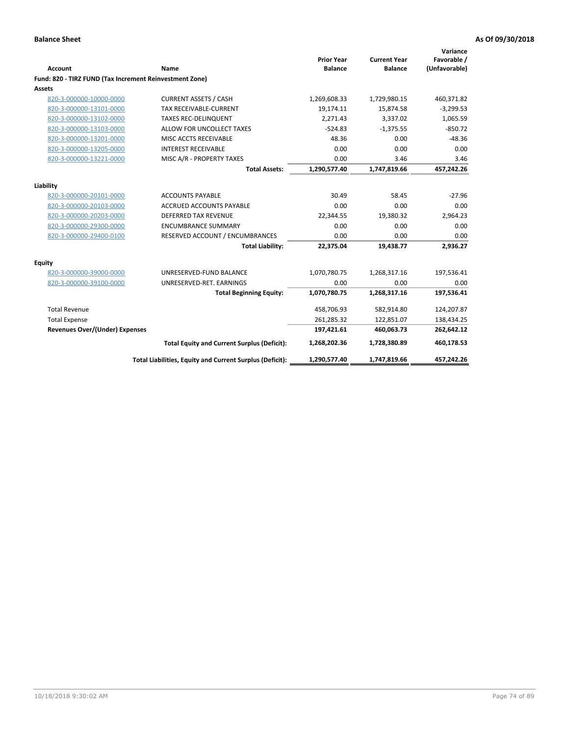**Balance Sheet** **As Of 09/30/2018**

| Account | Name | Prior Year Balance | Current Year Balance | Variance Favorable / (Unfavorable) |
|---|---|---|---|---|
| **Fund: 820 - TIRZ FUND (Tax Increment Reinvestment Zone)** | | | | |
| **Assets** | | | | |
| 820-3-000000-10000-0000 | CURRENT ASSETS / CASH | 1,269,608.33 | 1,729,980.15 | 460,371.82 |
| 820-3-000000-13101-0000 | TAX RECEIVABLE-CURRENT | 19,174.11 | 15,874.58 | -3,299.53 |
| 820-3-000000-13102-0000 | TAXES REC-DELINQUENT | 2,271.43 | 3,337.02 | 1,065.59 |
| 820-3-000000-13103-0000 | ALLOW FOR UNCOLLECT TAXES | -524.83 | -1,375.55 | -850.72 |
| 820-3-000000-13201-0000 | MISC ACCTS RECEIVABLE | 48.36 | 0.00 | -48.36 |
| 820-3-000000-13205-0000 | INTEREST RECEIVABLE | 0.00 | 0.00 | 0.00 |
| 820-3-000000-13221-0000 | MISC A/R - PROPERTY TAXES | 0.00 | 3.46 | 3.46 |
| | **Total Assets:** | **1,290,577.40** | **1,747,819.66** | **457,242.26** |
| **Liability** | | | | |
| 820-3-000000-20101-0000 | ACCOUNTS PAYABLE | 30.49 | 58.45 | -27.96 |
| 820-3-000000-20103-0000 | ACCRUED ACCOUNTS PAYABLE | 0.00 | 0.00 | 0.00 |
| 820-3-000000-20203-0000 | DEFERRED TAX REVENUE | 22,344.55 | 19,380.32 | 2,964.23 |
| 820-3-000000-29300-0000 | ENCUMBRANCE SUMMARY | 0.00 | 0.00 | 0.00 |
| 820-3-000000-29400-0100 | RESERVED ACCOUNT / ENCUMBRANCES | 0.00 | 0.00 | 0.00 |
| | **Total Liability:** | **22,375.04** | **19,438.77** | **2,936.27** |
| **Equity** | | | | |
| 820-3-000000-39000-0000 | UNRESERVED-FUND BALANCE | 1,070,780.75 | 1,268,317.16 | 197,536.41 |
| 820-3-000000-39100-0000 | UNRESERVED-RET. EARNINGS | 0.00 | 0.00 | 0.00 |
| | **Total Beginning Equity:** | **1,070,780.75** | **1,268,317.16** | **197,536.41** |
| Total Revenue | | 458,706.93 | 582,914.80 | 124,207.87 |
| Total Expense | | 261,285.32 | 122,851.07 | 138,434.25 |
| **Revenues Over/(Under) Expenses** | | **197,421.61** | **460,063.73** | **262,642.12** |
| | **Total Equity and Current Surplus (Deficit):** | **1,268,202.36** | **1,728,380.89** | **460,178.53** |
| | **Total Liabilities, Equity and Current Surplus (Deficit):** | **1,290,577.40** | **1,747,819.66** | **457,242.26** |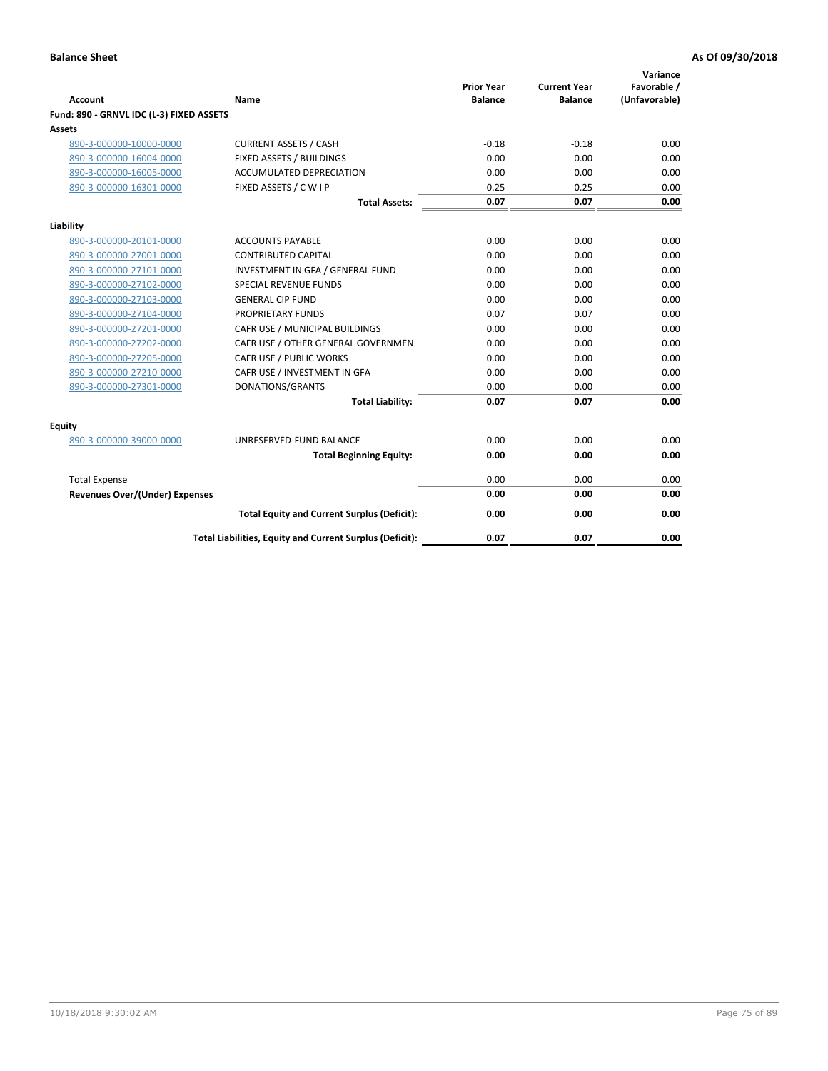**Balance Sheet** **As Of 09/30/2018**

| Account | Name | Prior Year Balance | Current Year Balance | Variance Favorable / (Unfavorable) |
|---|---|---|---|---|
| **Fund: 890 - GRNVL IDC (L-3) FIXED ASSETS** | | | | |
| **Assets** | | | | |
| 890-3-000000-10000-0000 | CURRENT ASSETS / CASH | -0.18 | -0.18 | 0.00 |
| 890-3-000000-16004-0000 | FIXED ASSETS / BUILDINGS | 0.00 | 0.00 | 0.00 |
| 890-3-000000-16005-0000 | ACCUMULATED DEPRECIATION | 0.00 | 0.00 | 0.00 |
| 890-3-000000-16301-0000 | FIXED ASSETS / C W I P | 0.25 | 0.25 | 0.00 |
| | **Total Assets:** | **0.07** | **0.07** | **0.00** |
| **Liability** | | | | |
| 890-3-000000-20101-0000 | ACCOUNTS PAYABLE | 0.00 | 0.00 | 0.00 |
| 890-3-000000-27001-0000 | CONTRIBUTED CAPITAL | 0.00 | 0.00 | 0.00 |
| 890-3-000000-27101-0000 | INVESTMENT IN GFA / GENERAL FUND | 0.00 | 0.00 | 0.00 |
| 890-3-000000-27102-0000 | SPECIAL REVENUE FUNDS | 0.00 | 0.00 | 0.00 |
| 890-3-000000-27103-0000 | GENERAL CIP FUND | 0.00 | 0.00 | 0.00 |
| 890-3-000000-27104-0000 | PROPRIETARY FUNDS | 0.07 | 0.07 | 0.00 |
| 890-3-000000-27201-0000 | CAFR USE / MUNICIPAL BUILDINGS | 0.00 | 0.00 | 0.00 |
| 890-3-000000-27202-0000 | CAFR USE / OTHER GENERAL GOVERNMEN | 0.00 | 0.00 | 0.00 |
| 890-3-000000-27205-0000 | CAFR USE / PUBLIC WORKS | 0.00 | 0.00 | 0.00 |
| 890-3-000000-27210-0000 | CAFR USE / INVESTMENT IN GFA | 0.00 | 0.00 | 0.00 |
| 890-3-000000-27301-0000 | DONATIONS/GRANTS | 0.00 | 0.00 | 0.00 |
| | **Total Liability:** | **0.07** | **0.07** | **0.00** |
| **Equity** | | | | |
| 890-3-000000-39000-0000 | UNRESERVED-FUND BALANCE | 0.00 | 0.00 | 0.00 |
| | **Total Beginning Equity:** | **0.00** | **0.00** | **0.00** |
| Total Expense | | 0.00 | 0.00 | 0.00 |
| **Revenues Over/(Under) Expenses** | | **0.00** | **0.00** | **0.00** |
| | **Total Equity and Current Surplus (Deficit):** | **0.00** | **0.00** | **0.00** |
| | **Total Liabilities, Equity and Current Surplus (Deficit):** | **0.07** | **0.07** | **0.00** |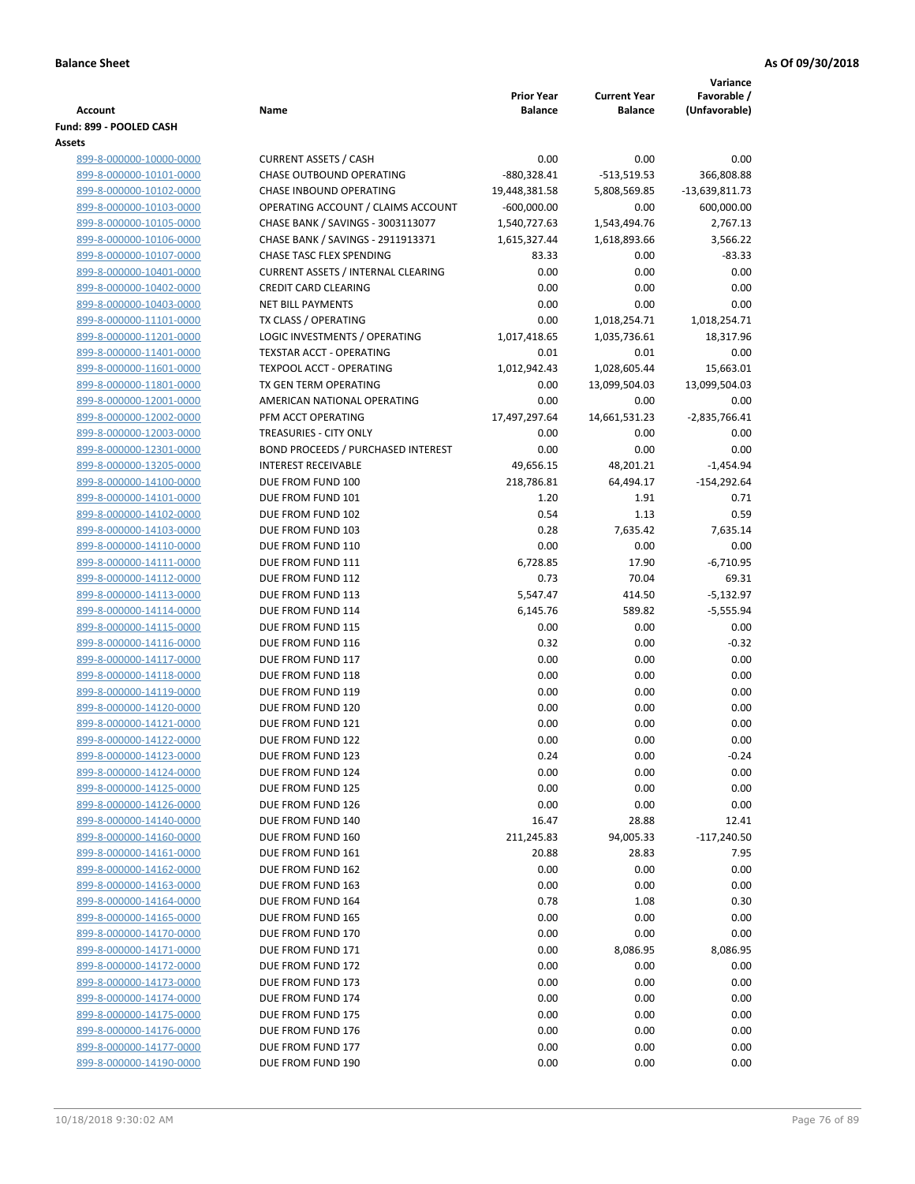**Balance Sheet** **As Of 09/30/2018**

| Account | Name | Prior Year Balance | Current Year Balance | Variance Favorable / (Unfavorable) |
|---|---|---|---|---|
| **Fund: 899 - POOLED CASH** | | | | |
| **Assets** | | | | |
| 899-8-000000-10000-0000 | CURRENT ASSETS / CASH | 0.00 | 0.00 | 0.00 |
| 899-8-000000-10101-0000 | CHASE OUTBOUND OPERATING | -880,328.41 | -513,519.53 | 366,808.88 |
| 899-8-000000-10102-0000 | CHASE INBOUND OPERATING | 19,448,381.58 | 5,808,569.85 | -13,639,811.73 |
| 899-8-000000-10103-0000 | OPERATING ACCOUNT / CLAIMS ACCOUNT | -600,000.00 | 0.00 | 600,000.00 |
| 899-8-000000-10105-0000 | CHASE BANK / SAVINGS - 3003113077 | 1,540,727.63 | 1,543,494.76 | 2,767.13 |
| 899-8-000000-10106-0000 | CHASE BANK / SAVINGS - 2911913371 | 1,615,327.44 | 1,618,893.66 | 3,566.22 |
| 899-8-000000-10107-0000 | CHASE TASC FLEX SPENDING | 83.33 | 0.00 | -83.33 |
| 899-8-000000-10401-0000 | CURRENT ASSETS / INTERNAL CLEARING | 0.00 | 0.00 | 0.00 |
| 899-8-000000-10402-0000 | CREDIT CARD CLEARING | 0.00 | 0.00 | 0.00 |
| 899-8-000000-10403-0000 | NET BILL PAYMENTS | 0.00 | 0.00 | 0.00 |
| 899-8-000000-11101-0000 | TX CLASS / OPERATING | 0.00 | 1,018,254.71 | 1,018,254.71 |
| 899-8-000000-11201-0000 | LOGIC INVESTMENTS / OPERATING | 1,017,418.65 | 1,035,736.61 | 18,317.96 |
| 899-8-000000-11401-0000 | TEXSTAR ACCT - OPERATING | 0.01 | 0.01 | 0.00 |
| 899-8-000000-11601-0000 | TEXPOOL ACCT - OPERATING | 1,012,942.43 | 1,028,605.44 | 15,663.01 |
| 899-8-000000-11801-0000 | TX GEN TERM OPERATING | 0.00 | 13,099,504.03 | 13,099,504.03 |
| 899-8-000000-12001-0000 | AMERICAN NATIONAL OPERATING | 0.00 | 0.00 | 0.00 |
| 899-8-000000-12002-0000 | PFM ACCT OPERATING | 17,497,297.64 | 14,661,531.23 | -2,835,766.41 |
| 899-8-000000-12003-0000 | TREASURIES - CITY ONLY | 0.00 | 0.00 | 0.00 |
| 899-8-000000-12301-0000 | BOND PROCEEDS / PURCHASED INTEREST | 0.00 | 0.00 | 0.00 |
| 899-8-000000-13205-0000 | INTEREST RECEIVABLE | 49,656.15 | 48,201.21 | -1,454.94 |
| 899-8-000000-14100-0000 | DUE FROM FUND 100 | 218,786.81 | 64,494.17 | -154,292.64 |
| 899-8-000000-14101-0000 | DUE FROM FUND 101 | 1.20 | 1.91 | 0.71 |
| 899-8-000000-14102-0000 | DUE FROM FUND 102 | 0.54 | 1.13 | 0.59 |
| 899-8-000000-14103-0000 | DUE FROM FUND 103 | 0.28 | 7,635.42 | 7,635.14 |
| 899-8-000000-14110-0000 | DUE FROM FUND 110 | 0.00 | 0.00 | 0.00 |
| 899-8-000000-14111-0000 | DUE FROM FUND 111 | 6,728.85 | 17.90 | -6,710.95 |
| 899-8-000000-14112-0000 | DUE FROM FUND 112 | 0.73 | 70.04 | 69.31 |
| 899-8-000000-14113-0000 | DUE FROM FUND 113 | 5,547.47 | 414.50 | -5,132.97 |
| 899-8-000000-14114-0000 | DUE FROM FUND 114 | 6,145.76 | 589.82 | -5,555.94 |
| 899-8-000000-14115-0000 | DUE FROM FUND 115 | 0.00 | 0.00 | 0.00 |
| 899-8-000000-14116-0000 | DUE FROM FUND 116 | 0.32 | 0.00 | -0.32 |
| 899-8-000000-14117-0000 | DUE FROM FUND 117 | 0.00 | 0.00 | 0.00 |
| 899-8-000000-14118-0000 | DUE FROM FUND 118 | 0.00 | 0.00 | 0.00 |
| 899-8-000000-14119-0000 | DUE FROM FUND 119 | 0.00 | 0.00 | 0.00 |
| 899-8-000000-14120-0000 | DUE FROM FUND 120 | 0.00 | 0.00 | 0.00 |
| 899-8-000000-14121-0000 | DUE FROM FUND 121 | 0.00 | 0.00 | 0.00 |
| 899-8-000000-14122-0000 | DUE FROM FUND 122 | 0.00 | 0.00 | 0.00 |
| 899-8-000000-14123-0000 | DUE FROM FUND 123 | 0.24 | 0.00 | -0.24 |
| 899-8-000000-14124-0000 | DUE FROM FUND 124 | 0.00 | 0.00 | 0.00 |
| 899-8-000000-14125-0000 | DUE FROM FUND 125 | 0.00 | 0.00 | 0.00 |
| 899-8-000000-14126-0000 | DUE FROM FUND 126 | 0.00 | 0.00 | 0.00 |
| 899-8-000000-14140-0000 | DUE FROM FUND 140 | 16.47 | 28.88 | 12.41 |
| 899-8-000000-14160-0000 | DUE FROM FUND 160 | 211,245.83 | 94,005.33 | -117,240.50 |
| 899-8-000000-14161-0000 | DUE FROM FUND 161 | 20.88 | 28.83 | 7.95 |
| 899-8-000000-14162-0000 | DUE FROM FUND 162 | 0.00 | 0.00 | 0.00 |
| 899-8-000000-14163-0000 | DUE FROM FUND 163 | 0.00 | 0.00 | 0.00 |
| 899-8-000000-14164-0000 | DUE FROM FUND 164 | 0.78 | 1.08 | 0.30 |
| 899-8-000000-14165-0000 | DUE FROM FUND 165 | 0.00 | 0.00 | 0.00 |
| 899-8-000000-14170-0000 | DUE FROM FUND 170 | 0.00 | 0.00 | 0.00 |
| 899-8-000000-14171-0000 | DUE FROM FUND 171 | 0.00 | 8,086.95 | 8,086.95 |
| 899-8-000000-14172-0000 | DUE FROM FUND 172 | 0.00 | 0.00 | 0.00 |
| 899-8-000000-14173-0000 | DUE FROM FUND 173 | 0.00 | 0.00 | 0.00 |
| 899-8-000000-14174-0000 | DUE FROM FUND 174 | 0.00 | 0.00 | 0.00 |
| 899-8-000000-14175-0000 | DUE FROM FUND 175 | 0.00 | 0.00 | 0.00 |
| 899-8-000000-14176-0000 | DUE FROM FUND 176 | 0.00 | 0.00 | 0.00 |
| 899-8-000000-14177-0000 | DUE FROM FUND 177 | 0.00 | 0.00 | 0.00 |
| 899-8-000000-14190-0000 | DUE FROM FUND 190 | 0.00 | 0.00 | 0.00 |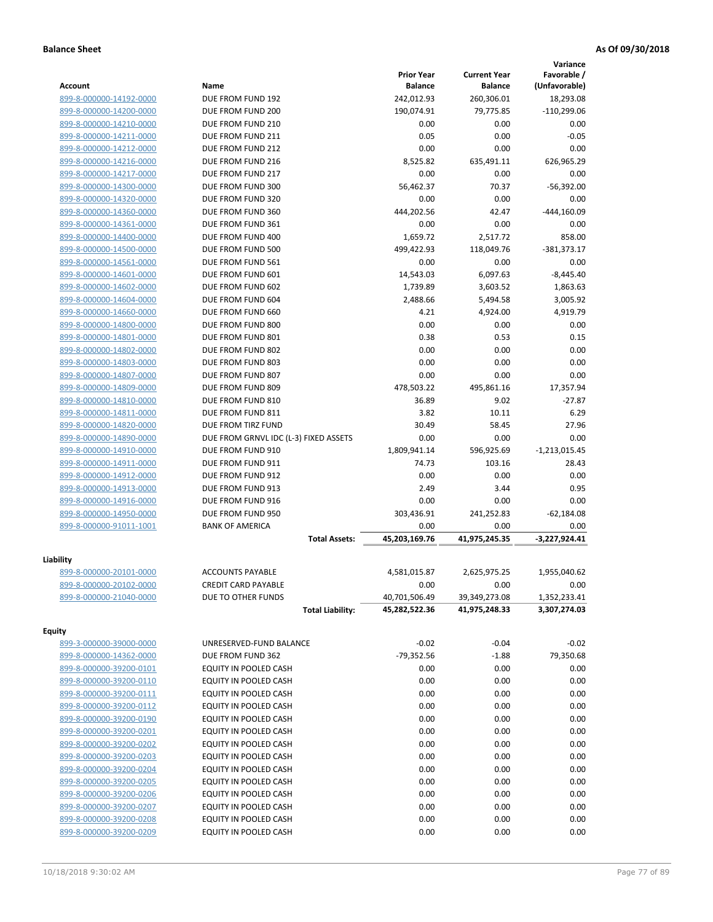**Balance Sheet** **As Of 09/30/2018**

| Account | Name | Prior Year Balance | Current Year Balance | Variance Favorable / (Unfavorable) |
|---|---|---|---|---|
| 899-8-000000-14192-0000 | DUE FROM FUND 192 | 242,012.93 | 260,306.01 | 18,293.08 |
| 899-8-000000-14200-0000 | DUE FROM FUND 200 | 190,074.91 | 79,775.85 | -110,299.06 |
| 899-8-000000-14210-0000 | DUE FROM FUND 210 | 0.00 | 0.00 | 0.00 |
| 899-8-000000-14211-0000 | DUE FROM FUND 211 | 0.05 | 0.00 | -0.05 |
| 899-8-000000-14212-0000 | DUE FROM FUND 212 | 0.00 | 0.00 | 0.00 |
| 899-8-000000-14216-0000 | DUE FROM FUND 216 | 8,525.82 | 635,491.11 | 626,965.29 |
| 899-8-000000-14217-0000 | DUE FROM FUND 217 | 0.00 | 0.00 | 0.00 |
| 899-8-000000-14300-0000 | DUE FROM FUND 300 | 56,462.37 | 70.37 | -56,392.00 |
| 899-8-000000-14320-0000 | DUE FROM FUND 320 | 0.00 | 0.00 | 0.00 |
| 899-8-000000-14360-0000 | DUE FROM FUND 360 | 444,202.56 | 42.47 | -444,160.09 |
| 899-8-000000-14361-0000 | DUE FROM FUND 361 | 0.00 | 0.00 | 0.00 |
| 899-8-000000-14400-0000 | DUE FROM FUND 400 | 1,659.72 | 2,517.72 | 858.00 |
| 899-8-000000-14500-0000 | DUE FROM FUND 500 | 499,422.93 | 118,049.76 | -381,373.17 |
| 899-8-000000-14561-0000 | DUE FROM FUND 561 | 0.00 | 0.00 | 0.00 |
| 899-8-000000-14601-0000 | DUE FROM FUND 601 | 14,543.03 | 6,097.63 | -8,445.40 |
| 899-8-000000-14602-0000 | DUE FROM FUND 602 | 1,739.89 | 3,603.52 | 1,863.63 |
| 899-8-000000-14604-0000 | DUE FROM FUND 604 | 2,488.66 | 5,494.58 | 3,005.92 |
| 899-8-000000-14660-0000 | DUE FROM FUND 660 | 4.21 | 4,924.00 | 4,919.79 |
| 899-8-000000-14800-0000 | DUE FROM FUND 800 | 0.00 | 0.00 | 0.00 |
| 899-8-000000-14801-0000 | DUE FROM FUND 801 | 0.38 | 0.53 | 0.15 |
| 899-8-000000-14802-0000 | DUE FROM FUND 802 | 0.00 | 0.00 | 0.00 |
| 899-8-000000-14803-0000 | DUE FROM FUND 803 | 0.00 | 0.00 | 0.00 |
| 899-8-000000-14807-0000 | DUE FROM FUND 807 | 0.00 | 0.00 | 0.00 |
| 899-8-000000-14809-0000 | DUE FROM FUND 809 | 478,503.22 | 495,861.16 | 17,357.94 |
| 899-8-000000-14810-0000 | DUE FROM FUND 810 | 36.89 | 9.02 | -27.87 |
| 899-8-000000-14811-0000 | DUE FROM FUND 811 | 3.82 | 10.11 | 6.29 |
| 899-8-000000-14820-0000 | DUE FROM TIRZ FUND | 30.49 | 58.45 | 27.96 |
| 899-8-000000-14890-0000 | DUE FROM GRNVL IDC (L-3) FIXED ASSETS | 0.00 | 0.00 | 0.00 |
| 899-8-000000-14910-0000 | DUE FROM FUND 910 | 1,809,941.14 | 596,925.69 | -1,213,015.45 |
| 899-8-000000-14911-0000 | DUE FROM FUND 911 | 74.73 | 103.16 | 28.43 |
| 899-8-000000-14912-0000 | DUE FROM FUND 912 | 0.00 | 0.00 | 0.00 |
| 899-8-000000-14913-0000 | DUE FROM FUND 913 | 2.49 | 3.44 | 0.95 |
| 899-8-000000-14916-0000 | DUE FROM FUND 916 | 0.00 | 0.00 | 0.00 |
| 899-8-000000-14950-0000 | DUE FROM FUND 950 | 303,436.91 | 241,252.83 | -62,184.08 |
| 899-8-000000-91011-1001 | BANK OF AMERICA | 0.00 | 0.00 | 0.00 |
| | **Total Assets:** | **45,203,169.76** | **41,975,245.35** | **-3,227,924.41** |
| **Liability** | | | | |
| 899-8-000000-20101-0000 | ACCOUNTS PAYABLE | 4,581,015.87 | 2,625,975.25 | 1,955,040.62 |
| 899-8-000000-20102-0000 | CREDIT CARD PAYABLE | 0.00 | 0.00 | 0.00 |
| 899-8-000000-21040-0000 | DUE TO OTHER FUNDS | 40,701,506.49 | 39,349,273.08 | 1,352,233.41 |
| | **Total Liability:** | **45,282,522.36** | **41,975,248.33** | **3,307,274.03** |
| **Equity** | | | | |
| 899-3-000000-39000-0000 | UNRESERVED-FUND BALANCE | -0.02 | -0.04 | -0.02 |
| 899-8-000000-14362-0000 | DUE FROM FUND 362 | -79,352.56 | -1.88 | 79,350.68 |
| 899-8-000000-39200-0101 | EQUITY IN POOLED CASH | 0.00 | 0.00 | 0.00 |
| 899-8-000000-39200-0110 | EQUITY IN POOLED CASH | 0.00 | 0.00 | 0.00 |
| 899-8-000000-39200-0111 | EQUITY IN POOLED CASH | 0.00 | 0.00 | 0.00 |
| 899-8-000000-39200-0112 | EQUITY IN POOLED CASH | 0.00 | 0.00 | 0.00 |
| 899-8-000000-39200-0190 | EQUITY IN POOLED CASH | 0.00 | 0.00 | 0.00 |
| 899-8-000000-39200-0201 | EQUITY IN POOLED CASH | 0.00 | 0.00 | 0.00 |
| 899-8-000000-39200-0202 | EQUITY IN POOLED CASH | 0.00 | 0.00 | 0.00 |
| 899-8-000000-39200-0203 | EQUITY IN POOLED CASH | 0.00 | 0.00 | 0.00 |
| 899-8-000000-39200-0204 | EQUITY IN POOLED CASH | 0.00 | 0.00 | 0.00 |
| 899-8-000000-39200-0205 | EQUITY IN POOLED CASH | 0.00 | 0.00 | 0.00 |
| 899-8-000000-39200-0206 | EQUITY IN POOLED CASH | 0.00 | 0.00 | 0.00 |
| 899-8-000000-39200-0207 | EQUITY IN POOLED CASH | 0.00 | 0.00 | 0.00 |
| 899-8-000000-39200-0208 | EQUITY IN POOLED CASH | 0.00 | 0.00 | 0.00 |
| 899-8-000000-39200-0209 | EQUITY IN POOLED CASH | 0.00 | 0.00 | 0.00 |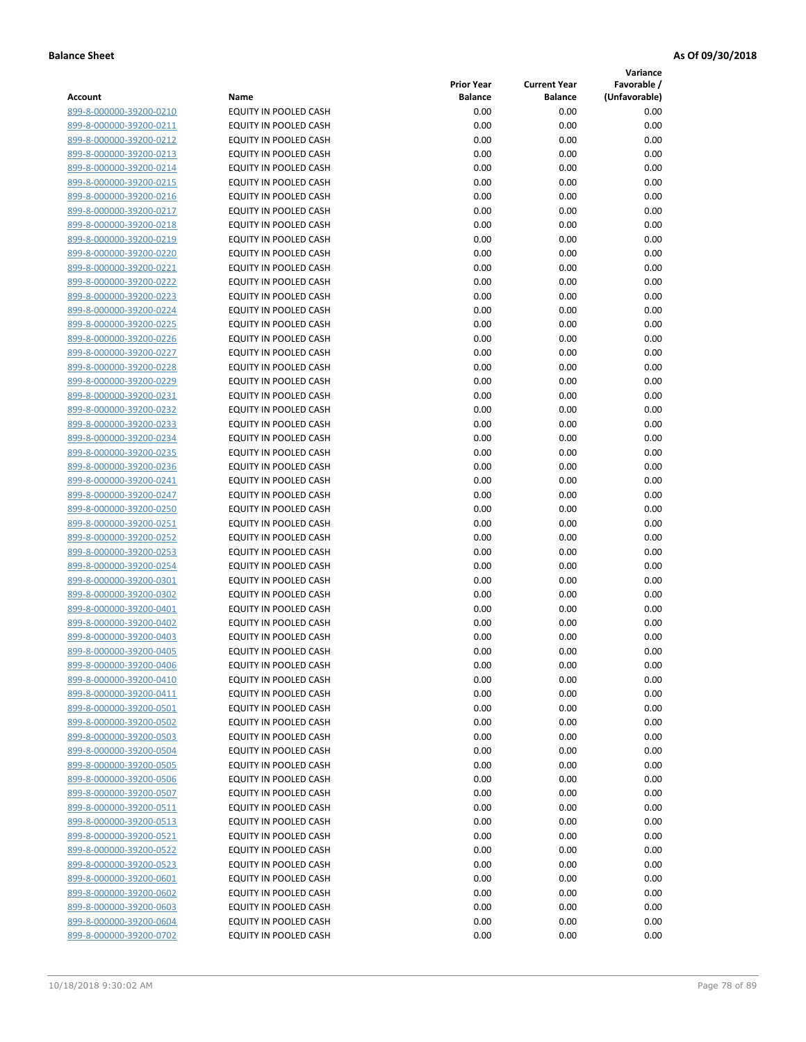**Balance Sheet** **As Of 09/30/2018**

| Account | Name | Prior Year Balance | Current Year Balance | Variance Favorable / (Unfavorable) |
|---|---|---|---|---|
| 899-8-000000-39200-0210 | EQUITY IN POOLED CASH | 0.00 | 0.00 | 0.00 |
| 899-8-000000-39200-0211 | EQUITY IN POOLED CASH | 0.00 | 0.00 | 0.00 |
| 899-8-000000-39200-0212 | EQUITY IN POOLED CASH | 0.00 | 0.00 | 0.00 |
| 899-8-000000-39200-0213 | EQUITY IN POOLED CASH | 0.00 | 0.00 | 0.00 |
| 899-8-000000-39200-0214 | EQUITY IN POOLED CASH | 0.00 | 0.00 | 0.00 |
| 899-8-000000-39200-0215 | EQUITY IN POOLED CASH | 0.00 | 0.00 | 0.00 |
| 899-8-000000-39200-0216 | EQUITY IN POOLED CASH | 0.00 | 0.00 | 0.00 |
| 899-8-000000-39200-0217 | EQUITY IN POOLED CASH | 0.00 | 0.00 | 0.00 |
| 899-8-000000-39200-0218 | EQUITY IN POOLED CASH | 0.00 | 0.00 | 0.00 |
| 899-8-000000-39200-0219 | EQUITY IN POOLED CASH | 0.00 | 0.00 | 0.00 |
| 899-8-000000-39200-0220 | EQUITY IN POOLED CASH | 0.00 | 0.00 | 0.00 |
| 899-8-000000-39200-0221 | EQUITY IN POOLED CASH | 0.00 | 0.00 | 0.00 |
| 899-8-000000-39200-0222 | EQUITY IN POOLED CASH | 0.00 | 0.00 | 0.00 |
| 899-8-000000-39200-0223 | EQUITY IN POOLED CASH | 0.00 | 0.00 | 0.00 |
| 899-8-000000-39200-0224 | EQUITY IN POOLED CASH | 0.00 | 0.00 | 0.00 |
| 899-8-000000-39200-0225 | EQUITY IN POOLED CASH | 0.00 | 0.00 | 0.00 |
| 899-8-000000-39200-0226 | EQUITY IN POOLED CASH | 0.00 | 0.00 | 0.00 |
| 899-8-000000-39200-0227 | EQUITY IN POOLED CASH | 0.00 | 0.00 | 0.00 |
| 899-8-000000-39200-0228 | EQUITY IN POOLED CASH | 0.00 | 0.00 | 0.00 |
| 899-8-000000-39200-0229 | EQUITY IN POOLED CASH | 0.00 | 0.00 | 0.00 |
| 899-8-000000-39200-0231 | EQUITY IN POOLED CASH | 0.00 | 0.00 | 0.00 |
| 899-8-000000-39200-0232 | EQUITY IN POOLED CASH | 0.00 | 0.00 | 0.00 |
| 899-8-000000-39200-0233 | EQUITY IN POOLED CASH | 0.00 | 0.00 | 0.00 |
| 899-8-000000-39200-0234 | EQUITY IN POOLED CASH | 0.00 | 0.00 | 0.00 |
| 899-8-000000-39200-0235 | EQUITY IN POOLED CASH | 0.00 | 0.00 | 0.00 |
| 899-8-000000-39200-0236 | EQUITY IN POOLED CASH | 0.00 | 0.00 | 0.00 |
| 899-8-000000-39200-0241 | EQUITY IN POOLED CASH | 0.00 | 0.00 | 0.00 |
| 899-8-000000-39200-0247 | EQUITY IN POOLED CASH | 0.00 | 0.00 | 0.00 |
| 899-8-000000-39200-0250 | EQUITY IN POOLED CASH | 0.00 | 0.00 | 0.00 |
| 899-8-000000-39200-0251 | EQUITY IN POOLED CASH | 0.00 | 0.00 | 0.00 |
| 899-8-000000-39200-0252 | EQUITY IN POOLED CASH | 0.00 | 0.00 | 0.00 |
| 899-8-000000-39200-0253 | EQUITY IN POOLED CASH | 0.00 | 0.00 | 0.00 |
| 899-8-000000-39200-0254 | EQUITY IN POOLED CASH | 0.00 | 0.00 | 0.00 |
| 899-8-000000-39200-0301 | EQUITY IN POOLED CASH | 0.00 | 0.00 | 0.00 |
| 899-8-000000-39200-0302 | EQUITY IN POOLED CASH | 0.00 | 0.00 | 0.00 |
| 899-8-000000-39200-0401 | EQUITY IN POOLED CASH | 0.00 | 0.00 | 0.00 |
| 899-8-000000-39200-0402 | EQUITY IN POOLED CASH | 0.00 | 0.00 | 0.00 |
| 899-8-000000-39200-0403 | EQUITY IN POOLED CASH | 0.00 | 0.00 | 0.00 |
| 899-8-000000-39200-0405 | EQUITY IN POOLED CASH | 0.00 | 0.00 | 0.00 |
| 899-8-000000-39200-0406 | EQUITY IN POOLED CASH | 0.00 | 0.00 | 0.00 |
| 899-8-000000-39200-0410 | EQUITY IN POOLED CASH | 0.00 | 0.00 | 0.00 |
| 899-8-000000-39200-0411 | EQUITY IN POOLED CASH | 0.00 | 0.00 | 0.00 |
| 899-8-000000-39200-0501 | EQUITY IN POOLED CASH | 0.00 | 0.00 | 0.00 |
| 899-8-000000-39200-0502 | EQUITY IN POOLED CASH | 0.00 | 0.00 | 0.00 |
| 899-8-000000-39200-0503 | EQUITY IN POOLED CASH | 0.00 | 0.00 | 0.00 |
| 899-8-000000-39200-0504 | EQUITY IN POOLED CASH | 0.00 | 0.00 | 0.00 |
| 899-8-000000-39200-0505 | EQUITY IN POOLED CASH | 0.00 | 0.00 | 0.00 |
| 899-8-000000-39200-0506 | EQUITY IN POOLED CASH | 0.00 | 0.00 | 0.00 |
| 899-8-000000-39200-0507 | EQUITY IN POOLED CASH | 0.00 | 0.00 | 0.00 |
| 899-8-000000-39200-0511 | EQUITY IN POOLED CASH | 0.00 | 0.00 | 0.00 |
| 899-8-000000-39200-0513 | EQUITY IN POOLED CASH | 0.00 | 0.00 | 0.00 |
| 899-8-000000-39200-0521 | EQUITY IN POOLED CASH | 0.00 | 0.00 | 0.00 |
| 899-8-000000-39200-0522 | EQUITY IN POOLED CASH | 0.00 | 0.00 | 0.00 |
| 899-8-000000-39200-0523 | EQUITY IN POOLED CASH | 0.00 | 0.00 | 0.00 |
| 899-8-000000-39200-0601 | EQUITY IN POOLED CASH | 0.00 | 0.00 | 0.00 |
| 899-8-000000-39200-0602 | EQUITY IN POOLED CASH | 0.00 | 0.00 | 0.00 |
| 899-8-000000-39200-0603 | EQUITY IN POOLED CASH | 0.00 | 0.00 | 0.00 |
| 899-8-000000-39200-0604 | EQUITY IN POOLED CASH | 0.00 | 0.00 | 0.00 |
| 899-8-000000-39200-0702 | EQUITY IN POOLED CASH | 0.00 | 0.00 | 0.00 |

10/18/2018 9:30:02 AM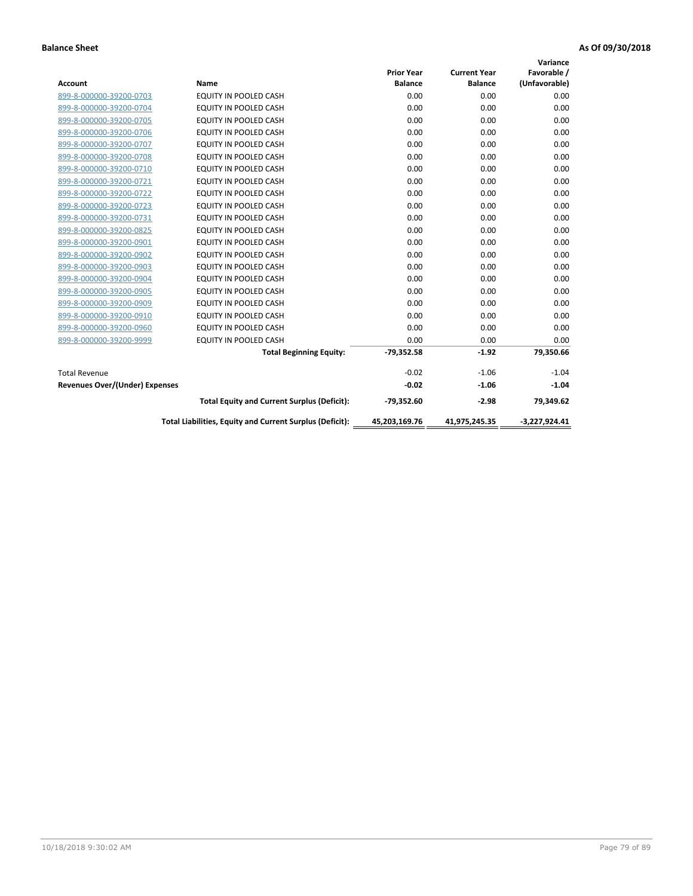**Balance Sheet** **As Of 09/30/2018**

| Account | Name | Prior Year Balance | Current Year Balance | Variance Favorable / (Unfavorable) |
|---|---|---|---|---|
| 899-8-000000-39200-0703 | EQUITY IN POOLED CASH | 0.00 | 0.00 | 0.00 |
| 899-8-000000-39200-0704 | EQUITY IN POOLED CASH | 0.00 | 0.00 | 0.00 |
| 899-8-000000-39200-0705 | EQUITY IN POOLED CASH | 0.00 | 0.00 | 0.00 |
| 899-8-000000-39200-0706 | EQUITY IN POOLED CASH | 0.00 | 0.00 | 0.00 |
| 899-8-000000-39200-0707 | EQUITY IN POOLED CASH | 0.00 | 0.00 | 0.00 |
| 899-8-000000-39200-0708 | EQUITY IN POOLED CASH | 0.00 | 0.00 | 0.00 |
| 899-8-000000-39200-0710 | EQUITY IN POOLED CASH | 0.00 | 0.00 | 0.00 |
| 899-8-000000-39200-0721 | EQUITY IN POOLED CASH | 0.00 | 0.00 | 0.00 |
| 899-8-000000-39200-0722 | EQUITY IN POOLED CASH | 0.00 | 0.00 | 0.00 |
| 899-8-000000-39200-0723 | EQUITY IN POOLED CASH | 0.00 | 0.00 | 0.00 |
| 899-8-000000-39200-0731 | EQUITY IN POOLED CASH | 0.00 | 0.00 | 0.00 |
| 899-8-000000-39200-0825 | EQUITY IN POOLED CASH | 0.00 | 0.00 | 0.00 |
| 899-8-000000-39200-0901 | EQUITY IN POOLED CASH | 0.00 | 0.00 | 0.00 |
| 899-8-000000-39200-0902 | EQUITY IN POOLED CASH | 0.00 | 0.00 | 0.00 |
| 899-8-000000-39200-0903 | EQUITY IN POOLED CASH | 0.00 | 0.00 | 0.00 |
| 899-8-000000-39200-0904 | EQUITY IN POOLED CASH | 0.00 | 0.00 | 0.00 |
| 899-8-000000-39200-0905 | EQUITY IN POOLED CASH | 0.00 | 0.00 | 0.00 |
| 899-8-000000-39200-0909 | EQUITY IN POOLED CASH | 0.00 | 0.00 | 0.00 |
| 899-8-000000-39200-0910 | EQUITY IN POOLED CASH | 0.00 | 0.00 | 0.00 |
| 899-8-000000-39200-0960 | EQUITY IN POOLED CASH | 0.00 | 0.00 | 0.00 |
| 899-8-000000-39200-9999 | EQUITY IN POOLED CASH | 0.00 | 0.00 | 0.00 |
| | **Total Beginning Equity:** | **-79,352.58** | **-1.92** | **79,350.66** |
| Total Revenue | | -0.02 | -1.06 | -1.04 |
| **Revenues Over/(Under) Expenses** | | **-0.02** | **-1.06** | **-1.04** |
| | **Total Equity and Current Surplus (Deficit):** | **-79,352.60** | **-2.98** | **79,349.62** |
| | **Total Liabilities, Equity and Current Surplus (Deficit):** | **45,203,169.76** | **41,975,245.35** | **-3,227,924.41** |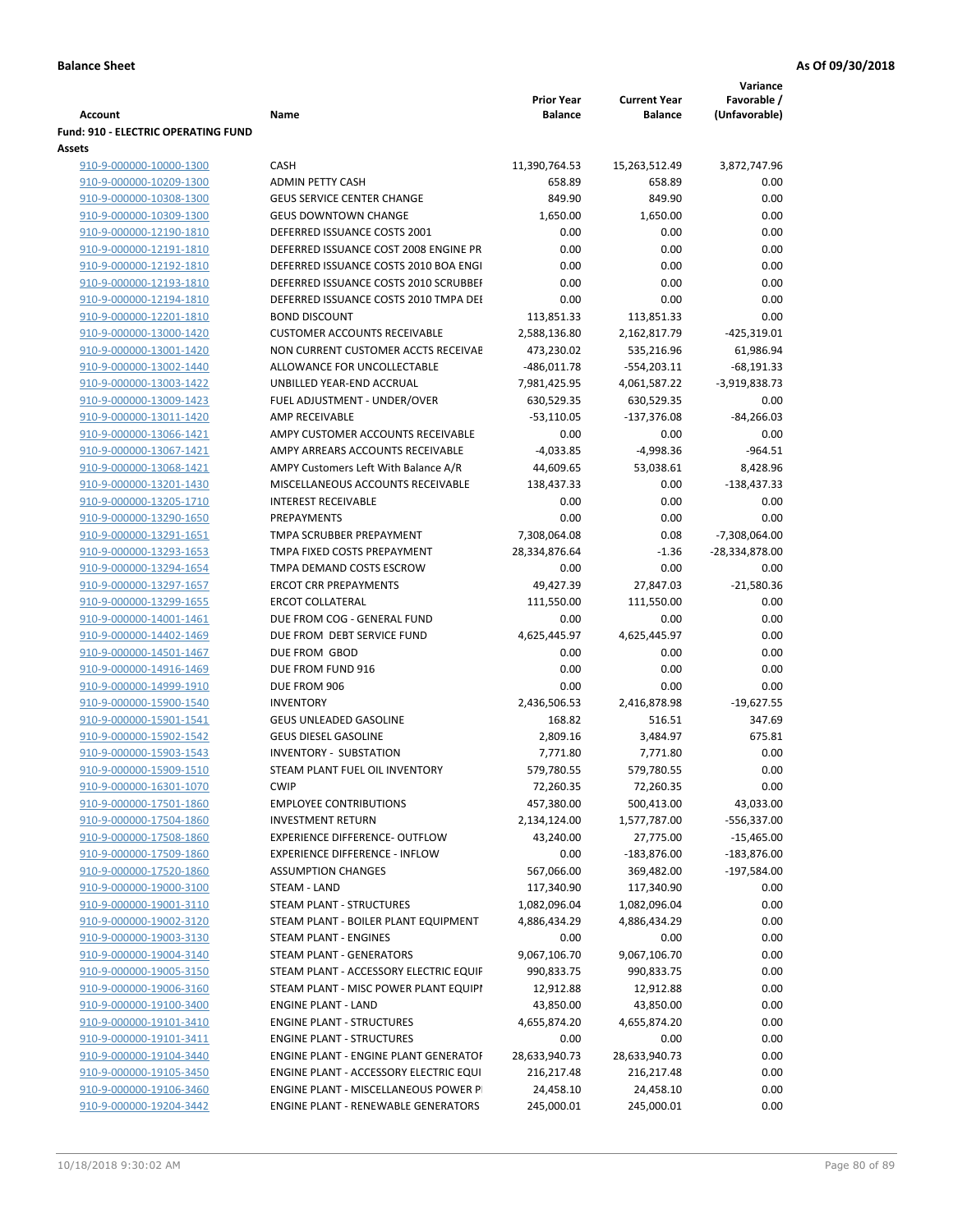**Balance Sheet** **As Of 09/30/2018**

| Account | Name | Prior Year Balance | Current Year Balance | Variance Favorable / (Unfavorable) |
|---|---|---|---|---|
| **Fund: 910 - ELECTRIC OPERATING FUND** | | | | |
| **Assets** | | | | |
| 910-9-000000-10000-1300 | CASH | 11,390,764.53 | 15,263,512.49 | 3,872,747.96 |
| 910-9-000000-10209-1300 | ADMIN PETTY CASH | 658.89 | 658.89 | 0.00 |
| 910-9-000000-10308-1300 | GEUS SERVICE CENTER CHANGE | 849.90 | 849.90 | 0.00 |
| 910-9-000000-10309-1300 | GEUS DOWNTOWN CHANGE | 1,650.00 | 1,650.00 | 0.00 |
| 910-9-000000-12190-1810 | DEFERRED ISSUANCE COSTS 2001 | 0.00 | 0.00 | 0.00 |
| 910-9-000000-12191-1810 | DEFERRED ISSUANCE COST 2008 ENGINE PR | 0.00 | 0.00 | 0.00 |
| 910-9-000000-12192-1810 | DEFERRED ISSUANCE COSTS 2010 BOA ENGI | 0.00 | 0.00 | 0.00 |
| 910-9-000000-12193-1810 | DEFERRED ISSUANCE COSTS 2010 SCRUBBEI | 0.00 | 0.00 | 0.00 |
| 910-9-000000-12194-1810 | DEFERRED ISSUANCE COSTS 2010 TMPA DEI | 0.00 | 0.00 | 0.00 |
| 910-9-000000-12201-1810 | BOND DISCOUNT | 113,851.33 | 113,851.33 | 0.00 |
| 910-9-000000-13000-1420 | CUSTOMER ACCOUNTS RECEIVABLE | 2,588,136.80 | 2,162,817.79 | -425,319.01 |
| 910-9-000000-13001-1420 | NON CURRENT CUSTOMER ACCTS RECEIVAE | 473,230.02 | 535,216.96 | 61,986.94 |
| 910-9-000000-13002-1440 | ALLOWANCE FOR UNCOLLECTABLE | -486,011.78 | -554,203.11 | -68,191.33 |
| 910-9-000000-13003-1422 | UNBILLED YEAR-END ACCRUAL | 7,981,425.95 | 4,061,587.22 | -3,919,838.73 |
| 910-9-000000-13009-1423 | FUEL ADJUSTMENT - UNDER/OVER | 630,529.35 | 630,529.35 | 0.00 |
| 910-9-000000-13011-1420 | AMP RECEIVABLE | -53,110.05 | -137,376.08 | -84,266.03 |
| 910-9-000000-13066-1421 | AMPY CUSTOMER ACCOUNTS RECEIVABLE | 0.00 | 0.00 | 0.00 |
| 910-9-000000-13067-1421 | AMPY ARREARS ACCOUNTS RECEIVABLE | -4,033.85 | -4,998.36 | -964.51 |
| 910-9-000000-13068-1421 | AMPY Customers Left With Balance A/R | 44,609.65 | 53,038.61 | 8,428.96 |
| 910-9-000000-13201-1430 | MISCELLANEOUS ACCOUNTS RECEIVABLE | 138,437.33 | 0.00 | -138,437.33 |
| 910-9-000000-13205-1710 | INTEREST RECEIVABLE | 0.00 | 0.00 | 0.00 |
| 910-9-000000-13290-1650 | PREPAYMENTS | 0.00 | 0.00 | 0.00 |
| 910-9-000000-13291-1651 | TMPA SCRUBBER PREPAYMENT | 7,308,064.08 | 0.08 | -7,308,064.00 |
| 910-9-000000-13293-1653 | TMPA FIXED COSTS PREPAYMENT | 28,334,876.64 | -1.36 | -28,334,878.00 |
| 910-9-000000-13294-1654 | TMPA DEMAND COSTS ESCROW | 0.00 | 0.00 | 0.00 |
| 910-9-000000-13297-1657 | ERCOT CRR PREPAYMENTS | 49,427.39 | 27,847.03 | -21,580.36 |
| 910-9-000000-13299-1655 | ERCOT COLLATERAL | 111,550.00 | 111,550.00 | 0.00 |
| 910-9-000000-14001-1461 | DUE FROM COG - GENERAL FUND | 0.00 | 0.00 | 0.00 |
| 910-9-000000-14402-1469 | DUE FROM DEBT SERVICE FUND | 4,625,445.97 | 4,625,445.97 | 0.00 |
| 910-9-000000-14501-1467 | DUE FROM GBOD | 0.00 | 0.00 | 0.00 |
| 910-9-000000-14916-1469 | DUE FROM FUND 916 | 0.00 | 0.00 | 0.00 |
| 910-9-000000-14999-1910 | DUE FROM 906 | 0.00 | 0.00 | 0.00 |
| 910-9-000000-15900-1540 | INVENTORY | 2,436,506.53 | 2,416,878.98 | -19,627.55 |
| 910-9-000000-15901-1541 | GEUS UNLEADED GASOLINE | 168.82 | 516.51 | 347.69 |
| 910-9-000000-15902-1542 | GEUS DIESEL GASOLINE | 2,809.16 | 3,484.97 | 675.81 |
| 910-9-000000-15903-1543 | INVENTORY - SUBSTATION | 7,771.80 | 7,771.80 | 0.00 |
| 910-9-000000-15909-1510 | STEAM PLANT FUEL OIL INVENTORY | 579,780.55 | 579,780.55 | 0.00 |
| 910-9-000000-16301-1070 | CWIP | 72,260.35 | 72,260.35 | 0.00 |
| 910-9-000000-17501-1860 | EMPLOYEE CONTRIBUTIONS | 457,380.00 | 500,413.00 | 43,033.00 |
| 910-9-000000-17504-1860 | INVESTMENT RETURN | 2,134,124.00 | 1,577,787.00 | -556,337.00 |
| 910-9-000000-17508-1860 | EXPERIENCE DIFFERENCE- OUTFLOW | 43,240.00 | 27,775.00 | -15,465.00 |
| 910-9-000000-17509-1860 | EXPERIENCE DIFFERENCE - INFLOW | 0.00 | -183,876.00 | -183,876.00 |
| 910-9-000000-17520-1860 | ASSUMPTION CHANGES | 567,066.00 | 369,482.00 | -197,584.00 |
| 910-9-000000-19000-3100 | STEAM - LAND | 117,340.90 | 117,340.90 | 0.00 |
| 910-9-000000-19001-3110 | STEAM PLANT - STRUCTURES | 1,082,096.04 | 1,082,096.04 | 0.00 |
| 910-9-000000-19002-3120 | STEAM PLANT - BOILER PLANT EQUIPMENT | 4,886,434.29 | 4,886,434.29 | 0.00 |
| 910-9-000000-19003-3130 | STEAM PLANT - ENGINES | 0.00 | 0.00 | 0.00 |
| 910-9-000000-19004-3140 | STEAM PLANT - GENERATORS | 9,067,106.70 | 9,067,106.70 | 0.00 |
| 910-9-000000-19005-3150 | STEAM PLANT - ACCESSORY ELECTRIC EQUIF | 990,833.75 | 990,833.75 | 0.00 |
| 910-9-000000-19006-3160 | STEAM PLANT - MISC POWER PLANT EQUIPI | 12,912.88 | 12,912.88 | 0.00 |
| 910-9-000000-19100-3400 | ENGINE PLANT - LAND | 43,850.00 | 43,850.00 | 0.00 |
| 910-9-000000-19101-3410 | ENGINE PLANT - STRUCTURES | 4,655,874.20 | 4,655,874.20 | 0.00 |
| 910-9-000000-19101-3411 | ENGINE PLANT - STRUCTURES | 0.00 | 0.00 | 0.00 |
| 910-9-000000-19104-3440 | ENGINE PLANT - ENGINE PLANT GENERATOF | 28,633,940.73 | 28,633,940.73 | 0.00 |
| 910-9-000000-19105-3450 | ENGINE PLANT - ACCESSORY ELECTRIC EQUI | 216,217.48 | 216,217.48 | 0.00 |
| 910-9-000000-19106-3460 | ENGINE PLANT - MISCELLANEOUS POWER PI | 24,458.10 | 24,458.10 | 0.00 |
| 910-9-000000-19204-3442 | ENGINE PLANT - RENEWABLE GENERATORS | 245,000.01 | 245,000.01 | 0.00 |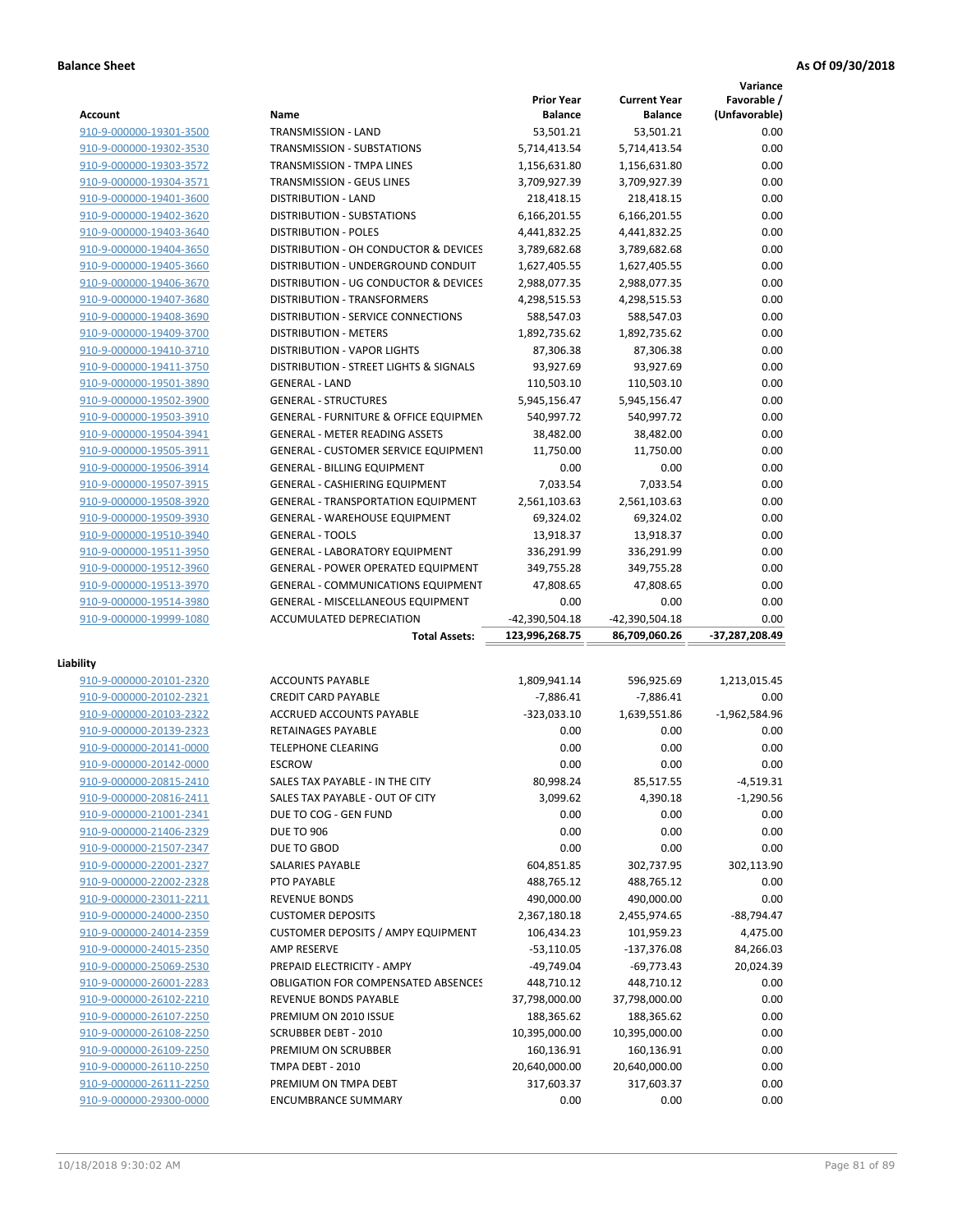**Balance Sheet** **As Of 09/30/2018**

| Account | Name | Prior Year Balance | Current Year Balance | Variance Favorable / (Unfavorable) |
|---|---|---|---|---|
| 910-9-000000-19301-3500 | TRANSMISSION - LAND | 53,501.21 | 53,501.21 | 0.00 |
| 910-9-000000-19302-3530 | TRANSMISSION - SUBSTATIONS | 5,714,413.54 | 5,714,413.54 | 0.00 |
| 910-9-000000-19303-3572 | TRANSMISSION - TMPA LINES | 1,156,631.80 | 1,156,631.80 | 0.00 |
| 910-9-000000-19304-3571 | TRANSMISSION - GEUS LINES | 3,709,927.39 | 3,709,927.39 | 0.00 |
| 910-9-000000-19401-3600 | DISTRIBUTION - LAND | 218,418.15 | 218,418.15 | 0.00 |
| 910-9-000000-19402-3620 | DISTRIBUTION - SUBSTATIONS | 6,166,201.55 | 6,166,201.55 | 0.00 |
| 910-9-000000-19403-3640 | DISTRIBUTION - POLES | 4,441,832.25 | 4,441,832.25 | 0.00 |
| 910-9-000000-19404-3650 | DISTRIBUTION - OH CONDUCTOR & DEVICES | 3,789,682.68 | 3,789,682.68 | 0.00 |
| 910-9-000000-19405-3660 | DISTRIBUTION - UNDERGROUND CONDUIT | 1,627,405.55 | 1,627,405.55 | 0.00 |
| 910-9-000000-19406-3670 | DISTRIBUTION - UG CONDUCTOR & DEVICES | 2,988,077.35 | 2,988,077.35 | 0.00 |
| 910-9-000000-19407-3680 | DISTRIBUTION - TRANSFORMERS | 4,298,515.53 | 4,298,515.53 | 0.00 |
| 910-9-000000-19408-3690 | DISTRIBUTION - SERVICE CONNECTIONS | 588,547.03 | 588,547.03 | 0.00 |
| 910-9-000000-19409-3700 | DISTRIBUTION - METERS | 1,892,735.62 | 1,892,735.62 | 0.00 |
| 910-9-000000-19410-3710 | DISTRIBUTION - VAPOR LIGHTS | 87,306.38 | 87,306.38 | 0.00 |
| 910-9-000000-19411-3750 | DISTRIBUTION - STREET LIGHTS & SIGNALS | 93,927.69 | 93,927.69 | 0.00 |
| 910-9-000000-19501-3890 | GENERAL - LAND | 110,503.10 | 110,503.10 | 0.00 |
| 910-9-000000-19502-3900 | GENERAL - STRUCTURES | 5,945,156.47 | 5,945,156.47 | 0.00 |
| 910-9-000000-19503-3910 | GENERAL - FURNITURE & OFFICE EQUIPMEN | 540,997.72 | 540,997.72 | 0.00 |
| 910-9-000000-19504-3941 | GENERAL - METER READING ASSETS | 38,482.00 | 38,482.00 | 0.00 |
| 910-9-000000-19505-3911 | GENERAL - CUSTOMER SERVICE EQUIPMENT | 11,750.00 | 11,750.00 | 0.00 |
| 910-9-000000-19506-3914 | GENERAL - BILLING EQUIPMENT | 0.00 | 0.00 | 0.00 |
| 910-9-000000-19507-3915 | GENERAL - CASHIERING EQUIPMENT | 7,033.54 | 7,033.54 | 0.00 |
| 910-9-000000-19508-3920 | GENERAL - TRANSPORTATION EQUIPMENT | 2,561,103.63 | 2,561,103.63 | 0.00 |
| 910-9-000000-19509-3930 | GENERAL - WAREHOUSE EQUIPMENT | 69,324.02 | 69,324.02 | 0.00 |
| 910-9-000000-19510-3940 | GENERAL - TOOLS | 13,918.37 | 13,918.37 | 0.00 |
| 910-9-000000-19511-3950 | GENERAL - LABORATORY EQUIPMENT | 336,291.99 | 336,291.99 | 0.00 |
| 910-9-000000-19512-3960 | GENERAL - POWER OPERATED EQUIPMENT | 349,755.28 | 349,755.28 | 0.00 |
| 910-9-000000-19513-3970 | GENERAL - COMMUNICATIONS EQUIPMENT | 47,808.65 | 47,808.65 | 0.00 |
| 910-9-000000-19514-3980 | GENERAL - MISCELLANEOUS EQUIPMENT | 0.00 | 0.00 | 0.00 |
| 910-9-000000-19999-1080 | ACCUMULATED DEPRECIATION | -42,390,504.18 | -42,390,504.18 | 0.00 |
| | **Total Assets:** | **123,996,268.75** | **86,709,060.26** | **-37,287,208.49** |

**Liability**

| Account | Name | Prior Year Balance | Current Year Balance | Variance Favorable / (Unfavorable) |
|---|---|---|---|---|
| 910-9-000000-20101-2320 | ACCOUNTS PAYABLE | 1,809,941.14 | 596,925.69 | 1,213,015.45 |
| 910-9-000000-20102-2321 | CREDIT CARD PAYABLE | -7,886.41 | -7,886.41 | 0.00 |
| 910-9-000000-20103-2322 | ACCRUED ACCOUNTS PAYABLE | -323,033.10 | 1,639,551.86 | -1,962,584.96 |
| 910-9-000000-20139-2323 | RETAINAGES PAYABLE | 0.00 | 0.00 | 0.00 |
| 910-9-000000-20141-0000 | TELEPHONE CLEARING | 0.00 | 0.00 | 0.00 |
| 910-9-000000-20142-0000 | ESCROW | 0.00 | 0.00 | 0.00 |
| 910-9-000000-20815-2410 | SALES TAX PAYABLE - IN THE CITY | 80,998.24 | 85,517.55 | -4,519.31 |
| 910-9-000000-20816-2411 | SALES TAX PAYABLE - OUT OF CITY | 3,099.62 | 4,390.18 | -1,290.56 |
| 910-9-000000-21001-2341 | DUE TO COG - GEN FUND | 0.00 | 0.00 | 0.00 |
| 910-9-000000-21406-2329 | DUE TO 906 | 0.00 | 0.00 | 0.00 |
| 910-9-000000-21507-2347 | DUE TO GBOD | 0.00 | 0.00 | 0.00 |
| 910-9-000000-22001-2327 | SALARIES PAYABLE | 604,851.85 | 302,737.95 | 302,113.90 |
| 910-9-000000-22002-2328 | PTO PAYABLE | 488,765.12 | 488,765.12 | 0.00 |
| 910-9-000000-23011-2211 | REVENUE BONDS | 490,000.00 | 490,000.00 | 0.00 |
| 910-9-000000-24000-2350 | CUSTOMER DEPOSITS | 2,367,180.18 | 2,455,974.65 | -88,794.47 |
| 910-9-000000-24014-2359 | CUSTOMER DEPOSITS / AMPY EQUIPMENT | 106,434.23 | 101,959.23 | 4,475.00 |
| 910-9-000000-24015-2350 | AMP RESERVE | -53,110.05 | -137,376.08 | 84,266.03 |
| 910-9-000000-25069-2530 | PREPAID ELECTRICITY - AMPY | -49,749.04 | -69,773.43 | 20,024.39 |
| 910-9-000000-26001-2283 | OBLIGATION FOR COMPENSATED ABSENCES | 448,710.12 | 448,710.12 | 0.00 |
| 910-9-000000-26102-2210 | REVENUE BONDS PAYABLE | 37,798,000.00 | 37,798,000.00 | 0.00 |
| 910-9-000000-26107-2250 | PREMIUM ON 2010 ISSUE | 188,365.62 | 188,365.62 | 0.00 |
| 910-9-000000-26108-2250 | SCRUBBER DEBT - 2010 | 10,395,000.00 | 10,395,000.00 | 0.00 |
| 910-9-000000-26109-2250 | PREMIUM ON SCRUBBER | 160,136.91 | 160,136.91 | 0.00 |
| 910-9-000000-26110-2250 | TMPA DEBT - 2010 | 20,640,000.00 | 20,640,000.00 | 0.00 |
| 910-9-000000-26111-2250 | PREMIUM ON TMPA DEBT | 317,603.37 | 317,603.37 | 0.00 |
| 910-9-000000-29300-0000 | ENCUMBRANCE SUMMARY | 0.00 | 0.00 | 0.00 |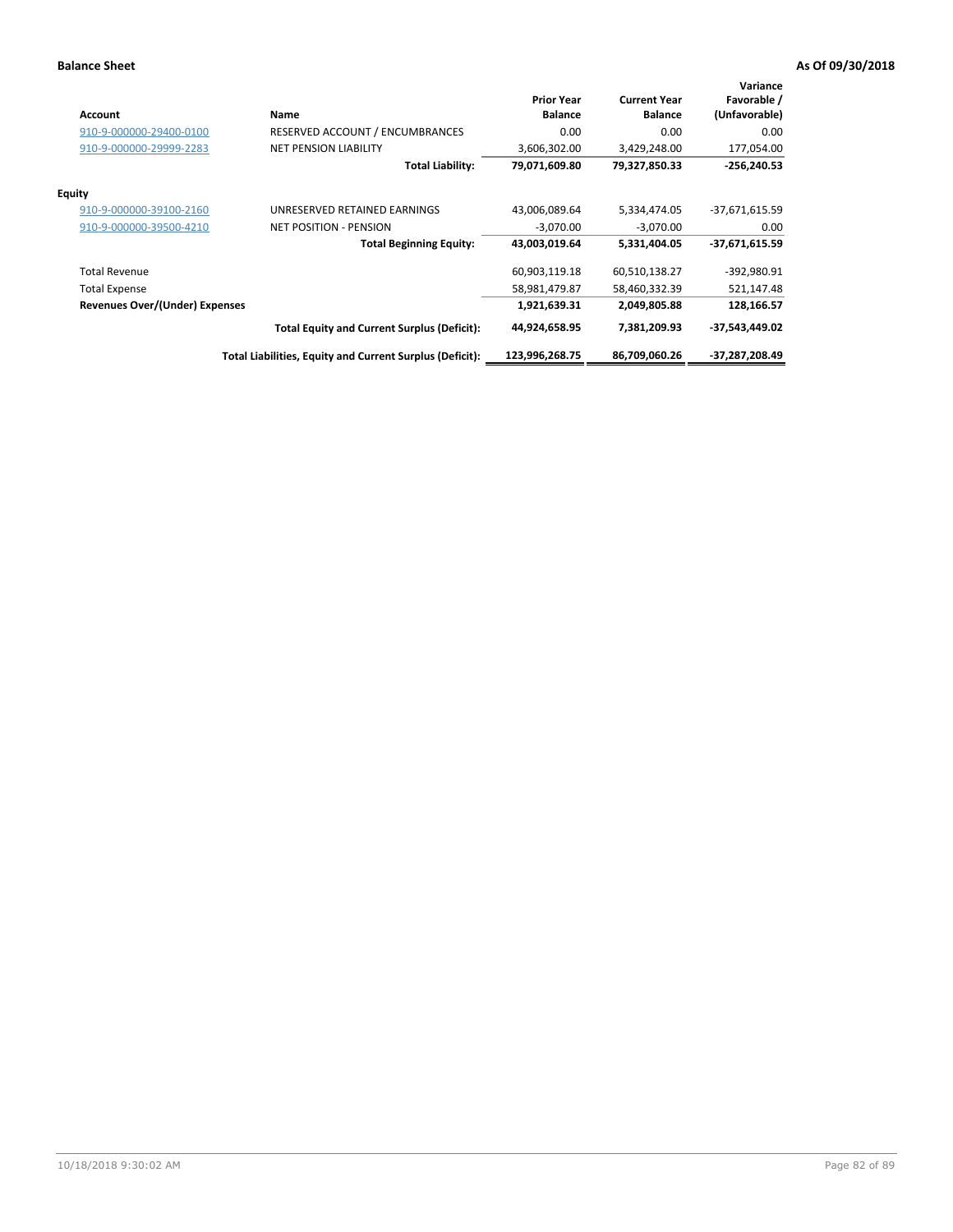**Balance Sheet** **As Of 09/30/2018**

| Account | Name | Prior Year Balance | Current Year Balance | Variance Favorable / (Unfavorable) |
|---|---|---|---|---|
| 910-9-000000-29400-0100 | RESERVED ACCOUNT / ENCUMBRANCES | 0.00 | 0.00 | 0.00 |
| 910-9-000000-29999-2283 | NET PENSION LIABILITY | 3,606,302.00 | 3,429,248.00 | 177,054.00 |
| | **Total Liability:** | **79,071,609.80** | **79,327,850.33** | **-256,240.53** |
| **Equity** | | | | |
| 910-9-000000-39100-2160 | UNRESERVED RETAINED EARNINGS | 43,006,089.64 | 5,334,474.05 | -37,671,615.59 |
| 910-9-000000-39500-4210 | NET POSITION - PENSION | -3,070.00 | -3,070.00 | 0.00 |
| | **Total Beginning Equity:** | **43,003,019.64** | **5,331,404.05** | **-37,671,615.59** |
| Total Revenue | | 60,903,119.18 | 60,510,138.27 | -392,980.91 |
| Total Expense | | 58,981,479.87 | 58,460,332.39 | 521,147.48 |
| **Revenues Over/(Under) Expenses** | | **1,921,639.31** | **2,049,805.88** | **128,166.57** |
| | **Total Equity and Current Surplus (Deficit):** | **44,924,658.95** | **7,381,209.93** | **-37,543,449.02** |
| | **Total Liabilities, Equity and Current Surplus (Deficit):** | **123,996,268.75** | **86,709,060.26** | **-37,287,208.49** |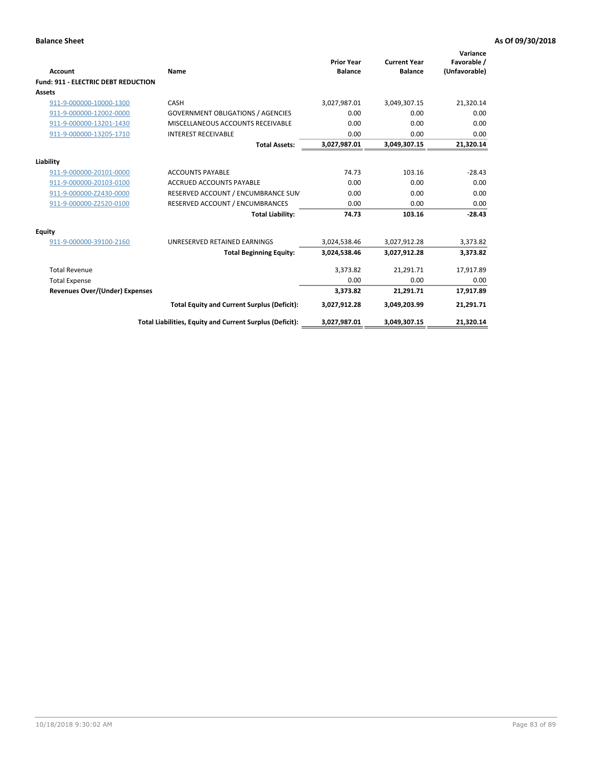**Balance Sheet** | **As Of 09/30/2018**

| Account | Name | Prior Year Balance | Current Year Balance | Variance Favorable / (Unfavorable) |
|---|---|---|---|---|
| **Fund: 911 - ELECTRIC DEBT REDUCTION** | | | | |
| **Assets** | | | | |
| 911-9-000000-10000-1300 | CASH | 3,027,987.01 | 3,049,307.15 | 21,320.14 |
| 911-9-000000-12002-0000 | GOVERNMENT OBLIGATIONS / AGENCIES | 0.00 | 0.00 | 0.00 |
| 911-9-000000-13201-1430 | MISCELLANEOUS ACCOUNTS RECEIVABLE | 0.00 | 0.00 | 0.00 |
| 911-9-000000-13205-1710 | INTEREST RECEIVABLE | 0.00 | 0.00 | 0.00 |
| | **Total Assets:** | **3,027,987.01** | **3,049,307.15** | **21,320.14** |
| **Liability** | | | | |
| 911-9-000000-20101-0000 | ACCOUNTS PAYABLE | 74.73 | 103.16 | -28.43 |
| 911-9-000000-20103-0100 | ACCRUED ACCOUNTS PAYABLE | 0.00 | 0.00 | 0.00 |
| 911-9-000000-Z2430-0000 | RESERVED ACCOUNT / ENCUMBRANCE SUM | 0.00 | 0.00 | 0.00 |
| 911-9-000000-Z2520-0100 | RESERVED ACCOUNT / ENCUMBRANCES | 0.00 | 0.00 | 0.00 |
| | **Total Liability:** | **74.73** | **103.16** | **-28.43** |
| **Equity** | | | | |
| 911-9-000000-39100-2160 | UNRESERVED RETAINED EARNINGS | 3,024,538.46 | 3,027,912.28 | 3,373.82 |
| | **Total Beginning Equity:** | **3,024,538.46** | **3,027,912.28** | **3,373.82** |
| Total Revenue | | 3,373.82 | 21,291.71 | 17,917.89 |
| Total Expense | | 0.00 | 0.00 | 0.00 |
| **Revenues Over/(Under) Expenses** | | **3,373.82** | **21,291.71** | **17,917.89** |
| | **Total Equity and Current Surplus (Deficit):** | **3,027,912.28** | **3,049,203.99** | **21,291.71** |
| | **Total Liabilities, Equity and Current Surplus (Deficit):** | **3,027,987.01** | **3,049,307.15** | **21,320.14** |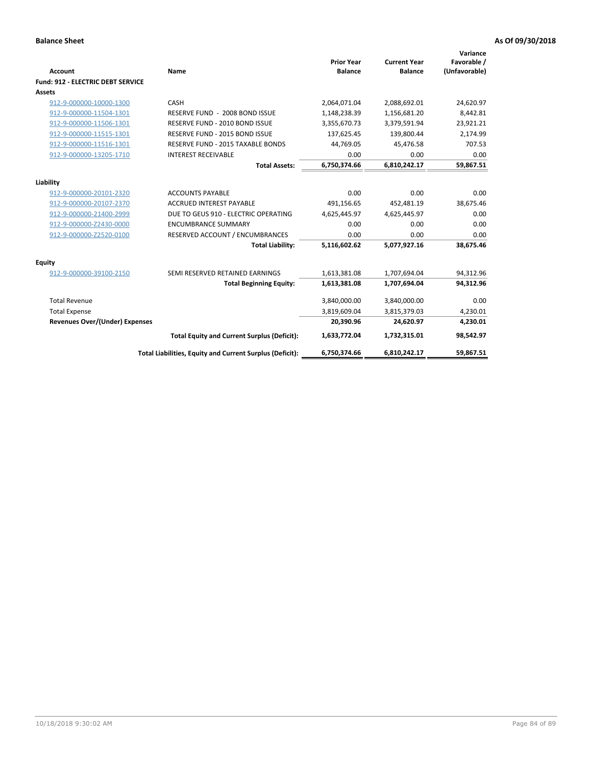**Balance Sheet** **As Of 09/30/2018**

| Account | Name | Prior Year Balance | Current Year Balance | Variance Favorable / (Unfavorable) |
|---|---|---|---|---|
| **Fund: 912 - ELECTRIC DEBT SERVICE** | | | | |
| **Assets** | | | | |
| 912-9-000000-10000-1300 | CASH | 2,064,071.04 | 2,088,692.01 | 24,620.97 |
| 912-9-000000-11504-1301 | RESERVE FUND - 2008 BOND ISSUE | 1,148,238.39 | 1,156,681.20 | 8,442.81 |
| 912-9-000000-11506-1301 | RESERVE FUND - 2010 BOND ISSUE | 3,355,670.73 | 3,379,591.94 | 23,921.21 |
| 912-9-000000-11515-1301 | RESERVE FUND - 2015 BOND ISSUE | 137,625.45 | 139,800.44 | 2,174.99 |
| 912-9-000000-11516-1301 | RESERVE FUND - 2015 TAXABLE BONDS | 44,769.05 | 45,476.58 | 707.53 |
| 912-9-000000-13205-1710 | INTEREST RECEIVABLE | 0.00 | 0.00 | 0.00 |
| | **Total Assets:** | **6,750,374.66** | **6,810,242.17** | **59,867.51** |
| **Liability** | | | | |
| 912-9-000000-20101-2320 | ACCOUNTS PAYABLE | 0.00 | 0.00 | 0.00 |
| 912-9-000000-20107-2370 | ACCRUED INTEREST PAYABLE | 491,156.65 | 452,481.19 | 38,675.46 |
| 912-9-000000-21400-2999 | DUE TO GEUS 910 - ELECTRIC OPERATING | 4,625,445.97 | 4,625,445.97 | 0.00 |
| 912-9-000000-Z2430-0000 | ENCUMBRANCE SUMMARY | 0.00 | 0.00 | 0.00 |
| 912-9-000000-Z2520-0100 | RESERVED ACCOUNT / ENCUMBRANCES | 0.00 | 0.00 | 0.00 |
| | **Total Liability:** | **5,116,602.62** | **5,077,927.16** | **38,675.46** |
| **Equity** | | | | |
| 912-9-000000-39100-2150 | SEMI RESERVED RETAINED EARNINGS | 1,613,381.08 | 1,707,694.04 | 94,312.96 |
| | **Total Beginning Equity:** | **1,613,381.08** | **1,707,694.04** | **94,312.96** |
| Total Revenue | | 3,840,000.00 | 3,840,000.00 | 0.00 |
| Total Expense | | 3,819,609.04 | 3,815,379.03 | 4,230.01 |
| **Revenues Over/(Under) Expenses** | | **20,390.96** | **24,620.97** | **4,230.01** |
| | **Total Equity and Current Surplus (Deficit):** | **1,633,772.04** | **1,732,315.01** | **98,542.97** |
| | **Total Liabilities, Equity and Current Surplus (Deficit):** | **6,750,374.66** | **6,810,242.17** | **59,867.51** |

10/18/2018 9:30:02 AM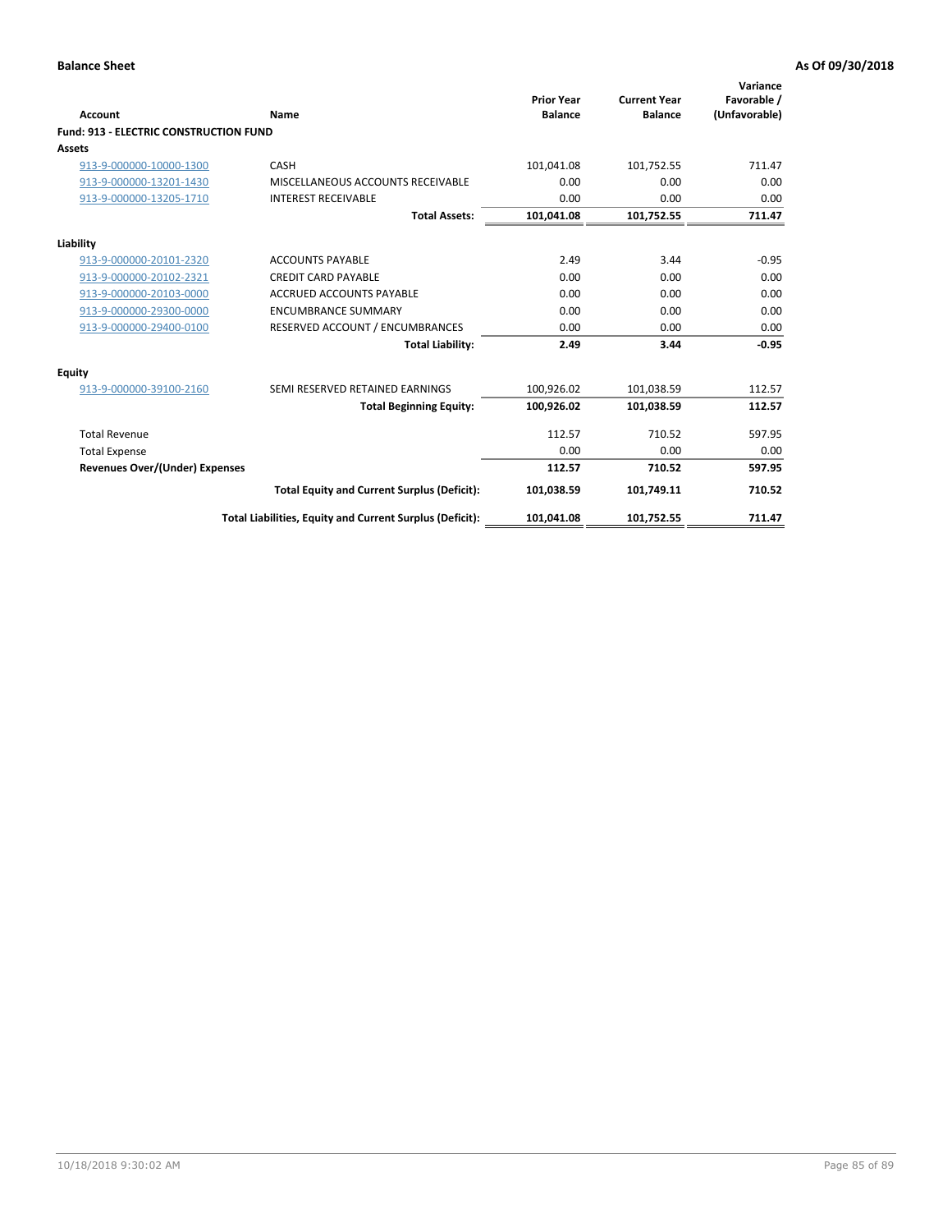**Balance Sheet** **As Of 09/30/2018**

| Account | Name | Prior Year Balance | Current Year Balance | Variance Favorable / (Unfavorable) |
|---|---|---|---|---|
| **Fund: 913 - ELECTRIC CONSTRUCTION FUND** | | | | |
| **Assets** | | | | |
| 913-9-000000-10000-1300 | CASH | 101,041.08 | 101,752.55 | 711.47 |
| 913-9-000000-13201-1430 | MISCELLANEOUS ACCOUNTS RECEIVABLE | 0.00 | 0.00 | 0.00 |
| 913-9-000000-13205-1710 | INTEREST RECEIVABLE | 0.00 | 0.00 | 0.00 |
| | **Total Assets:** | **101,041.08** | **101,752.55** | **711.47** |
| **Liability** | | | | |
| 913-9-000000-20101-2320 | ACCOUNTS PAYABLE | 2.49 | 3.44 | -0.95 |
| 913-9-000000-20102-2321 | CREDIT CARD PAYABLE | 0.00 | 0.00 | 0.00 |
| 913-9-000000-20103-0000 | ACCRUED ACCOUNTS PAYABLE | 0.00 | 0.00 | 0.00 |
| 913-9-000000-29300-0000 | ENCUMBRANCE SUMMARY | 0.00 | 0.00 | 0.00 |
| 913-9-000000-29400-0100 | RESERVED ACCOUNT / ENCUMBRANCES | 0.00 | 0.00 | 0.00 |
| | **Total Liability:** | **2.49** | **3.44** | **-0.95** |
| **Equity** | | | | |
| 913-9-000000-39100-2160 | SEMI RESERVED RETAINED EARNINGS | 100,926.02 | 101,038.59 | 112.57 |
| | **Total Beginning Equity:** | **100,926.02** | **101,038.59** | **112.57** |
| Total Revenue | | 112.57 | 710.52 | 597.95 |
| Total Expense | | 0.00 | 0.00 | 0.00 |
| **Revenues Over/(Under) Expenses** | | **112.57** | **710.52** | **597.95** |
| | **Total Equity and Current Surplus (Deficit):** | **101,038.59** | **101,749.11** | **710.52** |
| | **Total Liabilities, Equity and Current Surplus (Deficit):** | **101,041.08** | **101,752.55** | **711.47** |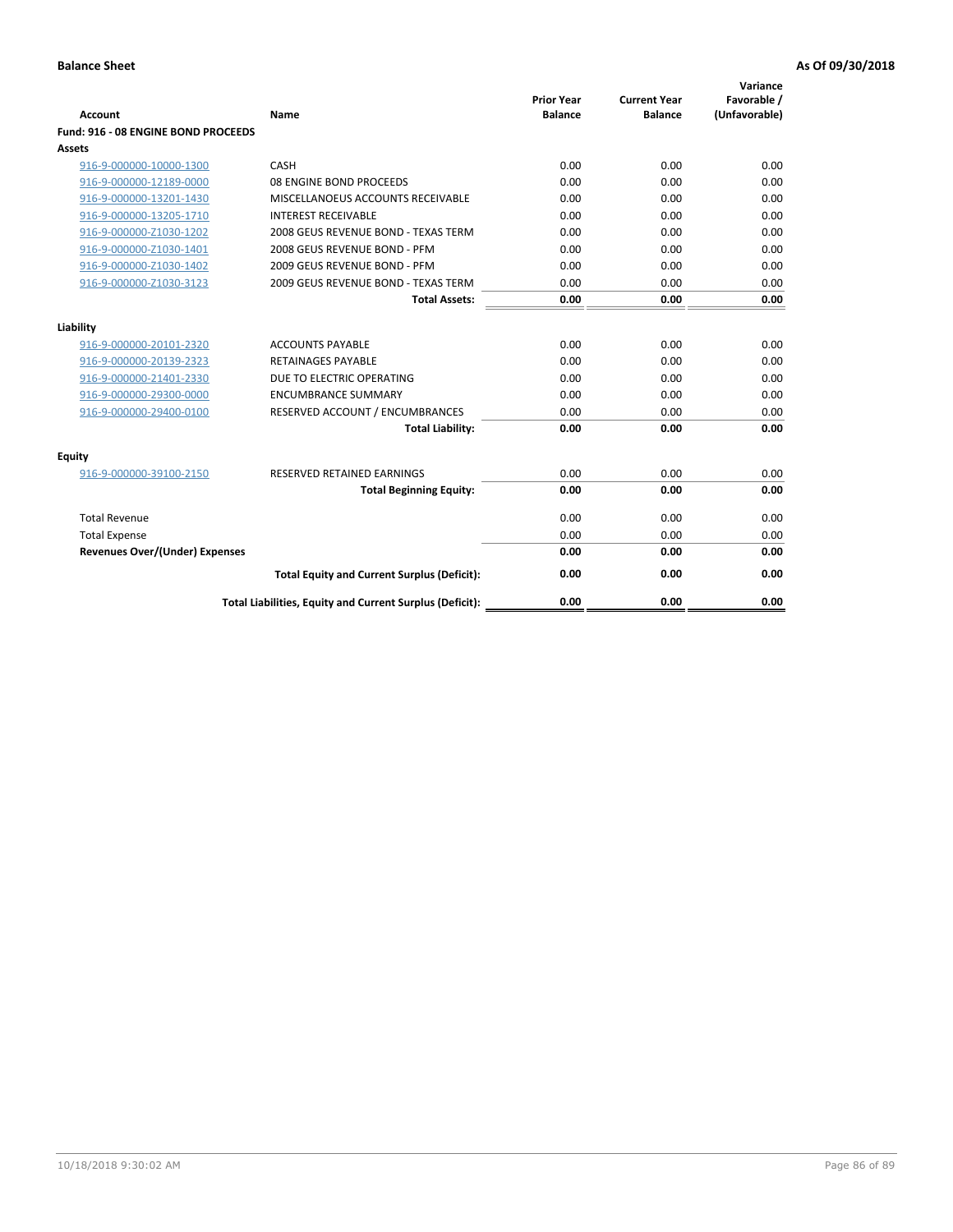**Balance Sheet** **As Of 09/30/2018**

| Account | Name | Prior Year Balance | Current Year Balance | Variance Favorable / (Unfavorable) |
|---|---|---|---|---|
| **Fund: 916 - 08 ENGINE BOND PROCEEDS** | | | | |
| **Assets** | | | | |
| 916-9-000000-10000-1300 | CASH | 0.00 | 0.00 | 0.00 |
| 916-9-000000-12189-0000 | 08 ENGINE BOND PROCEEDS | 0.00 | 0.00 | 0.00 |
| 916-9-000000-13201-1430 | MISCELLANOEUS ACCOUNTS RECEIVABLE | 0.00 | 0.00 | 0.00 |
| 916-9-000000-13205-1710 | INTEREST RECEIVABLE | 0.00 | 0.00 | 0.00 |
| 916-9-000000-Z1030-1202 | 2008 GEUS REVENUE BOND - TEXAS TERM | 0.00 | 0.00 | 0.00 |
| 916-9-000000-Z1030-1401 | 2008 GEUS REVENUE BOND - PFM | 0.00 | 0.00 | 0.00 |
| 916-9-000000-Z1030-1402 | 2009 GEUS REVENUE BOND - PFM | 0.00 | 0.00 | 0.00 |
| 916-9-000000-Z1030-3123 | 2009 GEUS REVENUE BOND - TEXAS TERM | 0.00 | 0.00 | 0.00 |
| | **Total Assets:** | **0.00** | **0.00** | **0.00** |
| **Liability** | | | | |
| 916-9-000000-20101-2320 | ACCOUNTS PAYABLE | 0.00 | 0.00 | 0.00 |
| 916-9-000000-20139-2323 | RETAINAGES PAYABLE | 0.00 | 0.00 | 0.00 |
| 916-9-000000-21401-2330 | DUE TO ELECTRIC OPERATING | 0.00 | 0.00 | 0.00 |
| 916-9-000000-29300-0000 | ENCUMBRANCE SUMMARY | 0.00 | 0.00 | 0.00 |
| 916-9-000000-29400-0100 | RESERVED ACCOUNT / ENCUMBRANCES | 0.00 | 0.00 | 0.00 |
| | **Total Liability:** | **0.00** | **0.00** | **0.00** |
| **Equity** | | | | |
| 916-9-000000-39100-2150 | RESERVED RETAINED EARNINGS | 0.00 | 0.00 | 0.00 |
| | **Total Beginning Equity:** | **0.00** | **0.00** | **0.00** |
| Total Revenue | | 0.00 | 0.00 | 0.00 |
| Total Expense | | 0.00 | 0.00 | 0.00 |
| **Revenues Over/(Under) Expenses** | | **0.00** | **0.00** | **0.00** |
| | **Total Equity and Current Surplus (Deficit):** | **0.00** | **0.00** | **0.00** |
| | **Total Liabilities, Equity and Current Surplus (Deficit):** | **0.00** | **0.00** | **0.00** |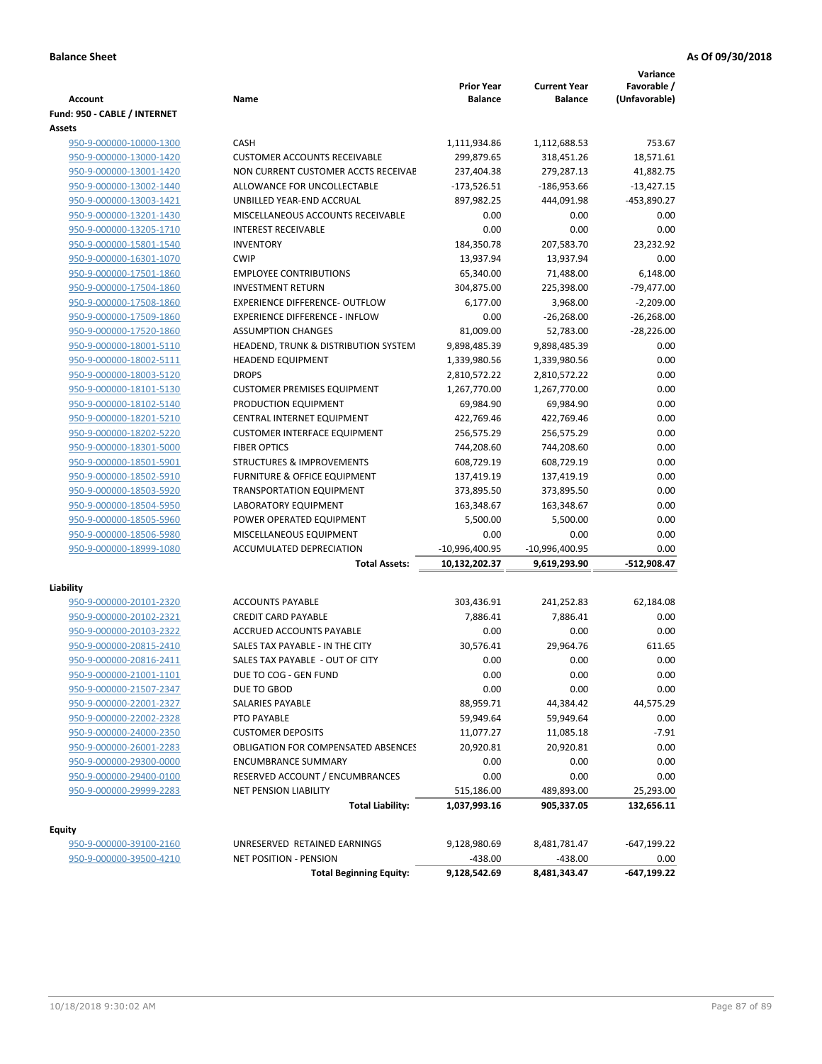**Balance Sheet** **As Of 09/30/2018**

| Account | Name | Prior Year Balance | Current Year Balance | Variance Favorable / (Unfavorable) |
|---|---|---|---|---|
| **Fund: 950 - CABLE / INTERNET** | | | | |
| **Assets** | | | | |
| 950-9-000000-10000-1300 | CASH | 1,111,934.86 | 1,112,688.53 | 753.67 |
| 950-9-000000-13000-1420 | CUSTOMER ACCOUNTS RECEIVABLE | 299,879.65 | 318,451.26 | 18,571.61 |
| 950-9-000000-13001-1420 | NON CURRENT CUSTOMER ACCTS RECEIVABLE | 237,404.38 | 279,287.13 | 41,882.75 |
| 950-9-000000-13002-1440 | ALLOWANCE FOR UNCOLLECTABLE | -173,526.51 | -186,953.66 | -13,427.15 |
| 950-9-000000-13003-1421 | UNBILLED YEAR-END ACCRUAL | 897,982.25 | 444,091.98 | -453,890.27 |
| 950-9-000000-13201-1430 | MISCELLANEOUS ACCOUNTS RECEIVABLE | 0.00 | 0.00 | 0.00 |
| 950-9-000000-13205-1710 | INTEREST RECEIVABLE | 0.00 | 0.00 | 0.00 |
| 950-9-000000-15801-1540 | INVENTORY | 184,350.78 | 207,583.70 | 23,232.92 |
| 950-9-000000-16301-1070 | CWIP | 13,937.94 | 13,937.94 | 0.00 |
| 950-9-000000-17501-1860 | EMPLOYEE CONTRIBUTIONS | 65,340.00 | 71,488.00 | 6,148.00 |
| 950-9-000000-17504-1860 | INVESTMENT RETURN | 304,875.00 | 225,398.00 | -79,477.00 |
| 950-9-000000-17508-1860 | EXPERIENCE DIFFERENCE- OUTFLOW | 6,177.00 | 3,968.00 | -2,209.00 |
| 950-9-000000-17509-1860 | EXPERIENCE DIFFERENCE - INFLOW | 0.00 | -26,268.00 | -26,268.00 |
| 950-9-000000-17520-1860 | ASSUMPTION CHANGES | 81,009.00 | 52,783.00 | -28,226.00 |
| 950-9-000000-18001-5110 | HEADEND, TRUNK & DISTRIBUTION SYSTEM | 9,898,485.39 | 9,898,485.39 | 0.00 |
| 950-9-000000-18002-5111 | HEADEND EQUIPMENT | 1,339,980.56 | 1,339,980.56 | 0.00 |
| 950-9-000000-18003-5120 | DROPS | 2,810,572.22 | 2,810,572.22 | 0.00 |
| 950-9-000000-18101-5130 | CUSTOMER PREMISES EQUIPMENT | 1,267,770.00 | 1,267,770.00 | 0.00 |
| 950-9-000000-18102-5140 | PRODUCTION EQUIPMENT | 69,984.90 | 69,984.90 | 0.00 |
| 950-9-000000-18201-5210 | CENTRAL INTERNET EQUIPMENT | 422,769.46 | 422,769.46 | 0.00 |
| 950-9-000000-18202-5220 | CUSTOMER INTERFACE EQUIPMENT | 256,575.29 | 256,575.29 | 0.00 |
| 950-9-000000-18301-5000 | FIBER OPTICS | 744,208.60 | 744,208.60 | 0.00 |
| 950-9-000000-18501-5901 | STRUCTURES & IMPROVEMENTS | 608,729.19 | 608,729.19 | 0.00 |
| 950-9-000000-18502-5910 | FURNITURE & OFFICE EQUIPMENT | 137,419.19 | 137,419.19 | 0.00 |
| 950-9-000000-18503-5920 | TRANSPORTATION EQUIPMENT | 373,895.50 | 373,895.50 | 0.00 |
| 950-9-000000-18504-5950 | LABORATORY EQUIPMENT | 163,348.67 | 163,348.67 | 0.00 |
| 950-9-000000-18505-5960 | POWER OPERATED EQUIPMENT | 5,500.00 | 5,500.00 | 0.00 |
| 950-9-000000-18506-5980 | MISCELLANEOUS EQUIPMENT | 0.00 | 0.00 | 0.00 |
| 950-9-000000-18999-1080 | ACCUMULATED DEPRECIATION | -10,996,400.95 | -10,996,400.95 | 0.00 |
| | **Total Assets:** | **10,132,202.37** | **9,619,293.90** | **-512,908.47** |
| **Liability** | | | | |
| 950-9-000000-20101-2320 | ACCOUNTS PAYABLE | 303,436.91 | 241,252.83 | 62,184.08 |
| 950-9-000000-20102-2321 | CREDIT CARD PAYABLE | 7,886.41 | 7,886.41 | 0.00 |
| 950-9-000000-20103-2322 | ACCRUED ACCOUNTS PAYABLE | 0.00 | 0.00 | 0.00 |
| 950-9-000000-20815-2410 | SALES TAX PAYABLE - IN THE CITY | 30,576.41 | 29,964.76 | 611.65 |
| 950-9-000000-20816-2411 | SALES TAX PAYABLE - OUT OF CITY | 0.00 | 0.00 | 0.00 |
| 950-9-000000-21001-1101 | DUE TO COG - GEN FUND | 0.00 | 0.00 | 0.00 |
| 950-9-000000-21507-2347 | DUE TO GBOD | 0.00 | 0.00 | 0.00 |
| 950-9-000000-22001-2327 | SALARIES PAYABLE | 88,959.71 | 44,384.42 | 44,575.29 |
| 950-9-000000-22002-2328 | PTO PAYABLE | 59,949.64 | 59,949.64 | 0.00 |
| 950-9-000000-24000-2350 | CUSTOMER DEPOSITS | 11,077.27 | 11,085.18 | -7.91 |
| 950-9-000000-26001-2283 | OBLIGATION FOR COMPENSATED ABSENCES | 20,920.81 | 20,920.81 | 0.00 |
| 950-9-000000-29300-0000 | ENCUMBRANCE SUMMARY | 0.00 | 0.00 | 0.00 |
| 950-9-000000-29400-0100 | RESERVED ACCOUNT / ENCUMBRANCES | 0.00 | 0.00 | 0.00 |
| 950-9-000000-29999-2283 | NET PENSION LIABILITY | 515,186.00 | 489,893.00 | 25,293.00 |
| | **Total Liability:** | **1,037,993.16** | **905,337.05** | **132,656.11** |
| **Equity** | | | | |
| 950-9-000000-39100-2160 | UNRESERVED RETAINED EARNINGS | 9,128,980.69 | 8,481,781.47 | -647,199.22 |
| 950-9-000000-39500-4210 | NET POSITION - PENSION | -438.00 | -438.00 | 0.00 |
| | **Total Beginning Equity:** | **9,128,542.69** | **8,481,343.47** | **-647,199.22** |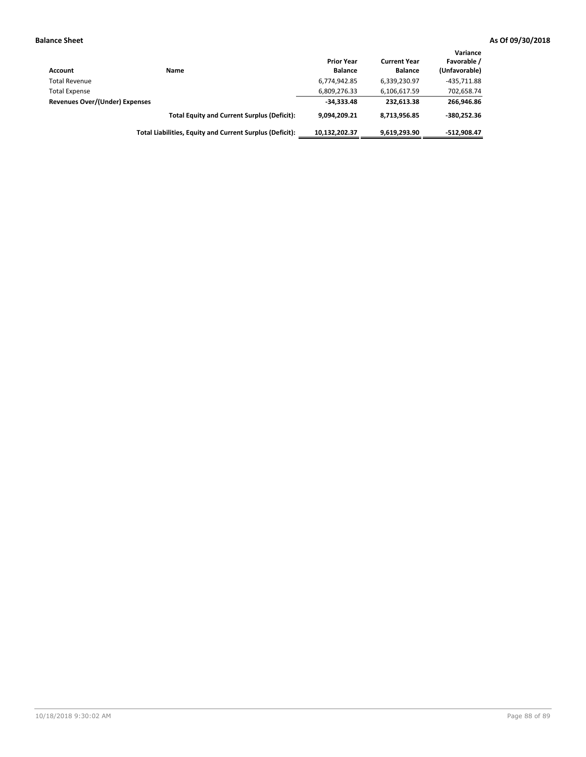**Balance Sheet** **As Of 09/30/2018**

| Account | Name | Prior Year Balance | Current Year Balance | Variance Favorable / (Unfavorable) |
|---|---|---|---|---|
| Total Revenue | | 6,774,942.85 | 6,339,230.97 | -435,711.88 |
| Total Expense | | 6,809,276.33 | 6,106,617.59 | 702,658.74 |
| **Revenues Over/(Under) Expenses** | | **-34,333.48** | **232,613.38** | **266,946.86** |
| | **Total Equity and Current Surplus (Deficit):** | **9,094,209.21** | **8,713,956.85** | **-380,252.36** |
| | **Total Liabilities, Equity and Current Surplus (Deficit):** | **10,132,202.37** | **9,619,293.90** | **-512,908.47** |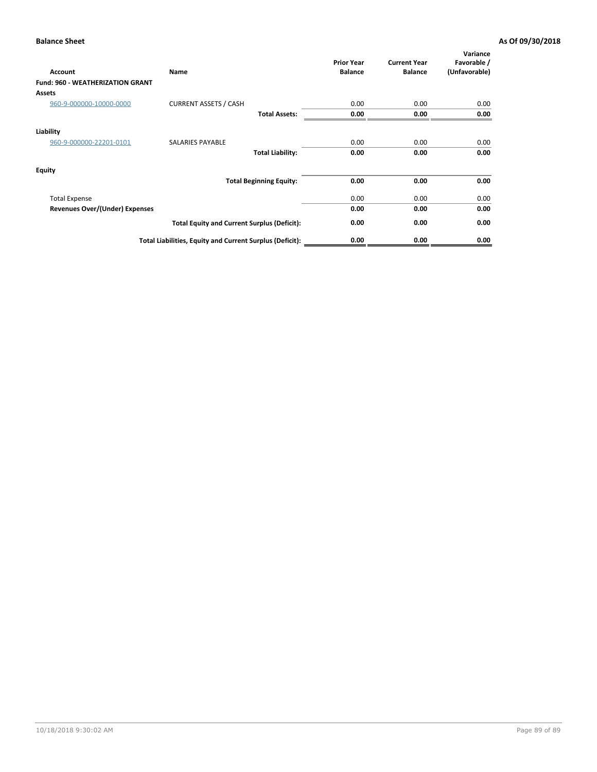**Balance Sheet** **As Of 09/30/2018**

| Account | Name | Prior Year Balance | Current Year Balance | Variance Favorable / (Unfavorable) |
|---|---|---|---|---|
| **Fund: 960 - WEATHERIZATION GRANT** | | | | |
| **Assets** | | | | |
| 960-9-000000-10000-0000 | CURRENT ASSETS / CASH | 0.00 | 0.00 | 0.00 |
| | **Total Assets:** | **0.00** | **0.00** | **0.00** |
| **Liability** | | | | |
| 960-9-000000-22201-0101 | SALARIES PAYABLE | 0.00 | 0.00 | 0.00 |
| | **Total Liability:** | **0.00** | **0.00** | **0.00** |
| **Equity** | | | | |
| | **Total Beginning Equity:** | **0.00** | **0.00** | **0.00** |
| Total Expense | | 0.00 | 0.00 | 0.00 |
| **Revenues Over/(Under) Expenses** | | **0.00** | **0.00** | **0.00** |
| | **Total Equity and Current Surplus (Deficit):** | **0.00** | **0.00** | **0.00** |
| | **Total Liabilities, Equity and Current Surplus (Deficit):** | **0.00** | **0.00** | **0.00** |

10/18/2018 9:30:02 AM